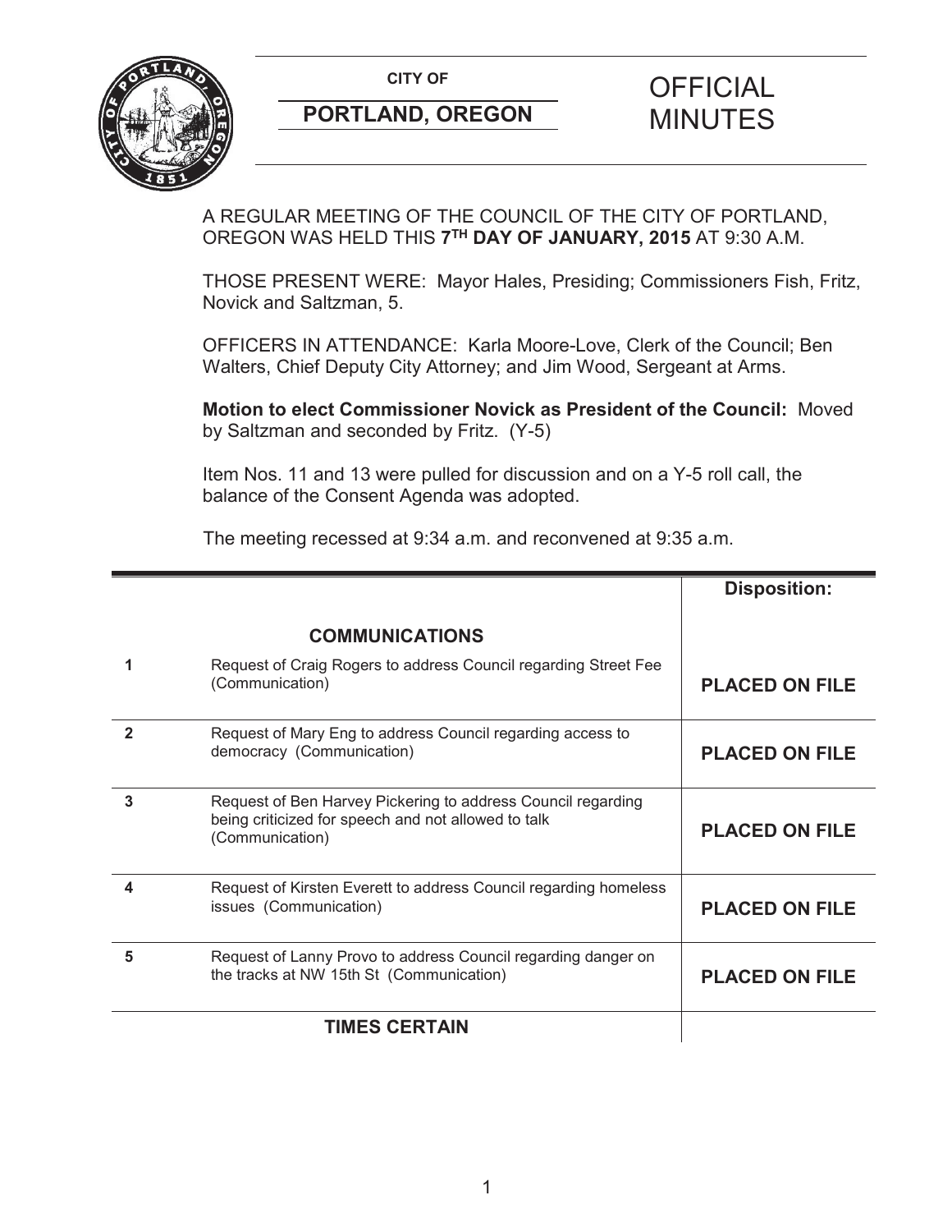CITY OF

**PORTLAND, OREGON**

# OFFICIAL MINUTES

A REGULAR MEETING OF THE COUNCIL OF THE CITY OF PORTLAND, OREGON WAS HELD THIS **7TH DAY OF JANUARY, 2015** AT 9:30 A.M.

THOSE PRESENT WERE: Mayor Hales, Presiding; Commissioners Fish, Fritz, Novick and Saltzman, 5.

OFFICERS IN ATTENDANCE: Karla Moore-Love, Clerk of the Council; Ben Walters, Chief Deputy City Attorney; and Jim Wood, Sergeant at Arms.

**Motion to elect Commissioner Novick as President of the Council:** Moved by Saltzman and seconded by Fritz. (Y-5)

Item Nos. 11 and 13 were pulled for discussion and on a Y-5 roll call, the balance of the Consent Agenda was adopted.

The meeting recessed at 9:34 a.m. and reconvened at 9:35 a.m.

| | | **Disposition:** |
|---|---|---|
| | **COMMUNICATIONS** | |
| **1** | Request of Craig Rogers to address Council regarding Street Fee (Communication) | **PLACED ON FILE** |
| **2** | Request of Mary Eng to address Council regarding access to democracy (Communication) | **PLACED ON FILE** |
| **3** | Request of Ben Harvey Pickering to address Council regarding being criticized for speech and not allowed to talk (Communication) | **PLACED ON FILE** |
| **4** | Request of Kirsten Everett to address Council regarding homeless issues (Communication) | **PLACED ON FILE** |
| **5** | Request of Lanny Provo to address Council regarding danger on the tracks at NW 15th St (Communication) | **PLACED ON FILE** |
| | **TIMES CERTAIN** | |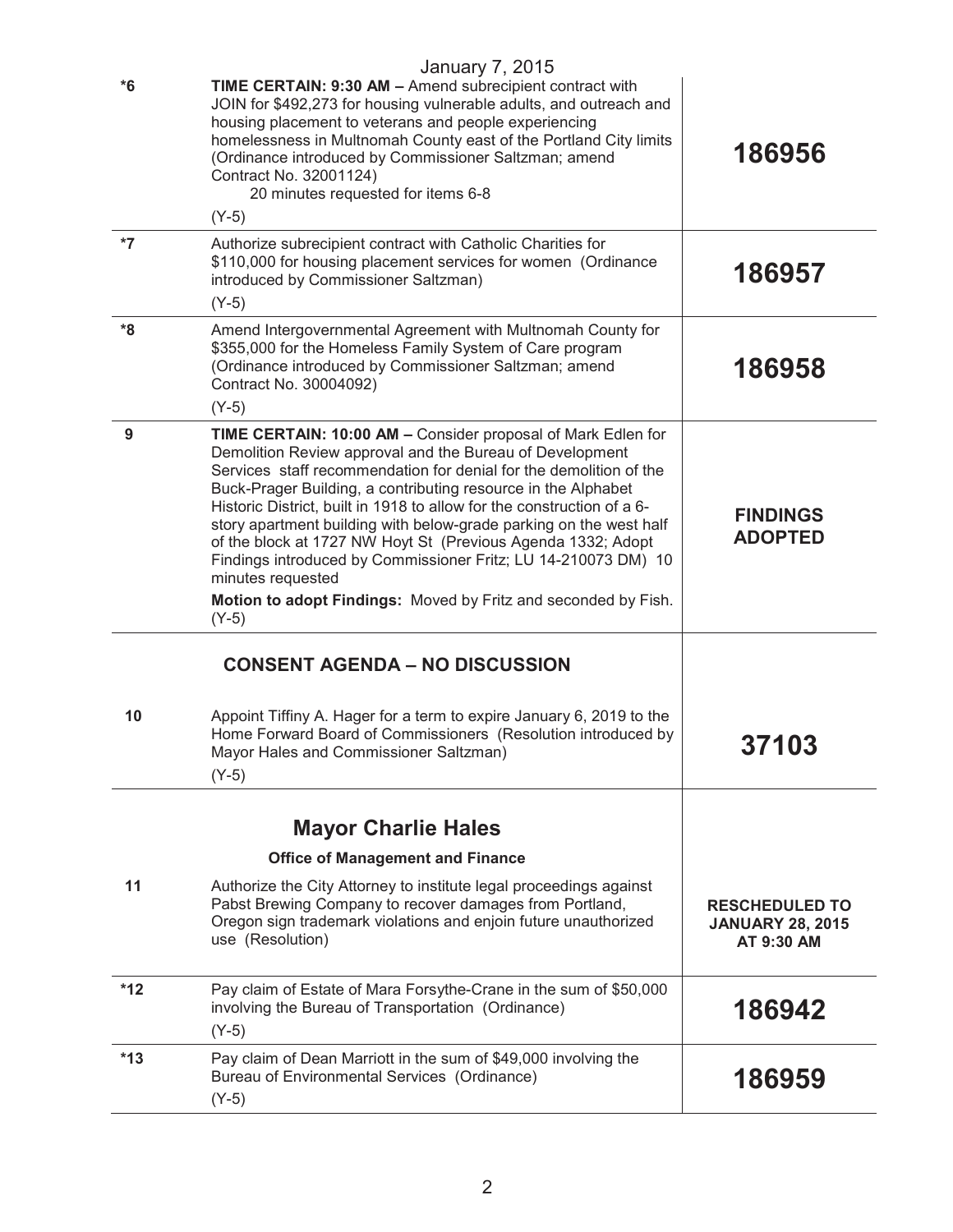January 7, 2015

| | | |
|---|---|---|
| *6 | **TIME CERTAIN: 9:30 AM –** Amend subrecipient contract with JOIN for $492,273 for housing vulnerable adults, and outreach and housing placement to veterans and people experiencing homelessness in Multnomah County east of the Portland City limits (Ordinance introduced by Commissioner Saltzman; amend Contract No. 32001124)<br>20 minutes requested for items 6-8<br>(Y-5) | **186956** |
| *7 | Authorize subrecipient contract with Catholic Charities for $110,000 for housing placement services for women (Ordinance introduced by Commissioner Saltzman)<br>(Y-5) | **186957** |
| *8 | Amend Intergovernmental Agreement with Multnomah County for $355,000 for the Homeless Family System of Care program (Ordinance introduced by Commissioner Saltzman; amend Contract No. 30004092)<br>(Y-5) | **186958** |
| 9 | **TIME CERTAIN: 10:00 AM –** Consider proposal of Mark Edlen for Demolition Review approval and the Bureau of Development Services staff recommendation for denial for the demolition of the Buck-Prager Building, a contributing resource in the Alphabet Historic District, built in 1918 to allow for the construction of a 6-story apartment building with below-grade parking on the west half of the block at 1727 NW Hoyt St (Previous Agenda 1332; Adopt Findings introduced by Commissioner Fritz; LU 14-210073 DM) 10 minutes requested<br>**Motion to adopt Findings:** Moved by Fritz and seconded by Fish.<br>(Y-5) | **FINDINGS ADOPTED** |

## CONSENT AGENDA – NO DISCUSSION

| | | |
|---|---|---|
| 10 | Appoint Tiffiny A. Hager for a term to expire January 6, 2019 to the Home Forward Board of Commissioners (Resolution introduced by Mayor Hales and Commissioner Saltzman)<br>(Y-5) | **37103** |

## Mayor Charlie Hales

### Office of Management and Finance

| | | |
|---|---|---|
| 11 | Authorize the City Attorney to institute legal proceedings against Pabst Brewing Company to recover damages from Portland, Oregon sign trademark violations and enjoin future unauthorized use (Resolution) | **RESCHEDULED TO JANUARY 28, 2015 AT 9:30 AM** |
| *12 | Pay claim of Estate of Mara Forsythe-Crane in the sum of $50,000 involving the Bureau of Transportation (Ordinance)<br>(Y-5) | **186942** |
| *13 | Pay claim of Dean Marriott in the sum of $49,000 involving the Bureau of Environmental Services (Ordinance)<br>(Y-5) | **186959** |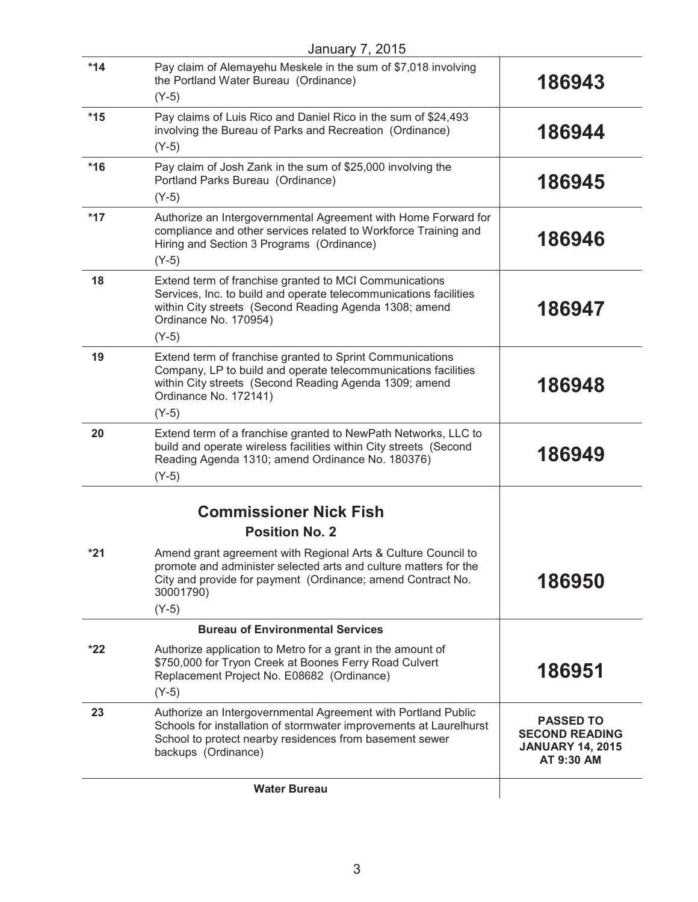January 7, 2015

| | | |
|---|---|---|
| *14 | Pay claim of Alemayehu Meskele in the sum of $7,018 involving the Portland Water Bureau (Ordinance)<br>(Y-5) | **186943** |
| *15 | Pay claims of Luis Rico and Daniel Rico in the sum of $24,493 involving the Bureau of Parks and Recreation (Ordinance)<br>(Y-5) | **186944** |
| *16 | Pay claim of Josh Zank in the sum of $25,000 involving the Portland Parks Bureau (Ordinance)<br>(Y-5) | **186945** |
| *17 | Authorize an Intergovernmental Agreement with Home Forward for compliance and other services related to Workforce Training and Hiring and Section 3 Programs (Ordinance)<br>(Y-5) | **186946** |
| 18 | Extend term of franchise granted to MCI Communications Services, Inc. to build and operate telecommunications facilities within City streets (Second Reading Agenda 1308; amend Ordinance No. 170954)<br>(Y-5) | **186947** |
| 19 | Extend term of franchise granted to Sprint Communications Company, LP to build and operate telecommunications facilities within City streets (Second Reading Agenda 1309; amend Ordinance No. 172141)<br>(Y-5) | **186948** |
| 20 | Extend term of a franchise granted to NewPath Networks, LLC to build and operate wireless facilities within City streets (Second Reading Agenda 1310; amend Ordinance No. 180376)<br>(Y-5) | **186949** |

## Commissioner Nick Fish

### Position No. 2

| | | |
|---|---|---|
| *21 | Amend grant agreement with Regional Arts & Culture Council to promote and administer selected arts and culture matters for the City and provide for payment (Ordinance; amend Contract No. 30001790)<br>(Y-5) | **186950** |
| | **Bureau of Environmental Services** | |
| *22 | Authorize application to Metro for a grant in the amount of $750,000 for Tryon Creek at Boones Ferry Road Culvert Replacement Project No. E08682 (Ordinance)<br>(Y-5) | **186951** |
| 23 | Authorize an Intergovernmental Agreement with Portland Public Schools for installation of stormwater improvements at Laurelhurst School to protect nearby residences from basement sewer backups (Ordinance) | **PASSED TO SECOND READING JANUARY 14, 2015 AT 9:30 AM** |
| | **Water Bureau** | |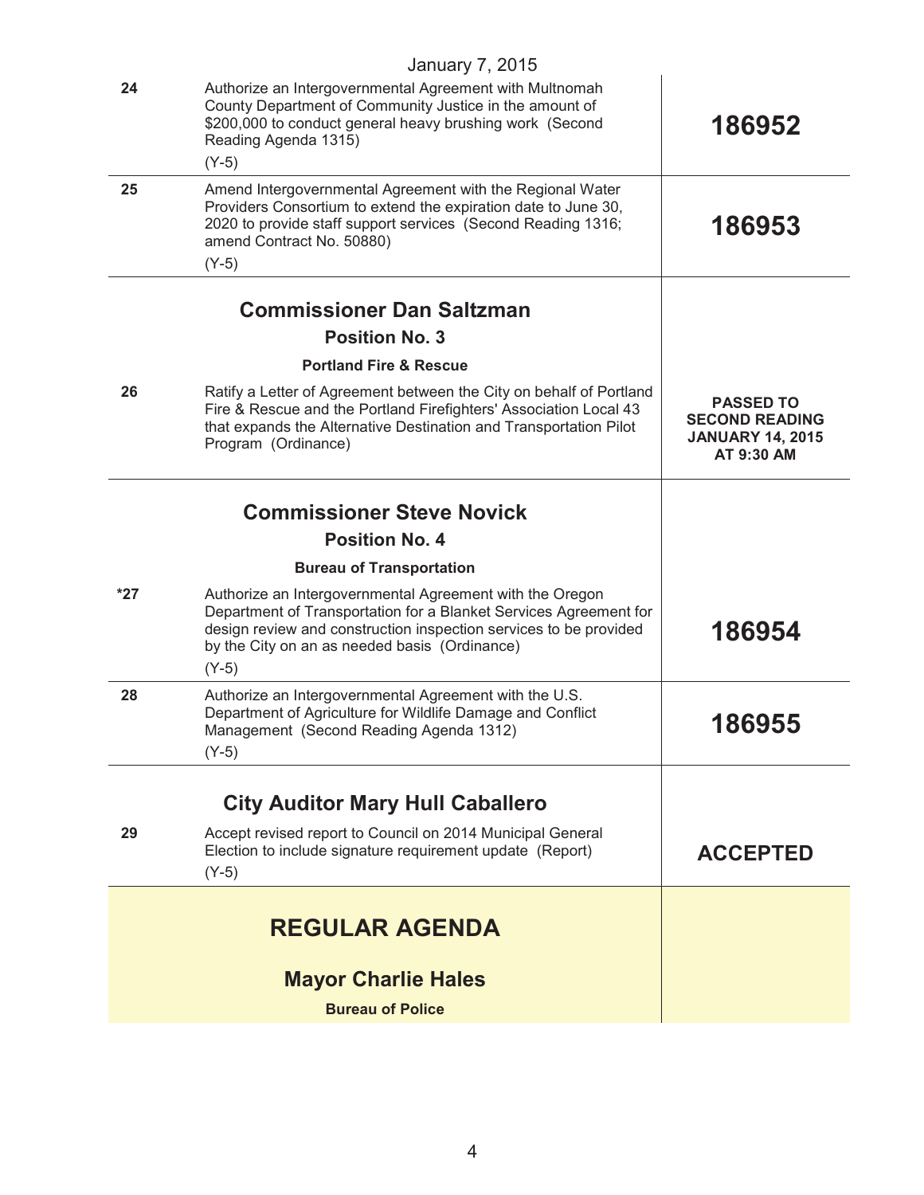January 7, 2015

| | | |
|---|---|---|
| **24** | Authorize an Intergovernmental Agreement with Multnomah County Department of Community Justice in the amount of $200,000 to conduct general heavy brushing work (Second Reading Agenda 1315)<br>(Y-5) | **186952** |
| **25** | Amend Intergovernmental Agreement with the Regional Water Providers Consortium to extend the expiration date to June 30, 2020 to provide staff support services (Second Reading 1316; amend Contract No. 50880)<br>(Y-5) | **186953** |
| | **Commissioner Dan Saltzman**<br>**Position No. 3**<br>**Portland Fire & Rescue** | |
| **26** | Ratify a Letter of Agreement between the City on behalf of Portland Fire & Rescue and the Portland Firefighters' Association Local 43 that expands the Alternative Destination and Transportation Pilot Program (Ordinance) | **PASSED TO SECOND READING JANUARY 14, 2015 AT 9:30 AM** |
| | **Commissioner Steve Novick**<br>**Position No. 4**<br>**Bureau of Transportation** | |
| **\*27** | Authorize an Intergovernmental Agreement with the Oregon Department of Transportation for a Blanket Services Agreement for design review and construction inspection services to be provided by the City on an as needed basis (Ordinance)<br>(Y-5) | **186954** |
| **28** | Authorize an Intergovernmental Agreement with the U.S. Department of Agriculture for Wildlife Damage and Conflict Management (Second Reading Agenda 1312)<br>(Y-5) | **186955** |
| | **City Auditor Mary Hull Caballero** | |
| **29** | Accept revised report to Council on 2014 Municipal General Election to include signature requirement update (Report)<br>(Y-5) | **ACCEPTED** |

## REGULAR AGENDA

### Mayor Charlie Hales

**Bureau of Police**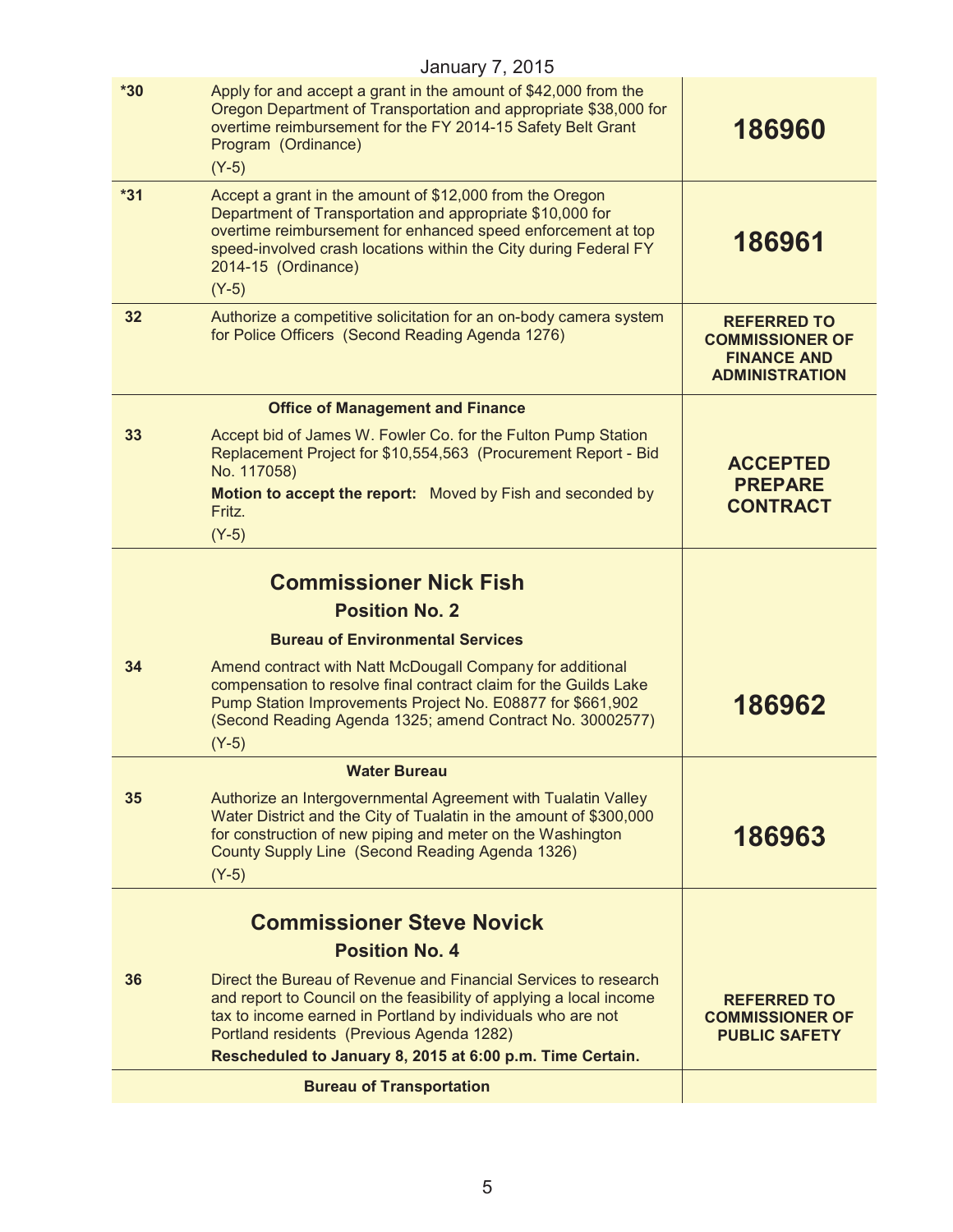January 7, 2015

| | | |
|---|---|---|
| *30 | Apply for and accept a grant in the amount of $42,000 from the Oregon Department of Transportation and appropriate $38,000 for overtime reimbursement for the FY 2014-15 Safety Belt Grant Program (Ordinance)<br>(Y-5) | **186960** |
| *31 | Accept a grant in the amount of $12,000 from the Oregon Department of Transportation and appropriate $10,000 for overtime reimbursement for enhanced speed enforcement at top speed-involved crash locations within the City during Federal FY 2014-15 (Ordinance)<br>(Y-5) | **186961** |
| 32 | Authorize a competitive solicitation for an on-body camera system for Police Officers (Second Reading Agenda 1276) | **REFERRED TO COMMISSIONER OF FINANCE AND ADMINISTRATION** |
| | **Office of Management and Finance** | |
| 33 | Accept bid of James W. Fowler Co. for the Fulton Pump Station Replacement Project for $10,554,563 (Procurement Report - Bid No. 117058)<br>**Motion to accept the report:** Moved by Fish and seconded by Fritz.<br>(Y-5) | **ACCEPTED PREPARE CONTRACT** |
| | **Commissioner Nick Fish**<br>**Position No. 2**<br>**Bureau of Environmental Services** | |
| 34 | Amend contract with Natt McDougall Company for additional compensation to resolve final contract claim for the Guilds Lake Pump Station Improvements Project No. E08877 for $661,902 (Second Reading Agenda 1325; amend Contract No. 30002577)<br>(Y-5) | **186962** |
| | **Water Bureau** | |
| 35 | Authorize an Intergovernmental Agreement with Tualatin Valley Water District and the City of Tualatin in the amount of $300,000 for construction of new piping and meter on the Washington County Supply Line (Second Reading Agenda 1326)<br>(Y-5) | **186963** |
| | **Commissioner Steve Novick**<br>**Position No. 4** | |
| 36 | Direct the Bureau of Revenue and Financial Services to research and report to Council on the feasibility of applying a local income tax to income earned in Portland by individuals who are not Portland residents (Previous Agenda 1282)<br>**Rescheduled to January 8, 2015 at 6:00 p.m. Time Certain.** | **REFERRED TO COMMISSIONER OF PUBLIC SAFETY** |
| | **Bureau of Transportation** | |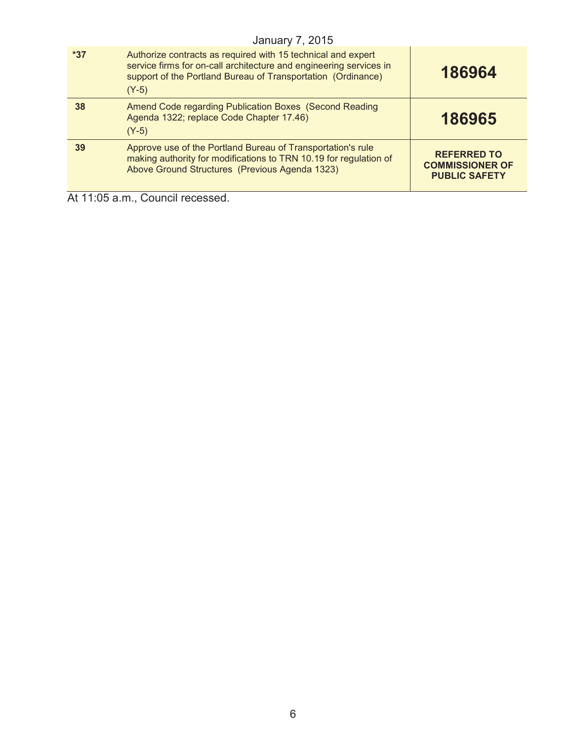January 7, 2015

| | | |
|---|---|---|
| *37 | Authorize contracts as required with 15 technical and expert service firms for on-call architecture and engineering services in support of the Portland Bureau of Transportation (Ordinance)<br>(Y-5) | **186964** |
| 38 | Amend Code regarding Publication Boxes (Second Reading Agenda 1322; replace Code Chapter 17.46)<br>(Y-5) | **186965** |
| 39 | Approve use of the Portland Bureau of Transportation's rule making authority for modifications to TRN 10.19 for regulation of Above Ground Structures (Previous Agenda 1323) | **REFERRED TO COMMISSIONER OF PUBLIC SAFETY** |

At 11:05 a.m., Council recessed.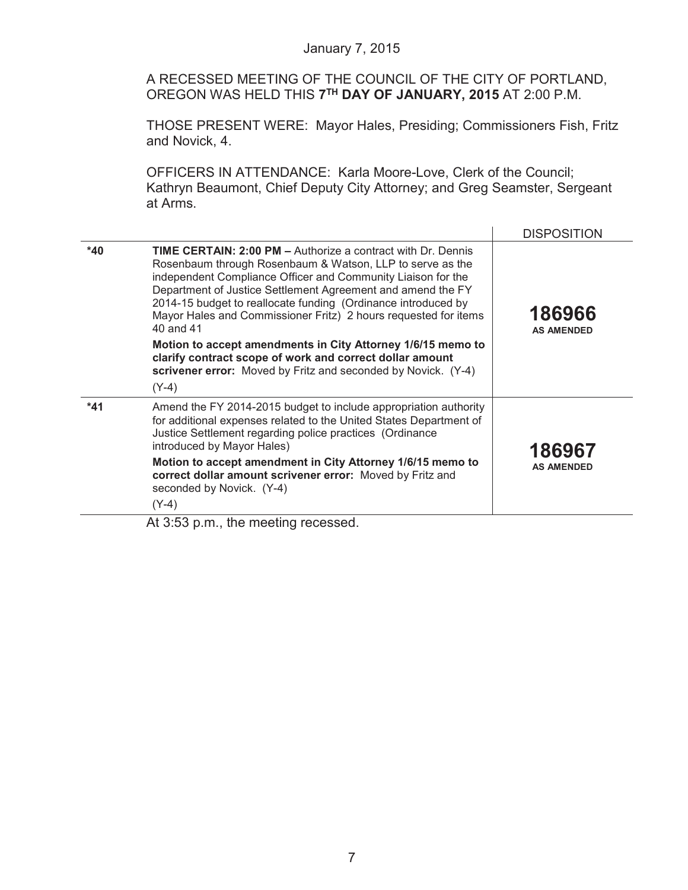January 7, 2015

A RECESSED MEETING OF THE COUNCIL OF THE CITY OF PORTLAND, OREGON WAS HELD THIS **7TH DAY OF JANUARY, 2015** AT 2:00 P.M.

THOSE PRESENT WERE: Mayor Hales, Presiding; Commissioners Fish, Fritz and Novick, 4.

OFFICERS IN ATTENDANCE: Karla Moore-Love, Clerk of the Council; Kathryn Beaumont, Chief Deputy City Attorney; and Greg Seamster, Sergeant at Arms.

| | | DISPOSITION |
|---|---|---|
| *40 | **TIME CERTAIN: 2:00 PM –** Authorize a contract with Dr. Dennis Rosenbaum through Rosenbaum & Watson, LLP to serve as the independent Compliance Officer and Community Liaison for the Department of Justice Settlement Agreement and amend the FY 2014-15 budget to reallocate funding (Ordinance introduced by Mayor Hales and Commissioner Fritz) 2 hours requested for items 40 and 41<br><br>**Motion to accept amendments in City Attorney 1/6/15 memo to clarify contract scope of work and correct dollar amount scrivener error:** Moved by Fritz and seconded by Novick. (Y-4)<br><br>(Y-4) | **186966**<br>**AS AMENDED** |
| *41 | Amend the FY 2014-2015 budget to include appropriation authority for additional expenses related to the United States Department of Justice Settlement regarding police practices (Ordinance introduced by Mayor Hales)<br><br>**Motion to accept amendment in City Attorney 1/6/15 memo to correct dollar amount scrivener error:** Moved by Fritz and seconded by Novick. (Y-4)<br><br>(Y-4) | **186967**<br>**AS AMENDED** |

At 3:53 p.m., the meeting recessed.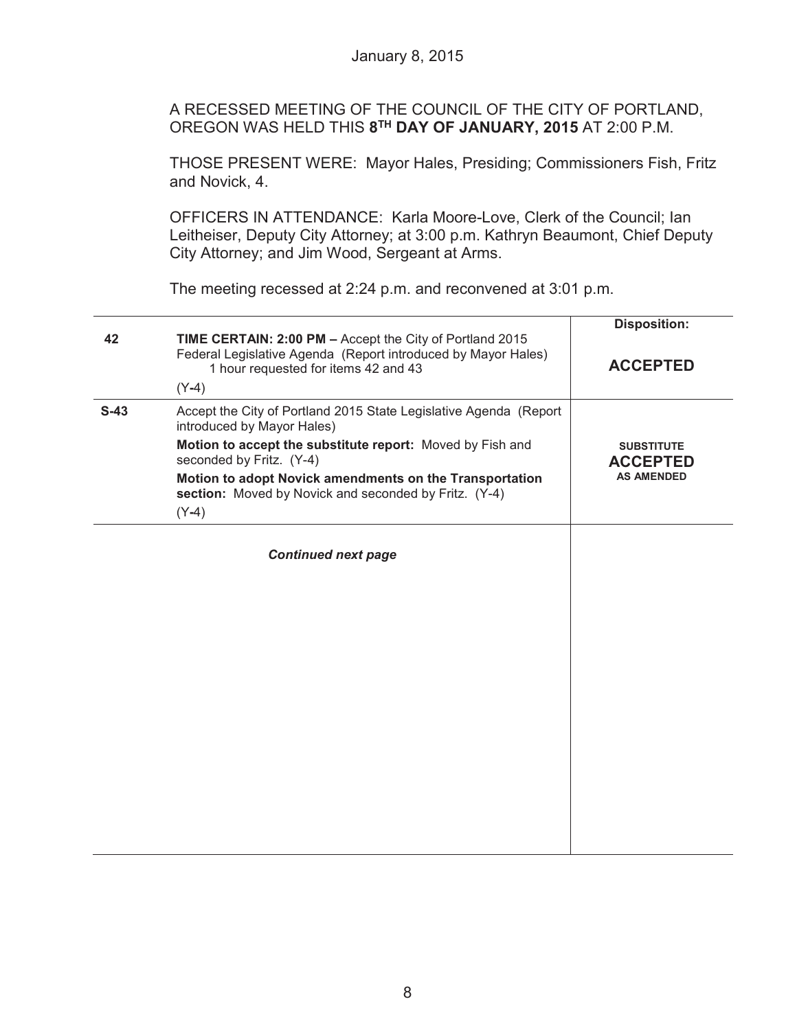January 8, 2015

A RECESSED MEETING OF THE COUNCIL OF THE CITY OF PORTLAND, OREGON WAS HELD THIS **8TH DAY OF JANUARY, 2015** AT 2:00 P.M.

THOSE PRESENT WERE: Mayor Hales, Presiding; Commissioners Fish, Fritz and Novick, 4.

OFFICERS IN ATTENDANCE: Karla Moore-Love, Clerk of the Council; Ian Leitheiser, Deputy City Attorney; at 3:00 p.m. Kathryn Beaumont, Chief Deputy City Attorney; and Jim Wood, Sergeant at Arms.

The meeting recessed at 2:24 p.m. and reconvened at 3:01 p.m.

| | | Disposition: |
|---|---|---|
| **42** | **TIME CERTAIN: 2:00 PM –** Accept the City of Portland 2015 Federal Legislative Agenda (Report introduced by Mayor Hales) 1 hour requested for items 42 and 43<br>(Y-4) | **ACCEPTED** |
| **S-43** | Accept the City of Portland 2015 State Legislative Agenda (Report introduced by Mayor Hales)<br>**Motion to accept the substitute report:** Moved by Fish and seconded by Fritz. (Y-4)<br>**Motion to adopt Novick amendments on the Transportation section:** Moved by Novick and seconded by Fritz. (Y-4)<br>(Y-4) | **SUBSTITUTE ACCEPTED AS AMENDED** |

***Continued next page***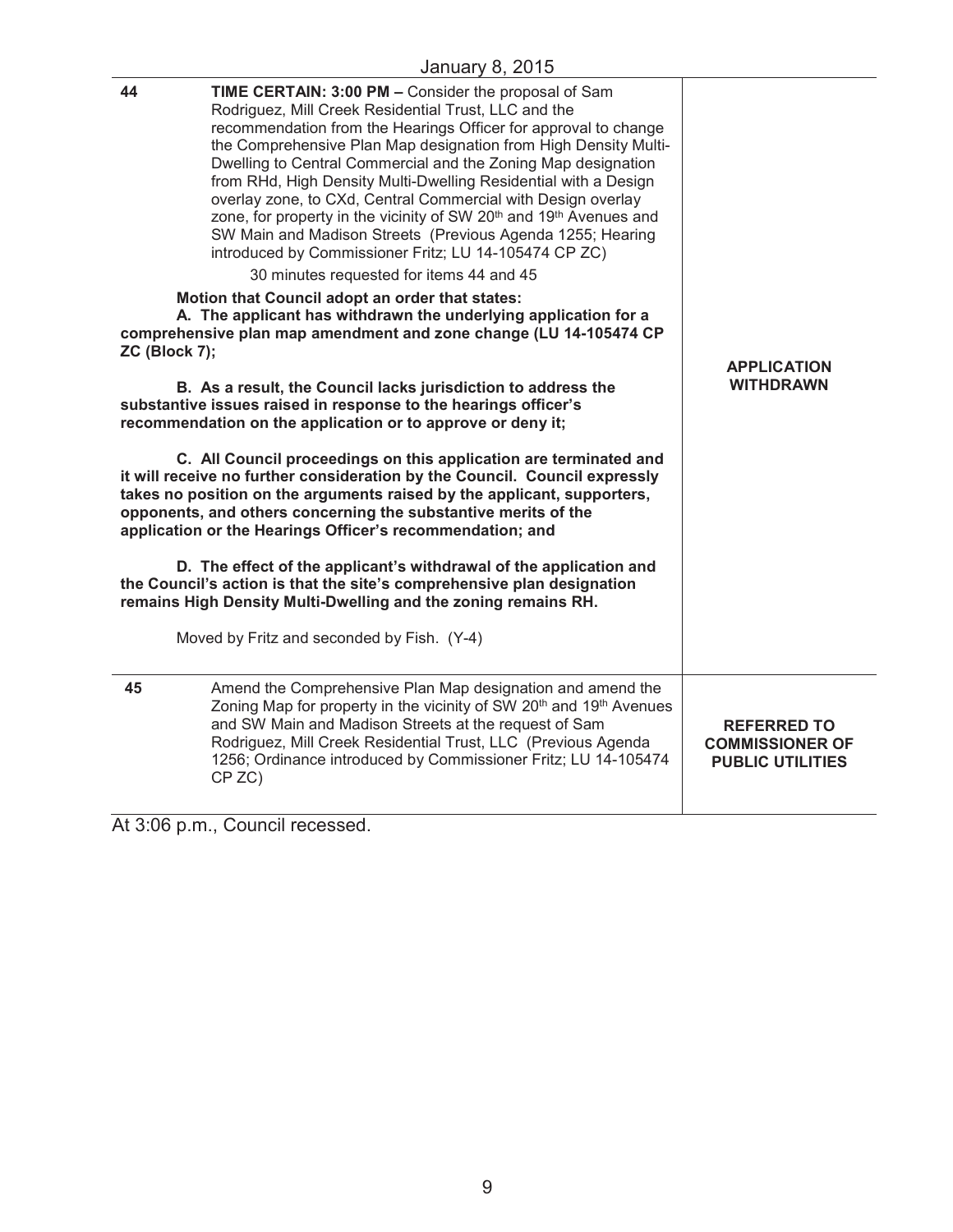January 8, 2015

| | | |
|---|---|---|
| 44 | **TIME CERTAIN: 3:00 PM –** Consider the proposal of Sam Rodriguez, Mill Creek Residential Trust, LLC and the recommendation from the Hearings Officer for approval to change the Comprehensive Plan Map designation from High Density Multi-Dwelling to Central Commercial and the Zoning Map designation from RHd, High Density Multi-Dwelling Residential with a Design overlay zone, to CXd, Central Commercial with Design overlay zone, for property in the vicinity of SW 20th and 19th Avenues and SW Main and Madison Streets (Previous Agenda 1255; Hearing introduced by Commissioner Fritz; LU 14-105474 CP ZC)<br><br>30 minutes requested for items 44 and 45<br><br>**Motion that Council adopt an order that states:**<br>**A. The applicant has withdrawn the underlying application for a comprehensive plan map amendment and zone change (LU 14-105474 CP ZC (Block 7);**<br><br>**B. As a result, the Council lacks jurisdiction to address the substantive issues raised in response to the hearings officer's recommendation on the application or to approve or deny it;**<br><br>**C. All Council proceedings on this application are terminated and it will receive no further consideration by the Council. Council expressly takes no position on the arguments raised by the applicant, supporters, opponents, and others concerning the substantive merits of the application or the Hearings Officer's recommendation; and**<br><br>**D. The effect of the applicant's withdrawal of the application and the Council's action is that the site's comprehensive plan designation remains High Density Multi-Dwelling and the zoning remains RH.**<br><br>Moved by Fritz and seconded by Fish. (Y-4) | **APPLICATION WITHDRAWN** |
| 45 | Amend the Comprehensive Plan Map designation and amend the Zoning Map for property in the vicinity of SW 20th and 19th Avenues and SW Main and Madison Streets at the request of Sam Rodriguez, Mill Creek Residential Trust, LLC (Previous Agenda 1256; Ordinance introduced by Commissioner Fritz; LU 14-105474 CP ZC) | **REFERRED TO COMMISSIONER OF PUBLIC UTILITIES** |

At 3:06 p.m., Council recessed.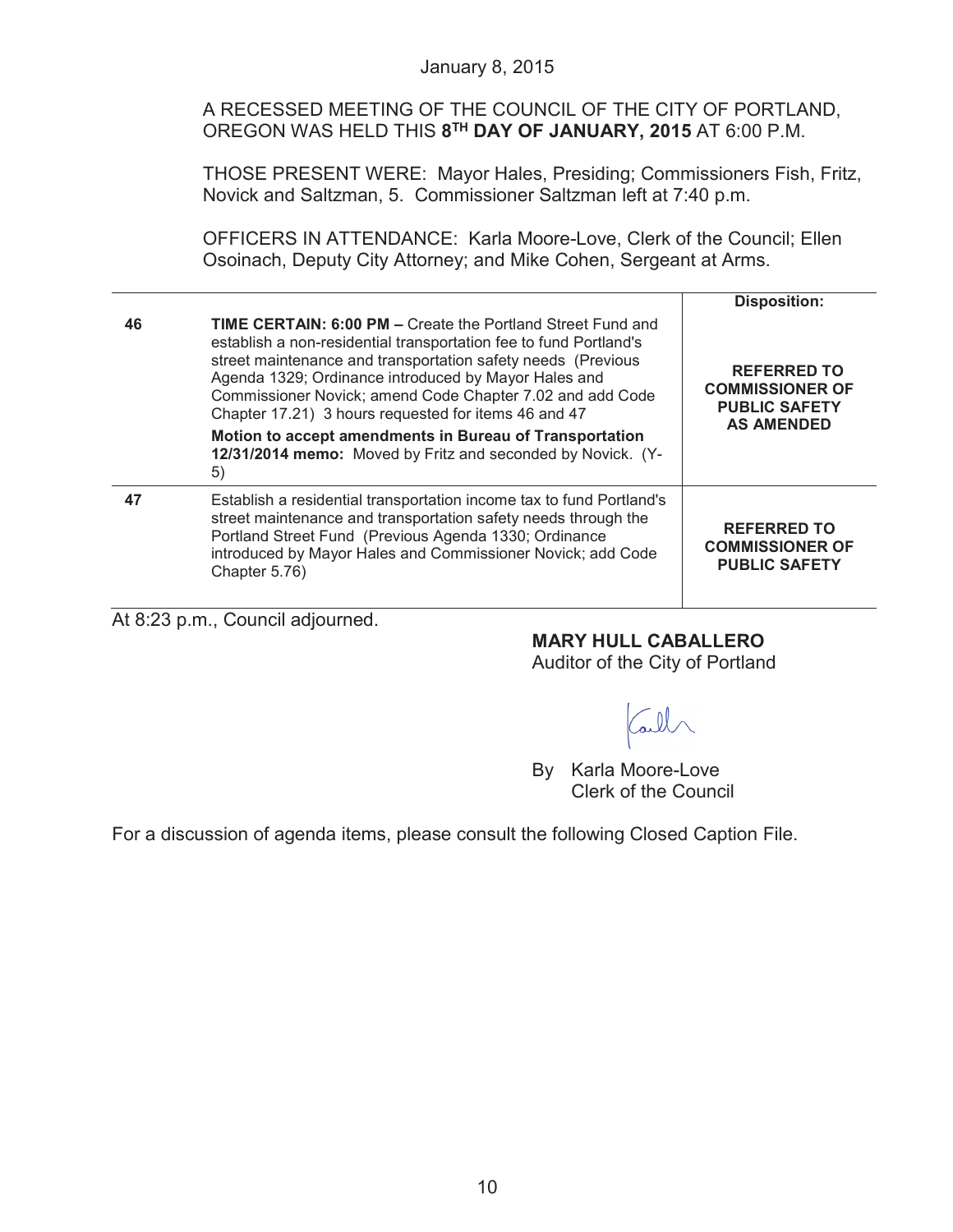January 8, 2015

A RECESSED MEETING OF THE COUNCIL OF THE CITY OF PORTLAND, OREGON WAS HELD THIS **8TH DAY OF JANUARY, 2015** AT 6:00 P.M.

THOSE PRESENT WERE: Mayor Hales, Presiding; Commissioners Fish, Fritz, Novick and Saltzman, 5. Commissioner Saltzman left at 7:40 p.m.

OFFICERS IN ATTENDANCE: Karla Moore-Love, Clerk of the Council; Ellen Osoinach, Deputy City Attorney; and Mike Cohen, Sergeant at Arms.

| | | Disposition: |
|---|---|---|
| **46** | **TIME CERTAIN: 6:00 PM –** Create the Portland Street Fund and establish a non-residential transportation fee to fund Portland's street maintenance and transportation safety needs (Previous Agenda 1329; Ordinance introduced by Mayor Hales and Commissioner Novick; amend Code Chapter 7.02 and add Code Chapter 17.21) 3 hours requested for items 46 and 47<br>**Motion to accept amendments in Bureau of Transportation 12/31/2014 memo:** Moved by Fritz and seconded by Novick. (Y-5) | **REFERRED TO COMMISSIONER OF PUBLIC SAFETY AS AMENDED** |
| **47** | Establish a residential transportation income tax to fund Portland's street maintenance and transportation safety needs through the Portland Street Fund (Previous Agenda 1330; Ordinance introduced by Mayor Hales and Commissioner Novick; add Code Chapter 5.76) | **REFERRED TO COMMISSIONER OF PUBLIC SAFETY** |

At 8:23 p.m., Council adjourned.

**MARY HULL CABALLERO**
Auditor of the City of Portland

By Karla Moore-Love
Clerk of the Council

For a discussion of agenda items, please consult the following Closed Caption File.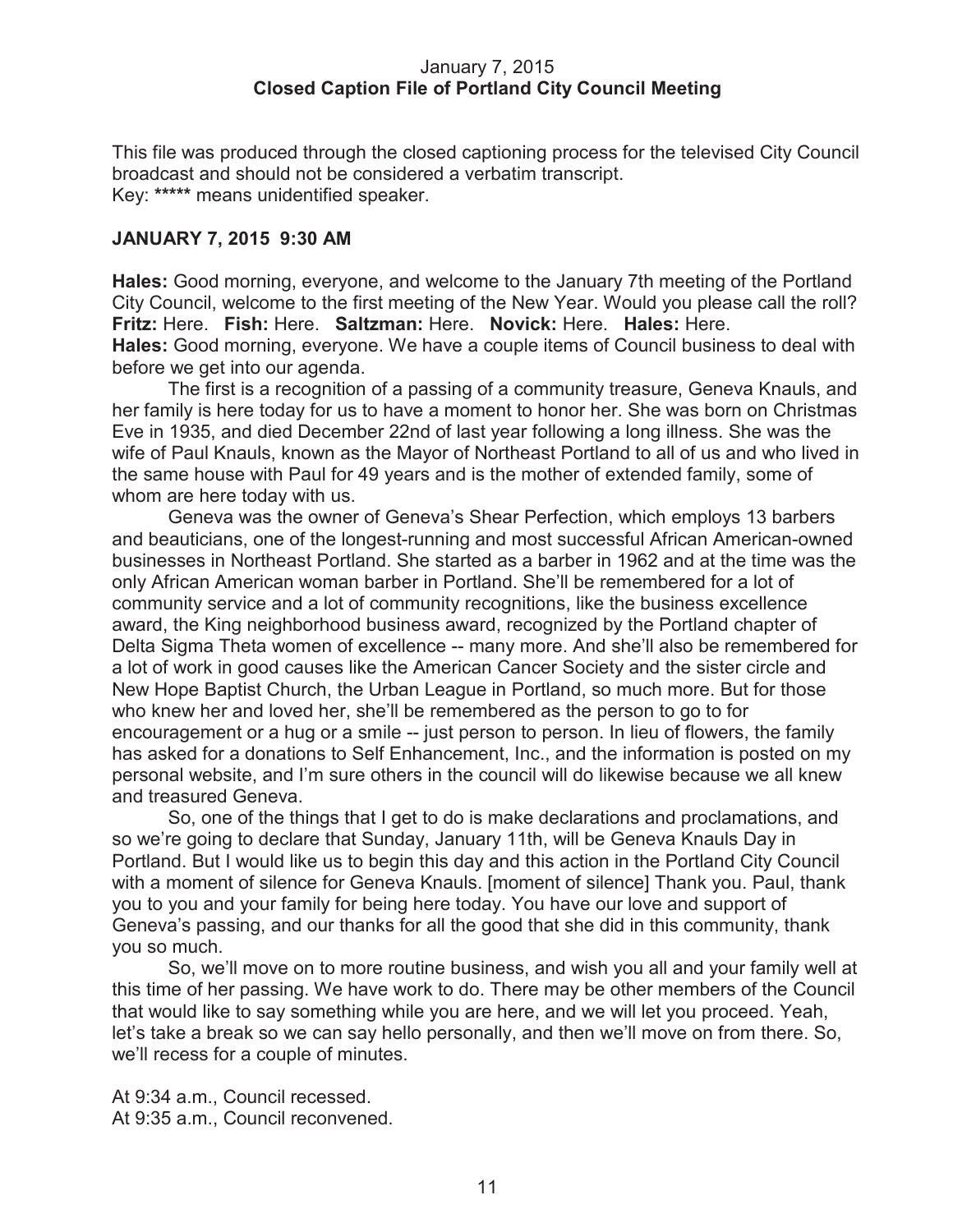January 7, 2015
**Closed Caption File of Portland City Council Meeting**

This file was produced through the closed captioning process for the televised City Council broadcast and should not be considered a verbatim transcript.
Key: ***** means unidentified speaker.

**JANUARY 7, 2015 9:30 AM**

**Hales:** Good morning, everyone, and welcome to the January 7th meeting of the Portland City Council, welcome to the first meeting of the New Year. Would you please call the roll?
**Fritz:** Here. **Fish:** Here. **Saltzman:** Here. **Novick:** Here. **Hales:** Here.
**Hales:** Good morning, everyone. We have a couple items of Council business to deal with before we get into our agenda.

The first is a recognition of a passing of a community treasure, Geneva Knauls, and her family is here today for us to have a moment to honor her. She was born on Christmas Eve in 1935, and died December 22nd of last year following a long illness. She was the wife of Paul Knauls, known as the Mayor of Northeast Portland to all of us and who lived in the same house with Paul for 49 years and is the mother of extended family, some of whom are here today with us.

Geneva was the owner of Geneva's Shear Perfection, which employs 13 barbers and beauticians, one of the longest-running and most successful African American-owned businesses in Northeast Portland. She started as a barber in 1962 and at the time was the only African American woman barber in Portland. She'll be remembered for a lot of community service and a lot of community recognitions, like the business excellence award, the King neighborhood business award, recognized by the Portland chapter of Delta Sigma Theta women of excellence -- many more. And she'll also be remembered for a lot of work in good causes like the American Cancer Society and the sister circle and New Hope Baptist Church, the Urban League in Portland, so much more. But for those who knew her and loved her, she'll be remembered as the person to go to for encouragement or a hug or a smile -- just person to person. In lieu of flowers, the family has asked for a donations to Self Enhancement, Inc., and the information is posted on my personal website, and I'm sure others in the council will do likewise because we all knew and treasured Geneva.

So, one of the things that I get to do is make declarations and proclamations, and so we're going to declare that Sunday, January 11th, will be Geneva Knauls Day in Portland. But I would like us to begin this day and this action in the Portland City Council with a moment of silence for Geneva Knauls. [moment of silence] Thank you. Paul, thank you to you and your family for being here today. You have our love and support of Geneva's passing, and our thanks for all the good that she did in this community, thank you so much.

So, we'll move on to more routine business, and wish you all and your family well at this time of her passing. We have work to do. There may be other members of the Council that would like to say something while you are here, and we will let you proceed. Yeah, let's take a break so we can say hello personally, and then we'll move on from there. So, we'll recess for a couple of minutes.

At 9:34 a.m., Council recessed.
At 9:35 a.m., Council reconvened.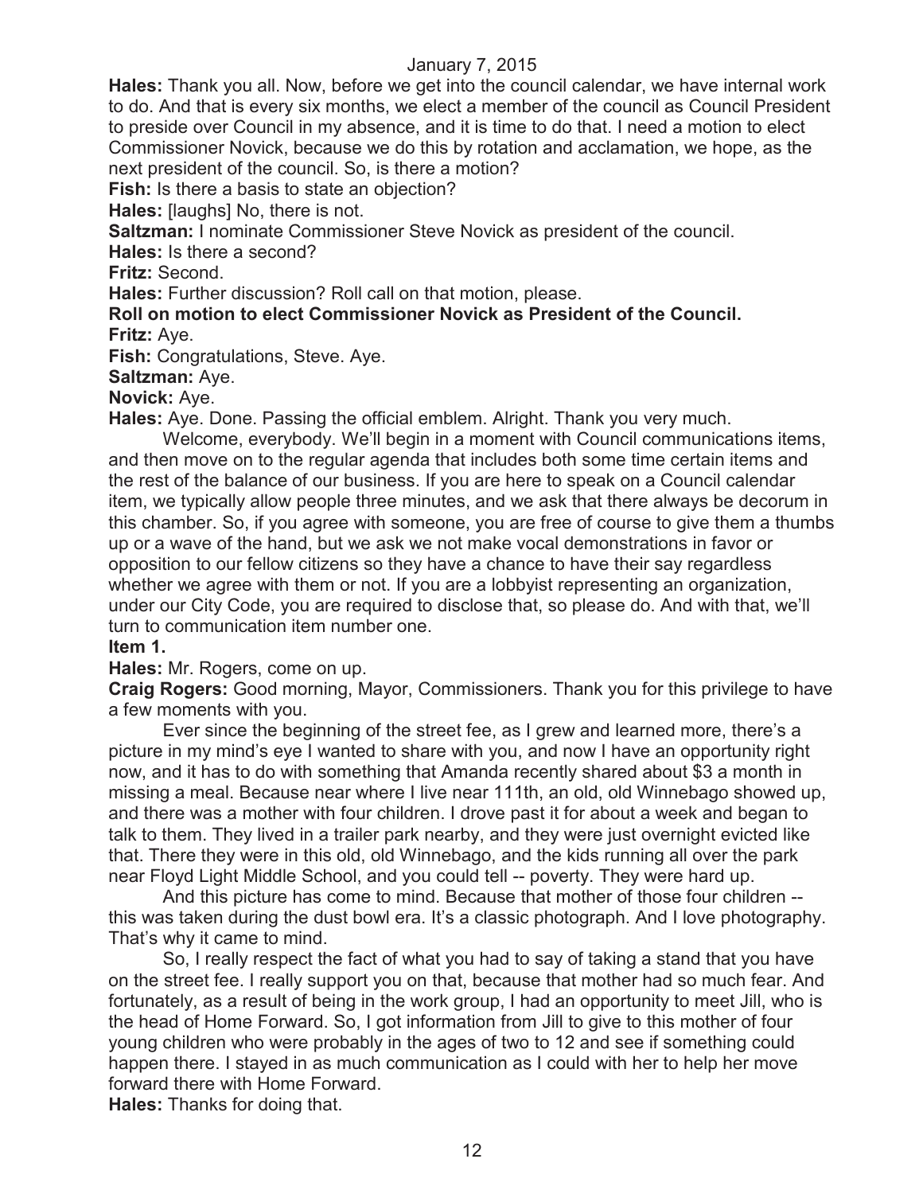**Hales:** Thank you all. Now, before we get into the council calendar, we have internal work to do. And that is every six months, we elect a member of the council as Council President to preside over Council in my absence, and it is time to do that. I need a motion to elect Commissioner Novick, because we do this by rotation and acclamation, we hope, as the next president of the council. So, is there a motion?

**Fish:** Is there a basis to state an objection?

**Hales:** [laughs] No, there is not.

**Saltzman:** I nominate Commissioner Steve Novick as president of the council.

**Hales:** Is there a second?

**Fritz:** Second.

**Hales:** Further discussion? Roll call on that motion, please.

**Roll on motion to elect Commissioner Novick as President of the Council.**

**Fritz:** Aye.

**Fish:** Congratulations, Steve. Aye.

**Saltzman:** Aye.

**Novick:** Aye.

**Hales:** Aye. Done. Passing the official emblem. Alright. Thank you very much.

Welcome, everybody. We'll begin in a moment with Council communications items, and then move on to the regular agenda that includes both some time certain items and the rest of the balance of our business. If you are here to speak on a Council calendar item, we typically allow people three minutes, and we ask that there always be decorum in this chamber. So, if you agree with someone, you are free of course to give them a thumbs up or a wave of the hand, but we ask we not make vocal demonstrations in favor or opposition to our fellow citizens so they have a chance to have their say regardless whether we agree with them or not. If you are a lobbyist representing an organization, under our City Code, you are required to disclose that, so please do. And with that, we'll turn to communication item number one.

**Item 1.**

**Hales:** Mr. Rogers, come on up.

**Craig Rogers:** Good morning, Mayor, Commissioners. Thank you for this privilege to have a few moments with you.

Ever since the beginning of the street fee, as I grew and learned more, there's a picture in my mind's eye I wanted to share with you, and now I have an opportunity right now, and it has to do with something that Amanda recently shared about $3 a month in missing a meal. Because near where I live near 111th, an old, old Winnebago showed up, and there was a mother with four children. I drove past it for about a week and began to talk to them. They lived in a trailer park nearby, and they were just overnight evicted like that. There they were in this old, old Winnebago, and the kids running all over the park near Floyd Light Middle School, and you could tell -- poverty. They were hard up.

And this picture has come to mind. Because that mother of those four children -- this was taken during the dust bowl era. It's a classic photograph. And I love photography. That's why it came to mind.

So, I really respect the fact of what you had to say of taking a stand that you have on the street fee. I really support you on that, because that mother had so much fear. And fortunately, as a result of being in the work group, I had an opportunity to meet Jill, who is the head of Home Forward. So, I got information from Jill to give to this mother of four young children who were probably in the ages of two to 12 and see if something could happen there. I stayed in as much communication as I could with her to help her move forward there with Home Forward.

**Hales:** Thanks for doing that.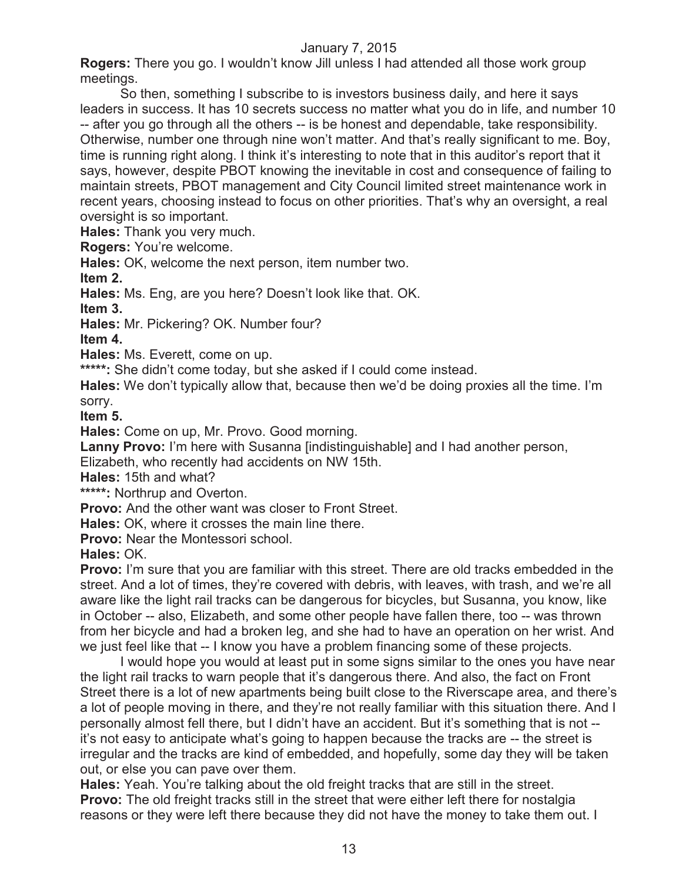**Rogers:** There you go. I wouldn't know Jill unless I had attended all those work group meetings.

So then, something I subscribe to is investors business daily, and here it says leaders in success. It has 10 secrets success no matter what you do in life, and number 10 -- after you go through all the others -- is be honest and dependable, take responsibility. Otherwise, number one through nine won't matter. And that's really significant to me. Boy, time is running right along. I think it's interesting to note that in this auditor's report that it says, however, despite PBOT knowing the inevitable in cost and consequence of failing to maintain streets, PBOT management and City Council limited street maintenance work in recent years, choosing instead to focus on other priorities. That's why an oversight, a real oversight is so important.

**Hales:** Thank you very much.

**Rogers:** You're welcome.

**Hales:** OK, welcome the next person, item number two.

**Item 2.**

**Hales:** Ms. Eng, are you here? Doesn't look like that. OK.

**Item 3.**

**Hales:** Mr. Pickering? OK. Number four?

**Item 4.**

**Hales:** Ms. Everett, come on up.

*****: She didn't come today, but she asked if I could come instead.

**Hales:** We don't typically allow that, because then we'd be doing proxies all the time. I'm sorry.

**Item 5.**

**Hales:** Come on up, Mr. Provo. Good morning.

**Lanny Provo:** I'm here with Susanna [indistinguishable] and I had another person, Elizabeth, who recently had accidents on NW 15th.

**Hales:** 15th and what?

*****: Northrup and Overton.

**Provo:** And the other want was closer to Front Street.

**Hales:** OK, where it crosses the main line there.

**Provo:** Near the Montessori school.

**Hales:** OK.

**Provo:** I'm sure that you are familiar with this street. There are old tracks embedded in the street. And a lot of times, they're covered with debris, with leaves, with trash, and we're all aware like the light rail tracks can be dangerous for bicycles, but Susanna, you know, like in October -- also, Elizabeth, and some other people have fallen there, too -- was thrown from her bicycle and had a broken leg, and she had to have an operation on her wrist. And we just feel like that -- I know you have a problem financing some of these projects.

I would hope you would at least put in some signs similar to the ones you have near the light rail tracks to warn people that it's dangerous there. And also, the fact on Front Street there is a lot of new apartments being built close to the Riverscape area, and there's a lot of people moving in there, and they're not really familiar with this situation there. And I personally almost fell there, but I didn't have an accident. But it's something that is not -- it's not easy to anticipate what's going to happen because the tracks are -- the street is irregular and the tracks are kind of embedded, and hopefully, some day they will be taken out, or else you can pave over them.

**Hales:** Yeah. You're talking about the old freight tracks that are still in the street.

**Provo:** The old freight tracks still in the street that were either left there for nostalgia reasons or they were left there because they did not have the money to take them out. I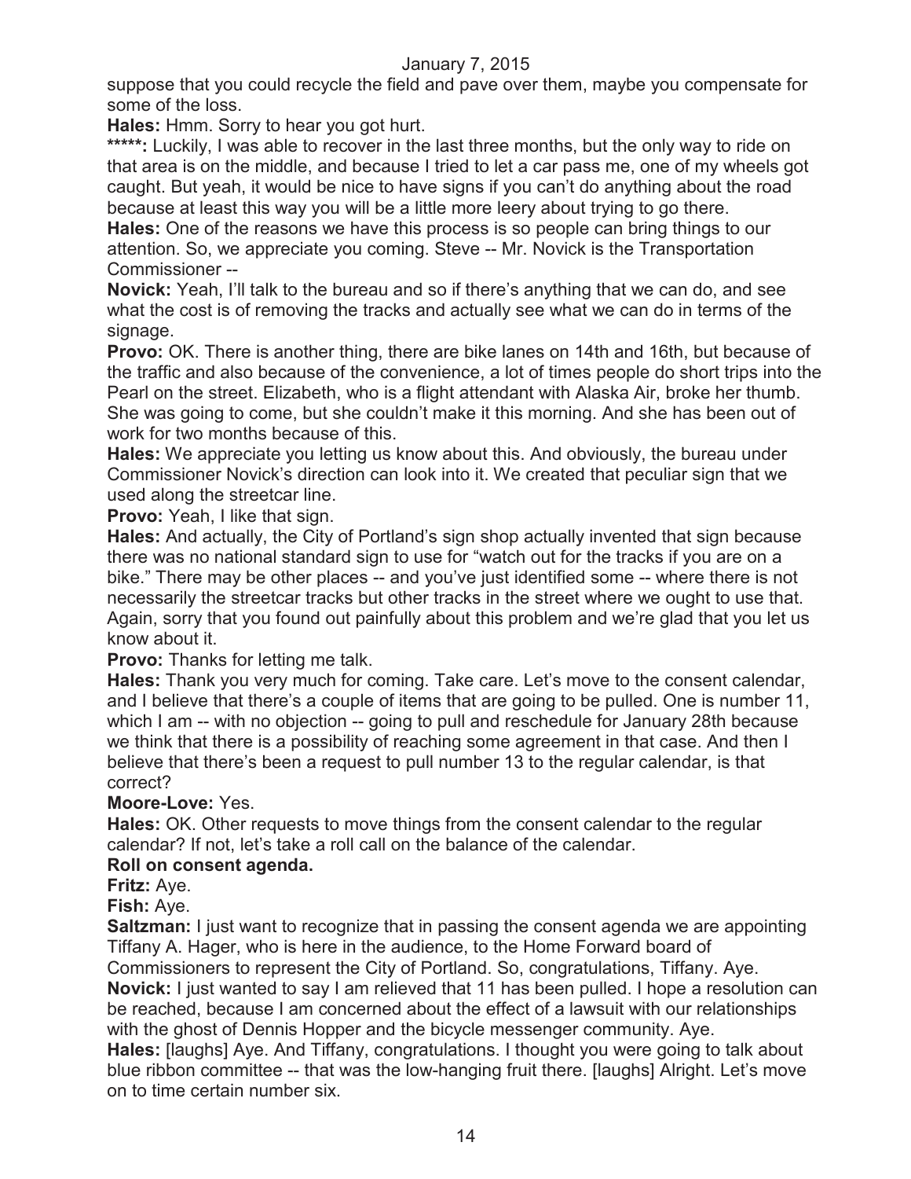suppose that you could recycle the field and pave over them, maybe you compensate for some of the loss.

**Hales:** Hmm. Sorry to hear you got hurt.

*****: Luckily, I was able to recover in the last three months, but the only way to ride on that area is on the middle, and because I tried to let a car pass me, one of my wheels got caught. But yeah, it would be nice to have signs if you can't do anything about the road because at least this way you will be a little more leery about trying to go there.

**Hales:** One of the reasons we have this process is so people can bring things to our attention. So, we appreciate you coming. Steve -- Mr. Novick is the Transportation Commissioner --

**Novick:** Yeah, I'll talk to the bureau and so if there's anything that we can do, and see what the cost is of removing the tracks and actually see what we can do in terms of the signage.

**Provo:** OK. There is another thing, there are bike lanes on 14th and 16th, but because of the traffic and also because of the convenience, a lot of times people do short trips into the Pearl on the street. Elizabeth, who is a flight attendant with Alaska Air, broke her thumb. She was going to come, but she couldn't make it this morning. And she has been out of work for two months because of this.

**Hales:** We appreciate you letting us know about this. And obviously, the bureau under Commissioner Novick's direction can look into it. We created that peculiar sign that we used along the streetcar line.

**Provo:** Yeah, I like that sign.

**Hales:** And actually, the City of Portland's sign shop actually invented that sign because there was no national standard sign to use for "watch out for the tracks if you are on a bike." There may be other places -- and you've just identified some -- where there is not necessarily the streetcar tracks but other tracks in the street where we ought to use that. Again, sorry that you found out painfully about this problem and we're glad that you let us know about it.

**Provo:** Thanks for letting me talk.

**Hales:** Thank you very much for coming. Take care. Let's move to the consent calendar, and I believe that there's a couple of items that are going to be pulled. One is number 11, which I am -- with no objection -- going to pull and reschedule for January 28th because we think that there is a possibility of reaching some agreement in that case. And then I believe that there's been a request to pull number 13 to the regular calendar, is that correct?

**Moore-Love:** Yes.

**Hales:** OK. Other requests to move things from the consent calendar to the regular calendar? If not, let's take a roll call on the balance of the calendar.

**Roll on consent agenda.**

**Fritz:** Aye.

**Fish:** Aye.

**Saltzman:** I just want to recognize that in passing the consent agenda we are appointing Tiffany A. Hager, who is here in the audience, to the Home Forward board of Commissioners to represent the City of Portland. So, congratulations, Tiffany. Aye.

**Novick:** I just wanted to say I am relieved that 11 has been pulled. I hope a resolution can be reached, because I am concerned about the effect of a lawsuit with our relationships with the ghost of Dennis Hopper and the bicycle messenger community. Aye.

**Hales:** [laughs] Aye. And Tiffany, congratulations. I thought you were going to talk about blue ribbon committee -- that was the low-hanging fruit there. [laughs] Alright. Let's move on to time certain number six.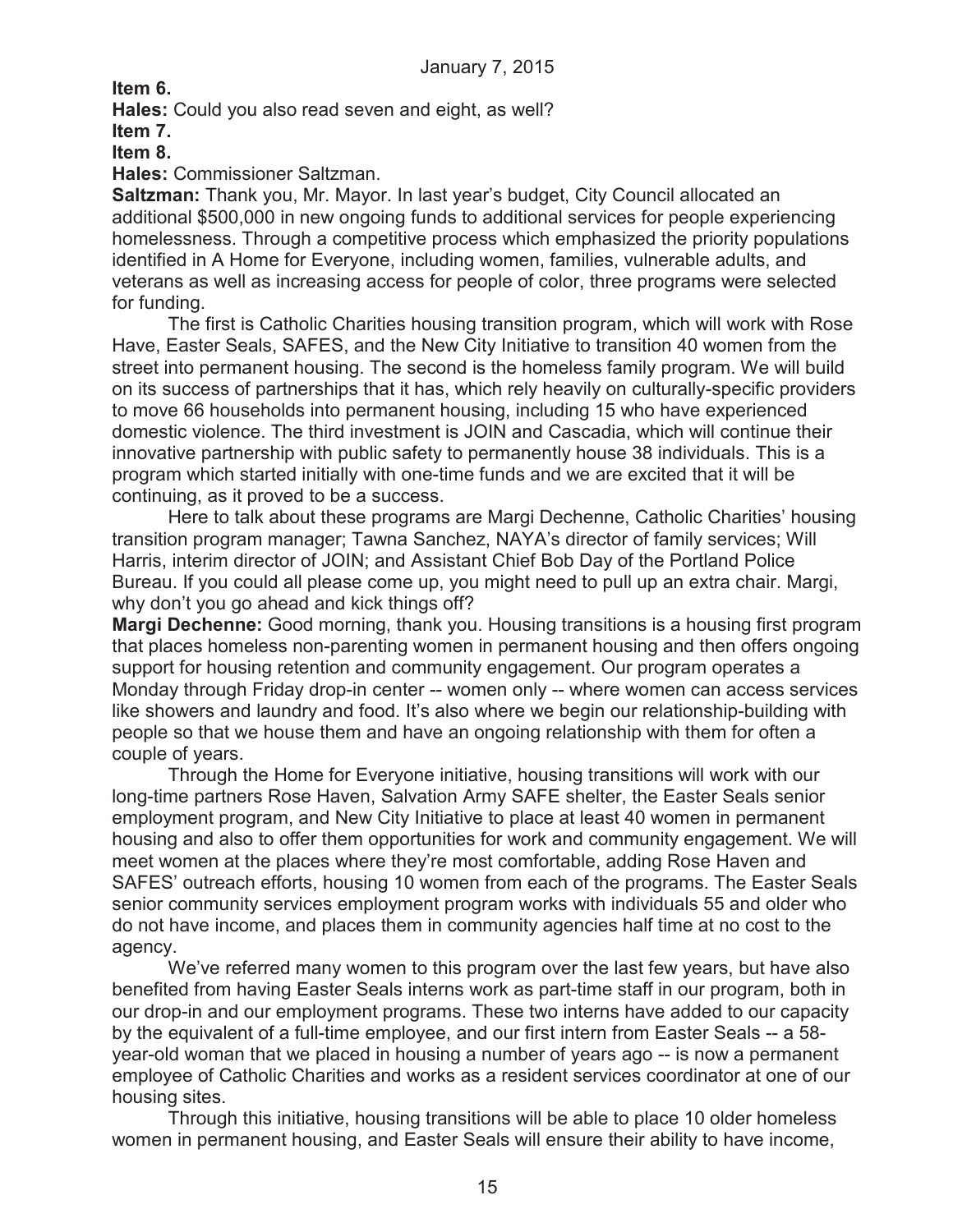**Item 6.**

**Hales:** Could you also read seven and eight, as well?

**Item 7.**

**Item 8.**

**Hales:** Commissioner Saltzman.

**Saltzman:** Thank you, Mr. Mayor. In last year's budget, City Council allocated an additional $500,000 in new ongoing funds to additional services for people experiencing homelessness. Through a competitive process which emphasized the priority populations identified in A Home for Everyone, including women, families, vulnerable adults, and veterans as well as increasing access for people of color, three programs were selected for funding.

The first is Catholic Charities housing transition program, which will work with Rose Have, Easter Seals, SAFES, and the New City Initiative to transition 40 women from the street into permanent housing. The second is the homeless family program. We will build on its success of partnerships that it has, which rely heavily on culturally-specific providers to move 66 households into permanent housing, including 15 who have experienced domestic violence. The third investment is JOIN and Cascadia, which will continue their innovative partnership with public safety to permanently house 38 individuals. This is a program which started initially with one-time funds and we are excited that it will be continuing, as it proved to be a success.

Here to talk about these programs are Margi Dechenne, Catholic Charities' housing transition program manager; Tawna Sanchez, NAYA's director of family services; Will Harris, interim director of JOIN; and Assistant Chief Bob Day of the Portland Police Bureau. If you could all please come up, you might need to pull up an extra chair. Margi, why don't you go ahead and kick things off?

**Margi Dechenne:** Good morning, thank you. Housing transitions is a housing first program that places homeless non-parenting women in permanent housing and then offers ongoing support for housing retention and community engagement. Our program operates a Monday through Friday drop-in center -- women only -- where women can access services like showers and laundry and food. It's also where we begin our relationship-building with people so that we house them and have an ongoing relationship with them for often a couple of years.

Through the Home for Everyone initiative, housing transitions will work with our long-time partners Rose Haven, Salvation Army SAFE shelter, the Easter Seals senior employment program, and New City Initiative to place at least 40 women in permanent housing and also to offer them opportunities for work and community engagement. We will meet women at the places where they're most comfortable, adding Rose Haven and SAFES' outreach efforts, housing 10 women from each of the programs. The Easter Seals senior community services employment program works with individuals 55 and older who do not have income, and places them in community agencies half time at no cost to the agency.

We've referred many women to this program over the last few years, but have also benefited from having Easter Seals interns work as part-time staff in our program, both in our drop-in and our employment programs. These two interns have added to our capacity by the equivalent of a full-time employee, and our first intern from Easter Seals -- a 58-year-old woman that we placed in housing a number of years ago -- is now a permanent employee of Catholic Charities and works as a resident services coordinator at one of our housing sites.

Through this initiative, housing transitions will be able to place 10 older homeless women in permanent housing, and Easter Seals will ensure their ability to have income,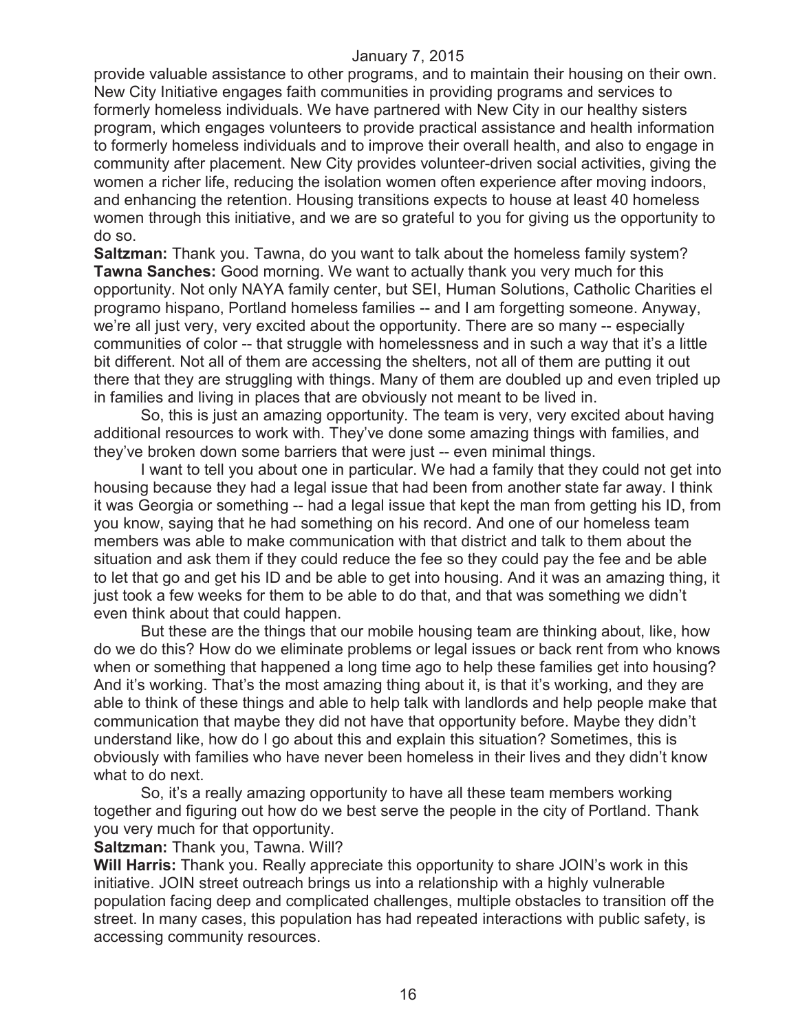provide valuable assistance to other programs, and to maintain their housing on their own. New City Initiative engages faith communities in providing programs and services to formerly homeless individuals. We have partnered with New City in our healthy sisters program, which engages volunteers to provide practical assistance and health information to formerly homeless individuals and to improve their overall health, and also to engage in community after placement. New City provides volunteer-driven social activities, giving the women a richer life, reducing the isolation women often experience after moving indoors, and enhancing the retention. Housing transitions expects to house at least 40 homeless women through this initiative, and we are so grateful to you for giving us the opportunity to do so.

**Saltzman:** Thank you. Tawna, do you want to talk about the homeless family system?

**Tawna Sanches:** Good morning. We want to actually thank you very much for this opportunity. Not only NAYA family center, but SEI, Human Solutions, Catholic Charities el programo hispano, Portland homeless families -- and I am forgetting someone. Anyway, we're all just very, very excited about the opportunity. There are so many -- especially communities of color -- that struggle with homelessness and in such a way that it's a little bit different. Not all of them are accessing the shelters, not all of them are putting it out there that they are struggling with things. Many of them are doubled up and even tripled up in families and living in places that are obviously not meant to be lived in.

So, this is just an amazing opportunity. The team is very, very excited about having additional resources to work with. They've done some amazing things with families, and they've broken down some barriers that were just -- even minimal things.

I want to tell you about one in particular. We had a family that they could not get into housing because they had a legal issue that had been from another state far away. I think it was Georgia or something -- had a legal issue that kept the man from getting his ID, from you know, saying that he had something on his record. And one of our homeless team members was able to make communication with that district and talk to them about the situation and ask them if they could reduce the fee so they could pay the fee and be able to let that go and get his ID and be able to get into housing. And it was an amazing thing, it just took a few weeks for them to be able to do that, and that was something we didn't even think about that could happen.

But these are the things that our mobile housing team are thinking about, like, how do we do this? How do we eliminate problems or legal issues or back rent from who knows when or something that happened a long time ago to help these families get into housing? And it's working. That's the most amazing thing about it, is that it's working, and they are able to think of these things and able to help talk with landlords and help people make that communication that maybe they did not have that opportunity before. Maybe they didn't understand like, how do I go about this and explain this situation? Sometimes, this is obviously with families who have never been homeless in their lives and they didn't know what to do next.

So, it's a really amazing opportunity to have all these team members working together and figuring out how do we best serve the people in the city of Portland. Thank you very much for that opportunity.

**Saltzman:** Thank you, Tawna. Will?

**Will Harris:** Thank you. Really appreciate this opportunity to share JOIN's work in this initiative. JOIN street outreach brings us into a relationship with a highly vulnerable population facing deep and complicated challenges, multiple obstacles to transition off the street. In many cases, this population has had repeated interactions with public safety, is accessing community resources.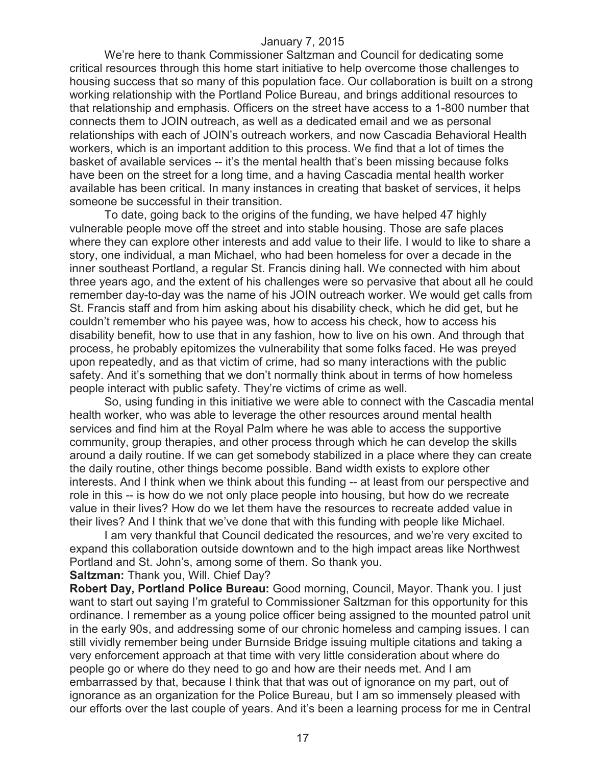We're here to thank Commissioner Saltzman and Council for dedicating some critical resources through this home start initiative to help overcome those challenges to housing success that so many of this population face. Our collaboration is built on a strong working relationship with the Portland Police Bureau, and brings additional resources to that relationship and emphasis. Officers on the street have access to a 1-800 number that connects them to JOIN outreach, as well as a dedicated email and we as personal relationships with each of JOIN's outreach workers, and now Cascadia Behavioral Health workers, which is an important addition to this process. We find that a lot of times the basket of available services -- it's the mental health that's been missing because folks have been on the street for a long time, and a having Cascadia mental health worker available has been critical. In many instances in creating that basket of services, it helps someone be successful in their transition.

To date, going back to the origins of the funding, we have helped 47 highly vulnerable people move off the street and into stable housing. Those are safe places where they can explore other interests and add value to their life. I would to like to share a story, one individual, a man Michael, who had been homeless for over a decade in the inner southeast Portland, a regular St. Francis dining hall. We connected with him about three years ago, and the extent of his challenges were so pervasive that about all he could remember day-to-day was the name of his JOIN outreach worker. We would get calls from St. Francis staff and from him asking about his disability check, which he did get, but he couldn't remember who his payee was, how to access his check, how to access his disability benefit, how to use that in any fashion, how to live on his own. And through that process, he probably epitomizes the vulnerability that some folks faced. He was preyed upon repeatedly, and as that victim of crime, had so many interactions with the public safety. And it's something that we don't normally think about in terms of how homeless people interact with public safety. They're victims of crime as well.

So, using funding in this initiative we were able to connect with the Cascadia mental health worker, who was able to leverage the other resources around mental health services and find him at the Royal Palm where he was able to access the supportive community, group therapies, and other process through which he can develop the skills around a daily routine. If we can get somebody stabilized in a place where they can create the daily routine, other things become possible. Band width exists to explore other interests. And I think when we think about this funding -- at least from our perspective and role in this -- is how do we not only place people into housing, but how do we recreate value in their lives? How do we let them have the resources to recreate added value in their lives? And I think that we've done that with this funding with people like Michael.

I am very thankful that Council dedicated the resources, and we're very excited to expand this collaboration outside downtown and to the high impact areas like Northwest Portland and St. John's, among some of them. So thank you.

**Saltzman:** Thank you, Will. Chief Day?

**Robert Day, Portland Police Bureau:** Good morning, Council, Mayor. Thank you. I just want to start out saying I'm grateful to Commissioner Saltzman for this opportunity for this ordinance. I remember as a young police officer being assigned to the mounted patrol unit in the early 90s, and addressing some of our chronic homeless and camping issues. I can still vividly remember being under Burnside Bridge issuing multiple citations and taking a very enforcement approach at that time with very little consideration about where do people go or where do they need to go and how are their needs met. And I am embarrassed by that, because I think that that was out of ignorance on my part, out of ignorance as an organization for the Police Bureau, but I am so immensely pleased with our efforts over the last couple of years. And it's been a learning process for me in Central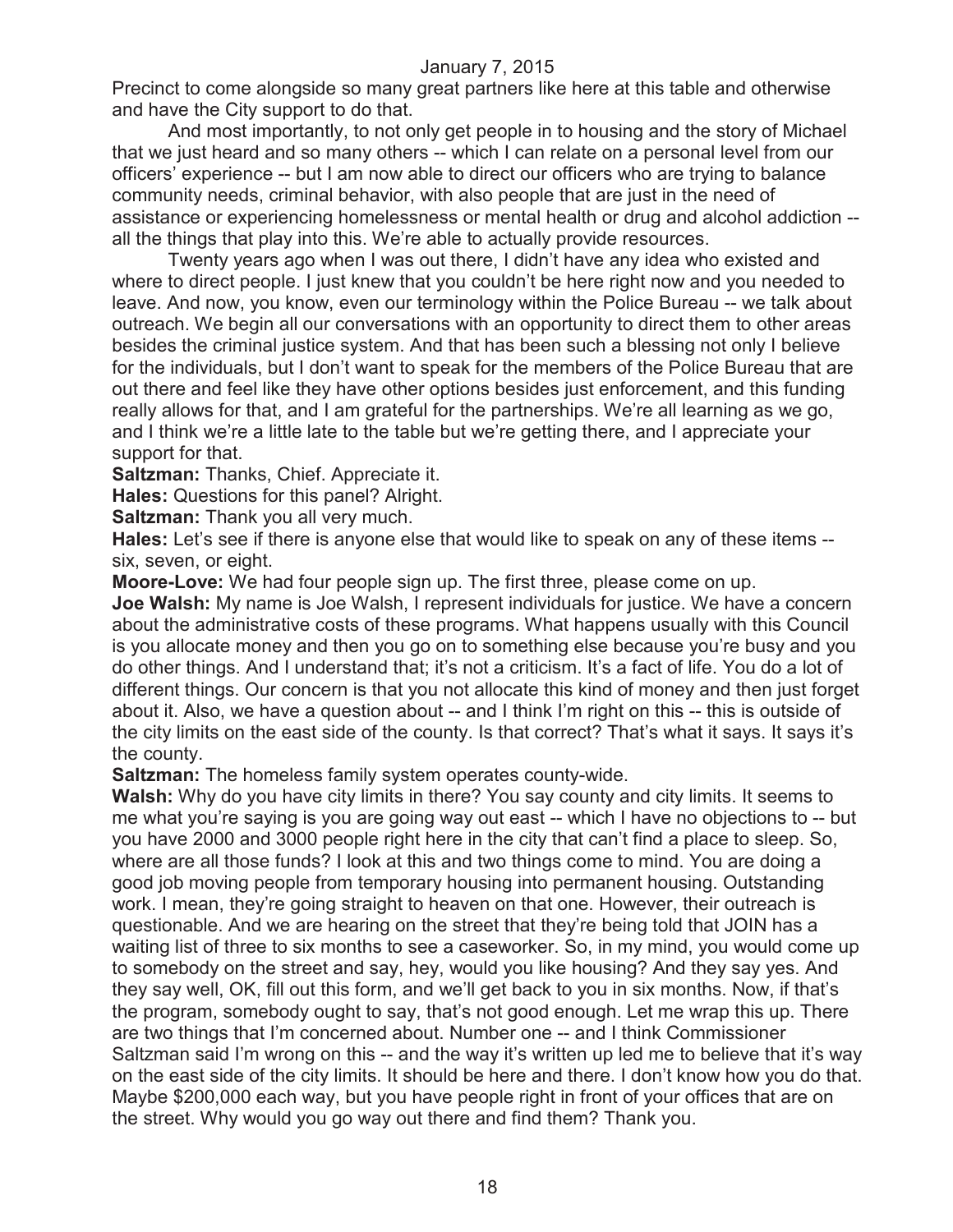Precinct to come alongside so many great partners like here at this table and otherwise and have the City support to do that.

And most importantly, to not only get people in to housing and the story of Michael that we just heard and so many others -- which I can relate on a personal level from our officers' experience -- but I am now able to direct our officers who are trying to balance community needs, criminal behavior, with also people that are just in the need of assistance or experiencing homelessness or mental health or drug and alcohol addiction -- all the things that play into this. We're able to actually provide resources.

Twenty years ago when I was out there, I didn't have any idea who existed and where to direct people. I just knew that you couldn't be here right now and you needed to leave. And now, you know, even our terminology within the Police Bureau -- we talk about outreach. We begin all our conversations with an opportunity to direct them to other areas besides the criminal justice system. And that has been such a blessing not only I believe for the individuals, but I don't want to speak for the members of the Police Bureau that are out there and feel like they have other options besides just enforcement, and this funding really allows for that, and I am grateful for the partnerships. We're all learning as we go, and I think we're a little late to the table but we're getting there, and I appreciate your support for that.

**Saltzman:** Thanks, Chief. Appreciate it.

**Hales:** Questions for this panel? Alright.

**Saltzman:** Thank you all very much.

**Hales:** Let's see if there is anyone else that would like to speak on any of these items -- six, seven, or eight.

**Moore-Love:** We had four people sign up. The first three, please come on up.

**Joe Walsh:** My name is Joe Walsh, I represent individuals for justice. We have a concern about the administrative costs of these programs. What happens usually with this Council is you allocate money and then you go on to something else because you're busy and you do other things. And I understand that; it's not a criticism. It's a fact of life. You do a lot of different things. Our concern is that you not allocate this kind of money and then just forget about it. Also, we have a question about -- and I think I'm right on this -- this is outside of the city limits on the east side of the county. Is that correct? That's what it says. It says it's the county.

**Saltzman:** The homeless family system operates county-wide.

**Walsh:** Why do you have city limits in there? You say county and city limits. It seems to me what you're saying is you are going way out east -- which I have no objections to -- but you have 2000 and 3000 people right here in the city that can't find a place to sleep. So, where are all those funds? I look at this and two things come to mind. You are doing a good job moving people from temporary housing into permanent housing. Outstanding work. I mean, they're going straight to heaven on that one. However, their outreach is questionable. And we are hearing on the street that they're being told that JOIN has a waiting list of three to six months to see a caseworker. So, in my mind, you would come up to somebody on the street and say, hey, would you like housing? And they say yes. And they say well, OK, fill out this form, and we'll get back to you in six months. Now, if that's the program, somebody ought to say, that's not good enough. Let me wrap this up. There are two things that I'm concerned about. Number one -- and I think Commissioner Saltzman said I'm wrong on this -- and the way it's written up led me to believe that it's way on the east side of the city limits. It should be here and there. I don't know how you do that. Maybe $200,000 each way, but you have people right in front of your offices that are on the street. Why would you go way out there and find them? Thank you.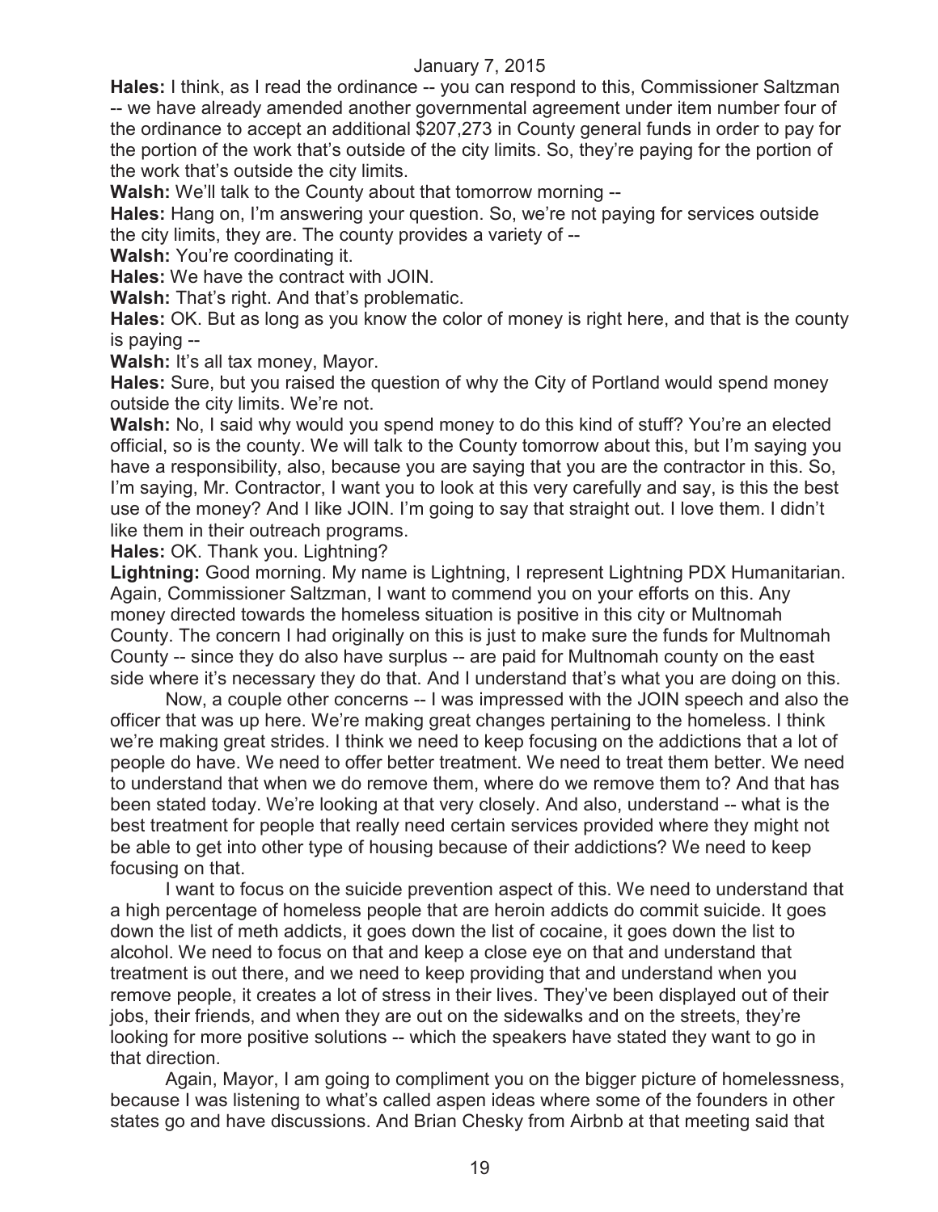**Hales:** I think, as I read the ordinance -- you can respond to this, Commissioner Saltzman -- we have already amended another governmental agreement under item number four of the ordinance to accept an additional $207,273 in County general funds in order to pay for the portion of the work that's outside of the city limits. So, they're paying for the portion of the work that's outside the city limits.

**Walsh:** We'll talk to the County about that tomorrow morning --

**Hales:** Hang on, I'm answering your question. So, we're not paying for services outside the city limits, they are. The county provides a variety of --

**Walsh:** You're coordinating it.

**Hales:** We have the contract with JOIN.

**Walsh:** That's right. And that's problematic.

**Hales:** OK. But as long as you know the color of money is right here, and that is the county is paying --

**Walsh:** It's all tax money, Mayor.

**Hales:** Sure, but you raised the question of why the City of Portland would spend money outside the city limits. We're not.

**Walsh:** No, I said why would you spend money to do this kind of stuff? You're an elected official, so is the county. We will talk to the County tomorrow about this, but I'm saying you have a responsibility, also, because you are saying that you are the contractor in this. So, I'm saying, Mr. Contractor, I want you to look at this very carefully and say, is this the best use of the money? And I like JOIN. I'm going to say that straight out. I love them. I didn't like them in their outreach programs.

**Hales:** OK. Thank you. Lightning?

**Lightning:** Good morning. My name is Lightning, I represent Lightning PDX Humanitarian. Again, Commissioner Saltzman, I want to commend you on your efforts on this. Any money directed towards the homeless situation is positive in this city or Multnomah County. The concern I had originally on this is just to make sure the funds for Multnomah County -- since they do also have surplus -- are paid for Multnomah county on the east side where it's necessary they do that. And I understand that's what you are doing on this.

Now, a couple other concerns -- I was impressed with the JOIN speech and also the officer that was up here. We're making great changes pertaining to the homeless. I think we're making great strides. I think we need to keep focusing on the addictions that a lot of people do have. We need to offer better treatment. We need to treat them better. We need to understand that when we do remove them, where do we remove them to? And that has been stated today. We're looking at that very closely. And also, understand -- what is the best treatment for people that really need certain services provided where they might not be able to get into other type of housing because of their addictions? We need to keep focusing on that.

I want to focus on the suicide prevention aspect of this. We need to understand that a high percentage of homeless people that are heroin addicts do commit suicide. It goes down the list of meth addicts, it goes down the list of cocaine, it goes down the list to alcohol. We need to focus on that and keep a close eye on that and understand that treatment is out there, and we need to keep providing that and understand when you remove people, it creates a lot of stress in their lives. They've been displayed out of their jobs, their friends, and when they are out on the sidewalks and on the streets, they're looking for more positive solutions -- which the speakers have stated they want to go in that direction.

Again, Mayor, I am going to compliment you on the bigger picture of homelessness, because I was listening to what's called aspen ideas where some of the founders in other states go and have discussions. And Brian Chesky from Airbnb at that meeting said that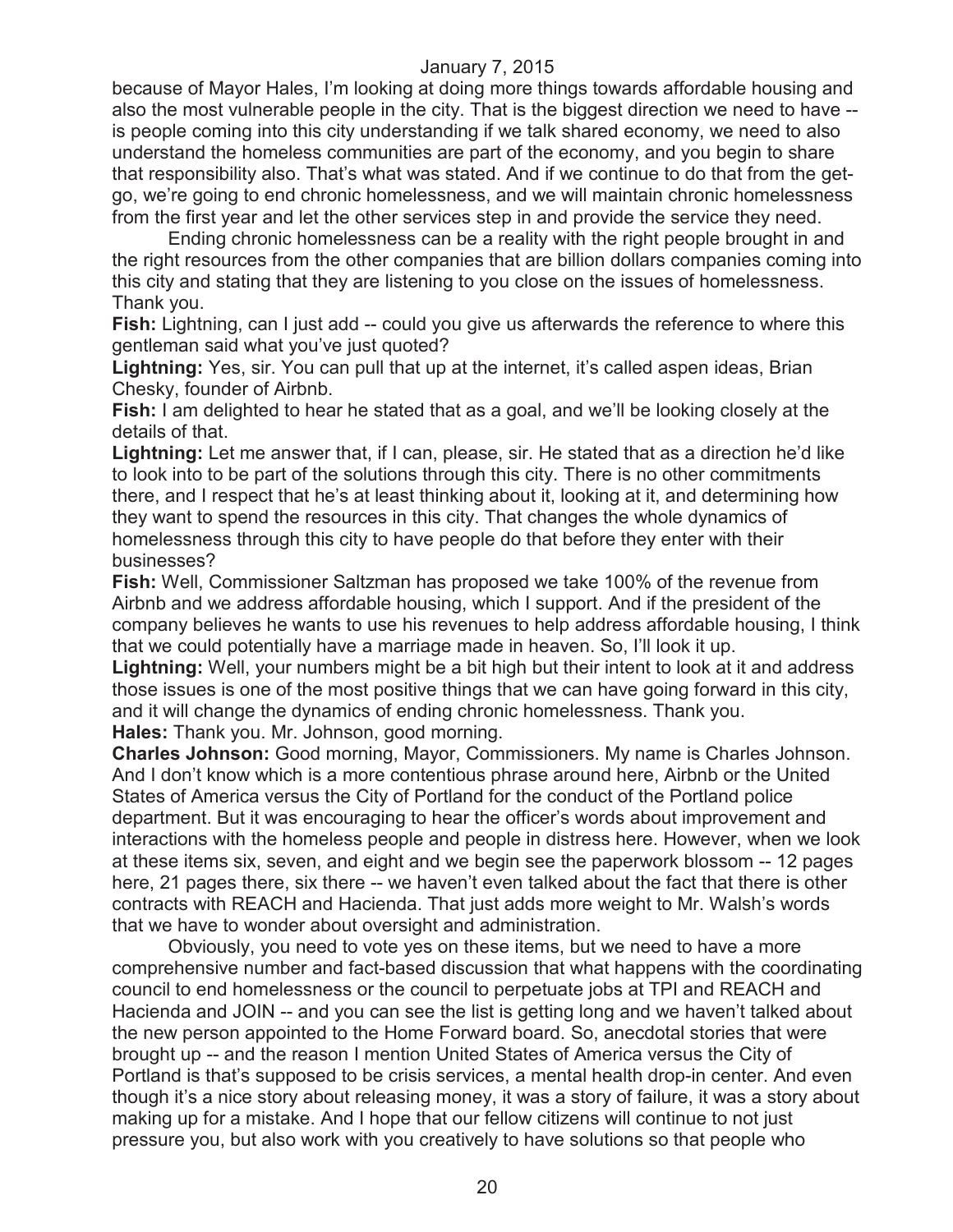because of Mayor Hales, I'm looking at doing more things towards affordable housing and also the most vulnerable people in the city. That is the biggest direction we need to have -- is people coming into this city understanding if we talk shared economy, we need to also understand the homeless communities are part of the economy, and you begin to share that responsibility also. That's what was stated. And if we continue to do that from the get-go, we're going to end chronic homelessness, and we will maintain chronic homelessness from the first year and let the other services step in and provide the service they need.

Ending chronic homelessness can be a reality with the right people brought in and the right resources from the other companies that are billion dollars companies coming into this city and stating that they are listening to you close on the issues of homelessness. Thank you.

**Fish:** Lightning, can I just add -- could you give us afterwards the reference to where this gentleman said what you've just quoted?

**Lightning:** Yes, sir. You can pull that up at the internet, it's called aspen ideas, Brian Chesky, founder of Airbnb.

**Fish:** I am delighted to hear he stated that as a goal, and we'll be looking closely at the details of that.

**Lightning:** Let me answer that, if I can, please, sir. He stated that as a direction he'd like to look into to be part of the solutions through this city. There is no other commitments there, and I respect that he's at least thinking about it, looking at it, and determining how they want to spend the resources in this city. That changes the whole dynamics of homelessness through this city to have people do that before they enter with their businesses?

**Fish:** Well, Commissioner Saltzman has proposed we take 100% of the revenue from Airbnb and we address affordable housing, which I support. And if the president of the company believes he wants to use his revenues to help address affordable housing, I think that we could potentially have a marriage made in heaven. So, I'll look it up.

**Lightning:** Well, your numbers might be a bit high but their intent to look at it and address those issues is one of the most positive things that we can have going forward in this city, and it will change the dynamics of ending chronic homelessness. Thank you.

**Hales:** Thank you. Mr. Johnson, good morning.

**Charles Johnson:** Good morning, Mayor, Commissioners. My name is Charles Johnson. And I don't know which is a more contentious phrase around here, Airbnb or the United States of America versus the City of Portland for the conduct of the Portland police department. But it was encouraging to hear the officer's words about improvement and interactions with the homeless people and people in distress here. However, when we look at these items six, seven, and eight and we begin see the paperwork blossom -- 12 pages here, 21 pages there, six there -- we haven't even talked about the fact that there is other contracts with REACH and Hacienda. That just adds more weight to Mr. Walsh's words that we have to wonder about oversight and administration.

Obviously, you need to vote yes on these items, but we need to have a more comprehensive number and fact-based discussion that what happens with the coordinating council to end homelessness or the council to perpetuate jobs at TPI and REACH and Hacienda and JOIN -- and you can see the list is getting long and we haven't talked about the new person appointed to the Home Forward board. So, anecdotal stories that were brought up -- and the reason I mention United States of America versus the City of Portland is that's supposed to be crisis services, a mental health drop-in center. And even though it's a nice story about releasing money, it was a story of failure, it was a story about making up for a mistake. And I hope that our fellow citizens will continue to not just pressure you, but also work with you creatively to have solutions so that people who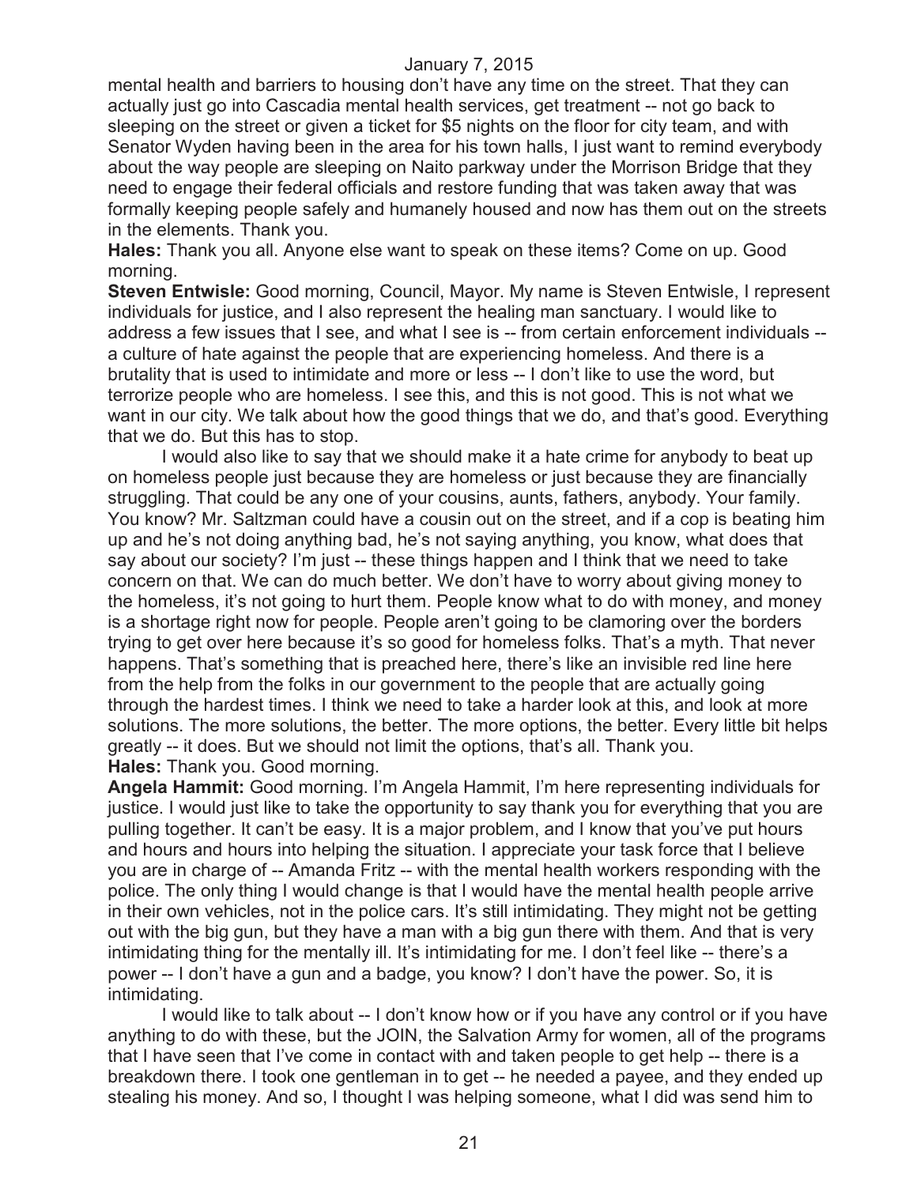mental health and barriers to housing don't have any time on the street. That they can actually just go into Cascadia mental health services, get treatment -- not go back to sleeping on the street or given a ticket for $5 nights on the floor for city team, and with Senator Wyden having been in the area for his town halls, I just want to remind everybody about the way people are sleeping on Naito parkway under the Morrison Bridge that they need to engage their federal officials and restore funding that was taken away that was formally keeping people safely and humanely housed and now has them out on the streets in the elements. Thank you.

**Hales:** Thank you all. Anyone else want to speak on these items? Come on up. Good morning.

**Steven Entwisle:** Good morning, Council, Mayor. My name is Steven Entwisle, I represent individuals for justice, and I also represent the healing man sanctuary. I would like to address a few issues that I see, and what I see is -- from certain enforcement individuals -- a culture of hate against the people that are experiencing homeless. And there is a brutality that is used to intimidate and more or less -- I don't like to use the word, but terrorize people who are homeless. I see this, and this is not good. This is not what we want in our city. We talk about how the good things that we do, and that's good. Everything that we do. But this has to stop.

I would also like to say that we should make it a hate crime for anybody to beat up on homeless people just because they are homeless or just because they are financially struggling. That could be any one of your cousins, aunts, fathers, anybody. Your family. You know? Mr. Saltzman could have a cousin out on the street, and if a cop is beating him up and he's not doing anything bad, he's not saying anything, you know, what does that say about our society? I'm just -- these things happen and I think that we need to take concern on that. We can do much better. We don't have to worry about giving money to the homeless, it's not going to hurt them. People know what to do with money, and money is a shortage right now for people. People aren't going to be clamoring over the borders trying to get over here because it's so good for homeless folks. That's a myth. That never happens. That's something that is preached here, there's like an invisible red line here from the help from the folks in our government to the people that are actually going through the hardest times. I think we need to take a harder look at this, and look at more solutions. The more solutions, the better. The more options, the better. Every little bit helps greatly -- it does. But we should not limit the options, that's all. Thank you.

**Hales:** Thank you. Good morning.

**Angela Hammit:** Good morning. I'm Angela Hammit, I'm here representing individuals for justice. I would just like to take the opportunity to say thank you for everything that you are pulling together. It can't be easy. It is a major problem, and I know that you've put hours and hours and hours into helping the situation. I appreciate your task force that I believe you are in charge of -- Amanda Fritz -- with the mental health workers responding with the police. The only thing I would change is that I would have the mental health people arrive in their own vehicles, not in the police cars. It's still intimidating. They might not be getting out with the big gun, but they have a man with a big gun there with them. And that is very intimidating thing for the mentally ill. It's intimidating for me. I don't feel like -- there's a power -- I don't have a gun and a badge, you know? I don't have the power. So, it is intimidating.

I would like to talk about -- I don't know how or if you have any control or if you have anything to do with these, but the JOIN, the Salvation Army for women, all of the programs that I have seen that I've come in contact with and taken people to get help -- there is a breakdown there. I took one gentleman in to get -- he needed a payee, and they ended up stealing his money. And so, I thought I was helping someone, what I did was send him to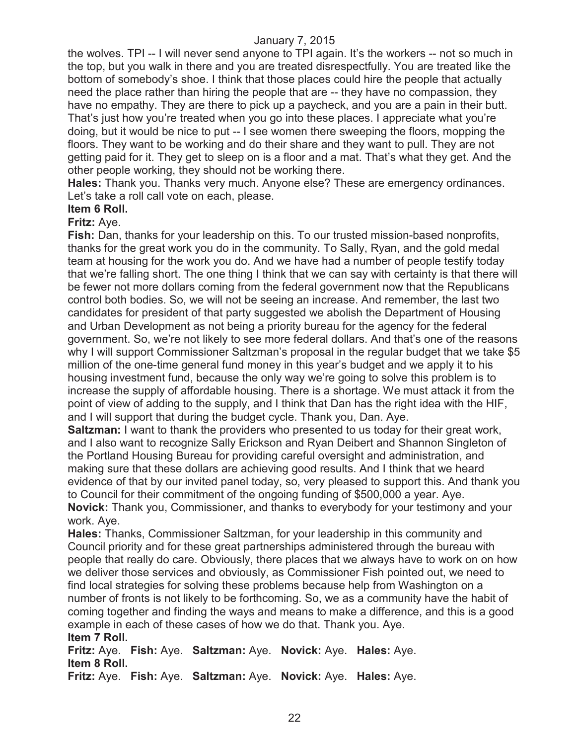the wolves. TPI -- I will never send anyone to TPI again. It's the workers -- not so much in the top, but you walk in there and you are treated disrespectfully. You are treated like the bottom of somebody's shoe. I think that those places could hire the people that actually need the place rather than hiring the people that are -- they have no compassion, they have no empathy. They are there to pick up a paycheck, and you are a pain in their butt. That's just how you're treated when you go into these places. I appreciate what you're doing, but it would be nice to put -- I see women there sweeping the floors, mopping the floors. They want to be working and do their share and they want to pull. They are not getting paid for it. They get to sleep on is a floor and a mat. That's what they get. And the other people working, they should not be working there.

**Hales:** Thank you. Thanks very much. Anyone else? These are emergency ordinances. Let's take a roll call vote on each, please.

**Item 6 Roll.**

**Fritz:** Aye.

**Fish:** Dan, thanks for your leadership on this. To our trusted mission-based nonprofits, thanks for the great work you do in the community. To Sally, Ryan, and the gold medal team at housing for the work you do. And we have had a number of people testify today that we're falling short. The one thing I think that we can say with certainty is that there will be fewer not more dollars coming from the federal government now that the Republicans control both bodies. So, we will not be seeing an increase. And remember, the last two candidates for president of that party suggested we abolish the Department of Housing and Urban Development as not being a priority bureau for the agency for the federal government. So, we're not likely to see more federal dollars. And that's one of the reasons why I will support Commissioner Saltzman's proposal in the regular budget that we take $5 million of the one-time general fund money in this year's budget and we apply it to his housing investment fund, because the only way we're going to solve this problem is to increase the supply of affordable housing. There is a shortage. We must attack it from the point of view of adding to the supply, and I think that Dan has the right idea with the HIF, and I will support that during the budget cycle. Thank you, Dan. Aye.

**Saltzman:** I want to thank the providers who presented to us today for their great work, and I also want to recognize Sally Erickson and Ryan Deibert and Shannon Singleton of the Portland Housing Bureau for providing careful oversight and administration, and making sure that these dollars are achieving good results. And I think that we heard evidence of that by our invited panel today, so, very pleased to support this. And thank you to Council for their commitment of the ongoing funding of $500,000 a year. Aye.

**Novick:** Thank you, Commissioner, and thanks to everybody for your testimony and your work. Aye.

**Hales:** Thanks, Commissioner Saltzman, for your leadership in this community and Council priority and for these great partnerships administered through the bureau with people that really do care. Obviously, there places that we always have to work on on how we deliver those services and obviously, as Commissioner Fish pointed out, we need to find local strategies for solving these problems because help from Washington on a number of fronts is not likely to be forthcoming. So, we as a community have the habit of coming together and finding the ways and means to make a difference, and this is a good example in each of these cases of how we do that. Thank you. Aye.

**Item 7 Roll.**

**Fritz:** Aye. **Fish:** Aye. **Saltzman:** Aye. **Novick:** Aye. **Hales:** Aye.

**Item 8 Roll.**

**Fritz:** Aye. **Fish:** Aye. **Saltzman:** Aye. **Novick:** Aye. **Hales:** Aye.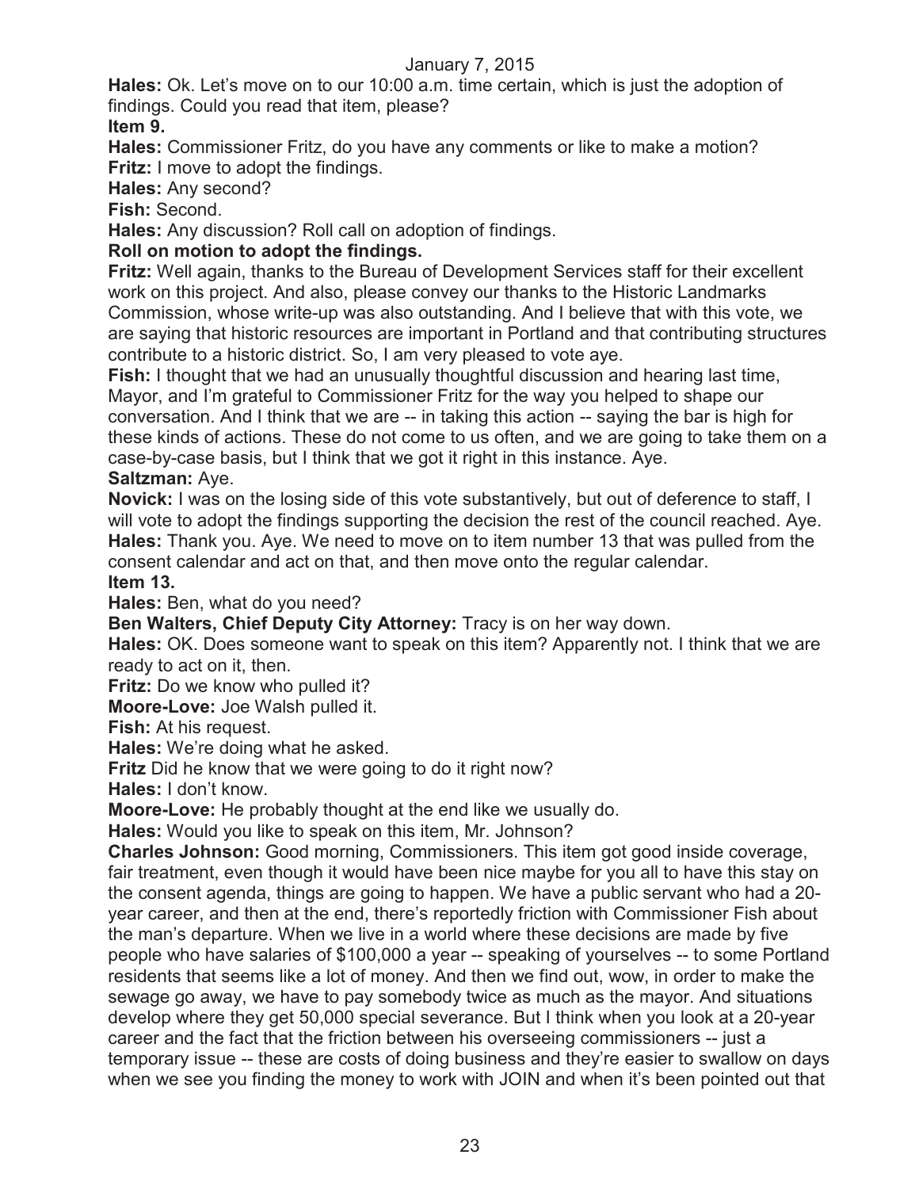**Hales:** Ok. Let's move on to our 10:00 a.m. time certain, which is just the adoption of findings. Could you read that item, please?

**Item 9.**

**Hales:** Commissioner Fritz, do you have any comments or like to make a motion?

**Fritz:** I move to adopt the findings.

**Hales:** Any second?

**Fish:** Second.

**Hales:** Any discussion? Roll call on adoption of findings.

**Roll on motion to adopt the findings.**

**Fritz:** Well again, thanks to the Bureau of Development Services staff for their excellent work on this project. And also, please convey our thanks to the Historic Landmarks Commission, whose write-up was also outstanding. And I believe that with this vote, we are saying that historic resources are important in Portland and that contributing structures contribute to a historic district. So, I am very pleased to vote aye.

**Fish:** I thought that we had an unusually thoughtful discussion and hearing last time, Mayor, and I'm grateful to Commissioner Fritz for the way you helped to shape our conversation. And I think that we are -- in taking this action -- saying the bar is high for these kinds of actions. These do not come to us often, and we are going to take them on a case-by-case basis, but I think that we got it right in this instance. Aye.

**Saltzman:** Aye.

**Novick:** I was on the losing side of this vote substantively, but out of deference to staff, I will vote to adopt the findings supporting the decision the rest of the council reached. Aye.

**Hales:** Thank you. Aye. We need to move on to item number 13 that was pulled from the consent calendar and act on that, and then move onto the regular calendar.

**Item 13.**

**Hales:** Ben, what do you need?

**Ben Walters, Chief Deputy City Attorney:** Tracy is on her way down.

**Hales:** OK. Does someone want to speak on this item? Apparently not. I think that we are ready to act on it, then.

**Fritz:** Do we know who pulled it?

**Moore-Love:** Joe Walsh pulled it.

**Fish:** At his request.

**Hales:** We're doing what he asked.

**Fritz** Did he know that we were going to do it right now?

**Hales:** I don't know.

**Moore-Love:** He probably thought at the end like we usually do.

**Hales:** Would you like to speak on this item, Mr. Johnson?

**Charles Johnson:** Good morning, Commissioners. This item got good inside coverage, fair treatment, even though it would have been nice maybe for you all to have this stay on the consent agenda, things are going to happen. We have a public servant who had a 20-year career, and then at the end, there's reportedly friction with Commissioner Fish about the man's departure. When we live in a world where these decisions are made by five people who have salaries of $100,000 a year -- speaking of yourselves -- to some Portland residents that seems like a lot of money. And then we find out, wow, in order to make the sewage go away, we have to pay somebody twice as much as the mayor. And situations develop where they get 50,000 special severance. But I think when you look at a 20-year career and the fact that the friction between his overseeing commissioners -- just a temporary issue -- these are costs of doing business and they're easier to swallow on days when we see you finding the money to work with JOIN and when it's been pointed out that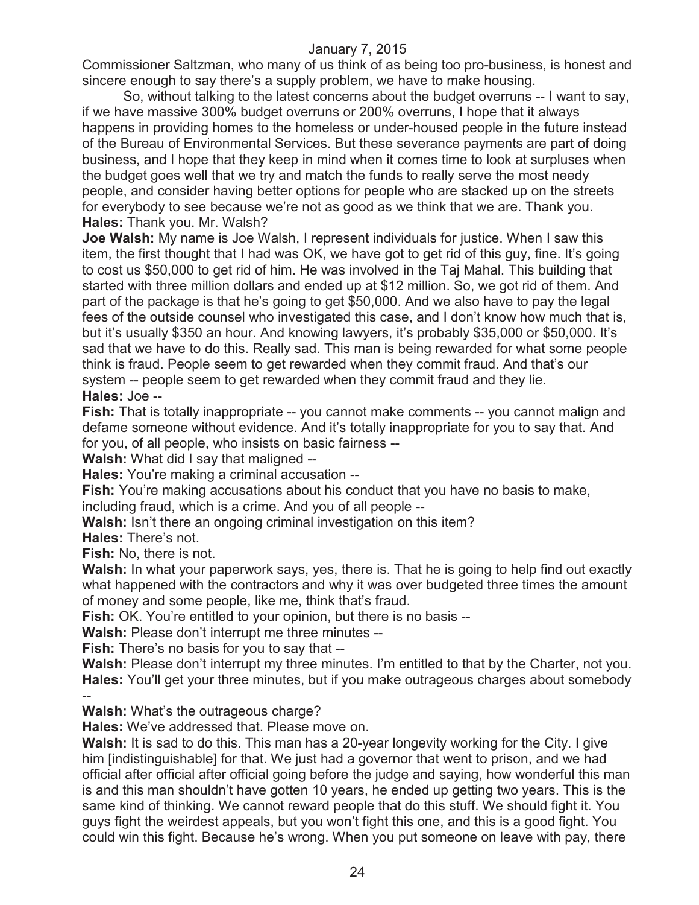Commissioner Saltzman, who many of us think of as being too pro-business, is honest and sincere enough to say there's a supply problem, we have to make housing.

So, without talking to the latest concerns about the budget overruns -- I want to say, if we have massive 300% budget overruns or 200% overruns, I hope that it always happens in providing homes to the homeless or under-housed people in the future instead of the Bureau of Environmental Services. But these severance payments are part of doing business, and I hope that they keep in mind when it comes time to look at surpluses when the budget goes well that we try and match the funds to really serve the most needy people, and consider having better options for people who are stacked up on the streets for everybody to see because we're not as good as we think that we are. Thank you.

**Hales:** Thank you. Mr. Walsh?

**Joe Walsh:** My name is Joe Walsh, I represent individuals for justice. When I saw this item, the first thought that I had was OK, we have got to get rid of this guy, fine. It's going to cost us $50,000 to get rid of him. He was involved in the Taj Mahal. This building that started with three million dollars and ended up at $12 million. So, we got rid of them. And part of the package is that he's going to get $50,000. And we also have to pay the legal fees of the outside counsel who investigated this case, and I don't know how much that is, but it's usually $350 an hour. And knowing lawyers, it's probably $35,000 or $50,000. It's sad that we have to do this. Really sad. This man is being rewarded for what some people think is fraud. People seem to get rewarded when they commit fraud. And that's our system -- people seem to get rewarded when they commit fraud and they lie.

**Hales:** Joe --

**Fish:** That is totally inappropriate -- you cannot make comments -- you cannot malign and defame someone without evidence. And it's totally inappropriate for you to say that. And for you, of all people, who insists on basic fairness --

**Walsh:** What did I say that maligned --

**Hales:** You're making a criminal accusation --

**Fish:** You're making accusations about his conduct that you have no basis to make, including fraud, which is a crime. And you of all people --

**Walsh:** Isn't there an ongoing criminal investigation on this item?

**Hales:** There's not.

**Fish:** No, there is not.

**Walsh:** In what your paperwork says, yes, there is. That he is going to help find out exactly what happened with the contractors and why it was over budgeted three times the amount of money and some people, like me, think that's fraud.

**Fish:** OK. You're entitled to your opinion, but there is no basis --

**Walsh:** Please don't interrupt me three minutes --

**Fish:** There's no basis for you to say that --

**Walsh:** Please don't interrupt my three minutes. I'm entitled to that by the Charter, not you.

**Hales:** You'll get your three minutes, but if you make outrageous charges about somebody --

**Walsh:** What's the outrageous charge?

**Hales:** We've addressed that. Please move on.

**Walsh:** It is sad to do this. This man has a 20-year longevity working for the City. I give him [indistinguishable] for that. We just had a governor that went to prison, and we had official after official after official going before the judge and saying, how wonderful this man is and this man shouldn't have gotten 10 years, he ended up getting two years. This is the same kind of thinking. We cannot reward people that do this stuff. We should fight it. You guys fight the weirdest appeals, but you won't fight this one, and this is a good fight. You could win this fight. Because he's wrong. When you put someone on leave with pay, there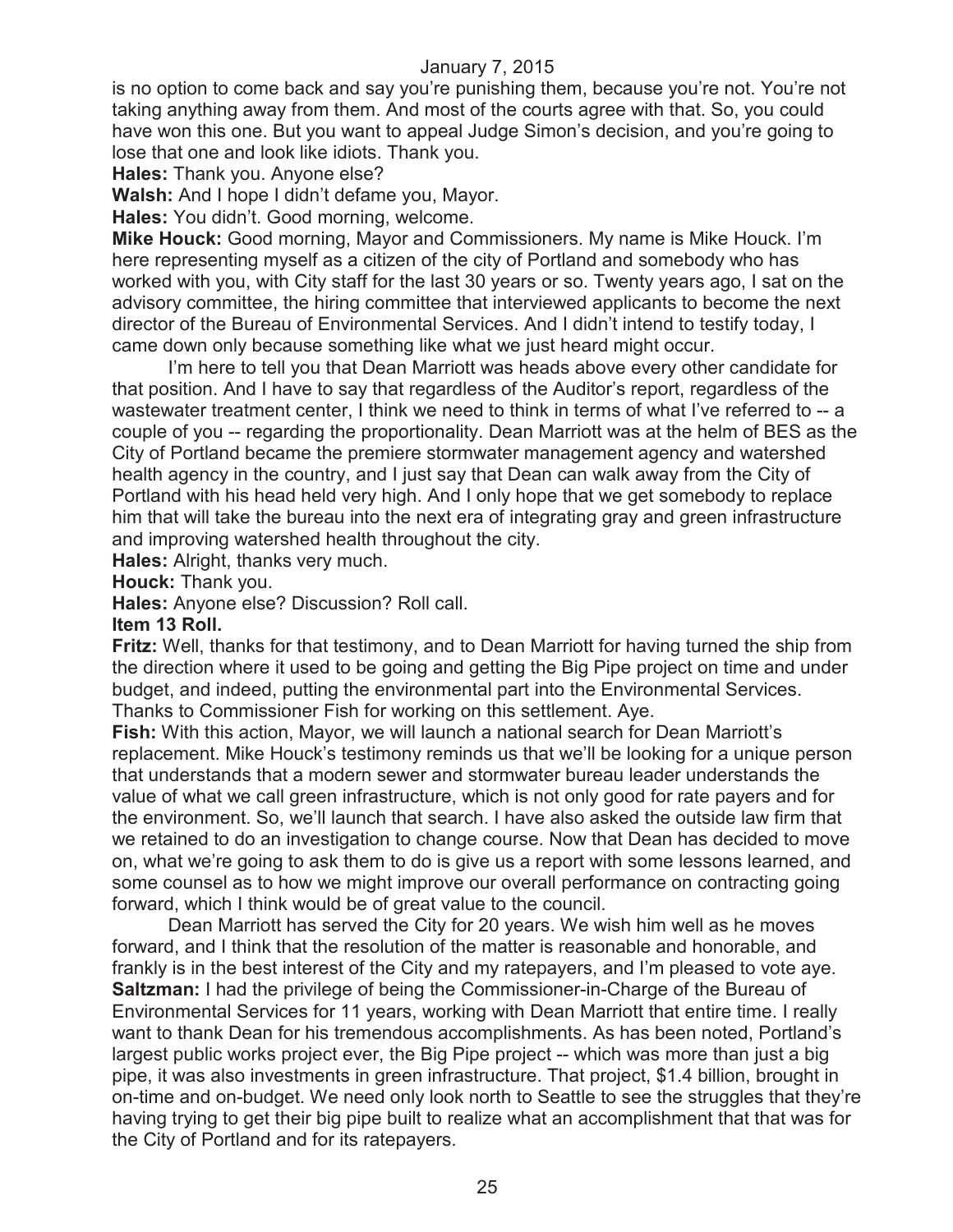is no option to come back and say you're punishing them, because you're not. You're not taking anything away from them. And most of the courts agree with that. So, you could have won this one. But you want to appeal Judge Simon's decision, and you're going to lose that one and look like idiots. Thank you.

**Hales:** Thank you. Anyone else?

**Walsh:** And I hope I didn't defame you, Mayor.

**Hales:** You didn't. Good morning, welcome.

**Mike Houck:** Good morning, Mayor and Commissioners. My name is Mike Houck. I'm here representing myself as a citizen of the city of Portland and somebody who has worked with you, with City staff for the last 30 years or so. Twenty years ago, I sat on the advisory committee, the hiring committee that interviewed applicants to become the next director of the Bureau of Environmental Services. And I didn't intend to testify today, I came down only because something like what we just heard might occur.

I'm here to tell you that Dean Marriott was heads above every other candidate for that position. And I have to say that regardless of the Auditor's report, regardless of the wastewater treatment center, I think we need to think in terms of what I've referred to -- a couple of you -- regarding the proportionality. Dean Marriott was at the helm of BES as the City of Portland became the premiere stormwater management agency and watershed health agency in the country, and I just say that Dean can walk away from the City of Portland with his head held very high. And I only hope that we get somebody to replace him that will take the bureau into the next era of integrating gray and green infrastructure and improving watershed health throughout the city.

**Hales:** Alright, thanks very much.

**Houck:** Thank you.

**Hales:** Anyone else? Discussion? Roll call.

**Item 13 Roll.**

**Fritz:** Well, thanks for that testimony, and to Dean Marriott for having turned the ship from the direction where it used to be going and getting the Big Pipe project on time and under budget, and indeed, putting the environmental part into the Environmental Services. Thanks to Commissioner Fish for working on this settlement. Aye.

**Fish:** With this action, Mayor, we will launch a national search for Dean Marriott's replacement. Mike Houck's testimony reminds us that we'll be looking for a unique person that understands that a modern sewer and stormwater bureau leader understands the value of what we call green infrastructure, which is not only good for rate payers and for the environment. So, we'll launch that search. I have also asked the outside law firm that we retained to do an investigation to change course. Now that Dean has decided to move on, what we're going to ask them to do is give us a report with some lessons learned, and some counsel as to how we might improve our overall performance on contracting going forward, which I think would be of great value to the council.

Dean Marriott has served the City for 20 years. We wish him well as he moves forward, and I think that the resolution of the matter is reasonable and honorable, and frankly is in the best interest of the City and my ratepayers, and I'm pleased to vote aye.

**Saltzman:** I had the privilege of being the Commissioner-in-Charge of the Bureau of Environmental Services for 11 years, working with Dean Marriott that entire time. I really want to thank Dean for his tremendous accomplishments. As has been noted, Portland's largest public works project ever, the Big Pipe project -- which was more than just a big pipe, it was also investments in green infrastructure. That project, $1.4 billion, brought in on-time and on-budget. We need only look north to Seattle to see the struggles that they're having trying to get their big pipe built to realize what an accomplishment that that was for the City of Portland and for its ratepayers.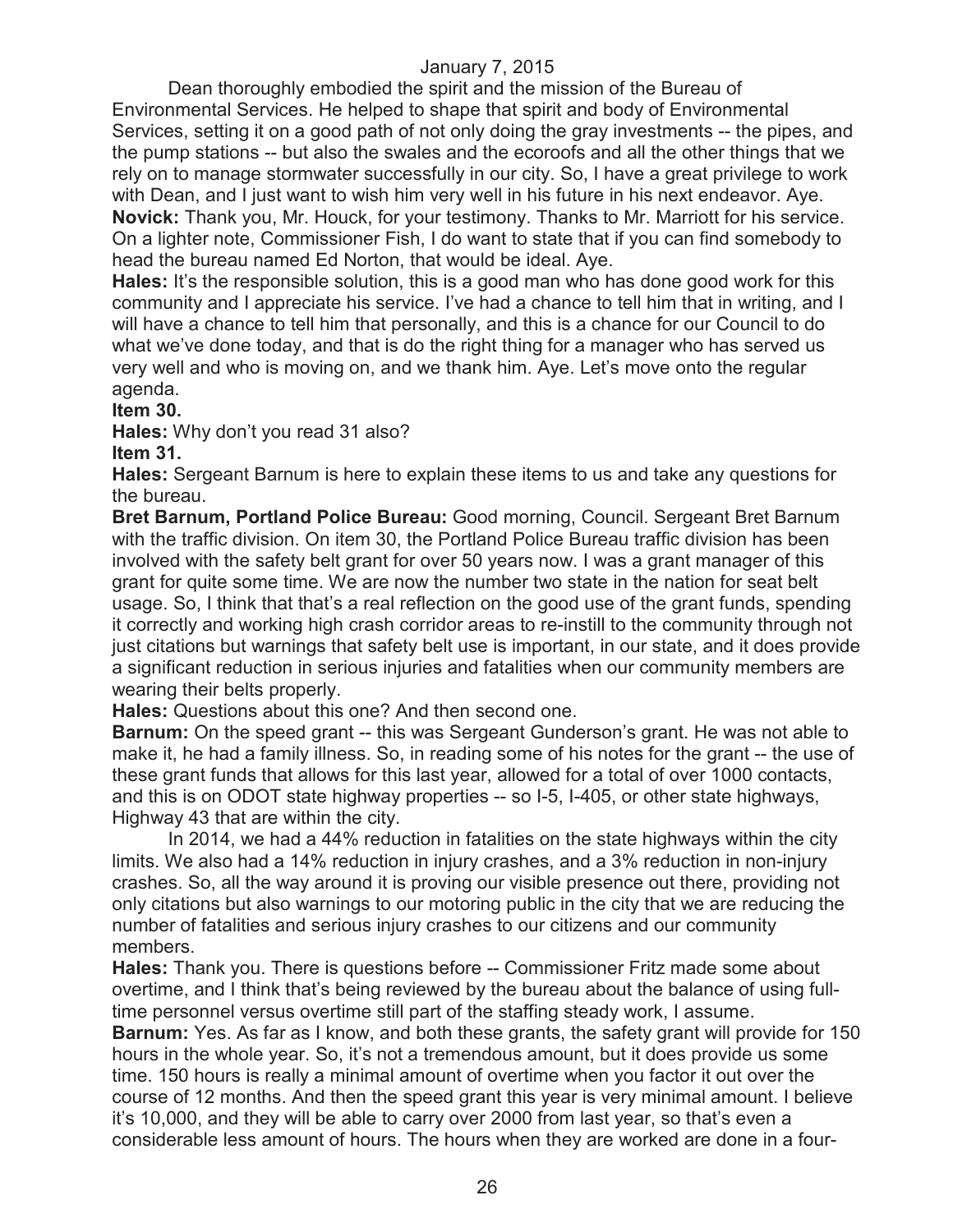Dean thoroughly embodied the spirit and the mission of the Bureau of Environmental Services. He helped to shape that spirit and body of Environmental Services, setting it on a good path of not only doing the gray investments -- the pipes, and the pump stations -- but also the swales and the ecoroofs and all the other things that we rely on to manage stormwater successfully in our city. So, I have a great privilege to work with Dean, and I just want to wish him very well in his future in his next endeavor. Aye.

**Novick:** Thank you, Mr. Houck, for your testimony. Thanks to Mr. Marriott for his service. On a lighter note, Commissioner Fish, I do want to state that if you can find somebody to head the bureau named Ed Norton, that would be ideal. Aye.

**Hales:** It's the responsible solution, this is a good man who has done good work for this community and I appreciate his service. I've had a chance to tell him that in writing, and I will have a chance to tell him that personally, and this is a chance for our Council to do what we've done today, and that is do the right thing for a manager who has served us very well and who is moving on, and we thank him. Aye. Let's move onto the regular agenda.

**Item 30.**

**Hales:** Why don't you read 31 also?

**Item 31.**

**Hales:** Sergeant Barnum is here to explain these items to us and take any questions for the bureau.

**Bret Barnum, Portland Police Bureau:** Good morning, Council. Sergeant Bret Barnum with the traffic division. On item 30, the Portland Police Bureau traffic division has been involved with the safety belt grant for over 50 years now. I was a grant manager of this grant for quite some time. We are now the number two state in the nation for seat belt usage. So, I think that that's a real reflection on the good use of the grant funds, spending it correctly and working high crash corridor areas to re-instill to the community through not just citations but warnings that safety belt use is important, in our state, and it does provide a significant reduction in serious injuries and fatalities when our community members are wearing their belts properly.

**Hales:** Questions about this one? And then second one.

**Barnum:** On the speed grant -- this was Sergeant Gunderson's grant. He was not able to make it, he had a family illness. So, in reading some of his notes for the grant -- the use of these grant funds that allows for this last year, allowed for a total of over 1000 contacts, and this is on ODOT state highway properties -- so I-5, I-405, or other state highways, Highway 43 that are within the city.

In 2014, we had a 44% reduction in fatalities on the state highways within the city limits. We also had a 14% reduction in injury crashes, and a 3% reduction in non-injury crashes. So, all the way around it is proving our visible presence out there, providing not only citations but also warnings to our motoring public in the city that we are reducing the number of fatalities and serious injury crashes to our citizens and our community members.

**Hales:** Thank you. There is questions before -- Commissioner Fritz made some about overtime, and I think that's being reviewed by the bureau about the balance of using full-time personnel versus overtime still part of the staffing steady work, I assume.

**Barnum:** Yes. As far as I know, and both these grants, the safety grant will provide for 150 hours in the whole year. So, it's not a tremendous amount, but it does provide us some time. 150 hours is really a minimal amount of overtime when you factor it out over the course of 12 months. And then the speed grant this year is very minimal amount. I believe it's 10,000, and they will be able to carry over 2000 from last year, so that's even a considerable less amount of hours. The hours when they are worked are done in a four-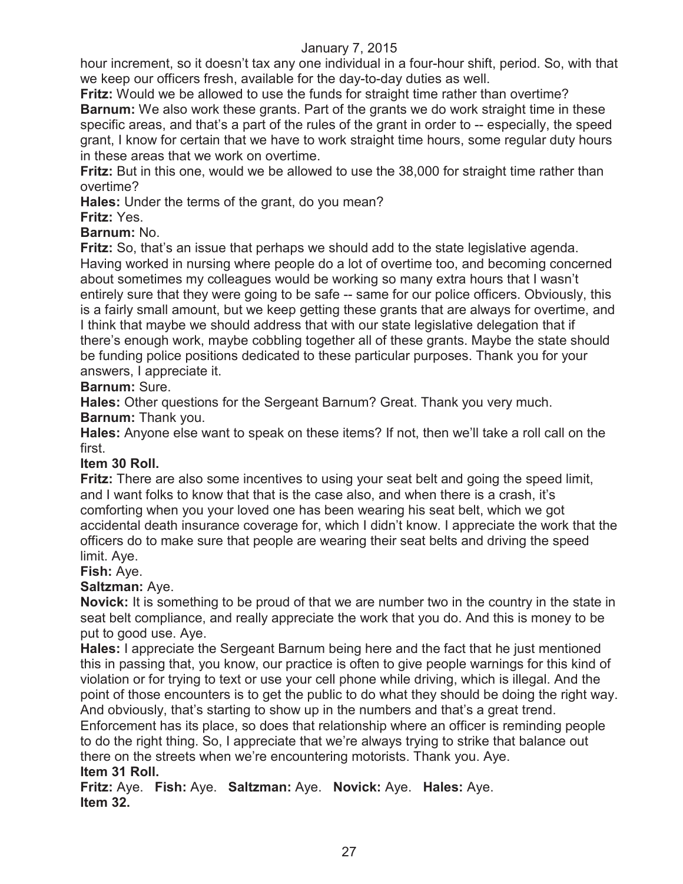hour increment, so it doesn't tax any one individual in a four-hour shift, period. So, with that we keep our officers fresh, available for the day-to-day duties as well.

**Fritz:** Would we be allowed to use the funds for straight time rather than overtime?

**Barnum:** We also work these grants. Part of the grants we do work straight time in these specific areas, and that's a part of the rules of the grant in order to -- especially, the speed grant, I know for certain that we have to work straight time hours, some regular duty hours in these areas that we work on overtime.

**Fritz:** But in this one, would we be allowed to use the 38,000 for straight time rather than overtime?

**Hales:** Under the terms of the grant, do you mean?

**Fritz:** Yes.

**Barnum:** No.

**Fritz:** So, that's an issue that perhaps we should add to the state legislative agenda. Having worked in nursing where people do a lot of overtime too, and becoming concerned about sometimes my colleagues would be working so many extra hours that I wasn't entirely sure that they were going to be safe -- same for our police officers. Obviously, this is a fairly small amount, but we keep getting these grants that are always for overtime, and I think that maybe we should address that with our state legislative delegation that if there's enough work, maybe cobbling together all of these grants. Maybe the state should be funding police positions dedicated to these particular purposes. Thank you for your answers, I appreciate it.

**Barnum:** Sure.

**Hales:** Other questions for the Sergeant Barnum? Great. Thank you very much.

**Barnum:** Thank you.

**Hales:** Anyone else want to speak on these items? If not, then we'll take a roll call on the first.

**Item 30 Roll.**

**Fritz:** There are also some incentives to using your seat belt and going the speed limit, and I want folks to know that that is the case also, and when there is a crash, it's comforting when you your loved one has been wearing his seat belt, which we got accidental death insurance coverage for, which I didn't know. I appreciate the work that the officers do to make sure that people are wearing their seat belts and driving the speed limit. Aye.

**Fish:** Aye.

**Saltzman:** Aye.

**Novick:** It is something to be proud of that we are number two in the country in the state in seat belt compliance, and really appreciate the work that you do. And this is money to be put to good use. Aye.

**Hales:** I appreciate the Sergeant Barnum being here and the fact that he just mentioned this in passing that, you know, our practice is often to give people warnings for this kind of violation or for trying to text or use your cell phone while driving, which is illegal. And the point of those encounters is to get the public to do what they should be doing the right way. And obviously, that's starting to show up in the numbers and that's a great trend. Enforcement has its place, so does that relationship where an officer is reminding people to do the right thing. So, I appreciate that we're always trying to strike that balance out there on the streets when we're encountering motorists. Thank you. Aye.

**Item 31 Roll.**

**Fritz:** Aye. **Fish:** Aye. **Saltzman:** Aye. **Novick:** Aye. **Hales:** Aye.

**Item 32.**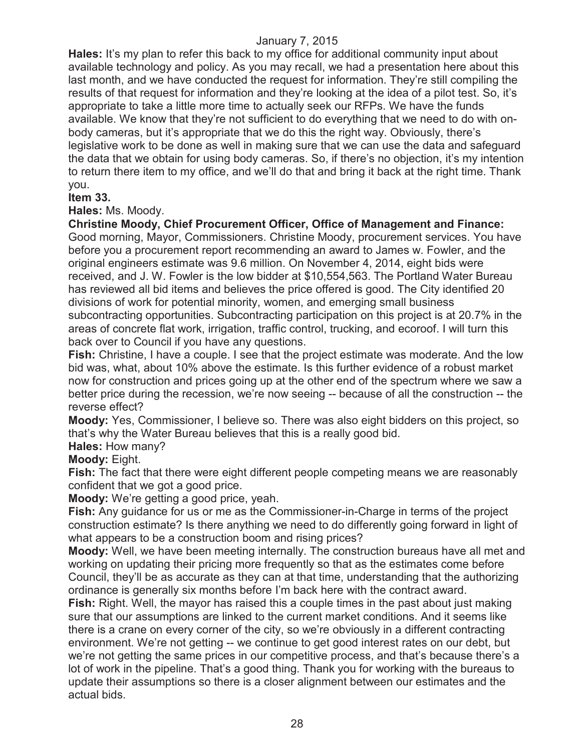January 7, 2015

**Hales:** It's my plan to refer this back to my office for additional community input about available technology and policy. As you may recall, we had a presentation here about this last month, and we have conducted the request for information. They're still compiling the results of that request for information and they're looking at the idea of a pilot test. So, it's appropriate to take a little more time to actually seek our RFPs. We have the funds available. We know that they're not sufficient to do everything that we need to do with on-body cameras, but it's appropriate that we do this the right way. Obviously, there's legislative work to be done as well in making sure that we can use the data and safeguard the data that we obtain for using body cameras. So, if there's no objection, it's my intention to return there item to my office, and we'll do that and bring it back at the right time. Thank you.

**Item 33.**

**Hales:** Ms. Moody.

**Christine Moody, Chief Procurement Officer, Office of Management and Finance:** Good morning, Mayor, Commissioners. Christine Moody, procurement services. You have before you a procurement report recommending an award to James w. Fowler, and the original engineers estimate was 9.6 million. On November 4, 2014, eight bids were received, and J. W. Fowler is the low bidder at $10,554,563. The Portland Water Bureau has reviewed all bid items and believes the price offered is good. The City identified 20 divisions of work for potential minority, women, and emerging small business subcontracting opportunities. Subcontracting participation on this project is at 20.7% in the areas of concrete flat work, irrigation, traffic control, trucking, and ecoroof. I will turn this back over to Council if you have any questions.

**Fish:** Christine, I have a couple. I see that the project estimate was moderate. And the low bid was, what, about 10% above the estimate. Is this further evidence of a robust market now for construction and prices going up at the other end of the spectrum where we saw a better price during the recession, we're now seeing -- because of all the construction -- the reverse effect?

**Moody:** Yes, Commissioner, I believe so. There was also eight bidders on this project, so that's why the Water Bureau believes that this is a really good bid.

**Hales:** How many?

**Moody:** Eight.

**Fish:** The fact that there were eight different people competing means we are reasonably confident that we got a good price.

**Moody:** We're getting a good price, yeah.

**Fish:** Any guidance for us or me as the Commissioner-in-Charge in terms of the project construction estimate? Is there anything we need to do differently going forward in light of what appears to be a construction boom and rising prices?

**Moody:** Well, we have been meeting internally. The construction bureaus have all met and working on updating their pricing more frequently so that as the estimates come before Council, they'll be as accurate as they can at that time, understanding that the authorizing ordinance is generally six months before I'm back here with the contract award.

**Fish:** Right. Well, the mayor has raised this a couple times in the past about just making sure that our assumptions are linked to the current market conditions. And it seems like there is a crane on every corner of the city, so we're obviously in a different contracting environment. We're not getting -- we continue to get good interest rates on our debt, but we're not getting the same prices in our competitive process, and that's because there's a lot of work in the pipeline. That's a good thing. Thank you for working with the bureaus to update their assumptions so there is a closer alignment between our estimates and the actual bids.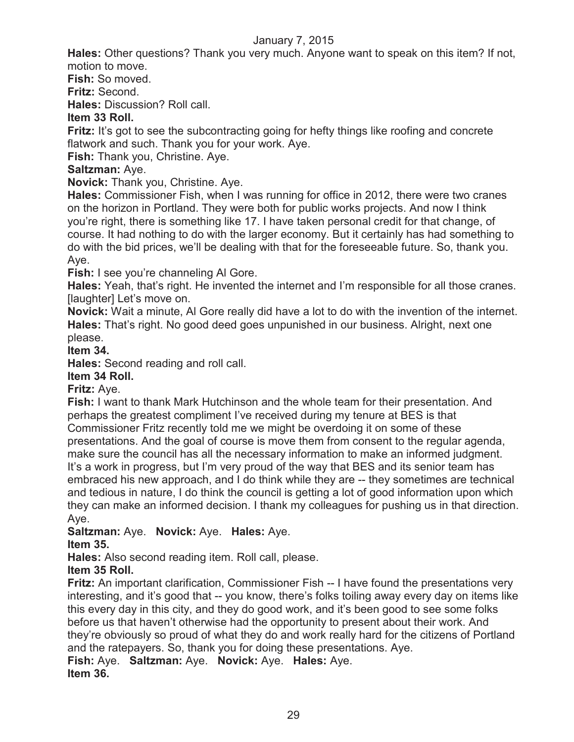**Hales:** Other questions? Thank you very much. Anyone want to speak on this item? If not, motion to move.

**Fish:** So moved.

**Fritz:** Second.

**Hales:** Discussion? Roll call.

**Item 33 Roll.**

**Fritz:** It's got to see the subcontracting going for hefty things like roofing and concrete flatwork and such. Thank you for your work. Aye.

**Fish:** Thank you, Christine. Aye.

**Saltzman:** Aye.

**Novick:** Thank you, Christine. Aye.

**Hales:** Commissioner Fish, when I was running for office in 2012, there were two cranes on the horizon in Portland. They were both for public works projects. And now I think you're right, there is something like 17. I have taken personal credit for that change, of course. It had nothing to do with the larger economy. But it certainly has had something to do with the bid prices, we'll be dealing with that for the foreseeable future. So, thank you. Aye.

**Fish:** I see you're channeling Al Gore.

**Hales:** Yeah, that's right. He invented the internet and I'm responsible for all those cranes. [laughter] Let's move on.

**Novick:** Wait a minute, Al Gore really did have a lot to do with the invention of the internet.

**Hales:** That's right. No good deed goes unpunished in our business. Alright, next one please.

**Item 34.**

**Hales:** Second reading and roll call.

**Item 34 Roll.**

**Fritz:** Aye.

**Fish:** I want to thank Mark Hutchinson and the whole team for their presentation. And perhaps the greatest compliment I've received during my tenure at BES is that Commissioner Fritz recently told me we might be overdoing it on some of these presentations. And the goal of course is move them from consent to the regular agenda, make sure the council has all the necessary information to make an informed judgment. It's a work in progress, but I'm very proud of the way that BES and its senior team has embraced his new approach, and I do think while they are -- they sometimes are technical and tedious in nature, I do think the council is getting a lot of good information upon which they can make an informed decision. I thank my colleagues for pushing us in that direction. Aye.

**Saltzman:** Aye. **Novick:** Aye. **Hales:** Aye.

**Item 35.**

**Hales:** Also second reading item. Roll call, please.

**Item 35 Roll.**

**Fritz:** An important clarification, Commissioner Fish -- I have found the presentations very interesting, and it's good that -- you know, there's folks toiling away every day on items like this every day in this city, and they do good work, and it's been good to see some folks before us that haven't otherwise had the opportunity to present about their work. And they're obviously so proud of what they do and work really hard for the citizens of Portland and the ratepayers. So, thank you for doing these presentations. Aye.

**Fish:** Aye. **Saltzman:** Aye. **Novick:** Aye. **Hales:** Aye.

**Item 36.**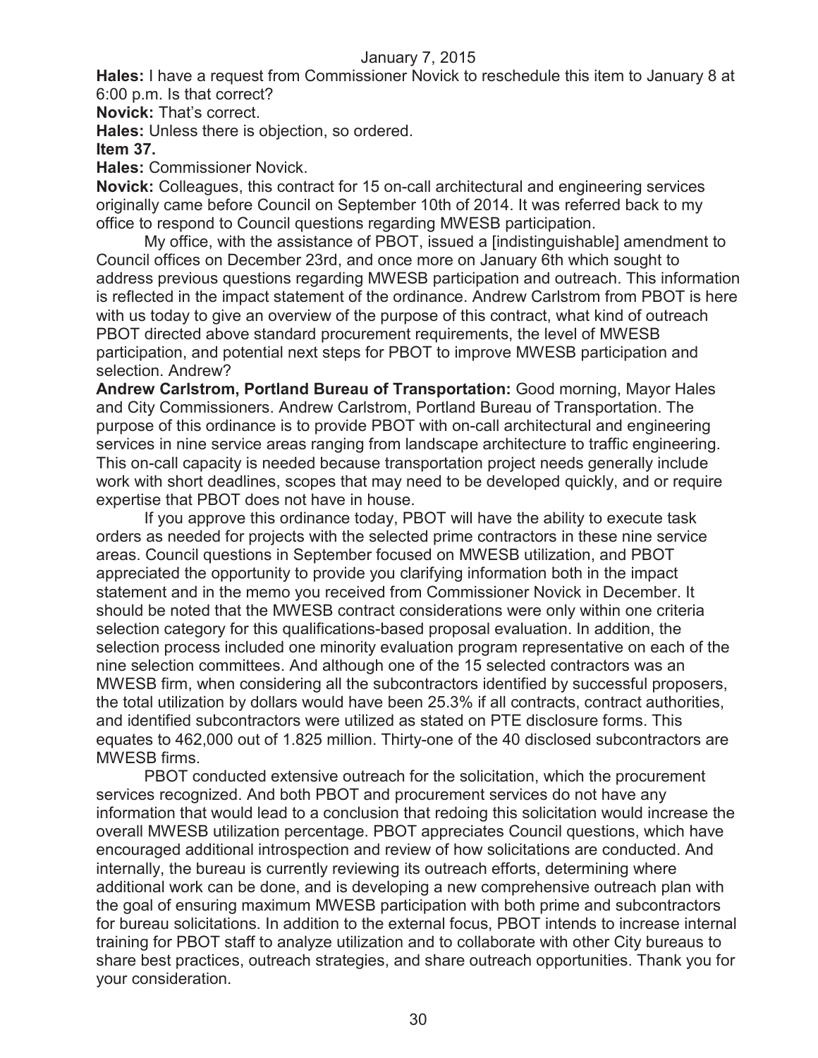January 7, 2015

**Hales:** I have a request from Commissioner Novick to reschedule this item to January 8 at 6:00 p.m. Is that correct?

**Novick:** That's correct.

**Hales:** Unless there is objection, so ordered.

**Item 37.**

**Hales:** Commissioner Novick.

**Novick:** Colleagues, this contract for 15 on-call architectural and engineering services originally came before Council on September 10th of 2014. It was referred back to my office to respond to Council questions regarding MWESB participation.

My office, with the assistance of PBOT, issued a [indistinguishable] amendment to Council offices on December 23rd, and once more on January 6th which sought to address previous questions regarding MWESB participation and outreach. This information is reflected in the impact statement of the ordinance. Andrew Carlstrom from PBOT is here with us today to give an overview of the purpose of this contract, what kind of outreach PBOT directed above standard procurement requirements, the level of MWESB participation, and potential next steps for PBOT to improve MWESB participation and selection. Andrew?

**Andrew Carlstrom, Portland Bureau of Transportation:** Good morning, Mayor Hales and City Commissioners. Andrew Carlstrom, Portland Bureau of Transportation. The purpose of this ordinance is to provide PBOT with on-call architectural and engineering services in nine service areas ranging from landscape architecture to traffic engineering. This on-call capacity is needed because transportation project needs generally include work with short deadlines, scopes that may need to be developed quickly, and or require expertise that PBOT does not have in house.

If you approve this ordinance today, PBOT will have the ability to execute task orders as needed for projects with the selected prime contractors in these nine service areas. Council questions in September focused on MWESB utilization, and PBOT appreciated the opportunity to provide you clarifying information both in the impact statement and in the memo you received from Commissioner Novick in December. It should be noted that the MWESB contract considerations were only within one criteria selection category for this qualifications-based proposal evaluation. In addition, the selection process included one minority evaluation program representative on each of the nine selection committees. And although one of the 15 selected contractors was an MWESB firm, when considering all the subcontractors identified by successful proposers, the total utilization by dollars would have been 25.3% if all contracts, contract authorities, and identified subcontractors were utilized as stated on PTE disclosure forms. This equates to 462,000 out of 1.825 million. Thirty-one of the 40 disclosed subcontractors are MWESB firms.

PBOT conducted extensive outreach for the solicitation, which the procurement services recognized. And both PBOT and procurement services do not have any information that would lead to a conclusion that redoing this solicitation would increase the overall MWESB utilization percentage. PBOT appreciates Council questions, which have encouraged additional introspection and review of how solicitations are conducted. And internally, the bureau is currently reviewing its outreach efforts, determining where additional work can be done, and is developing a new comprehensive outreach plan with the goal of ensuring maximum MWESB participation with both prime and subcontractors for bureau solicitations. In addition to the external focus, PBOT intends to increase internal training for PBOT staff to analyze utilization and to collaborate with other City bureaus to share best practices, outreach strategies, and share outreach opportunities. Thank you for your consideration.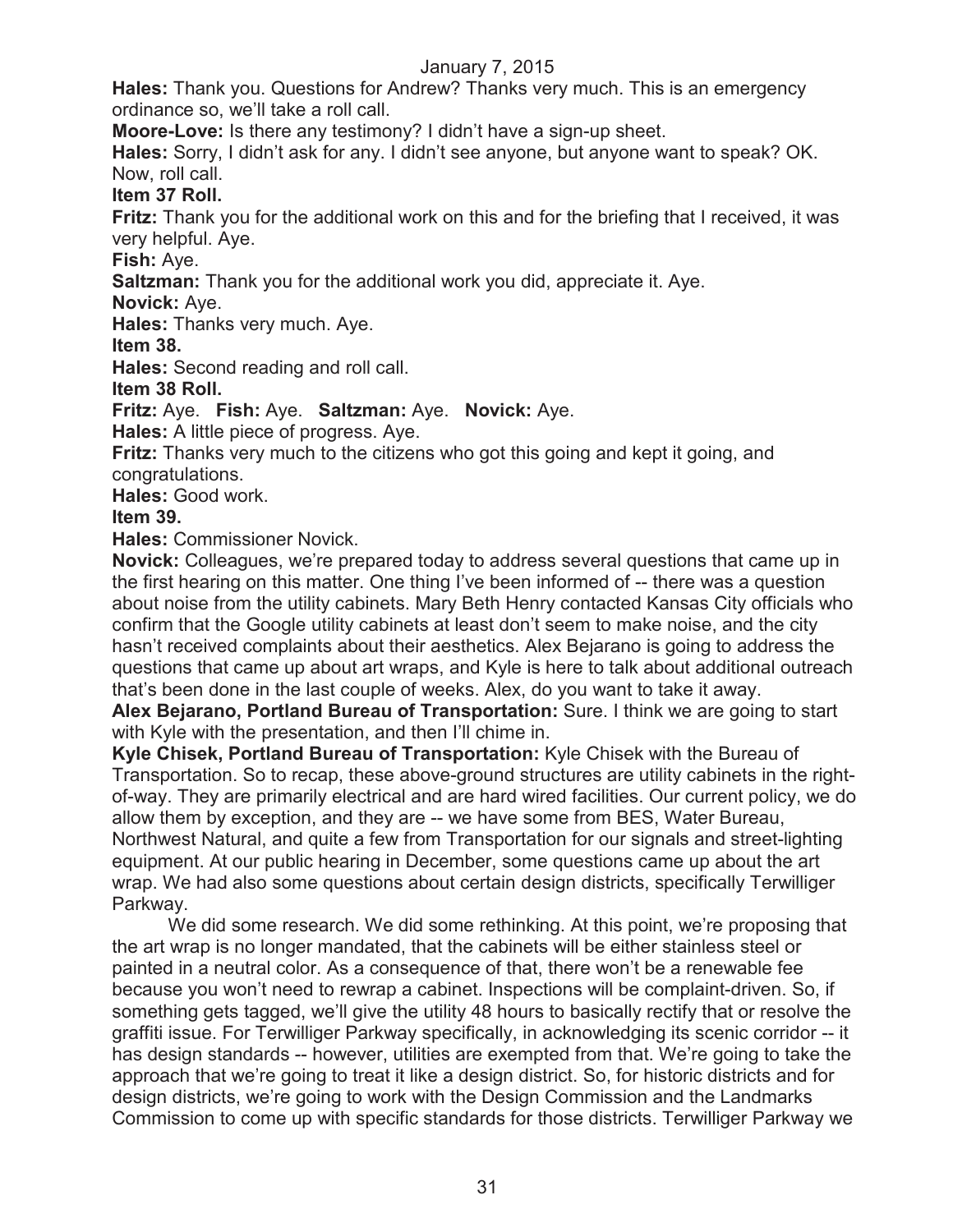**Hales:** Thank you. Questions for Andrew? Thanks very much. This is an emergency ordinance so, we'll take a roll call.

**Moore-Love:** Is there any testimony? I didn't have a sign-up sheet.

**Hales:** Sorry, I didn't ask for any. I didn't see anyone, but anyone want to speak? OK. Now, roll call.

**Item 37 Roll.**

**Fritz:** Thank you for the additional work on this and for the briefing that I received, it was very helpful. Aye.

**Fish:** Aye.

**Saltzman:** Thank you for the additional work you did, appreciate it. Aye.

**Novick:** Aye.

**Hales:** Thanks very much. Aye.

**Item 38.**

**Hales:** Second reading and roll call.

**Item 38 Roll.**

**Fritz:** Aye. **Fish:** Aye. **Saltzman:** Aye. **Novick:** Aye.

**Hales:** A little piece of progress. Aye.

**Fritz:** Thanks very much to the citizens who got this going and kept it going, and congratulations.

**Hales:** Good work.

**Item 39.**

**Hales:** Commissioner Novick.

**Novick:** Colleagues, we're prepared today to address several questions that came up in the first hearing on this matter. One thing I've been informed of -- there was a question about noise from the utility cabinets. Mary Beth Henry contacted Kansas City officials who confirm that the Google utility cabinets at least don't seem to make noise, and the city hasn't received complaints about their aesthetics. Alex Bejarano is going to address the questions that came up about art wraps, and Kyle is here to talk about additional outreach that's been done in the last couple of weeks. Alex, do you want to take it away.

**Alex Bejarano, Portland Bureau of Transportation:** Sure. I think we are going to start with Kyle with the presentation, and then I'll chime in.

**Kyle Chisek, Portland Bureau of Transportation:** Kyle Chisek with the Bureau of Transportation. So to recap, these above-ground structures are utility cabinets in the right-of-way. They are primarily electrical and are hard wired facilities. Our current policy, we do allow them by exception, and they are -- we have some from BES, Water Bureau, Northwest Natural, and quite a few from Transportation for our signals and street-lighting equipment. At our public hearing in December, some questions came up about the art wrap. We had also some questions about certain design districts, specifically Terwilliger Parkway.

We did some research. We did some rethinking. At this point, we're proposing that the art wrap is no longer mandated, that the cabinets will be either stainless steel or painted in a neutral color. As a consequence of that, there won't be a renewable fee because you won't need to rewrap a cabinet. Inspections will be complaint-driven. So, if something gets tagged, we'll give the utility 48 hours to basically rectify that or resolve the graffiti issue. For Terwilliger Parkway specifically, in acknowledging its scenic corridor -- it has design standards -- however, utilities are exempted from that. We're going to take the approach that we're going to treat it like a design district. So, for historic districts and for design districts, we're going to work with the Design Commission and the Landmarks Commission to come up with specific standards for those districts. Terwilliger Parkway we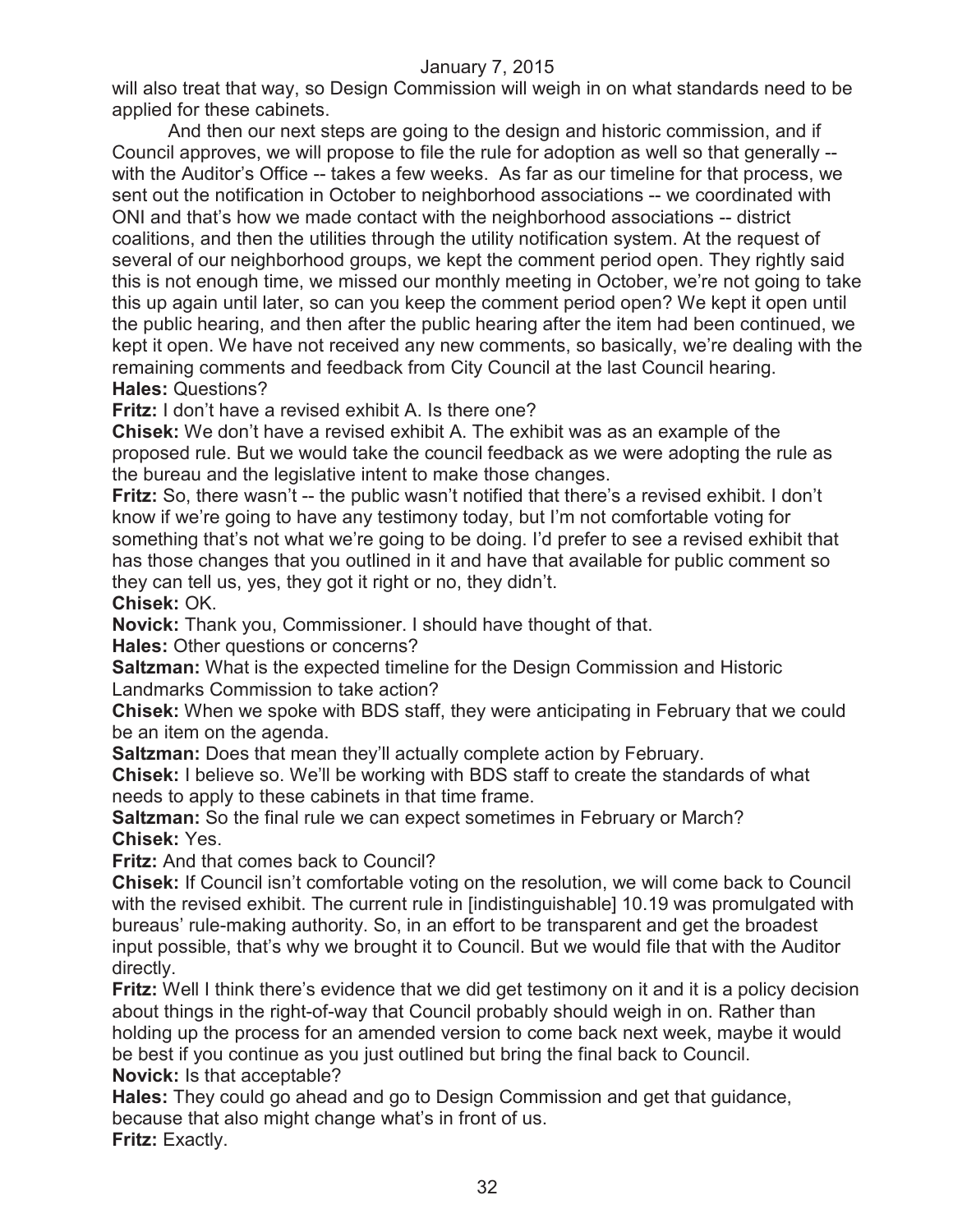will also treat that way, so Design Commission will weigh in on what standards need to be applied for these cabinets.

And then our next steps are going to the design and historic commission, and if Council approves, we will propose to file the rule for adoption as well so that generally -- with the Auditor's Office -- takes a few weeks. As far as our timeline for that process, we sent out the notification in October to neighborhood associations -- we coordinated with ONI and that's how we made contact with the neighborhood associations -- district coalitions, and then the utilities through the utility notification system. At the request of several of our neighborhood groups, we kept the comment period open. They rightly said this is not enough time, we missed our monthly meeting in October, we're not going to take this up again until later, so can you keep the comment period open? We kept it open until the public hearing, and then after the public hearing after the item had been continued, we kept it open. We have not received any new comments, so basically, we're dealing with the remaining comments and feedback from City Council at the last Council hearing.

**Hales:** Questions?

**Fritz:** I don't have a revised exhibit A. Is there one?

**Chisek:** We don't have a revised exhibit A. The exhibit was as an example of the proposed rule. But we would take the council feedback as we were adopting the rule as the bureau and the legislative intent to make those changes.

**Fritz:** So, there wasn't -- the public wasn't notified that there's a revised exhibit. I don't know if we're going to have any testimony today, but I'm not comfortable voting for something that's not what we're going to be doing. I'd prefer to see a revised exhibit that has those changes that you outlined in it and have that available for public comment so they can tell us, yes, they got it right or no, they didn't.

**Chisek:** OK.

**Novick:** Thank you, Commissioner. I should have thought of that.

**Hales:** Other questions or concerns?

**Saltzman:** What is the expected timeline for the Design Commission and Historic Landmarks Commission to take action?

**Chisek:** When we spoke with BDS staff, they were anticipating in February that we could be an item on the agenda.

**Saltzman:** Does that mean they'll actually complete action by February.

**Chisek:** I believe so. We'll be working with BDS staff to create the standards of what needs to apply to these cabinets in that time frame.

**Saltzman:** So the final rule we can expect sometimes in February or March?

**Chisek:** Yes.

**Fritz:** And that comes back to Council?

**Chisek:** If Council isn't comfortable voting on the resolution, we will come back to Council with the revised exhibit. The current rule in [indistinguishable] 10.19 was promulgated with bureaus' rule-making authority. So, in an effort to be transparent and get the broadest input possible, that's why we brought it to Council. But we would file that with the Auditor directly.

**Fritz:** Well I think there's evidence that we did get testimony on it and it is a policy decision about things in the right-of-way that Council probably should weigh in on. Rather than holding up the process for an amended version to come back next week, maybe it would be best if you continue as you just outlined but bring the final back to Council.

**Novick:** Is that acceptable?

**Hales:** They could go ahead and go to Design Commission and get that guidance, because that also might change what's in front of us.

**Fritz:** Exactly.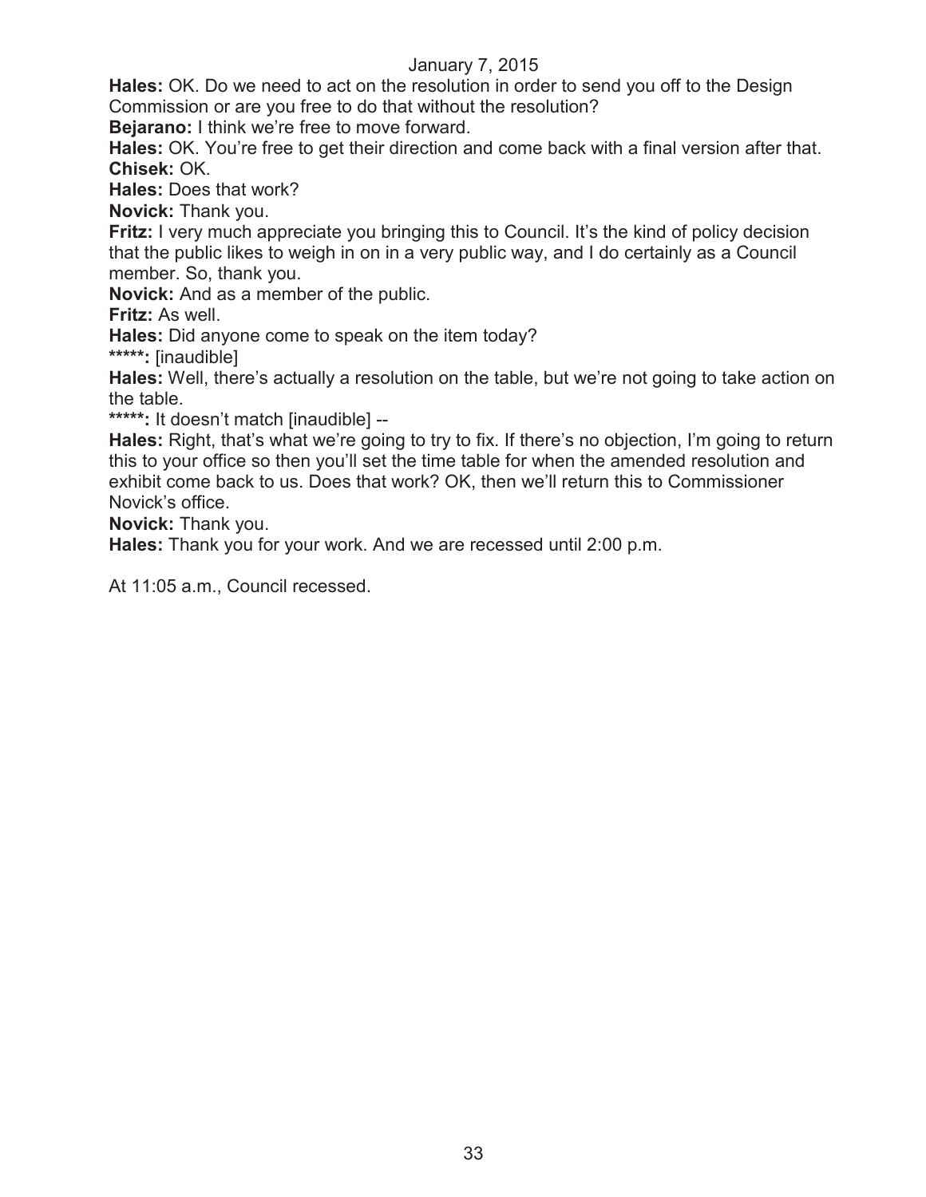**Hales:** OK. Do we need to act on the resolution in order to send you off to the Design Commission or are you free to do that without the resolution?

**Bejarano:** I think we're free to move forward.

**Hales:** OK. You're free to get their direction and come back with a final version after that.

**Chisek:** OK.

**Hales:** Does that work?

**Novick:** Thank you.

**Fritz:** I very much appreciate you bringing this to Council. It's the kind of policy decision that the public likes to weigh in on in a very public way, and I do certainly as a Council member. So, thank you.

**Novick:** And as a member of the public.

**Fritz:** As well.

**Hales:** Did anyone come to speak on the item today?

*****: [inaudible]

**Hales:** Well, there's actually a resolution on the table, but we're not going to take action on the table.

*****: It doesn't match [inaudible] --

**Hales:** Right, that's what we're going to try to fix. If there's no objection, I'm going to return this to your office so then you'll set the time table for when the amended resolution and exhibit come back to us. Does that work? OK, then we'll return this to Commissioner Novick's office.

**Novick:** Thank you.

**Hales:** Thank you for your work. And we are recessed until 2:00 p.m.

At 11:05 a.m., Council recessed.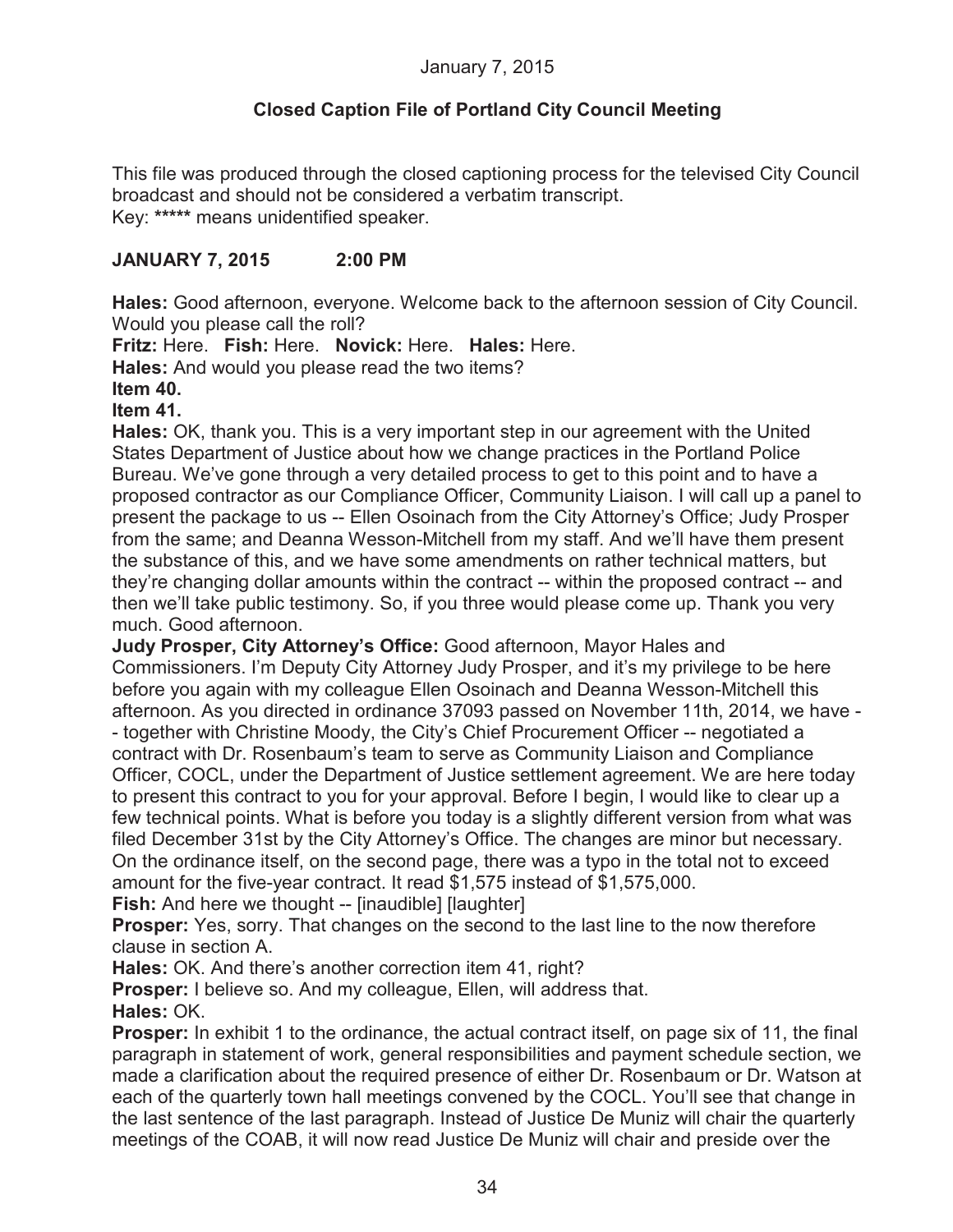January 7, 2015

## Closed Caption File of Portland City Council Meeting

This file was produced through the closed captioning process for the televised City Council broadcast and should not be considered a verbatim transcript.
Key: ***** means unidentified speaker.

### JANUARY 7, 2015 2:00 PM

**Hales:** Good afternoon, everyone. Welcome back to the afternoon session of City Council. Would you please call the roll?

**Fritz:** Here. **Fish:** Here. **Novick:** Here. **Hales:** Here.

**Hales:** And would you please read the two items?

**Item 40.**

**Item 41.**

**Hales:** OK, thank you. This is a very important step in our agreement with the United States Department of Justice about how we change practices in the Portland Police Bureau. We've gone through a very detailed process to get to this point and to have a proposed contractor as our Compliance Officer, Community Liaison. I will call up a panel to present the package to us -- Ellen Osoinach from the City Attorney's Office; Judy Prosper from the same; and Deanna Wesson-Mitchell from my staff. And we'll have them present the substance of this, and we have some amendments on rather technical matters, but they're changing dollar amounts within the contract -- within the proposed contract -- and then we'll take public testimony. So, if you three would please come up. Thank you very much. Good afternoon.

**Judy Prosper, City Attorney's Office:** Good afternoon, Mayor Hales and Commissioners. I'm Deputy City Attorney Judy Prosper, and it's my privilege to be here before you again with my colleague Ellen Osoinach and Deanna Wesson-Mitchell this afternoon. As you directed in ordinance 37093 passed on November 11th, 2014, we have -- together with Christine Moody, the City's Chief Procurement Officer -- negotiated a contract with Dr. Rosenbaum's team to serve as Community Liaison and Compliance Officer, COCL, under the Department of Justice settlement agreement. We are here today to present this contract to you for your approval. Before I begin, I would like to clear up a few technical points. What is before you today is a slightly different version from what was filed December 31st by the City Attorney's Office. The changes are minor but necessary. On the ordinance itself, on the second page, there was a typo in the total not to exceed amount for the five-year contract. It read $1,575 instead of $1,575,000.

**Fish:** And here we thought -- [inaudible] [laughter]

**Prosper:** Yes, sorry. That changes on the second to the last line to the now therefore clause in section A.

**Hales:** OK. And there's another correction item 41, right?

**Prosper:** I believe so. And my colleague, Ellen, will address that.

**Hales:** OK.

**Prosper:** In exhibit 1 to the ordinance, the actual contract itself, on page six of 11, the final paragraph in statement of work, general responsibilities and payment schedule section, we made a clarification about the required presence of either Dr. Rosenbaum or Dr. Watson at each of the quarterly town hall meetings convened by the COCL. You'll see that change in the last sentence of the last paragraph. Instead of Justice De Muniz will chair the quarterly meetings of the COAB, it will now read Justice De Muniz will chair and preside over the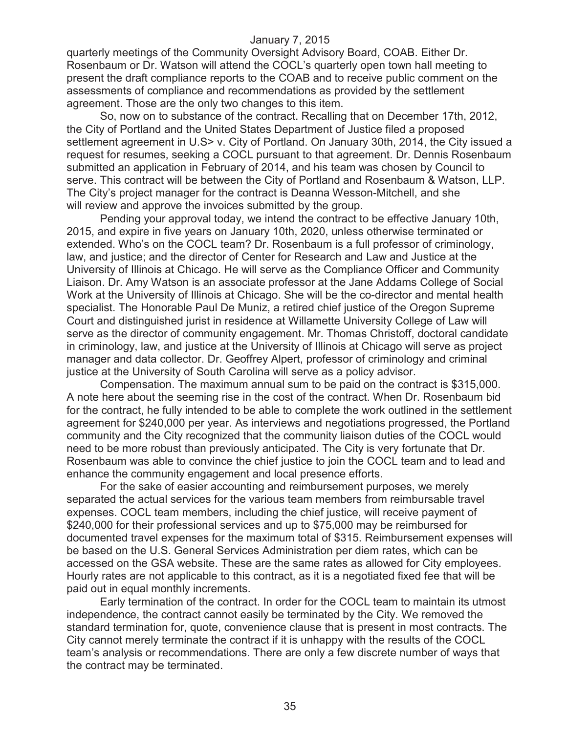quarterly meetings of the Community Oversight Advisory Board, COAB. Either Dr. Rosenbaum or Dr. Watson will attend the COCL's quarterly open town hall meeting to present the draft compliance reports to the COAB and to receive public comment on the assessments of compliance and recommendations as provided by the settlement agreement. Those are the only two changes to this item.

So, now on to substance of the contract. Recalling that on December 17th, 2012, the City of Portland and the United States Department of Justice filed a proposed settlement agreement in U.S> v. City of Portland. On January 30th, 2014, the City issued a request for resumes, seeking a COCL pursuant to that agreement. Dr. Dennis Rosenbaum submitted an application in February of 2014, and his team was chosen by Council to serve. This contract will be between the City of Portland and Rosenbaum & Watson, LLP. The City's project manager for the contract is Deanna Wesson-Mitchell, and she will review and approve the invoices submitted by the group.

Pending your approval today, we intend the contract to be effective January 10th, 2015, and expire in five years on January 10th, 2020, unless otherwise terminated or extended. Who's on the COCL team? Dr. Rosenbaum is a full professor of criminology, law, and justice; and the director of Center for Research and Law and Justice at the University of Illinois at Chicago. He will serve as the Compliance Officer and Community Liaison. Dr. Amy Watson is an associate professor at the Jane Addams College of Social Work at the University of Illinois at Chicago. She will be the co-director and mental health specialist. The Honorable Paul De Muniz, a retired chief justice of the Oregon Supreme Court and distinguished jurist in residence at Willamette University College of Law will serve as the director of community engagement. Mr. Thomas Christoff, doctoral candidate in criminology, law, and justice at the University of Illinois at Chicago will serve as project manager and data collector. Dr. Geoffrey Alpert, professor of criminology and criminal justice at the University of South Carolina will serve as a policy advisor.

Compensation. The maximum annual sum to be paid on the contract is \$315,000. A note here about the seeming rise in the cost of the contract. When Dr. Rosenbaum bid for the contract, he fully intended to be able to complete the work outlined in the settlement agreement for \$240,000 per year. As interviews and negotiations progressed, the Portland community and the City recognized that the community liaison duties of the COCL would need to be more robust than previously anticipated. The City is very fortunate that Dr. Rosenbaum was able to convince the chief justice to join the COCL team and to lead and enhance the community engagement and local presence efforts.

For the sake of easier accounting and reimbursement purposes, we merely separated the actual services for the various team members from reimbursable travel expenses. COCL team members, including the chief justice, will receive payment of \$240,000 for their professional services and up to \$75,000 may be reimbursed for documented travel expenses for the maximum total of \$315. Reimbursement expenses will be based on the U.S. General Services Administration per diem rates, which can be accessed on the GSA website. These are the same rates as allowed for City employees. Hourly rates are not applicable to this contract, as it is a negotiated fixed fee that will be paid out in equal monthly increments.

Early termination of the contract. In order for the COCL team to maintain its utmost independence, the contract cannot easily be terminated by the City. We removed the standard termination for, quote, convenience clause that is present in most contracts. The City cannot merely terminate the contract if it is unhappy with the results of the COCL team's analysis or recommendations. There are only a few discrete number of ways that the contract may be terminated.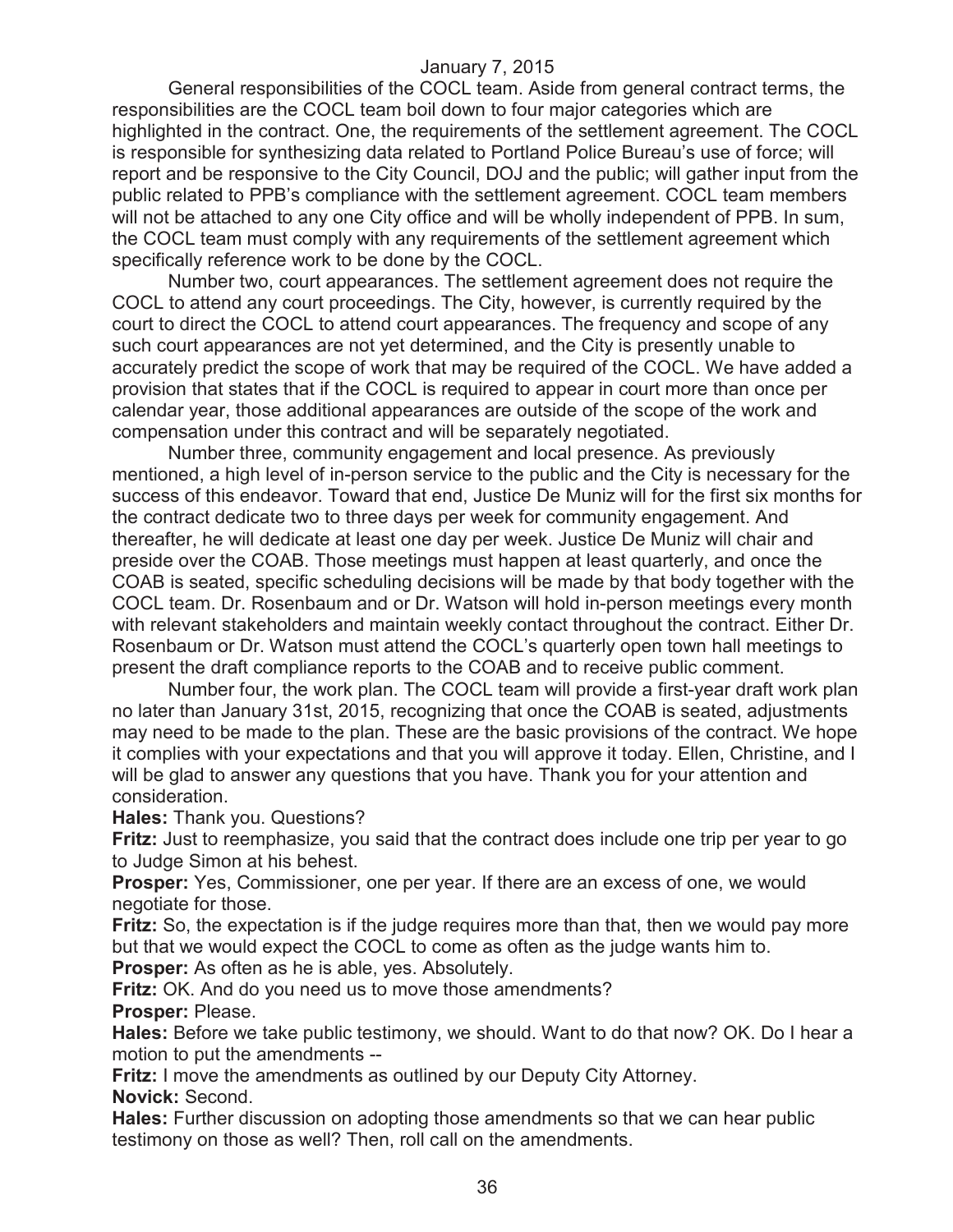General responsibilities of the COCL team. Aside from general contract terms, the responsibilities are the COCL team boil down to four major categories which are highlighted in the contract. One, the requirements of the settlement agreement. The COCL is responsible for synthesizing data related to Portland Police Bureau's use of force; will report and be responsive to the City Council, DOJ and the public; will gather input from the public related to PPB's compliance with the settlement agreement. COCL team members will not be attached to any one City office and will be wholly independent of PPB. In sum, the COCL team must comply with any requirements of the settlement agreement which specifically reference work to be done by the COCL.

Number two, court appearances. The settlement agreement does not require the COCL to attend any court proceedings. The City, however, is currently required by the court to direct the COCL to attend court appearances. The frequency and scope of any such court appearances are not yet determined, and the City is presently unable to accurately predict the scope of work that may be required of the COCL. We have added a provision that states that if the COCL is required to appear in court more than once per calendar year, those additional appearances are outside of the scope of the work and compensation under this contract and will be separately negotiated.

Number three, community engagement and local presence. As previously mentioned, a high level of in-person service to the public and the City is necessary for the success of this endeavor. Toward that end, Justice De Muniz will for the first six months for the contract dedicate two to three days per week for community engagement. And thereafter, he will dedicate at least one day per week. Justice De Muniz will chair and preside over the COAB. Those meetings must happen at least quarterly, and once the COAB is seated, specific scheduling decisions will be made by that body together with the COCL team. Dr. Rosenbaum and or Dr. Watson will hold in-person meetings every month with relevant stakeholders and maintain weekly contact throughout the contract. Either Dr. Rosenbaum or Dr. Watson must attend the COCL's quarterly open town hall meetings to present the draft compliance reports to the COAB and to receive public comment.

Number four, the work plan. The COCL team will provide a first-year draft work plan no later than January 31st, 2015, recognizing that once the COAB is seated, adjustments may need to be made to the plan. These are the basic provisions of the contract. We hope it complies with your expectations and that you will approve it today. Ellen, Christine, and I will be glad to answer any questions that you have. Thank you for your attention and consideration.

**Hales:** Thank you. Questions?

**Fritz:** Just to reemphasize, you said that the contract does include one trip per year to go to Judge Simon at his behest.

**Prosper:** Yes, Commissioner, one per year. If there are an excess of one, we would negotiate for those.

**Fritz:** So, the expectation is if the judge requires more than that, then we would pay more but that we would expect the COCL to come as often as the judge wants him to.

**Prosper:** As often as he is able, yes. Absolutely.

**Fritz:** OK. And do you need us to move those amendments?

**Prosper:** Please.

**Hales:** Before we take public testimony, we should. Want to do that now? OK. Do I hear a motion to put the amendments --

**Fritz:** I move the amendments as outlined by our Deputy City Attorney.

**Novick:** Second.

**Hales:** Further discussion on adopting those amendments so that we can hear public testimony on those as well? Then, roll call on the amendments.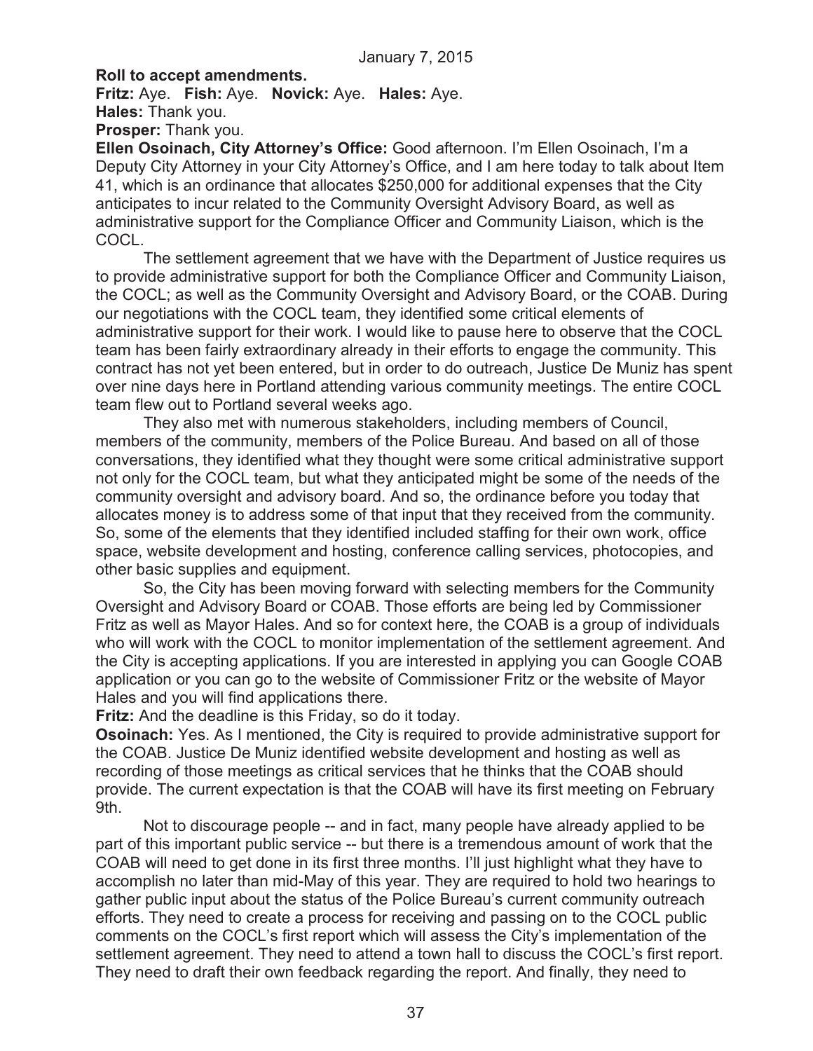**Roll to accept amendments.**

**Fritz:** Aye. **Fish:** Aye. **Novick:** Aye. **Hales:** Aye.

**Hales:** Thank you.

**Prosper:** Thank you.

**Ellen Osoinach, City Attorney's Office:** Good afternoon. I'm Ellen Osoinach, I'm a Deputy City Attorney in your City Attorney's Office, and I am here today to talk about Item 41, which is an ordinance that allocates $250,000 for additional expenses that the City anticipates to incur related to the Community Oversight Advisory Board, as well as administrative support for the Compliance Officer and Community Liaison, which is the COCL.

The settlement agreement that we have with the Department of Justice requires us to provide administrative support for both the Compliance Officer and Community Liaison, the COCL; as well as the Community Oversight and Advisory Board, or the COAB. During our negotiations with the COCL team, they identified some critical elements of administrative support for their work. I would like to pause here to observe that the COCL team has been fairly extraordinary already in their efforts to engage the community. This contract has not yet been entered, but in order to do outreach, Justice De Muniz has spent over nine days here in Portland attending various community meetings. The entire COCL team flew out to Portland several weeks ago.

They also met with numerous stakeholders, including members of Council, members of the community, members of the Police Bureau. And based on all of those conversations, they identified what they thought were some critical administrative support not only for the COCL team, but what they anticipated might be some of the needs of the community oversight and advisory board. And so, the ordinance before you today that allocates money is to address some of that input that they received from the community. So, some of the elements that they identified included staffing for their own work, office space, website development and hosting, conference calling services, photocopies, and other basic supplies and equipment.

So, the City has been moving forward with selecting members for the Community Oversight and Advisory Board or COAB. Those efforts are being led by Commissioner Fritz as well as Mayor Hales. And so for context here, the COAB is a group of individuals who will work with the COCL to monitor implementation of the settlement agreement. And the City is accepting applications. If you are interested in applying you can Google COAB application or you can go to the website of Commissioner Fritz or the website of Mayor Hales and you will find applications there.

**Fritz:** And the deadline is this Friday, so do it today.

**Osoinach:** Yes. As I mentioned, the City is required to provide administrative support for the COAB. Justice De Muniz identified website development and hosting as well as recording of those meetings as critical services that he thinks that the COAB should provide. The current expectation is that the COAB will have its first meeting on February 9th.

Not to discourage people -- and in fact, many people have already applied to be part of this important public service -- but there is a tremendous amount of work that the COAB will need to get done in its first three months. I'll just highlight what they have to accomplish no later than mid-May of this year. They are required to hold two hearings to gather public input about the status of the Police Bureau's current community outreach efforts. They need to create a process for receiving and passing on to the COCL public comments on the COCL's first report which will assess the City's implementation of the settlement agreement. They need to attend a town hall to discuss the COCL's first report. They need to draft their own feedback regarding the report. And finally, they need to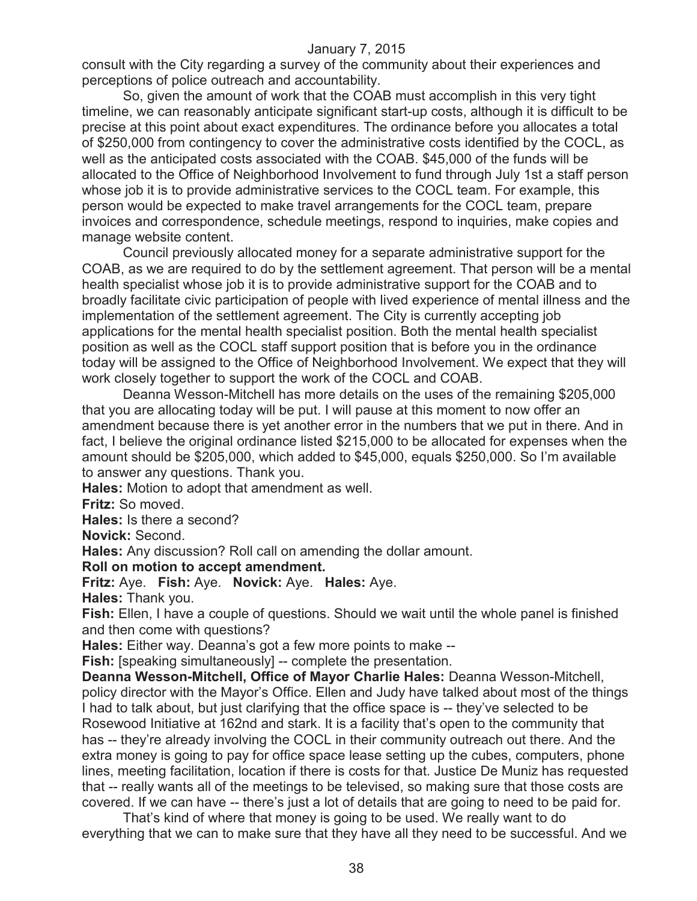consult with the City regarding a survey of the community about their experiences and perceptions of police outreach and accountability.

So, given the amount of work that the COAB must accomplish in this very tight timeline, we can reasonably anticipate significant start-up costs, although it is difficult to be precise at this point about exact expenditures. The ordinance before you allocates a total of $250,000 from contingency to cover the administrative costs identified by the COCL, as well as the anticipated costs associated with the COAB. $45,000 of the funds will be allocated to the Office of Neighborhood Involvement to fund through July 1st a staff person whose job it is to provide administrative services to the COCL team. For example, this person would be expected to make travel arrangements for the COCL team, prepare invoices and correspondence, schedule meetings, respond to inquiries, make copies and manage website content.

Council previously allocated money for a separate administrative support for the COAB, as we are required to do by the settlement agreement. That person will be a mental health specialist whose job it is to provide administrative support for the COAB and to broadly facilitate civic participation of people with lived experience of mental illness and the implementation of the settlement agreement. The City is currently accepting job applications for the mental health specialist position. Both the mental health specialist position as well as the COCL staff support position that is before you in the ordinance today will be assigned to the Office of Neighborhood Involvement. We expect that they will work closely together to support the work of the COCL and COAB.

Deanna Wesson-Mitchell has more details on the uses of the remaining $205,000 that you are allocating today will be put. I will pause at this moment to now offer an amendment because there is yet another error in the numbers that we put in there. And in fact, I believe the original ordinance listed $215,000 to be allocated for expenses when the amount should be $205,000, which added to $45,000, equals $250,000. So I'm available to answer any questions. Thank you.

**Hales:** Motion to adopt that amendment as well.

**Fritz:** So moved.

**Hales:** Is there a second?

**Novick:** Second.

**Hales:** Any discussion? Roll call on amending the dollar amount.

**Roll on motion to accept amendment.**

**Fritz:** Aye. **Fish:** Aye. **Novick:** Aye. **Hales:** Aye.

**Hales:** Thank you.

**Fish:** Ellen, I have a couple of questions. Should we wait until the whole panel is finished and then come with questions?

**Hales:** Either way. Deanna's got a few more points to make --

**Fish:** [speaking simultaneously] -- complete the presentation.

**Deanna Wesson-Mitchell, Office of Mayor Charlie Hales:** Deanna Wesson-Mitchell, policy director with the Mayor's Office. Ellen and Judy have talked about most of the things I had to talk about, but just clarifying that the office space is -- they've selected to be Rosewood Initiative at 162nd and stark. It is a facility that's open to the community that has -- they're already involving the COCL in their community outreach out there. And the extra money is going to pay for office space lease setting up the cubes, computers, phone lines, meeting facilitation, location if there is costs for that. Justice De Muniz has requested that -- really wants all of the meetings to be televised, so making sure that those costs are covered. If we can have -- there's just a lot of details that are going to need to be paid for.

That's kind of where that money is going to be used. We really want to do everything that we can to make sure that they have all they need to be successful. And we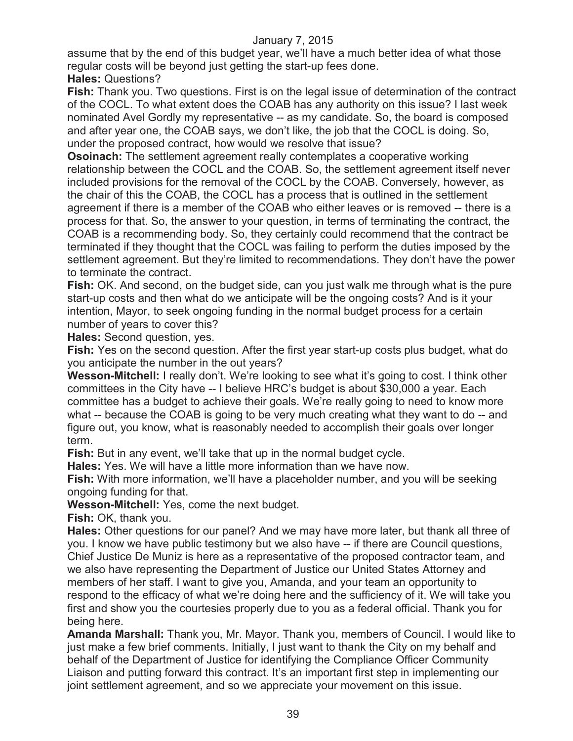assume that by the end of this budget year, we'll have a much better idea of what those regular costs will be beyond just getting the start-up fees done.

**Hales:** Questions?

**Fish:** Thank you. Two questions. First is on the legal issue of determination of the contract of the COCL. To what extent does the COAB has any authority on this issue? I last week nominated Avel Gordly my representative -- as my candidate. So, the board is composed and after year one, the COAB says, we don't like, the job that the COCL is doing. So, under the proposed contract, how would we resolve that issue?

**Osoinach:** The settlement agreement really contemplates a cooperative working relationship between the COCL and the COAB. So, the settlement agreement itself never included provisions for the removal of the COCL by the COAB. Conversely, however, as the chair of this the COAB, the COCL has a process that is outlined in the settlement agreement if there is a member of the COAB who either leaves or is removed -- there is a process for that. So, the answer to your question, in terms of terminating the contract, the COAB is a recommending body. So, they certainly could recommend that the contract be terminated if they thought that the COCL was failing to perform the duties imposed by the settlement agreement. But they're limited to recommendations. They don't have the power to terminate the contract.

**Fish:** OK. And second, on the budget side, can you just walk me through what is the pure start-up costs and then what do we anticipate will be the ongoing costs? And is it your intention, Mayor, to seek ongoing funding in the normal budget process for a certain number of years to cover this?

**Hales:** Second question, yes.

**Fish:** Yes on the second question. After the first year start-up costs plus budget, what do you anticipate the number in the out years?

**Wesson-Mitchell:** I really don't. We're looking to see what it's going to cost. I think other committees in the City have -- I believe HRC's budget is about $30,000 a year. Each committee has a budget to achieve their goals. We're really going to need to know more what -- because the COAB is going to be very much creating what they want to do -- and figure out, you know, what is reasonably needed to accomplish their goals over longer term.

**Fish:** But in any event, we'll take that up in the normal budget cycle.

**Hales:** Yes. We will have a little more information than we have now.

**Fish:** With more information, we'll have a placeholder number, and you will be seeking ongoing funding for that.

**Wesson-Mitchell:** Yes, come the next budget.

**Fish:** OK, thank you.

**Hales:** Other questions for our panel? And we may have more later, but thank all three of you. I know we have public testimony but we also have -- if there are Council questions, Chief Justice De Muniz is here as a representative of the proposed contractor team, and we also have representing the Department of Justice our United States Attorney and members of her staff. I want to give you, Amanda, and your team an opportunity to respond to the efficacy of what we're doing here and the sufficiency of it. We will take you first and show you the courtesies properly due to you as a federal official. Thank you for being here.

**Amanda Marshall:** Thank you, Mr. Mayor. Thank you, members of Council. I would like to just make a few brief comments. Initially, I just want to thank the City on my behalf and behalf of the Department of Justice for identifying the Compliance Officer Community Liaison and putting forward this contract. It's an important first step in implementing our joint settlement agreement, and so we appreciate your movement on this issue.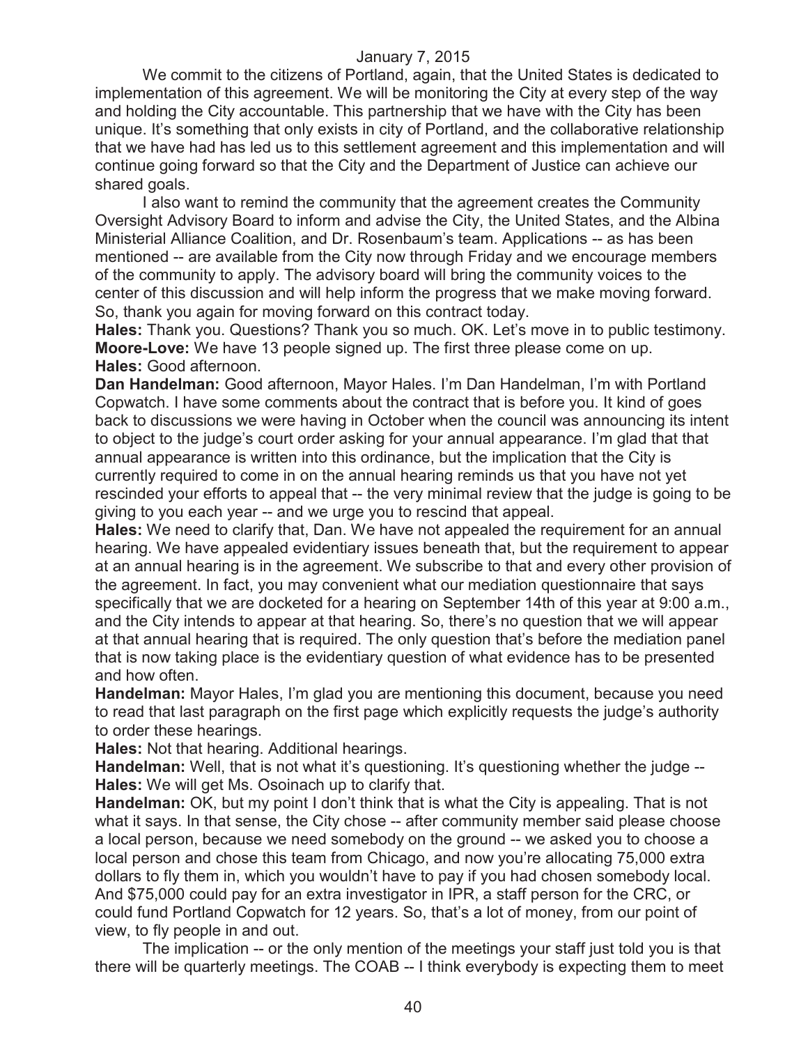January 7, 2015

We commit to the citizens of Portland, again, that the United States is dedicated to implementation of this agreement. We will be monitoring the City at every step of the way and holding the City accountable. This partnership that we have with the City has been unique. It's something that only exists in city of Portland, and the collaborative relationship that we have had has led us to this settlement agreement and this implementation and will continue going forward so that the City and the Department of Justice can achieve our shared goals.

I also want to remind the community that the agreement creates the Community Oversight Advisory Board to inform and advise the City, the United States, and the Albina Ministerial Alliance Coalition, and Dr. Rosenbaum's team. Applications -- as has been mentioned -- are available from the City now through Friday and we encourage members of the community to apply. The advisory board will bring the community voices to the center of this discussion and will help inform the progress that we make moving forward. So, thank you again for moving forward on this contract today.

**Hales:** Thank you. Questions? Thank you so much. OK. Let's move in to public testimony.

**Moore-Love:** We have 13 people signed up. The first three please come on up.

**Hales:** Good afternoon.

**Dan Handelman:** Good afternoon, Mayor Hales. I'm Dan Handelman, I'm with Portland Copwatch. I have some comments about the contract that is before you. It kind of goes back to discussions we were having in October when the council was announcing its intent to object to the judge's court order asking for your annual appearance. I'm glad that that annual appearance is written into this ordinance, but the implication that the City is currently required to come in on the annual hearing reminds us that you have not yet rescinded your efforts to appeal that -- the very minimal review that the judge is going to be giving to you each year -- and we urge you to rescind that appeal.

**Hales:** We need to clarify that, Dan. We have not appealed the requirement for an annual hearing. We have appealed evidentiary issues beneath that, but the requirement to appear at an annual hearing is in the agreement. We subscribe to that and every other provision of the agreement. In fact, you may convenient what our mediation questionnaire that says specifically that we are docketed for a hearing on September 14th of this year at 9:00 a.m., and the City intends to appear at that hearing. So, there's no question that we will appear at that annual hearing that is required. The only question that's before the mediation panel that is now taking place is the evidentiary question of what evidence has to be presented and how often.

**Handelman:** Mayor Hales, I'm glad you are mentioning this document, because you need to read that last paragraph on the first page which explicitly requests the judge's authority to order these hearings.

**Hales:** Not that hearing. Additional hearings.

**Handelman:** Well, that is not what it's questioning. It's questioning whether the judge --

**Hales:** We will get Ms. Osoinach up to clarify that.

**Handelman:** OK, but my point I don't think that is what the City is appealing. That is not what it says. In that sense, the City chose -- after community member said please choose a local person, because we need somebody on the ground -- we asked you to choose a local person and chose this team from Chicago, and now you're allocating 75,000 extra dollars to fly them in, which you wouldn't have to pay if you had chosen somebody local. And $75,000 could pay for an extra investigator in IPR, a staff person for the CRC, or could fund Portland Copwatch for 12 years. So, that's a lot of money, from our point of view, to fly people in and out.

The implication -- or the only mention of the meetings your staff just told you is that there will be quarterly meetings. The COAB -- I think everybody is expecting them to meet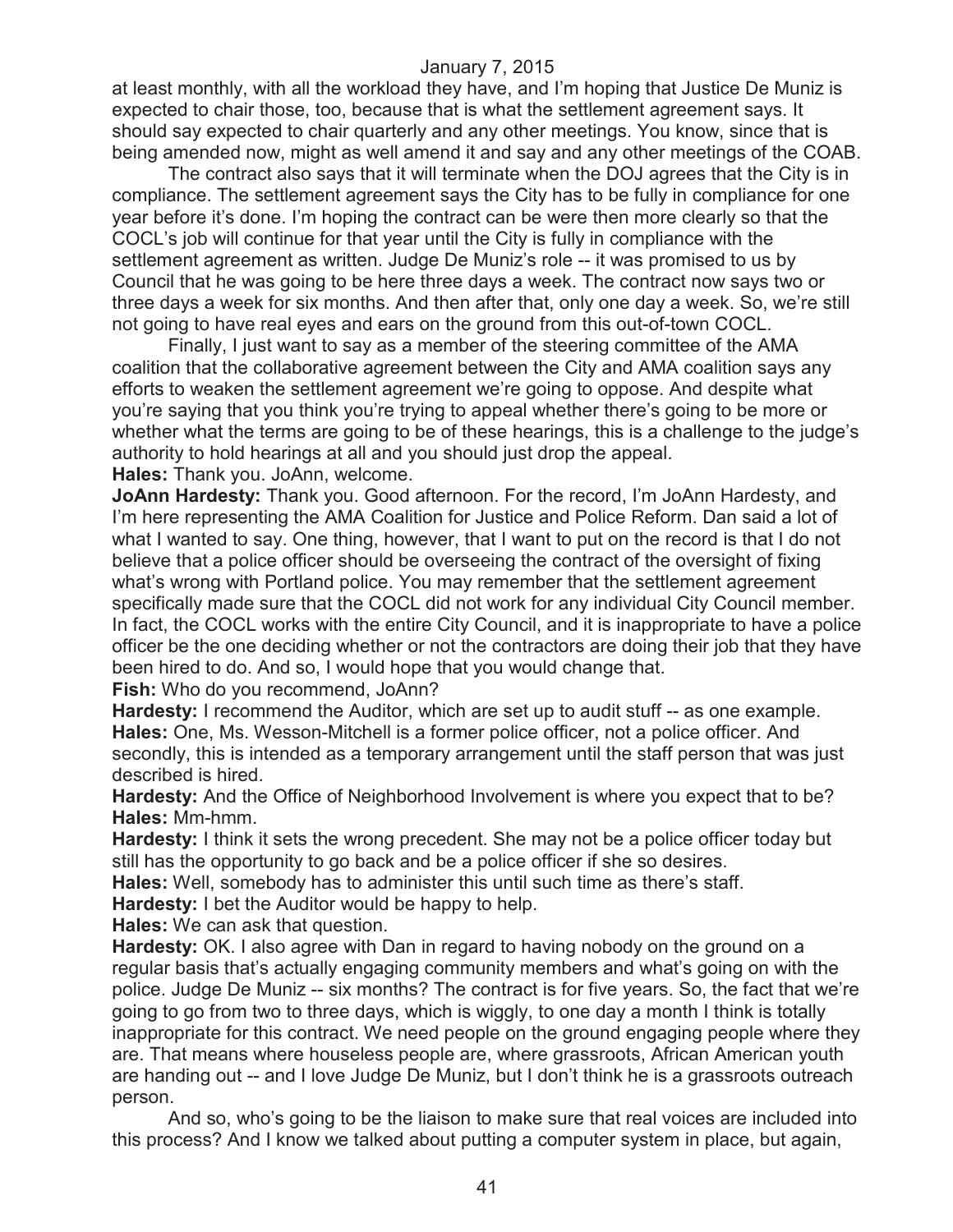at least monthly, with all the workload they have, and I'm hoping that Justice De Muniz is expected to chair those, too, because that is what the settlement agreement says. It should say expected to chair quarterly and any other meetings. You know, since that is being amended now, might as well amend it and say and any other meetings of the COAB.

The contract also says that it will terminate when the DOJ agrees that the City is in compliance. The settlement agreement says the City has to be fully in compliance for one year before it's done. I'm hoping the contract can be were then more clearly so that the COCL's job will continue for that year until the City is fully in compliance with the settlement agreement as written. Judge De Muniz's role -- it was promised to us by Council that he was going to be here three days a week. The contract now says two or three days a week for six months. And then after that, only one day a week. So, we're still not going to have real eyes and ears on the ground from this out-of-town COCL.

Finally, I just want to say as a member of the steering committee of the AMA coalition that the collaborative agreement between the City and AMA coalition says any efforts to weaken the settlement agreement we're going to oppose. And despite what you're saying that you think you're trying to appeal whether there's going to be more or whether what the terms are going to be of these hearings, this is a challenge to the judge's authority to hold hearings at all and you should just drop the appeal.

**Hales:** Thank you. JoAnn, welcome.

**JoAnn Hardesty:** Thank you. Good afternoon. For the record, I'm JoAnn Hardesty, and I'm here representing the AMA Coalition for Justice and Police Reform. Dan said a lot of what I wanted to say. One thing, however, that I want to put on the record is that I do not believe that a police officer should be overseeing the contract of the oversight of fixing what's wrong with Portland police. You may remember that the settlement agreement specifically made sure that the COCL did not work for any individual City Council member. In fact, the COCL works with the entire City Council, and it is inappropriate to have a police officer be the one deciding whether or not the contractors are doing their job that they have been hired to do. And so, I would hope that you would change that.

**Fish:** Who do you recommend, JoAnn?

**Hardesty:** I recommend the Auditor, which are set up to audit stuff -- as one example.

**Hales:** One, Ms. Wesson-Mitchell is a former police officer, not a police officer. And secondly, this is intended as a temporary arrangement until the staff person that was just described is hired.

**Hardesty:** And the Office of Neighborhood Involvement is where you expect that to be?

**Hales:** Mm-hmm.

**Hardesty:** I think it sets the wrong precedent. She may not be a police officer today but still has the opportunity to go back and be a police officer if she so desires.

**Hales:** Well, somebody has to administer this until such time as there's staff.

**Hardesty:** I bet the Auditor would be happy to help.

**Hales:** We can ask that question.

**Hardesty:** OK. I also agree with Dan in regard to having nobody on the ground on a regular basis that's actually engaging community members and what's going on with the police. Judge De Muniz -- six months? The contract is for five years. So, the fact that we're going to go from two to three days, which is wiggly, to one day a month I think is totally inappropriate for this contract. We need people on the ground engaging people where they are. That means where houseless people are, where grassroots, African American youth are handing out -- and I love Judge De Muniz, but I don't think he is a grassroots outreach person.

And so, who's going to be the liaison to make sure that real voices are included into this process? And I know we talked about putting a computer system in place, but again,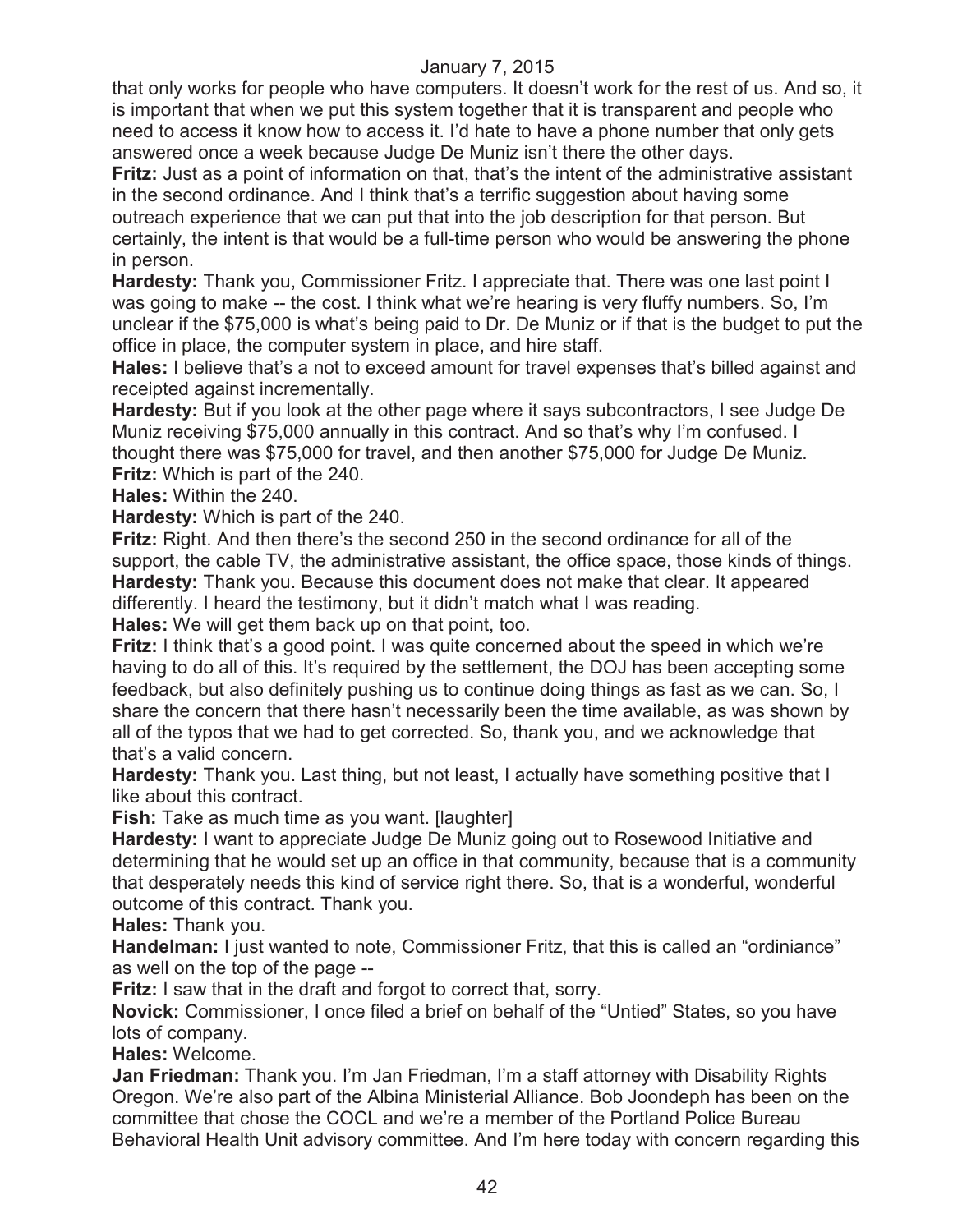that only works for people who have computers. It doesn't work for the rest of us. And so, it is important that when we put this system together that it is transparent and people who need to access it know how to access it. I'd hate to have a phone number that only gets answered once a week because Judge De Muniz isn't there the other days.

**Fritz:** Just as a point of information on that, that's the intent of the administrative assistant in the second ordinance. And I think that's a terrific suggestion about having some outreach experience that we can put that into the job description for that person. But certainly, the intent is that would be a full-time person who would be answering the phone in person.

**Hardesty:** Thank you, Commissioner Fritz. I appreciate that. There was one last point I was going to make -- the cost. I think what we're hearing is very fluffy numbers. So, I'm unclear if the $75,000 is what's being paid to Dr. De Muniz or if that is the budget to put the office in place, the computer system in place, and hire staff.

**Hales:** I believe that's a not to exceed amount for travel expenses that's billed against and receipted against incrementally.

**Hardesty:** But if you look at the other page where it says subcontractors, I see Judge De Muniz receiving $75,000 annually in this contract. And so that's why I'm confused. I thought there was $75,000 for travel, and then another $75,000 for Judge De Muniz.

**Fritz:** Which is part of the 240.

**Hales:** Within the 240.

**Hardesty:** Which is part of the 240.

**Fritz:** Right. And then there's the second 250 in the second ordinance for all of the support, the cable TV, the administrative assistant, the office space, those kinds of things.

**Hardesty:** Thank you. Because this document does not make that clear. It appeared differently. I heard the testimony, but it didn't match what I was reading.

**Hales:** We will get them back up on that point, too.

**Fritz:** I think that's a good point. I was quite concerned about the speed in which we're having to do all of this. It's required by the settlement, the DOJ has been accepting some feedback, but also definitely pushing us to continue doing things as fast as we can. So, I share the concern that there hasn't necessarily been the time available, as was shown by all of the typos that we had to get corrected. So, thank you, and we acknowledge that that's a valid concern.

**Hardesty:** Thank you. Last thing, but not least, I actually have something positive that I like about this contract.

**Fish:** Take as much time as you want. [laughter]

**Hardesty:** I want to appreciate Judge De Muniz going out to Rosewood Initiative and determining that he would set up an office in that community, because that is a community that desperately needs this kind of service right there. So, that is a wonderful, wonderful outcome of this contract. Thank you.

**Hales:** Thank you.

**Handelman:** I just wanted to note, Commissioner Fritz, that this is called an "ordiniance" as well on the top of the page --

**Fritz:** I saw that in the draft and forgot to correct that, sorry.

**Novick:** Commissioner, I once filed a brief on behalf of the "Untied" States, so you have lots of company.

**Hales:** Welcome.

**Jan Friedman:** Thank you. I'm Jan Friedman, I'm a staff attorney with Disability Rights Oregon. We're also part of the Albina Ministerial Alliance. Bob Joondeph has been on the committee that chose the COCL and we're a member of the Portland Police Bureau Behavioral Health Unit advisory committee. And I'm here today with concern regarding this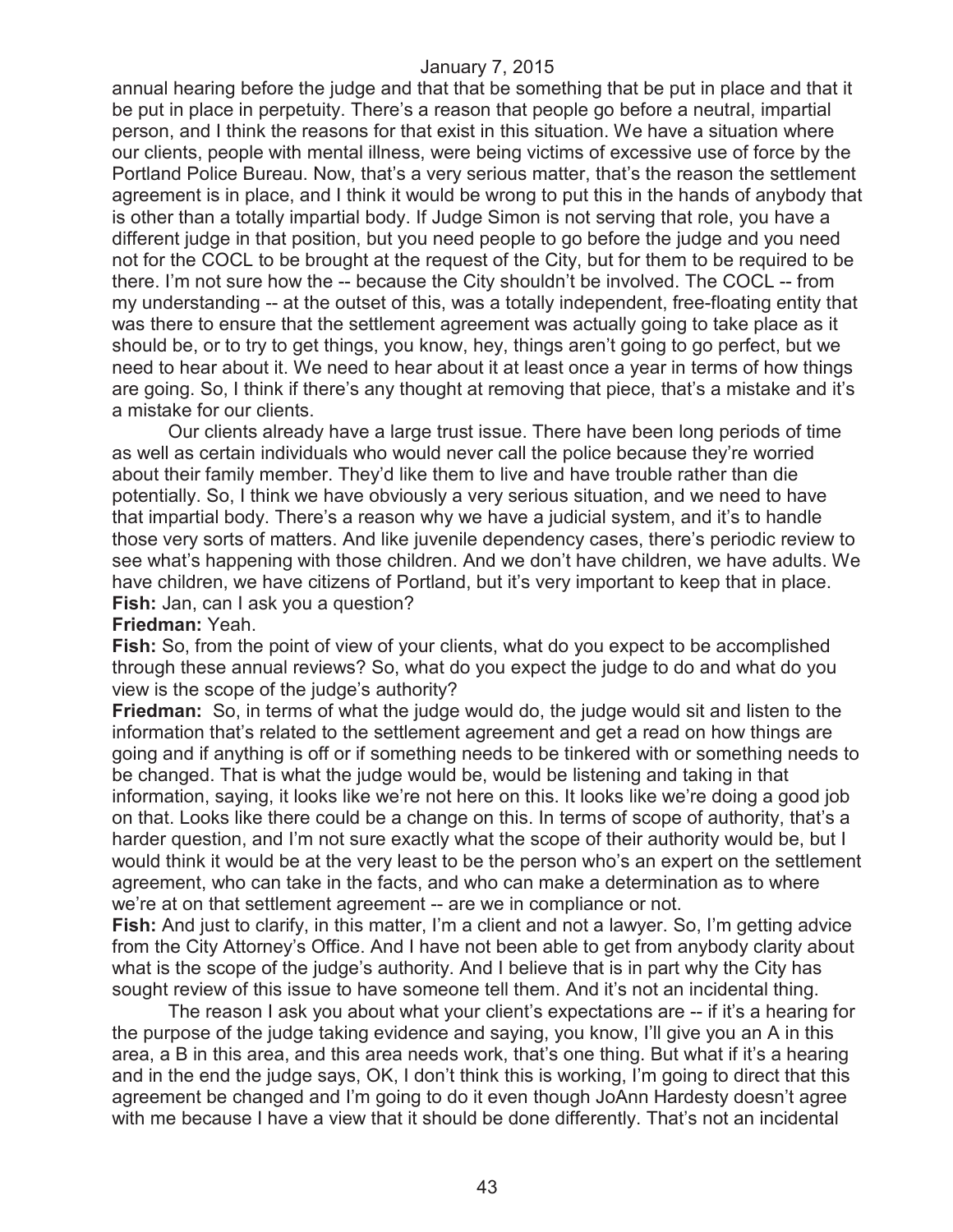annual hearing before the judge and that that be something that be put in place and that it be put in place in perpetuity. There's a reason that people go before a neutral, impartial person, and I think the reasons for that exist in this situation. We have a situation where our clients, people with mental illness, were being victims of excessive use of force by the Portland Police Bureau. Now, that's a very serious matter, that's the reason the settlement agreement is in place, and I think it would be wrong to put this in the hands of anybody that is other than a totally impartial body. If Judge Simon is not serving that role, you have a different judge in that position, but you need people to go before the judge and you need not for the COCL to be brought at the request of the City, but for them to be required to be there. I'm not sure how the -- because the City shouldn't be involved. The COCL -- from my understanding -- at the outset of this, was a totally independent, free-floating entity that was there to ensure that the settlement agreement was actually going to take place as it should be, or to try to get things, you know, hey, things aren't going to go perfect, but we need to hear about it. We need to hear about it at least once a year in terms of how things are going. So, I think if there's any thought at removing that piece, that's a mistake and it's a mistake for our clients.

Our clients already have a large trust issue. There have been long periods of time as well as certain individuals who would never call the police because they're worried about their family member. They'd like them to live and have trouble rather than die potentially. So, I think we have obviously a very serious situation, and we need to have that impartial body. There's a reason why we have a judicial system, and it's to handle those very sorts of matters. And like juvenile dependency cases, there's periodic review to see what's happening with those children. And we don't have children, we have adults. We have children, we have citizens of Portland, but it's very important to keep that in place.

**Fish:** Jan, can I ask you a question?

**Friedman:** Yeah.

**Fish:** So, from the point of view of your clients, what do you expect to be accomplished through these annual reviews? So, what do you expect the judge to do and what do you view is the scope of the judge's authority?

**Friedman:** So, in terms of what the judge would do, the judge would sit and listen to the information that's related to the settlement agreement and get a read on how things are going and if anything is off or if something needs to be tinkered with or something needs to be changed. That is what the judge would be, would be listening and taking in that information, saying, it looks like we're not here on this. It looks like we're doing a good job on that. Looks like there could be a change on this. In terms of scope of authority, that's a harder question, and I'm not sure exactly what the scope of their authority would be, but I would think it would be at the very least to be the person who's an expert on the settlement agreement, who can take in the facts, and who can make a determination as to where we're at on that settlement agreement -- are we in compliance or not.

**Fish:** And just to clarify, in this matter, I'm a client and not a lawyer. So, I'm getting advice from the City Attorney's Office. And I have not been able to get from anybody clarity about what is the scope of the judge's authority. And I believe that is in part why the City has sought review of this issue to have someone tell them. And it's not an incidental thing.

The reason I ask you about what your client's expectations are -- if it's a hearing for the purpose of the judge taking evidence and saying, you know, I'll give you an A in this area, a B in this area, and this area needs work, that's one thing. But what if it's a hearing and in the end the judge says, OK, I don't think this is working, I'm going to direct that this agreement be changed and I'm going to do it even though JoAnn Hardesty doesn't agree with me because I have a view that it should be done differently. That's not an incidental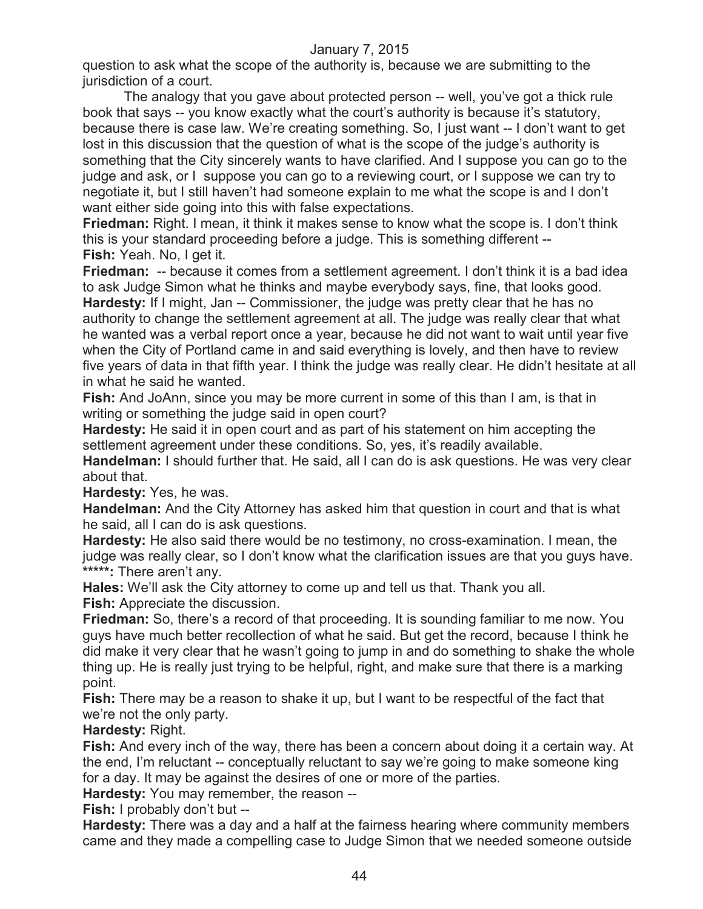question to ask what the scope of the authority is, because we are submitting to the jurisdiction of a court.

The analogy that you gave about protected person -- well, you've got a thick rule book that says -- you know exactly what the court's authority is because it's statutory, because there is case law. We're creating something. So, I just want -- I don't want to get lost in this discussion that the question of what is the scope of the judge's authority is something that the City sincerely wants to have clarified. And I suppose you can go to the judge and ask, or I suppose you can go to a reviewing court, or I suppose we can try to negotiate it, but I still haven't had someone explain to me what the scope is and I don't want either side going into this with false expectations.

**Friedman:** Right. I mean, it think it makes sense to know what the scope is. I don't think this is your standard proceeding before a judge. This is something different --

**Fish:** Yeah. No, I get it.

**Friedman:** -- because it comes from a settlement agreement. I don't think it is a bad idea to ask Judge Simon what he thinks and maybe everybody says, fine, that looks good.

**Hardesty:** If I might, Jan -- Commissioner, the judge was pretty clear that he has no authority to change the settlement agreement at all. The judge was really clear that what he wanted was a verbal report once a year, because he did not want to wait until year five when the City of Portland came in and said everything is lovely, and then have to review five years of data in that fifth year. I think the judge was really clear. He didn't hesitate at all in what he said he wanted.

**Fish:** And JoAnn, since you may be more current in some of this than I am, is that in writing or something the judge said in open court?

**Hardesty:** He said it in open court and as part of his statement on him accepting the settlement agreement under these conditions. So, yes, it's readily available.

**Handelman:** I should further that. He said, all I can do is ask questions. He was very clear about that.

**Hardesty:** Yes, he was.

**Handelman:** And the City Attorney has asked him that question in court and that is what he said, all I can do is ask questions.

**Hardesty:** He also said there would be no testimony, no cross-examination. I mean, the judge was really clear, so I don't know what the clarification issues are that you guys have.

*****: There aren't any.

**Hales:** We'll ask the City attorney to come up and tell us that. Thank you all.

**Fish:** Appreciate the discussion.

**Friedman:** So, there's a record of that proceeding. It is sounding familiar to me now. You guys have much better recollection of what he said. But get the record, because I think he did make it very clear that he wasn't going to jump in and do something to shake the whole thing up. He is really just trying to be helpful, right, and make sure that there is a marking point.

**Fish:** There may be a reason to shake it up, but I want to be respectful of the fact that we're not the only party.

**Hardesty:** Right.

**Fish:** And every inch of the way, there has been a concern about doing it a certain way. At the end, I'm reluctant -- conceptually reluctant to say we're going to make someone king for a day. It may be against the desires of one or more of the parties.

**Hardesty:** You may remember, the reason --

**Fish:** I probably don't but --

**Hardesty:** There was a day and a half at the fairness hearing where community members came and they made a compelling case to Judge Simon that we needed someone outside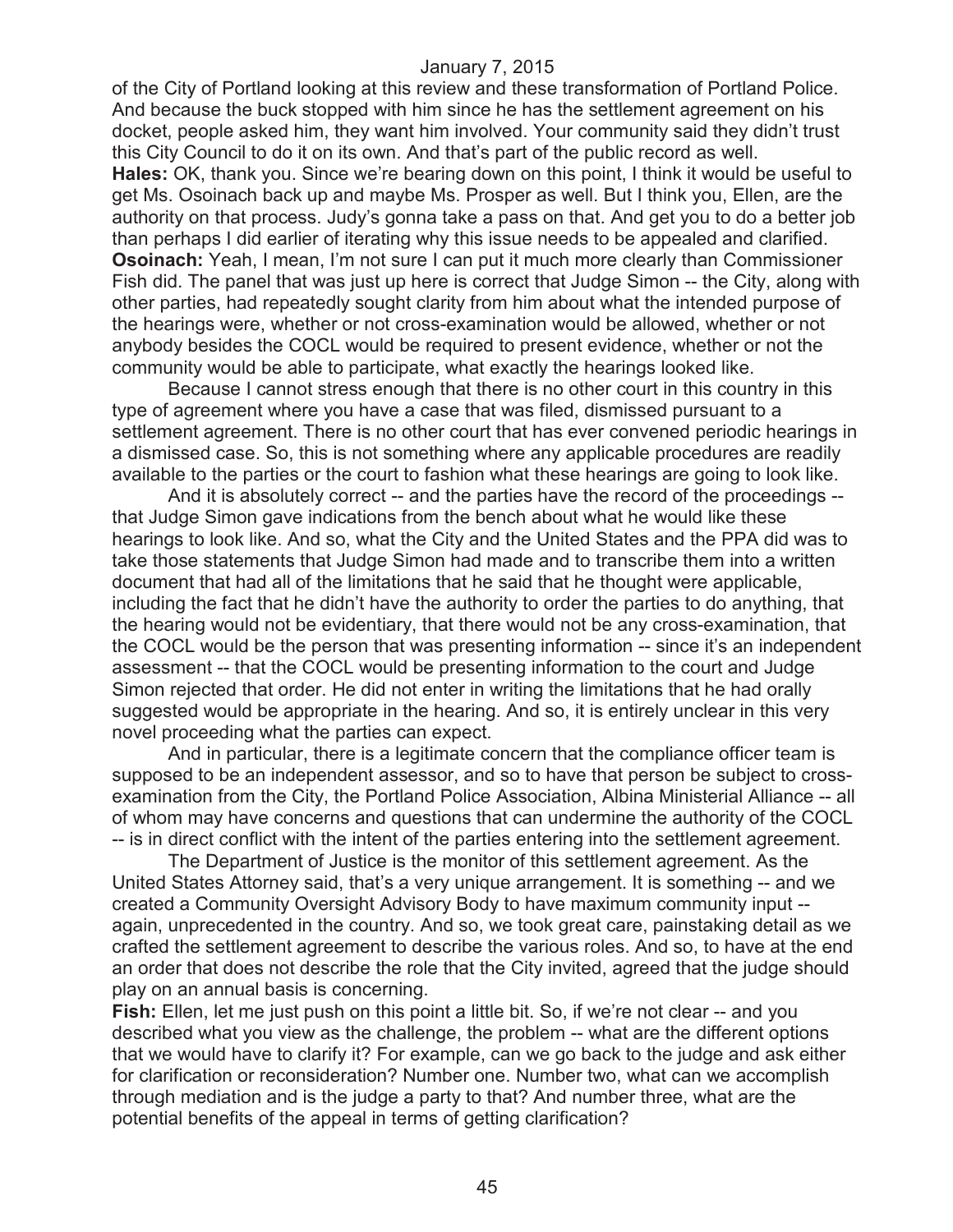of the City of Portland looking at this review and these transformation of Portland Police. And because the buck stopped with him since he has the settlement agreement on his docket, people asked him, they want him involved. Your community said they didn't trust this City Council to do it on its own. And that's part of the public record as well.

**Hales:** OK, thank you. Since we're bearing down on this point, I think it would be useful to get Ms. Osoinach back up and maybe Ms. Prosper as well. But I think you, Ellen, are the authority on that process. Judy's gonna take a pass on that. And get you to do a better job than perhaps I did earlier of iterating why this issue needs to be appealed and clarified.

**Osoinach:** Yeah, I mean, I'm not sure I can put it much more clearly than Commissioner Fish did. The panel that was just up here is correct that Judge Simon -- the City, along with other parties, had repeatedly sought clarity from him about what the intended purpose of the hearings were, whether or not cross-examination would be allowed, whether or not anybody besides the COCL would be required to present evidence, whether or not the community would be able to participate, what exactly the hearings looked like.

Because I cannot stress enough that there is no other court in this country in this type of agreement where you have a case that was filed, dismissed pursuant to a settlement agreement. There is no other court that has ever convened periodic hearings in a dismissed case. So, this is not something where any applicable procedures are readily available to the parties or the court to fashion what these hearings are going to look like.

And it is absolutely correct -- and the parties have the record of the proceedings -- that Judge Simon gave indications from the bench about what he would like these hearings to look like. And so, what the City and the United States and the PPA did was to take those statements that Judge Simon had made and to transcribe them into a written document that had all of the limitations that he said that he thought were applicable, including the fact that he didn't have the authority to order the parties to do anything, that the hearing would not be evidentiary, that there would not be any cross-examination, that the COCL would be the person that was presenting information -- since it's an independent assessment -- that the COCL would be presenting information to the court and Judge Simon rejected that order. He did not enter in writing the limitations that he had orally suggested would be appropriate in the hearing. And so, it is entirely unclear in this very novel proceeding what the parties can expect.

And in particular, there is a legitimate concern that the compliance officer team is supposed to be an independent assessor, and so to have that person be subject to cross-examination from the City, the Portland Police Association, Albina Ministerial Alliance -- all of whom may have concerns and questions that can undermine the authority of the COCL -- is in direct conflict with the intent of the parties entering into the settlement agreement.

The Department of Justice is the monitor of this settlement agreement. As the United States Attorney said, that's a very unique arrangement. It is something -- and we created a Community Oversight Advisory Body to have maximum community input -- again, unprecedented in the country. And so, we took great care, painstaking detail as we crafted the settlement agreement to describe the various roles. And so, to have at the end an order that does not describe the role that the City invited, agreed that the judge should play on an annual basis is concerning.

**Fish:** Ellen, let me just push on this point a little bit. So, if we're not clear -- and you described what you view as the challenge, the problem -- what are the different options that we would have to clarify it? For example, can we go back to the judge and ask either for clarification or reconsideration? Number one. Number two, what can we accomplish through mediation and is the judge a party to that? And number three, what are the potential benefits of the appeal in terms of getting clarification?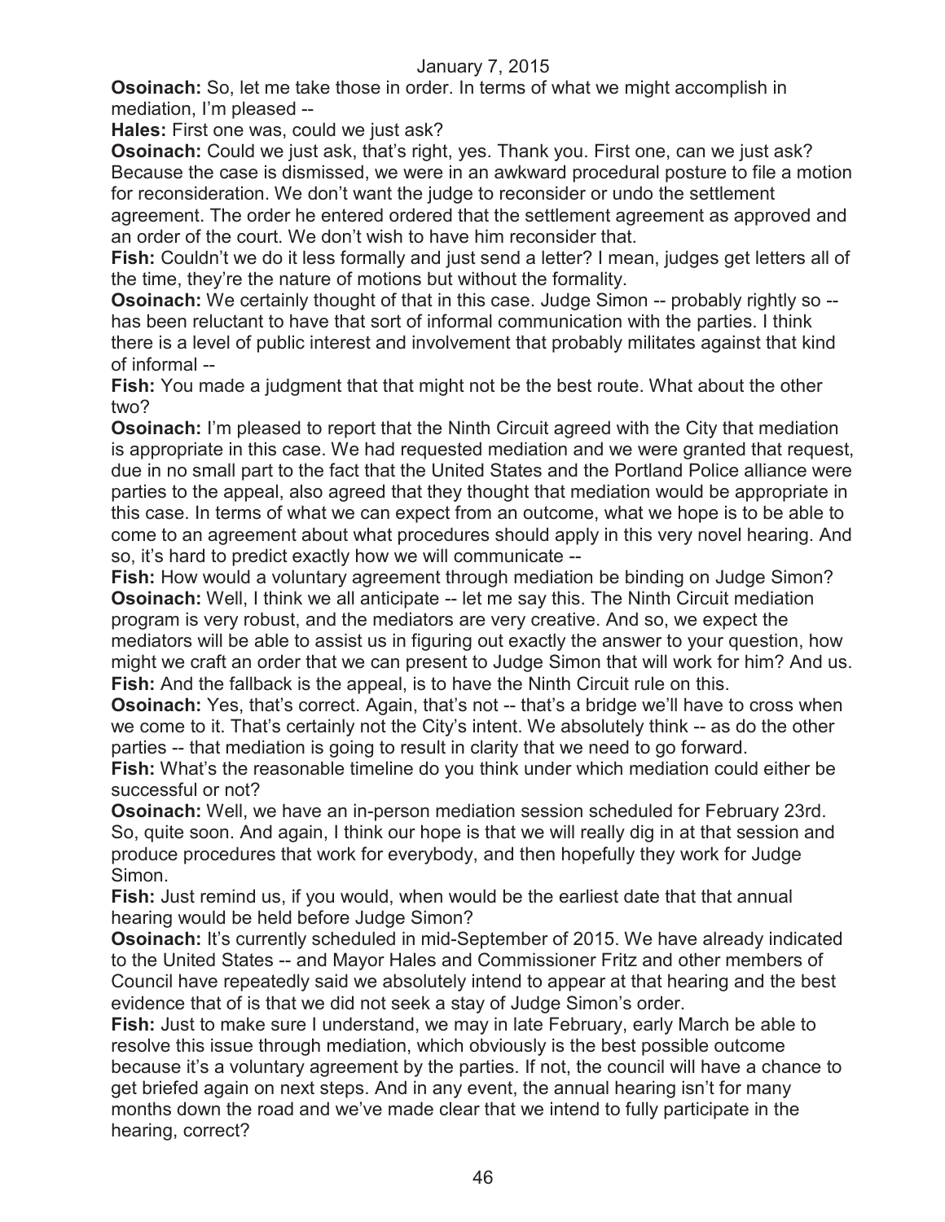**Osoinach:** So, let me take those in order. In terms of what we might accomplish in mediation, I'm pleased --

**Hales:** First one was, could we just ask?

**Osoinach:** Could we just ask, that's right, yes. Thank you. First one, can we just ask? Because the case is dismissed, we were in an awkward procedural posture to file a motion for reconsideration. We don't want the judge to reconsider or undo the settlement agreement. The order he entered ordered that the settlement agreement as approved and an order of the court. We don't wish to have him reconsider that.

**Fish:** Couldn't we do it less formally and just send a letter? I mean, judges get letters all of the time, they're the nature of motions but without the formality.

**Osoinach:** We certainly thought of that in this case. Judge Simon -- probably rightly so -- has been reluctant to have that sort of informal communication with the parties. I think there is a level of public interest and involvement that probably militates against that kind of informal --

**Fish:** You made a judgment that that might not be the best route. What about the other two?

**Osoinach:** I'm pleased to report that the Ninth Circuit agreed with the City that mediation is appropriate in this case. We had requested mediation and we were granted that request, due in no small part to the fact that the United States and the Portland Police alliance were parties to the appeal, also agreed that they thought that mediation would be appropriate in this case. In terms of what we can expect from an outcome, what we hope is to be able to come to an agreement about what procedures should apply in this very novel hearing. And so, it's hard to predict exactly how we will communicate --

**Fish:** How would a voluntary agreement through mediation be binding on Judge Simon?

**Osoinach:** Well, I think we all anticipate -- let me say this. The Ninth Circuit mediation program is very robust, and the mediators are very creative. And so, we expect the mediators will be able to assist us in figuring out exactly the answer to your question, how might we craft an order that we can present to Judge Simon that will work for him? And us.

**Fish:** And the fallback is the appeal, is to have the Ninth Circuit rule on this.

**Osoinach:** Yes, that's correct. Again, that's not -- that's a bridge we'll have to cross when we come to it. That's certainly not the City's intent. We absolutely think -- as do the other parties -- that mediation is going to result in clarity that we need to go forward.

**Fish:** What's the reasonable timeline do you think under which mediation could either be successful or not?

**Osoinach:** Well, we have an in-person mediation session scheduled for February 23rd. So, quite soon. And again, I think our hope is that we will really dig in at that session and produce procedures that work for everybody, and then hopefully they work for Judge Simon.

**Fish:** Just remind us, if you would, when would be the earliest date that that annual hearing would be held before Judge Simon?

**Osoinach:** It's currently scheduled in mid-September of 2015. We have already indicated to the United States -- and Mayor Hales and Commissioner Fritz and other members of Council have repeatedly said we absolutely intend to appear at that hearing and the best evidence that of is that we did not seek a stay of Judge Simon's order.

**Fish:** Just to make sure I understand, we may in late February, early March be able to resolve this issue through mediation, which obviously is the best possible outcome because it's a voluntary agreement by the parties. If not, the council will have a chance to get briefed again on next steps. And in any event, the annual hearing isn't for many months down the road and we've made clear that we intend to fully participate in the hearing, correct?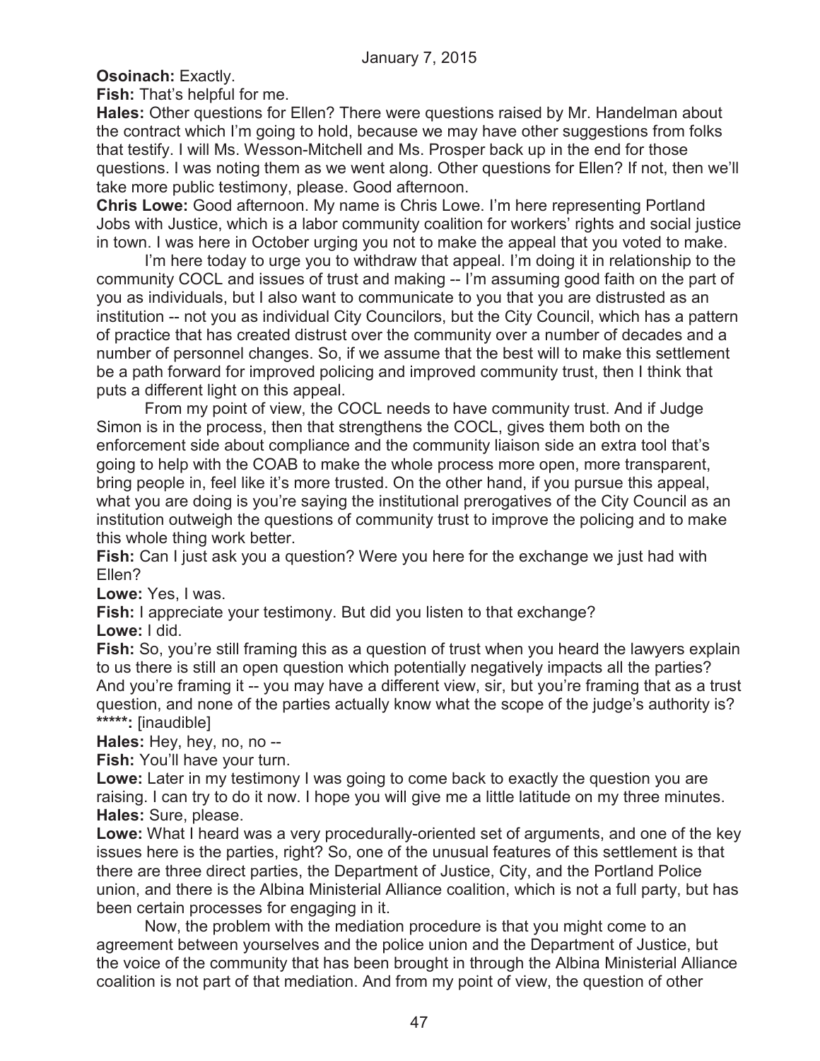**Osoinach:** Exactly.

**Fish:** That's helpful for me.

**Hales:** Other questions for Ellen? There were questions raised by Mr. Handelman about the contract which I'm going to hold, because we may have other suggestions from folks that testify. I will Ms. Wesson-Mitchell and Ms. Prosper back up in the end for those questions. I was noting them as we went along. Other questions for Ellen? If not, then we'll take more public testimony, please. Good afternoon.

**Chris Lowe:** Good afternoon. My name is Chris Lowe. I'm here representing Portland Jobs with Justice, which is a labor community coalition for workers' rights and social justice in town. I was here in October urging you not to make the appeal that you voted to make.

I'm here today to urge you to withdraw that appeal. I'm doing it in relationship to the community COCL and issues of trust and making -- I'm assuming good faith on the part of you as individuals, but I also want to communicate to you that you are distrusted as an institution -- not you as individual City Councilors, but the City Council, which has a pattern of practice that has created distrust over the community over a number of decades and a number of personnel changes. So, if we assume that the best will to make this settlement be a path forward for improved policing and improved community trust, then I think that puts a different light on this appeal.

From my point of view, the COCL needs to have community trust. And if Judge Simon is in the process, then that strengthens the COCL, gives them both on the enforcement side about compliance and the community liaison side an extra tool that's going to help with the COAB to make the whole process more open, more transparent, bring people in, feel like it's more trusted. On the other hand, if you pursue this appeal, what you are doing is you're saying the institutional prerogatives of the City Council as an institution outweigh the questions of community trust to improve the policing and to make this whole thing work better.

**Fish:** Can I just ask you a question? Were you here for the exchange we just had with Ellen?

**Lowe:** Yes, I was.

**Fish:** I appreciate your testimony. But did you listen to that exchange?

**Lowe:** I did.

**Fish:** So, you're still framing this as a question of trust when you heard the lawyers explain to us there is still an open question which potentially negatively impacts all the parties? And you're framing it -- you may have a different view, sir, but you're framing that as a trust question, and none of the parties actually know what the scope of the judge's authority is?

**\*\*\*\*\*:** [inaudible]

**Hales:** Hey, hey, no, no --

**Fish:** You'll have your turn.

**Lowe:** Later in my testimony I was going to come back to exactly the question you are raising. I can try to do it now. I hope you will give me a little latitude on my three minutes.

**Hales:** Sure, please.

**Lowe:** What I heard was a very procedurally-oriented set of arguments, and one of the key issues here is the parties, right? So, one of the unusual features of this settlement is that there are three direct parties, the Department of Justice, City, and the Portland Police union, and there is the Albina Ministerial Alliance coalition, which is not a full party, but has been certain processes for engaging in it.

Now, the problem with the mediation procedure is that you might come to an agreement between yourselves and the police union and the Department of Justice, but the voice of the community that has been brought in through the Albina Ministerial Alliance coalition is not part of that mediation. And from my point of view, the question of other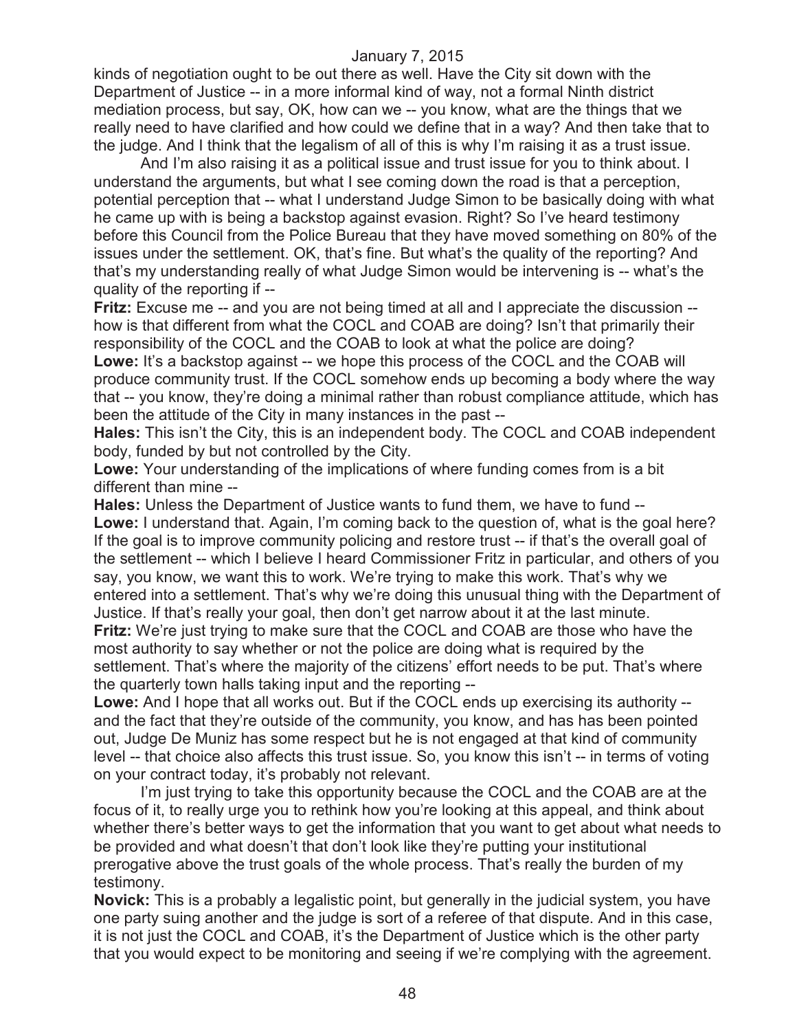kinds of negotiation ought to be out there as well. Have the City sit down with the Department of Justice -- in a more informal kind of way, not a formal Ninth district mediation process, but say, OK, how can we -- you know, what are the things that we really need to have clarified and how could we define that in a way? And then take that to the judge. And I think that the legalism of all of this is why I'm raising it as a trust issue.

And I'm also raising it as a political issue and trust issue for you to think about. I understand the arguments, but what I see coming down the road is that a perception, potential perception that -- what I understand Judge Simon to be basically doing with what he came up with is being a backstop against evasion. Right? So I've heard testimony before this Council from the Police Bureau that they have moved something on 80% of the issues under the settlement. OK, that's fine. But what's the quality of the reporting? And that's my understanding really of what Judge Simon would be intervening is -- what's the quality of the reporting if --

**Fritz:** Excuse me -- and you are not being timed at all and I appreciate the discussion -- how is that different from what the COCL and COAB are doing? Isn't that primarily their responsibility of the COCL and the COAB to look at what the police are doing?

**Lowe:** It's a backstop against -- we hope this process of the COCL and the COAB will produce community trust. If the COCL somehow ends up becoming a body where the way that -- you know, they're doing a minimal rather than robust compliance attitude, which has been the attitude of the City in many instances in the past --

**Hales:** This isn't the City, this is an independent body. The COCL and COAB independent body, funded by but not controlled by the City.

**Lowe:** Your understanding of the implications of where funding comes from is a bit different than mine --

**Hales:** Unless the Department of Justice wants to fund them, we have to fund --

**Lowe:** I understand that. Again, I'm coming back to the question of, what is the goal here? If the goal is to improve community policing and restore trust -- if that's the overall goal of the settlement -- which I believe I heard Commissioner Fritz in particular, and others of you say, you know, we want this to work. We're trying to make this work. That's why we entered into a settlement. That's why we're doing this unusual thing with the Department of Justice. If that's really your goal, then don't get narrow about it at the last minute.

**Fritz:** We're just trying to make sure that the COCL and COAB are those who have the most authority to say whether or not the police are doing what is required by the settlement. That's where the majority of the citizens' effort needs to be put. That's where the quarterly town halls taking input and the reporting --

**Lowe:** And I hope that all works out. But if the COCL ends up exercising its authority -- and the fact that they're outside of the community, you know, and has has been pointed out, Judge De Muniz has some respect but he is not engaged at that kind of community level -- that choice also affects this trust issue. So, you know this isn't -- in terms of voting on your contract today, it's probably not relevant.

I'm just trying to take this opportunity because the COCL and the COAB are at the focus of it, to really urge you to rethink how you're looking at this appeal, and think about whether there's better ways to get the information that you want to get about what needs to be provided and what doesn't that don't look like they're putting your institutional prerogative above the trust goals of the whole process. That's really the burden of my testimony.

**Novick:** This is a probably a legalistic point, but generally in the judicial system, you have one party suing another and the judge is sort of a referee of that dispute. And in this case, it is not just the COCL and COAB, it's the Department of Justice which is the other party that you would expect to be monitoring and seeing if we're complying with the agreement.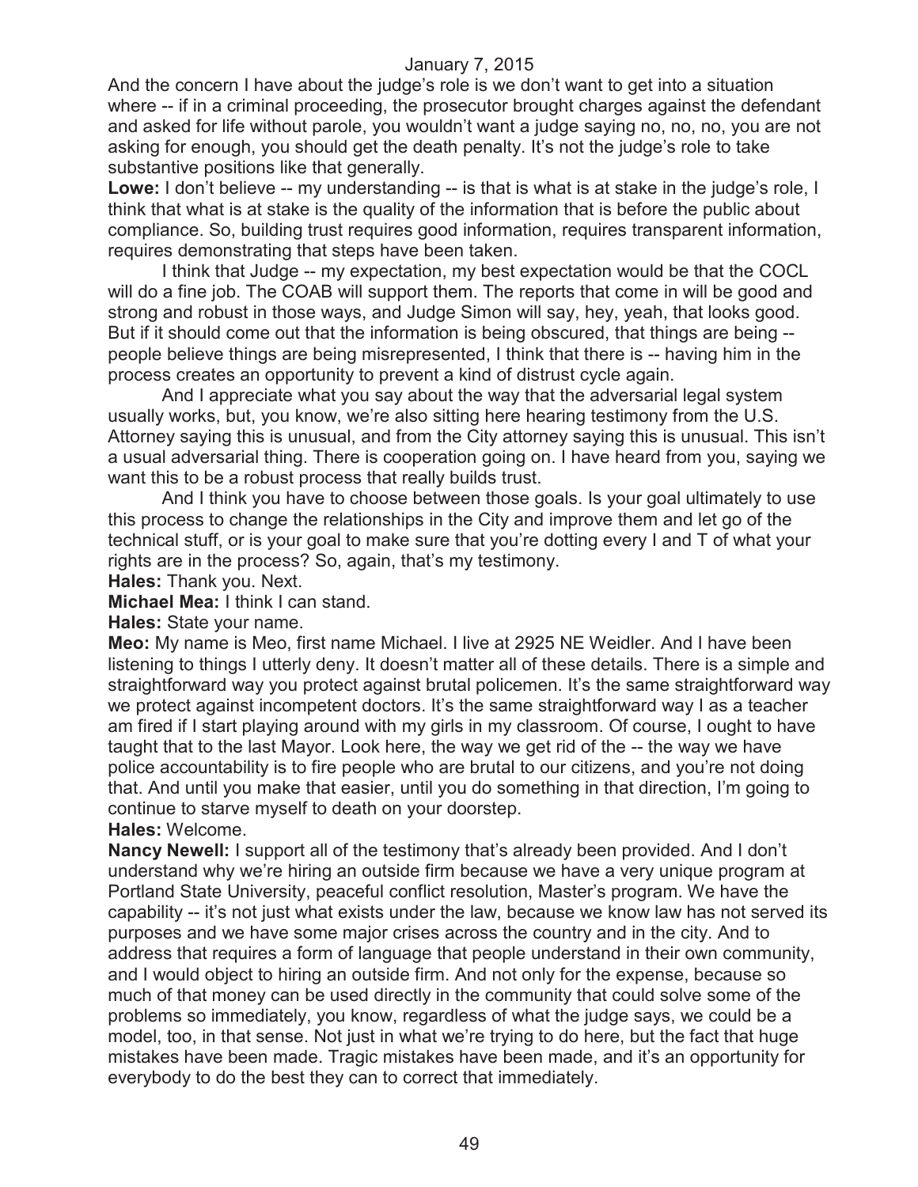And the concern I have about the judge's role is we don't want to get into a situation where -- if in a criminal proceeding, the prosecutor brought charges against the defendant and asked for life without parole, you wouldn't want a judge saying no, no, no, you are not asking for enough, you should get the death penalty. It's not the judge's role to take substantive positions like that generally.

**Lowe:** I don't believe -- my understanding -- is that is what is at stake in the judge's role, I think that what is at stake is the quality of the information that is before the public about compliance. So, building trust requires good information, requires transparent information, requires demonstrating that steps have been taken.

I think that Judge -- my expectation, my best expectation would be that the COCL will do a fine job. The COAB will support them. The reports that come in will be good and strong and robust in those ways, and Judge Simon will say, hey, yeah, that looks good. But if it should come out that the information is being obscured, that things are being -- people believe things are being misrepresented, I think that there is -- having him in the process creates an opportunity to prevent a kind of distrust cycle again.

And I appreciate what you say about the way that the adversarial legal system usually works, but, you know, we're also sitting here hearing testimony from the U.S. Attorney saying this is unusual, and from the City attorney saying this is unusual. This isn't a usual adversarial thing. There is cooperation going on. I have heard from you, saying we want this to be a robust process that really builds trust.

And I think you have to choose between those goals. Is your goal ultimately to use this process to change the relationships in the City and improve them and let go of the technical stuff, or is your goal to make sure that you're dotting every I and T of what your rights are in the process? So, again, that's my testimony.

**Hales:** Thank you. Next.

**Michael Mea:** I think I can stand.

**Hales:** State your name.

**Meo:** My name is Meo, first name Michael. I live at 2925 NE Weidler. And I have been listening to things I utterly deny. It doesn't matter all of these details. There is a simple and straightforward way you protect against brutal policemen. It's the same straightforward way we protect against incompetent doctors. It's the same straightforward way I as a teacher am fired if I start playing around with my girls in my classroom. Of course, I ought to have taught that to the last Mayor. Look here, the way we get rid of the -- the way we have police accountability is to fire people who are brutal to our citizens, and you're not doing that. And until you make that easier, until you do something in that direction, I'm going to continue to starve myself to death on your doorstep.

**Hales:** Welcome.

**Nancy Newell:** I support all of the testimony that's already been provided. And I don't understand why we're hiring an outside firm because we have a very unique program at Portland State University, peaceful conflict resolution, Master's program. We have the capability -- it's not just what exists under the law, because we know law has not served its purposes and we have some major crises across the country and in the city. And to address that requires a form of language that people understand in their own community, and I would object to hiring an outside firm. And not only for the expense, because so much of that money can be used directly in the community that could solve some of the problems so immediately, you know, regardless of what the judge says, we could be a model, too, in that sense. Not just in what we're trying to do here, but the fact that huge mistakes have been made. Tragic mistakes have been made, and it's an opportunity for everybody to do the best they can to correct that immediately.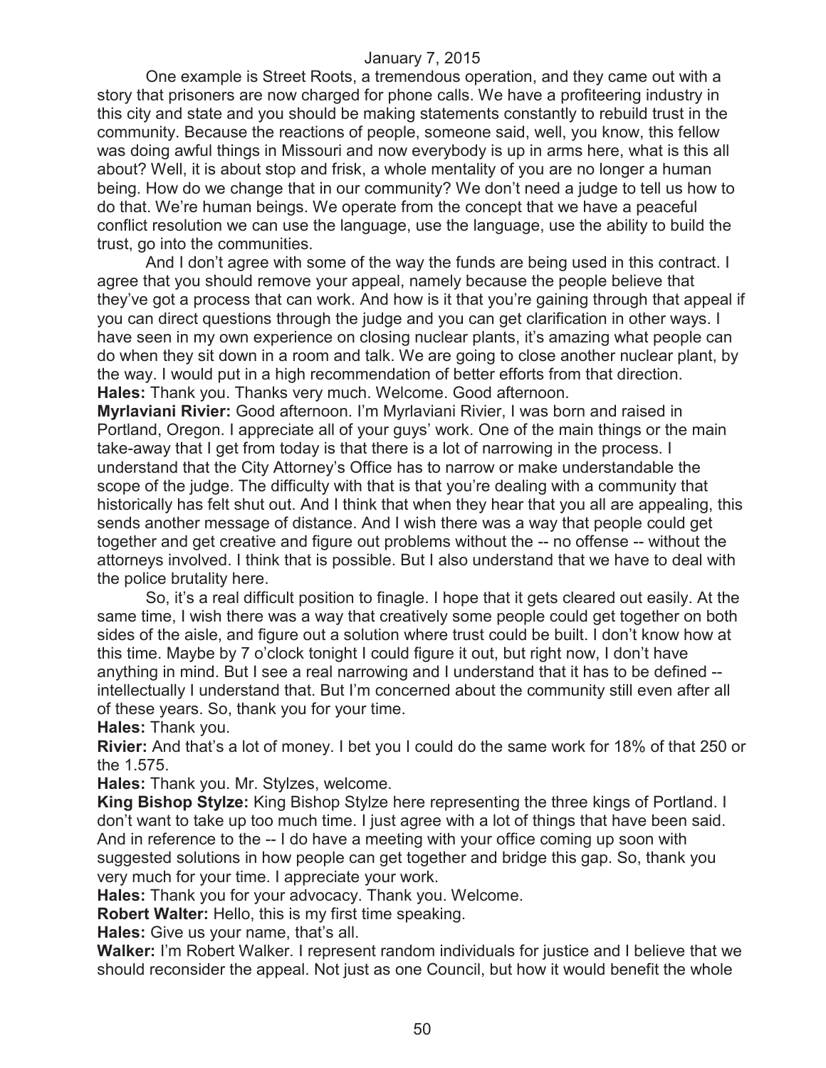One example is Street Roots, a tremendous operation, and they came out with a story that prisoners are now charged for phone calls. We have a profiteering industry in this city and state and you should be making statements constantly to rebuild trust in the community. Because the reactions of people, someone said, well, you know, this fellow was doing awful things in Missouri and now everybody is up in arms here, what is this all about? Well, it is about stop and frisk, a whole mentality of you are no longer a human being. How do we change that in our community? We don't need a judge to tell us how to do that. We're human beings. We operate from the concept that we have a peaceful conflict resolution we can use the language, use the language, use the ability to build the trust, go into the communities.

And I don't agree with some of the way the funds are being used in this contract. I agree that you should remove your appeal, namely because the people believe that they've got a process that can work. And how is it that you're gaining through that appeal if you can direct questions through the judge and you can get clarification in other ways. I have seen in my own experience on closing nuclear plants, it's amazing what people can do when they sit down in a room and talk. We are going to close another nuclear plant, by the way. I would put in a high recommendation of better efforts from that direction.

**Hales:** Thank you. Thanks very much. Welcome. Good afternoon.

**Myrlaviani Rivier:** Good afternoon. I'm Myrlaviani Rivier, I was born and raised in Portland, Oregon. I appreciate all of your guys' work. One of the main things or the main take-away that I get from today is that there is a lot of narrowing in the process. I understand that the City Attorney's Office has to narrow or make understandable the scope of the judge. The difficulty with that is that you're dealing with a community that historically has felt shut out. And I think that when they hear that you all are appealing, this sends another message of distance. And I wish there was a way that people could get together and get creative and figure out problems without the -- no offense -- without the attorneys involved. I think that is possible. But I also understand that we have to deal with the police brutality here.

So, it's a real difficult position to finagle. I hope that it gets cleared out easily. At the same time, I wish there was a way that creatively some people could get together on both sides of the aisle, and figure out a solution where trust could be built. I don't know how at this time. Maybe by 7 o'clock tonight I could figure it out, but right now, I don't have anything in mind. But I see a real narrowing and I understand that it has to be defined -- intellectually I understand that. But I'm concerned about the community still even after all of these years. So, thank you for your time.

**Hales:** Thank you.

**Rivier:** And that's a lot of money. I bet you I could do the same work for 18% of that 250 or the 1.575.

**Hales:** Thank you. Mr. Stylzes, welcome.

**King Bishop Stylze:** King Bishop Stylze here representing the three kings of Portland. I don't want to take up too much time. I just agree with a lot of things that have been said. And in reference to the -- I do have a meeting with your office coming up soon with suggested solutions in how people can get together and bridge this gap. So, thank you very much for your time. I appreciate your work.

**Hales:** Thank you for your advocacy. Thank you. Welcome.

**Robert Walter:** Hello, this is my first time speaking.

**Hales:** Give us your name, that's all.

**Walker:** I'm Robert Walker. I represent random individuals for justice and I believe that we should reconsider the appeal. Not just as one Council, but how it would benefit the whole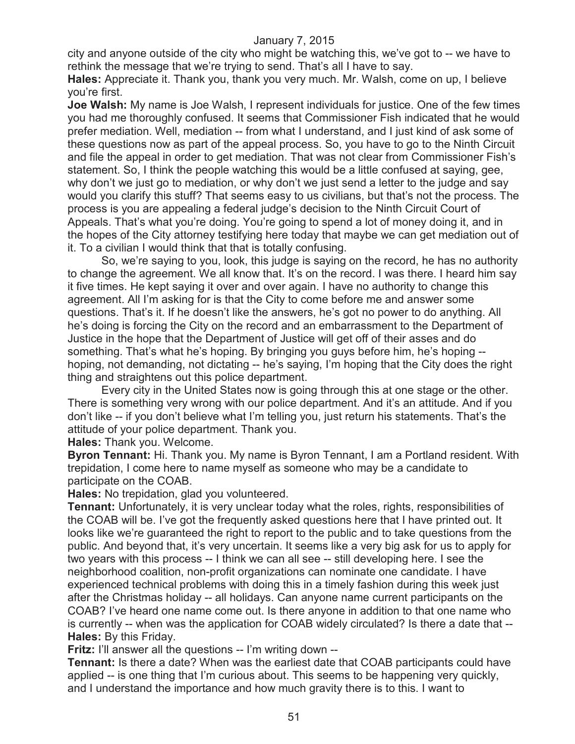city and anyone outside of the city who might be watching this, we've got to -- we have to rethink the message that we're trying to send. That's all I have to say.

**Hales:** Appreciate it. Thank you, thank you very much. Mr. Walsh, come on up, I believe you're first.

**Joe Walsh:** My name is Joe Walsh, I represent individuals for justice. One of the few times you had me thoroughly confused. It seems that Commissioner Fish indicated that he would prefer mediation. Well, mediation -- from what I understand, and I just kind of ask some of these questions now as part of the appeal process. So, you have to go to the Ninth Circuit and file the appeal in order to get mediation. That was not clear from Commissioner Fish's statement. So, I think the people watching this would be a little confused at saying, gee, why don't we just go to mediation, or why don't we just send a letter to the judge and say would you clarify this stuff? That seems easy to us civilians, but that's not the process. The process is you are appealing a federal judge's decision to the Ninth Circuit Court of Appeals. That's what you're doing. You're going to spend a lot of money doing it, and in the hopes of the City attorney testifying here today that maybe we can get mediation out of it. To a civilian I would think that that is totally confusing.

So, we're saying to you, look, this judge is saying on the record, he has no authority to change the agreement. We all know that. It's on the record. I was there. I heard him say it five times. He kept saying it over and over again. I have no authority to change this agreement. All I'm asking for is that the City to come before me and answer some questions. That's it. If he doesn't like the answers, he's got no power to do anything. All he's doing is forcing the City on the record and an embarrassment to the Department of Justice in the hope that the Department of Justice will get off of their asses and do something. That's what he's hoping. By bringing you guys before him, he's hoping -- hoping, not demanding, not dictating -- he's saying, I'm hoping that the City does the right thing and straightens out this police department.

Every city in the United States now is going through this at one stage or the other. There is something very wrong with our police department. And it's an attitude. And if you don't like -- if you don't believe what I'm telling you, just return his statements. That's the attitude of your police department. Thank you.

**Hales:** Thank you. Welcome.

**Byron Tennant:** Hi. Thank you. My name is Byron Tennant, I am a Portland resident. With trepidation, I come here to name myself as someone who may be a candidate to participate on the COAB.

**Hales:** No trepidation, glad you volunteered.

**Tennant:** Unfortunately, it is very unclear today what the roles, rights, responsibilities of the COAB will be. I've got the frequently asked questions here that I have printed out. It looks like we're guaranteed the right to report to the public and to take questions from the public. And beyond that, it's very uncertain. It seems like a very big ask for us to apply for two years with this process -- I think we can all see -- still developing here. I see the neighborhood coalition, non-profit organizations can nominate one candidate. I have experienced technical problems with doing this in a timely fashion during this week just after the Christmas holiday -- all holidays. Can anyone name current participants on the COAB? I've heard one name come out. Is there anyone in addition to that one name who is currently -- when was the application for COAB widely circulated? Is there a date that --

**Hales:** By this Friday.

**Fritz:** I'll answer all the questions -- I'm writing down --

**Tennant:** Is there a date? When was the earliest date that COAB participants could have applied -- is one thing that I'm curious about. This seems to be happening very quickly, and I understand the importance and how much gravity there is to this. I want to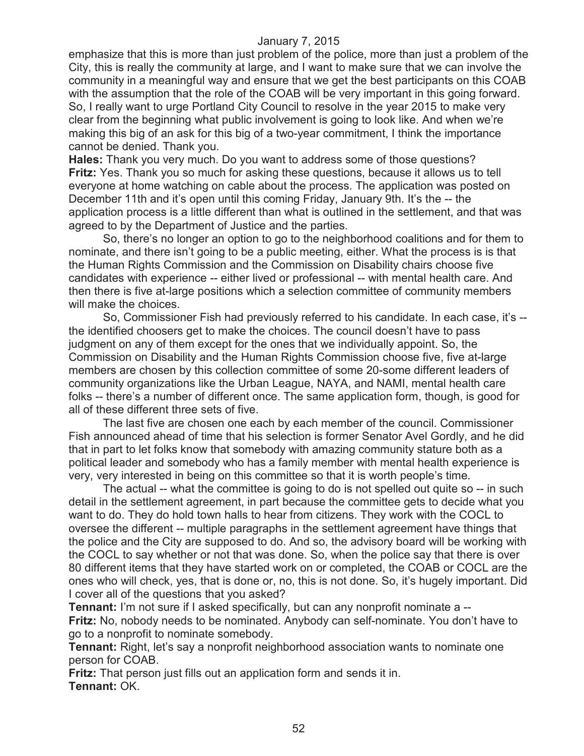emphasize that this is more than just problem of the police, more than just a problem of the City, this is really the community at large, and I want to make sure that we can involve the community in a meaningful way and ensure that we get the best participants on this COAB with the assumption that the role of the COAB will be very important in this going forward. So, I really want to urge Portland City Council to resolve in the year 2015 to make very clear from the beginning what public involvement is going to look like. And when we're making this big of an ask for this big of a two-year commitment, I think the importance cannot be denied. Thank you.

**Hales:** Thank you very much. Do you want to address some of those questions?

**Fritz:** Yes. Thank you so much for asking these questions, because it allows us to tell everyone at home watching on cable about the process. The application was posted on December 11th and it's open until this coming Friday, January 9th. It's the -- the application process is a little different than what is outlined in the settlement, and that was agreed to by the Department of Justice and the parties.

So, there's no longer an option to go to the neighborhood coalitions and for them to nominate, and there isn't going to be a public meeting, either. What the process is is that the Human Rights Commission and the Commission on Disability chairs choose five candidates with experience -- either lived or professional -- with mental health care. And then there is five at-large positions which a selection committee of community members will make the choices.

So, Commissioner Fish had previously referred to his candidate. In each case, it's -- the identified choosers get to make the choices. The council doesn't have to pass judgment on any of them except for the ones that we individually appoint. So, the Commission on Disability and the Human Rights Commission choose five, five at-large members are chosen by this collection committee of some 20-some different leaders of community organizations like the Urban League, NAYA, and NAMI, mental health care folks -- there's a number of different once. The same application form, though, is good for all of these different three sets of five.

The last five are chosen one each by each member of the council. Commissioner Fish announced ahead of time that his selection is former Senator Avel Gordly, and he did that in part to let folks know that somebody with amazing community stature both as a political leader and somebody who has a family member with mental health experience is very, very interested in being on this committee so that it is worth people's time.

The actual -- what the committee is going to do is not spelled out quite so -- in such detail in the settlement agreement, in part because the committee gets to decide what you want to do. They do hold town halls to hear from citizens. They work with the COCL to oversee the different -- multiple paragraphs in the settlement agreement have things that the police and the City are supposed to do. And so, the advisory board will be working with the COCL to say whether or not that was done. So, when the police say that there is over 80 different items that they have started work on or completed, the COAB or COCL are the ones who will check, yes, that is done or, no, this is not done. So, it's hugely important. Did I cover all of the questions that you asked?

**Tennant:** I'm not sure if I asked specifically, but can any nonprofit nominate a --

**Fritz:** No, nobody needs to be nominated. Anybody can self-nominate. You don't have to go to a nonprofit to nominate somebody.

**Tennant:** Right, let's say a nonprofit neighborhood association wants to nominate one person for COAB.

**Fritz:** That person just fills out an application form and sends it in.

**Tennant:** OK.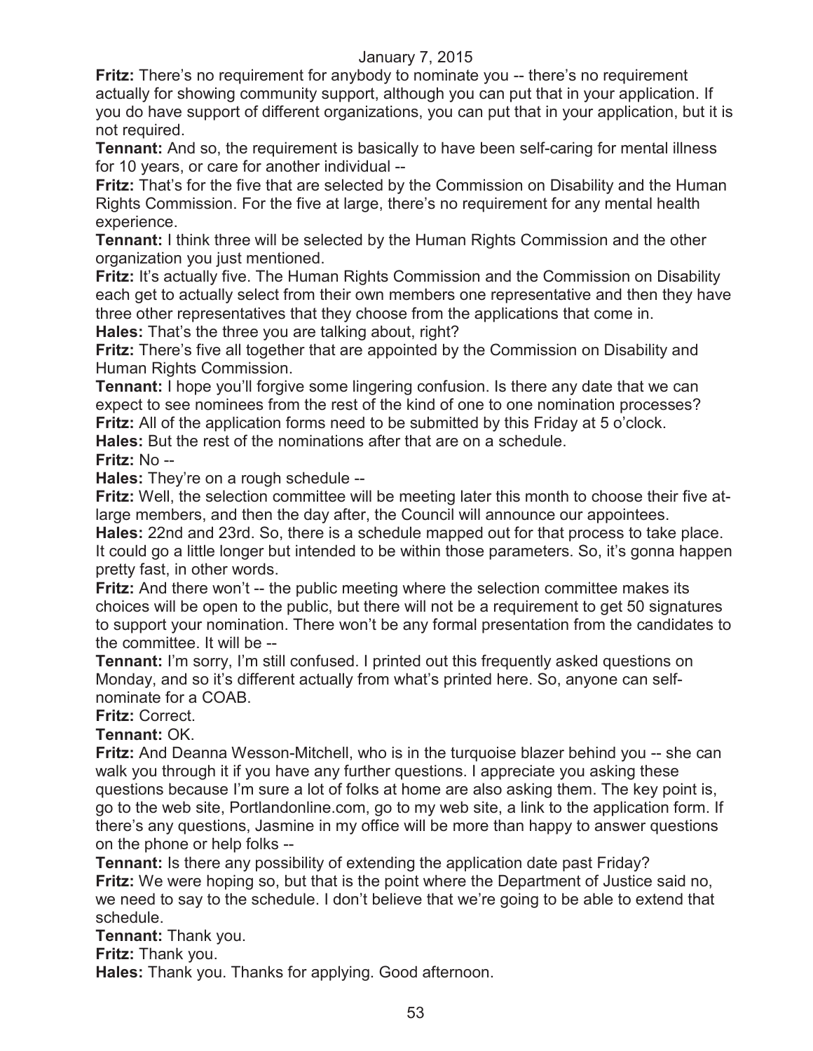**Fritz:** There's no requirement for anybody to nominate you -- there's no requirement actually for showing community support, although you can put that in your application. If you do have support of different organizations, you can put that in your application, but it is not required.

**Tennant:** And so, the requirement is basically to have been self-caring for mental illness for 10 years, or care for another individual --

**Fritz:** That's for the five that are selected by the Commission on Disability and the Human Rights Commission. For the five at large, there's no requirement for any mental health experience.

**Tennant:** I think three will be selected by the Human Rights Commission and the other organization you just mentioned.

**Fritz:** It's actually five. The Human Rights Commission and the Commission on Disability each get to actually select from their own members one representative and then they have three other representatives that they choose from the applications that come in.

**Hales:** That's the three you are talking about, right?

**Fritz:** There's five all together that are appointed by the Commission on Disability and Human Rights Commission.

**Tennant:** I hope you'll forgive some lingering confusion. Is there any date that we can expect to see nominees from the rest of the kind of one to one nomination processes?

**Fritz:** All of the application forms need to be submitted by this Friday at 5 o'clock.

**Hales:** But the rest of the nominations after that are on a schedule.

**Fritz:** No --

**Hales:** They're on a rough schedule --

**Fritz:** Well, the selection committee will be meeting later this month to choose their five at-large members, and then the day after, the Council will announce our appointees.

**Hales:** 22nd and 23rd. So, there is a schedule mapped out for that process to take place. It could go a little longer but intended to be within those parameters. So, it's gonna happen pretty fast, in other words.

**Fritz:** And there won't -- the public meeting where the selection committee makes its choices will be open to the public, but there will not be a requirement to get 50 signatures to support your nomination. There won't be any formal presentation from the candidates to the committee. It will be --

**Tennant:** I'm sorry, I'm still confused. I printed out this frequently asked questions on Monday, and so it's different actually from what's printed here. So, anyone can self-nominate for a COAB.

**Fritz:** Correct.

**Tennant:** OK.

**Fritz:** And Deanna Wesson-Mitchell, who is in the turquoise blazer behind you -- she can walk you through it if you have any further questions. I appreciate you asking these questions because I'm sure a lot of folks at home are also asking them. The key point is, go to the web site, Portlandonline.com, go to my web site, a link to the application form. If there's any questions, Jasmine in my office will be more than happy to answer questions on the phone or help folks --

**Tennant:** Is there any possibility of extending the application date past Friday?

**Fritz:** We were hoping so, but that is the point where the Department of Justice said no, we need to say to the schedule. I don't believe that we're going to be able to extend that schedule.

**Tennant:** Thank you.

**Fritz:** Thank you.

**Hales:** Thank you. Thanks for applying. Good afternoon.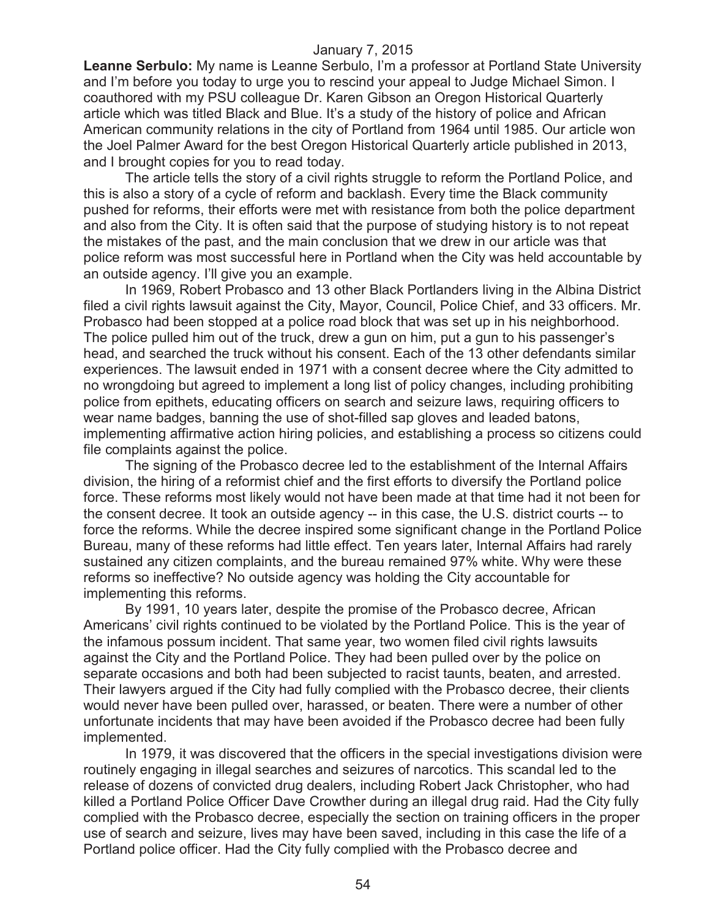**Leanne Serbulo:** My name is Leanne Serbulo, I'm a professor at Portland State University and I'm before you today to urge you to rescind your appeal to Judge Michael Simon. I coauthored with my PSU colleague Dr. Karen Gibson an Oregon Historical Quarterly article which was titled Black and Blue. It's a study of the history of police and African American community relations in the city of Portland from 1964 until 1985. Our article won the Joel Palmer Award for the best Oregon Historical Quarterly article published in 2013, and I brought copies for you to read today.

The article tells the story of a civil rights struggle to reform the Portland Police, and this is also a story of a cycle of reform and backlash. Every time the Black community pushed for reforms, their efforts were met with resistance from both the police department and also from the City. It is often said that the purpose of studying history is to not repeat the mistakes of the past, and the main conclusion that we drew in our article was that police reform was most successful here in Portland when the City was held accountable by an outside agency. I'll give you an example.

In 1969, Robert Probasco and 13 other Black Portlanders living in the Albina District filed a civil rights lawsuit against the City, Mayor, Council, Police Chief, and 33 officers. Mr. Probasco had been stopped at a police road block that was set up in his neighborhood. The police pulled him out of the truck, drew a gun on him, put a gun to his passenger's head, and searched the truck without his consent. Each of the 13 other defendants similar experiences. The lawsuit ended in 1971 with a consent decree where the City admitted to no wrongdoing but agreed to implement a long list of policy changes, including prohibiting police from epithets, educating officers on search and seizure laws, requiring officers to wear name badges, banning the use of shot-filled sap gloves and leaded batons, implementing affirmative action hiring policies, and establishing a process so citizens could file complaints against the police.

The signing of the Probasco decree led to the establishment of the Internal Affairs division, the hiring of a reformist chief and the first efforts to diversify the Portland police force. These reforms most likely would not have been made at that time had it not been for the consent decree. It took an outside agency -- in this case, the U.S. district courts -- to force the reforms. While the decree inspired some significant change in the Portland Police Bureau, many of these reforms had little effect. Ten years later, Internal Affairs had rarely sustained any citizen complaints, and the bureau remained 97% white. Why were these reforms so ineffective? No outside agency was holding the City accountable for implementing this reforms.

By 1991, 10 years later, despite the promise of the Probasco decree, African Americans' civil rights continued to be violated by the Portland Police. This is the year of the infamous possum incident. That same year, two women filed civil rights lawsuits against the City and the Portland Police. They had been pulled over by the police on separate occasions and both had been subjected to racist taunts, beaten, and arrested. Their lawyers argued if the City had fully complied with the Probasco decree, their clients would never have been pulled over, harassed, or beaten. There were a number of other unfortunate incidents that may have been avoided if the Probasco decree had been fully implemented.

In 1979, it was discovered that the officers in the special investigations division were routinely engaging in illegal searches and seizures of narcotics. This scandal led to the release of dozens of convicted drug dealers, including Robert Jack Christopher, who had killed a Portland Police Officer Dave Crowther during an illegal drug raid. Had the City fully complied with the Probasco decree, especially the section on training officers in the proper use of search and seizure, lives may have been saved, including in this case the life of a Portland police officer. Had the City fully complied with the Probasco decree and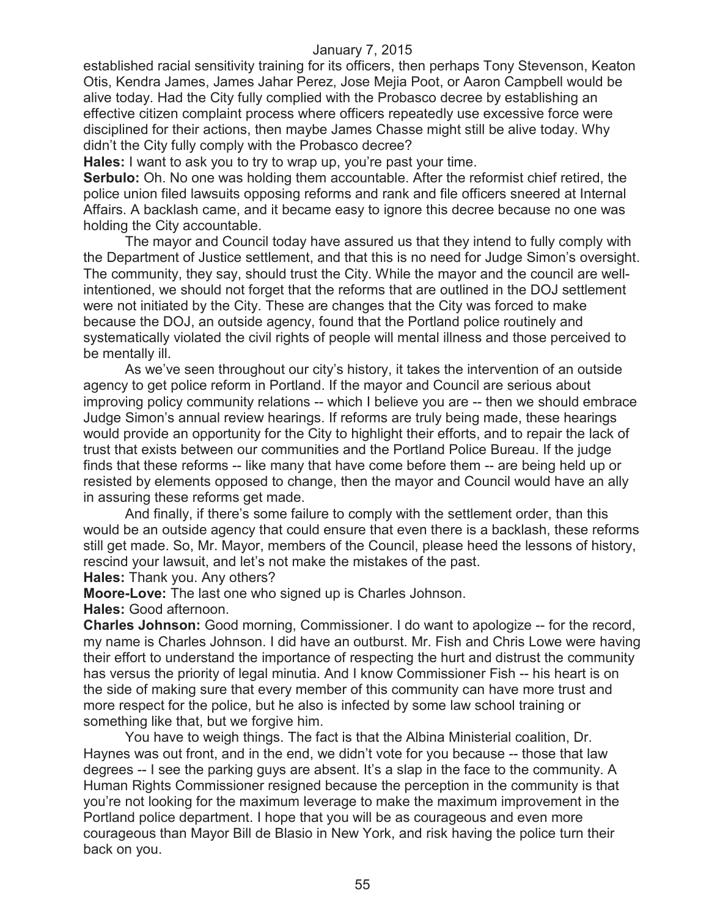established racial sensitivity training for its officers, then perhaps Tony Stevenson, Keaton Otis, Kendra James, James Jahar Perez, Jose Mejia Poot, or Aaron Campbell would be alive today. Had the City fully complied with the Probasco decree by establishing an effective citizen complaint process where officers repeatedly use excessive force were disciplined for their actions, then maybe James Chasse might still be alive today. Why didn't the City fully comply with the Probasco decree?

**Hales:** I want to ask you to try to wrap up, you're past your time.

**Serbulo:** Oh. No one was holding them accountable. After the reformist chief retired, the police union filed lawsuits opposing reforms and rank and file officers sneered at Internal Affairs. A backlash came, and it became easy to ignore this decree because no one was holding the City accountable.

The mayor and Council today have assured us that they intend to fully comply with the Department of Justice settlement, and that this is no need for Judge Simon's oversight. The community, they say, should trust the City. While the mayor and the council are well-intentioned, we should not forget that the reforms that are outlined in the DOJ settlement were not initiated by the City. These are changes that the City was forced to make because the DOJ, an outside agency, found that the Portland police routinely and systematically violated the civil rights of people will mental illness and those perceived to be mentally ill.

As we've seen throughout our city's history, it takes the intervention of an outside agency to get police reform in Portland. If the mayor and Council are serious about improving policy community relations -- which I believe you are -- then we should embrace Judge Simon's annual review hearings. If reforms are truly being made, these hearings would provide an opportunity for the City to highlight their efforts, and to repair the lack of trust that exists between our communities and the Portland Police Bureau. If the judge finds that these reforms -- like many that have come before them -- are being held up or resisted by elements opposed to change, then the mayor and Council would have an ally in assuring these reforms get made.

And finally, if there's some failure to comply with the settlement order, than this would be an outside agency that could ensure that even there is a backlash, these reforms still get made. So, Mr. Mayor, members of the Council, please heed the lessons of history, rescind your lawsuit, and let's not make the mistakes of the past.

**Hales:** Thank you. Any others?

**Moore-Love:** The last one who signed up is Charles Johnson.

**Hales:** Good afternoon.

**Charles Johnson:** Good morning, Commissioner. I do want to apologize -- for the record, my name is Charles Johnson. I did have an outburst. Mr. Fish and Chris Lowe were having their effort to understand the importance of respecting the hurt and distrust the community has versus the priority of legal minutia. And I know Commissioner Fish -- his heart is on the side of making sure that every member of this community can have more trust and more respect for the police, but he also is infected by some law school training or something like that, but we forgive him.

You have to weigh things. The fact is that the Albina Ministerial coalition, Dr. Haynes was out front, and in the end, we didn't vote for you because -- those that law degrees -- I see the parking guys are absent. It's a slap in the face to the community. A Human Rights Commissioner resigned because the perception in the community is that you're not looking for the maximum leverage to make the maximum improvement in the Portland police department. I hope that you will be as courageous and even more courageous than Mayor Bill de Blasio in New York, and risk having the police turn their back on you.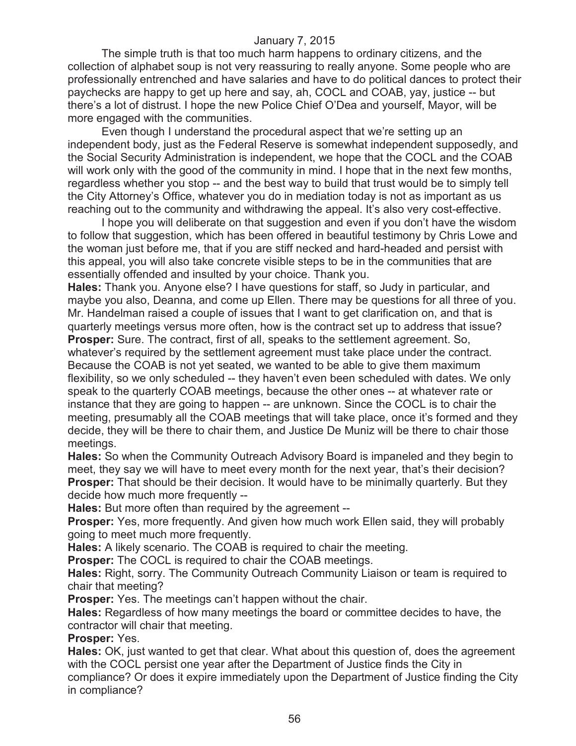The simple truth is that too much harm happens to ordinary citizens, and the collection of alphabet soup is not very reassuring to really anyone. Some people who are professionally entrenched and have salaries and have to do political dances to protect their paychecks are happy to get up here and say, ah, COCL and COAB, yay, justice -- but there's a lot of distrust. I hope the new Police Chief O'Dea and yourself, Mayor, will be more engaged with the communities.

Even though I understand the procedural aspect that we're setting up an independent body, just as the Federal Reserve is somewhat independent supposedly, and the Social Security Administration is independent, we hope that the COCL and the COAB will work only with the good of the community in mind. I hope that in the next few months, regardless whether you stop -- and the best way to build that trust would be to simply tell the City Attorney's Office, whatever you do in mediation today is not as important as us reaching out to the community and withdrawing the appeal. It's also very cost-effective.

I hope you will deliberate on that suggestion and even if you don't have the wisdom to follow that suggestion, which has been offered in beautiful testimony by Chris Lowe and the woman just before me, that if you are stiff necked and hard-headed and persist with this appeal, you will also take concrete visible steps to be in the communities that are essentially offended and insulted by your choice. Thank you.

**Hales:** Thank you. Anyone else? I have questions for staff, so Judy in particular, and maybe you also, Deanna, and come up Ellen. There may be questions for all three of you. Mr. Handelman raised a couple of issues that I want to get clarification on, and that is quarterly meetings versus more often, how is the contract set up to address that issue?

**Prosper:** Sure. The contract, first of all, speaks to the settlement agreement. So, whatever's required by the settlement agreement must take place under the contract. Because the COAB is not yet seated, we wanted to be able to give them maximum flexibility, so we only scheduled -- they haven't even been scheduled with dates. We only speak to the quarterly COAB meetings, because the other ones -- at whatever rate or instance that they are going to happen -- are unknown. Since the COCL is to chair the meeting, presumably all the COAB meetings that will take place, once it's formed and they decide, they will be there to chair them, and Justice De Muniz will be there to chair those meetings.

**Hales:** So when the Community Outreach Advisory Board is impaneled and they begin to meet, they say we will have to meet every month for the next year, that's their decision?

**Prosper:** That should be their decision. It would have to be minimally quarterly. But they decide how much more frequently --

**Hales:** But more often than required by the agreement --

**Prosper:** Yes, more frequently. And given how much work Ellen said, they will probably going to meet much more frequently.

**Hales:** A likely scenario. The COAB is required to chair the meeting.

**Prosper:** The COCL is required to chair the COAB meetings.

**Hales:** Right, sorry. The Community Outreach Community Liaison or team is required to chair that meeting?

**Prosper:** Yes. The meetings can't happen without the chair.

**Hales:** Regardless of how many meetings the board or committee decides to have, the contractor will chair that meeting.

**Prosper:** Yes.

**Hales:** OK, just wanted to get that clear. What about this question of, does the agreement with the COCL persist one year after the Department of Justice finds the City in compliance? Or does it expire immediately upon the Department of Justice finding the City in compliance?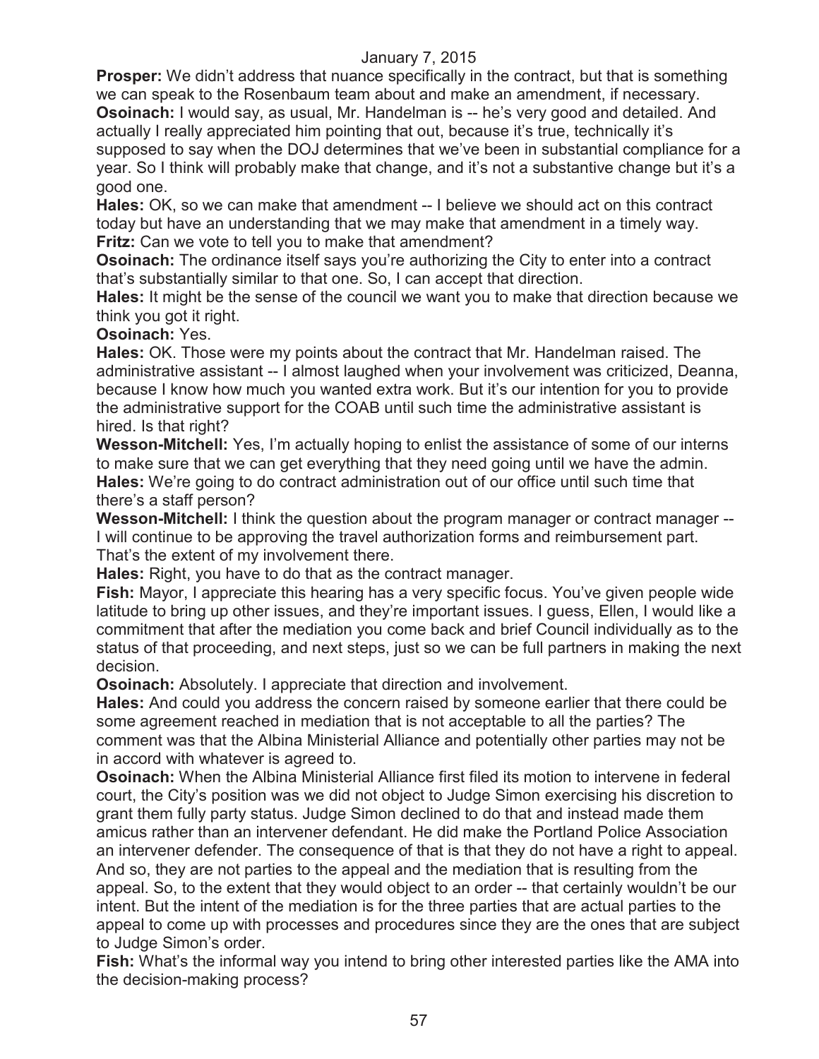**Prosper:** We didn't address that nuance specifically in the contract, but that is something we can speak to the Rosenbaum team about and make an amendment, if necessary.

**Osoinach:** I would say, as usual, Mr. Handelman is -- he's very good and detailed. And actually I really appreciated him pointing that out, because it's true, technically it's supposed to say when the DOJ determines that we've been in substantial compliance for a year. So I think will probably make that change, and it's not a substantive change but it's a good one.

**Hales:** OK, so we can make that amendment -- I believe we should act on this contract today but have an understanding that we may make that amendment in a timely way.

**Fritz:** Can we vote to tell you to make that amendment?

**Osoinach:** The ordinance itself says you're authorizing the City to enter into a contract that's substantially similar to that one. So, I can accept that direction.

**Hales:** It might be the sense of the council we want you to make that direction because we think you got it right.

**Osoinach:** Yes.

**Hales:** OK. Those were my points about the contract that Mr. Handelman raised. The administrative assistant -- I almost laughed when your involvement was criticized, Deanna, because I know how much you wanted extra work. But it's our intention for you to provide the administrative support for the COAB until such time the administrative assistant is hired. Is that right?

**Wesson-Mitchell:** Yes, I'm actually hoping to enlist the assistance of some of our interns to make sure that we can get everything that they need going until we have the admin.

**Hales:** We're going to do contract administration out of our office until such time that there's a staff person?

**Wesson-Mitchell:** I think the question about the program manager or contract manager -- I will continue to be approving the travel authorization forms and reimbursement part. That's the extent of my involvement there.

**Hales:** Right, you have to do that as the contract manager.

**Fish:** Mayor, I appreciate this hearing has a very specific focus. You've given people wide latitude to bring up other issues, and they're important issues. I guess, Ellen, I would like a commitment that after the mediation you come back and brief Council individually as to the status of that proceeding, and next steps, just so we can be full partners in making the next decision.

**Osoinach:** Absolutely. I appreciate that direction and involvement.

**Hales:** And could you address the concern raised by someone earlier that there could be some agreement reached in mediation that is not acceptable to all the parties? The comment was that the Albina Ministerial Alliance and potentially other parties may not be in accord with whatever is agreed to.

**Osoinach:** When the Albina Ministerial Alliance first filed its motion to intervene in federal court, the City's position was we did not object to Judge Simon exercising his discretion to grant them fully party status. Judge Simon declined to do that and instead made them amicus rather than an intervener defendant. He did make the Portland Police Association an intervener defender. The consequence of that is that they do not have a right to appeal. And so, they are not parties to the appeal and the mediation that is resulting from the appeal. So, to the extent that they would object to an order -- that certainly wouldn't be our intent. But the intent of the mediation is for the three parties that are actual parties to the appeal to come up with processes and procedures since they are the ones that are subject to Judge Simon's order.

**Fish:** What's the informal way you intend to bring other interested parties like the AMA into the decision-making process?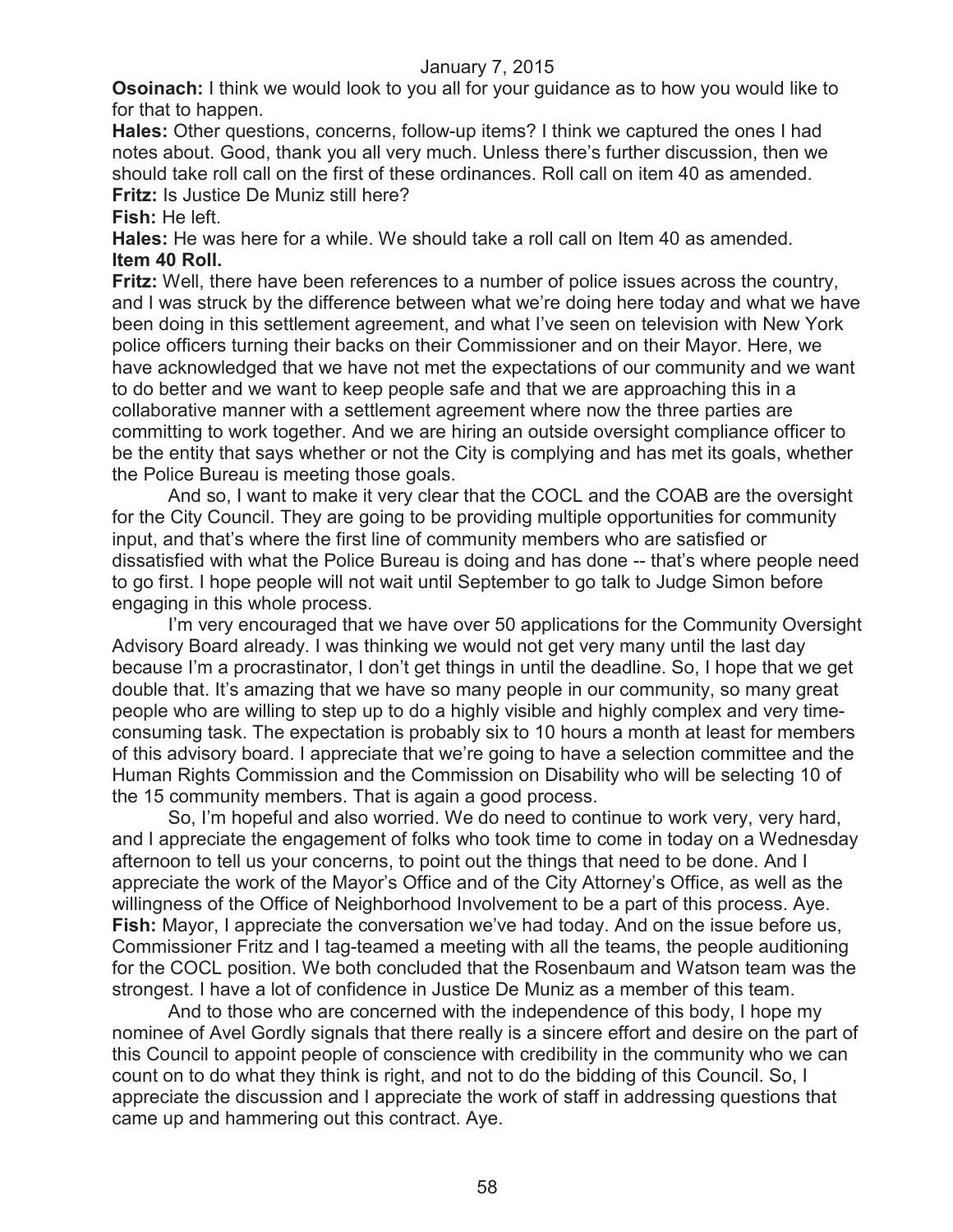**Osoinach:** I think we would look to you all for your guidance as to how you would like to for that to happen.

**Hales:** Other questions, concerns, follow-up items? I think we captured the ones I had notes about. Good, thank you all very much. Unless there's further discussion, then we should take roll call on the first of these ordinances. Roll call on item 40 as amended.

**Fritz:** Is Justice De Muniz still here?

**Fish:** He left.

**Hales:** He was here for a while. We should take a roll call on Item 40 as amended.

**Item 40 Roll.**

**Fritz:** Well, there have been references to a number of police issues across the country, and I was struck by the difference between what we're doing here today and what we have been doing in this settlement agreement, and what I've seen on television with New York police officers turning their backs on their Commissioner and on their Mayor. Here, we have acknowledged that we have not met the expectations of our community and we want to do better and we want to keep people safe and that we are approaching this in a collaborative manner with a settlement agreement where now the three parties are committing to work together. And we are hiring an outside oversight compliance officer to be the entity that says whether or not the City is complying and has met its goals, whether the Police Bureau is meeting those goals.

And so, I want to make it very clear that the COCL and the COAB are the oversight for the City Council. They are going to be providing multiple opportunities for community input, and that's where the first line of community members who are satisfied or dissatisfied with what the Police Bureau is doing and has done -- that's where people need to go first. I hope people will not wait until September to go talk to Judge Simon before engaging in this whole process.

I'm very encouraged that we have over 50 applications for the Community Oversight Advisory Board already. I was thinking we would not get very many until the last day because I'm a procrastinator, I don't get things in until the deadline. So, I hope that we get double that. It's amazing that we have so many people in our community, so many great people who are willing to step up to do a highly visible and highly complex and very time-consuming task. The expectation is probably six to 10 hours a month at least for members of this advisory board. I appreciate that we're going to have a selection committee and the Human Rights Commission and the Commission on Disability who will be selecting 10 of the 15 community members. That is again a good process.

So, I'm hopeful and also worried. We do need to continue to work very, very hard, and I appreciate the engagement of folks who took time to come in today on a Wednesday afternoon to tell us your concerns, to point out the things that need to be done. And I appreciate the work of the Mayor's Office and of the City Attorney's Office, as well as the willingness of the Office of Neighborhood Involvement to be a part of this process. Aye.

**Fish:** Mayor, I appreciate the conversation we've had today. And on the issue before us, Commissioner Fritz and I tag-teamed a meeting with all the teams, the people auditioning for the COCL position. We both concluded that the Rosenbaum and Watson team was the strongest. I have a lot of confidence in Justice De Muniz as a member of this team.

And to those who are concerned with the independence of this body, I hope my nominee of Avel Gordly signals that there really is a sincere effort and desire on the part of this Council to appoint people of conscience with credibility in the community who we can count on to do what they think is right, and not to do the bidding of this Council. So, I appreciate the discussion and I appreciate the work of staff in addressing questions that came up and hammering out this contract. Aye.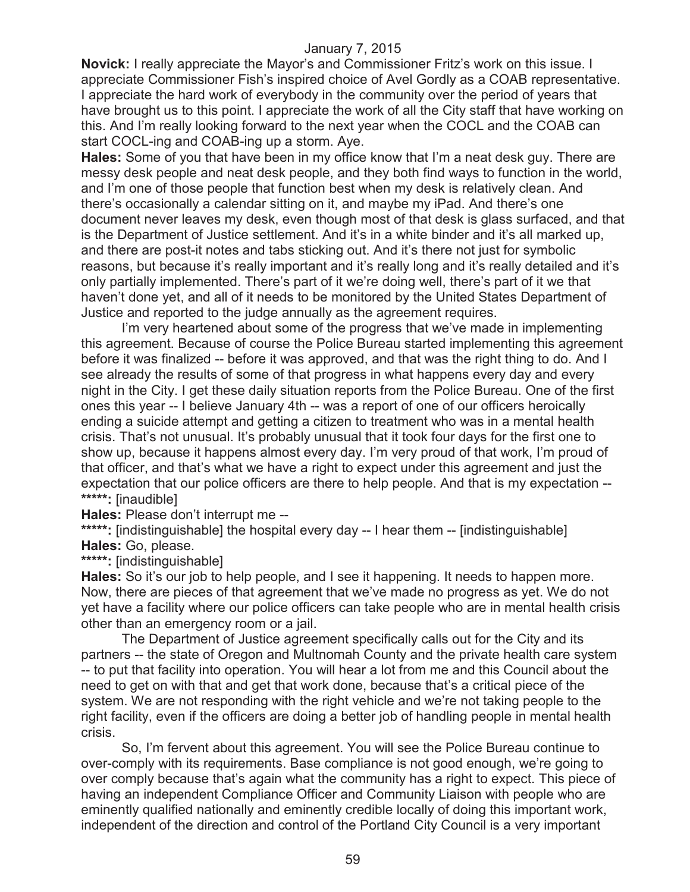**Novick:** I really appreciate the Mayor's and Commissioner Fritz's work on this issue. I appreciate Commissioner Fish's inspired choice of Avel Gordly as a COAB representative. I appreciate the hard work of everybody in the community over the period of years that have brought us to this point. I appreciate the work of all the City staff that have working on this. And I'm really looking forward to the next year when the COCL and the COAB can start COCL-ing and COAB-ing up a storm. Aye.

**Hales:** Some of you that have been in my office know that I'm a neat desk guy. There are messy desk people and neat desk people, and they both find ways to function in the world, and I'm one of those people that function best when my desk is relatively clean. And there's occasionally a calendar sitting on it, and maybe my iPad. And there's one document never leaves my desk, even though most of that desk is glass surfaced, and that is the Department of Justice settlement. And it's in a white binder and it's all marked up, and there are post-it notes and tabs sticking out. And it's there not just for symbolic reasons, but because it's really important and it's really long and it's really detailed and it's only partially implemented. There's part of it we're doing well, there's part of it we that haven't done yet, and all of it needs to be monitored by the United States Department of Justice and reported to the judge annually as the agreement requires.

I'm very heartened about some of the progress that we've made in implementing this agreement. Because of course the Police Bureau started implementing this agreement before it was finalized -- before it was approved, and that was the right thing to do. And I see already the results of some of that progress in what happens every day and every night in the City. I get these daily situation reports from the Police Bureau. One of the first ones this year -- I believe January 4th -- was a report of one of our officers heroically ending a suicide attempt and getting a citizen to treatment who was in a mental health crisis. That's not unusual. It's probably unusual that it took four days for the first one to show up, because it happens almost every day. I'm very proud of that work, I'm proud of that officer, and that's what we have a right to expect under this agreement and just the expectation that our police officers are there to help people. And that is my expectation --

**\*\*\*\*\*:** [inaudible]

**Hales:** Please don't interrupt me --

**\*\*\*\*\*:** [indistinguishable] the hospital every day -- I hear them -- [indistinguishable]

**Hales:** Go, please.

**\*\*\*\*\*:** [indistinguishable]

**Hales:** So it's our job to help people, and I see it happening. It needs to happen more. Now, there are pieces of that agreement that we've made no progress as yet. We do not yet have a facility where our police officers can take people who are in mental health crisis other than an emergency room or a jail.

The Department of Justice agreement specifically calls out for the City and its partners -- the state of Oregon and Multnomah County and the private health care system -- to put that facility into operation. You will hear a lot from me and this Council about the need to get on with that and get that work done, because that's a critical piece of the system. We are not responding with the right vehicle and we're not taking people to the right facility, even if the officers are doing a better job of handling people in mental health crisis.

So, I'm fervent about this agreement. You will see the Police Bureau continue to over-comply with its requirements. Base compliance is not good enough, we're going to over comply because that's again what the community has a right to expect. This piece of having an independent Compliance Officer and Community Liaison with people who are eminently qualified nationally and eminently credible locally of doing this important work, independent of the direction and control of the Portland City Council is a very important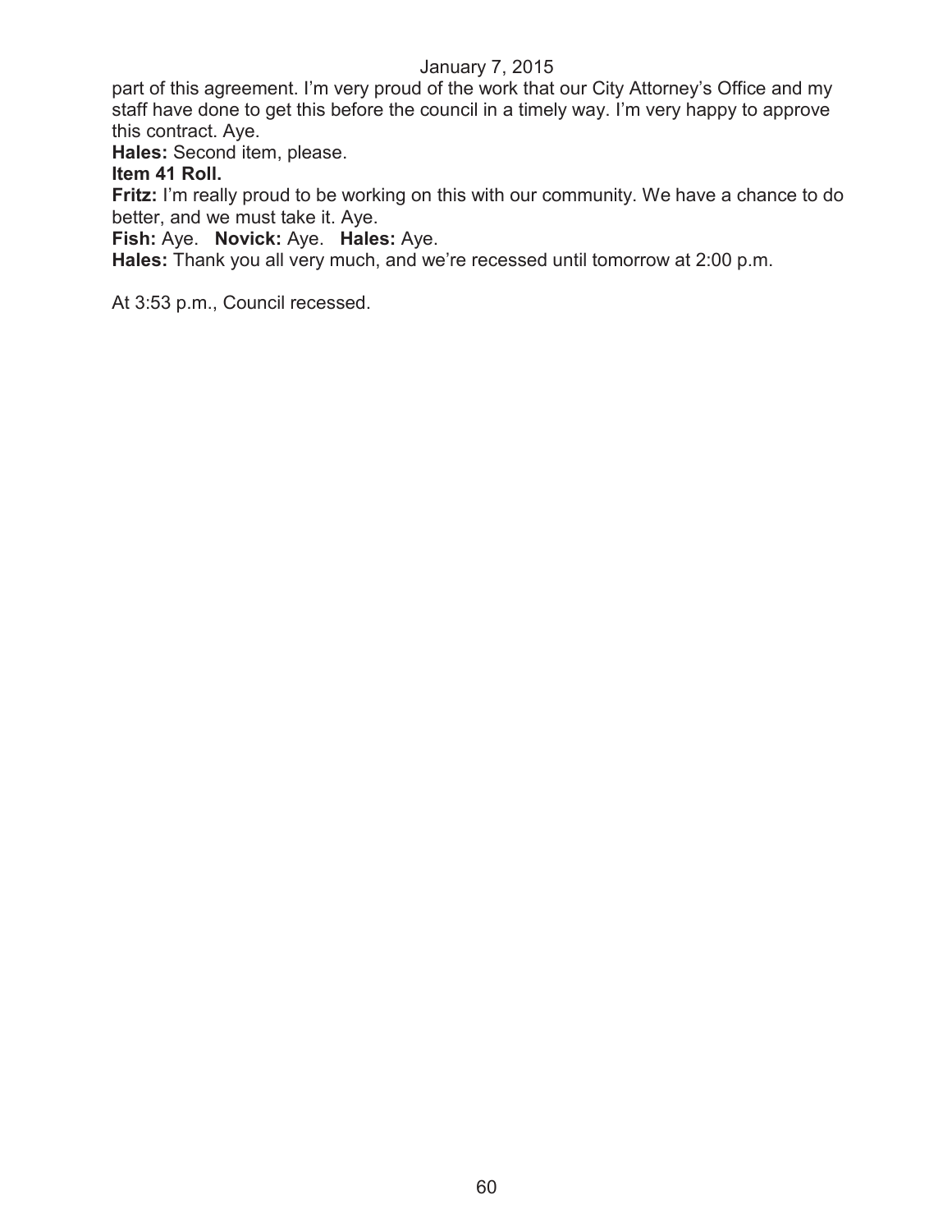part of this agreement. I'm very proud of the work that our City Attorney's Office and my staff have done to get this before the council in a timely way. I'm very happy to approve this contract. Aye.

**Hales:** Second item, please.

**Item 41 Roll.**

**Fritz:** I'm really proud to be working on this with our community. We have a chance to do better, and we must take it. Aye.

**Fish:** Aye. **Novick:** Aye. **Hales:** Aye.

**Hales:** Thank you all very much, and we're recessed until tomorrow at 2:00 p.m.

At 3:53 p.m., Council recessed.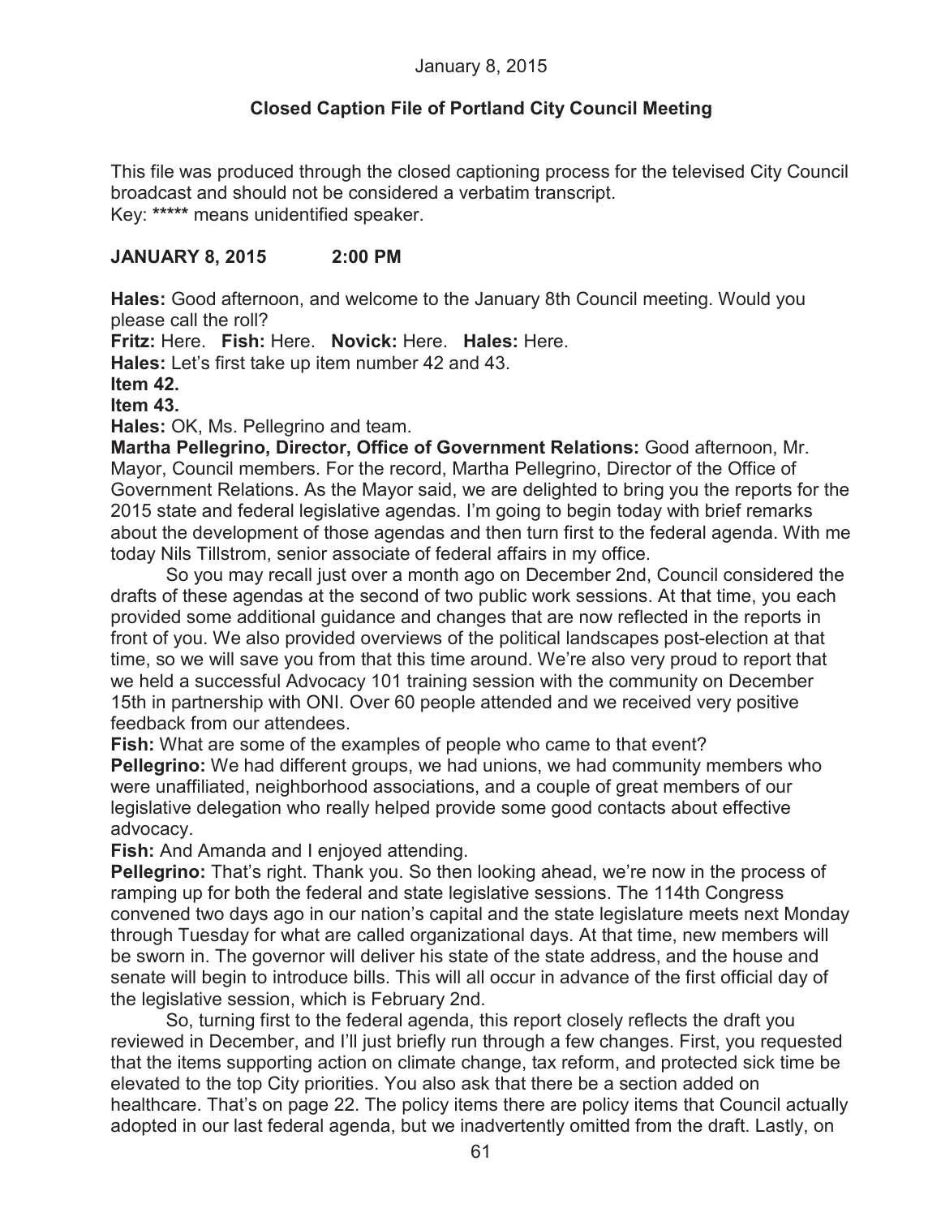## Closed Caption File of Portland City Council Meeting

This file was produced through the closed captioning process for the televised City Council broadcast and should not be considered a verbatim transcript.
Key: ***** means unidentified speaker.

### JANUARY 8, 2015 2:00 PM

**Hales:** Good afternoon, and welcome to the January 8th Council meeting. Would you please call the roll?

**Fritz:** Here. **Fish:** Here. **Novick:** Here. **Hales:** Here.

**Hales:** Let's first take up item number 42 and 43.

**Item 42.**

**Item 43.**

**Hales:** OK, Ms. Pellegrino and team.

**Martha Pellegrino, Director, Office of Government Relations:** Good afternoon, Mr. Mayor, Council members. For the record, Martha Pellegrino, Director of the Office of Government Relations. As the Mayor said, we are delighted to bring you the reports for the 2015 state and federal legislative agendas. I'm going to begin today with brief remarks about the development of those agendas and then turn first to the federal agenda. With me today Nils Tillstrom, senior associate of federal affairs in my office.

So you may recall just over a month ago on December 2nd, Council considered the drafts of these agendas at the second of two public work sessions. At that time, you each provided some additional guidance and changes that are now reflected in the reports in front of you. We also provided overviews of the political landscapes post-election at that time, so we will save you from that this time around. We're also very proud to report that we held a successful Advocacy 101 training session with the community on December 15th in partnership with ONI. Over 60 people attended and we received very positive feedback from our attendees.

**Fish:** What are some of the examples of people who came to that event?

**Pellegrino:** We had different groups, we had unions, we had community members who were unaffiliated, neighborhood associations, and a couple of great members of our legislative delegation who really helped provide some good contacts about effective advocacy.

**Fish:** And Amanda and I enjoyed attending.

**Pellegrino:** That's right. Thank you. So then looking ahead, we're now in the process of ramping up for both the federal and state legislative sessions. The 114th Congress convened two days ago in our nation's capital and the state legislature meets next Monday through Tuesday for what are called organizational days. At that time, new members will be sworn in. The governor will deliver his state of the state address, and the house and senate will begin to introduce bills. This will all occur in advance of the first official day of the legislative session, which is February 2nd.

So, turning first to the federal agenda, this report closely reflects the draft you reviewed in December, and I'll just briefly run through a few changes. First, you requested that the items supporting action on climate change, tax reform, and protected sick time be elevated to the top City priorities. You also ask that there be a section added on healthcare. That's on page 22. The policy items there are policy items that Council actually adopted in our last federal agenda, but we inadvertently omitted from the draft. Lastly, on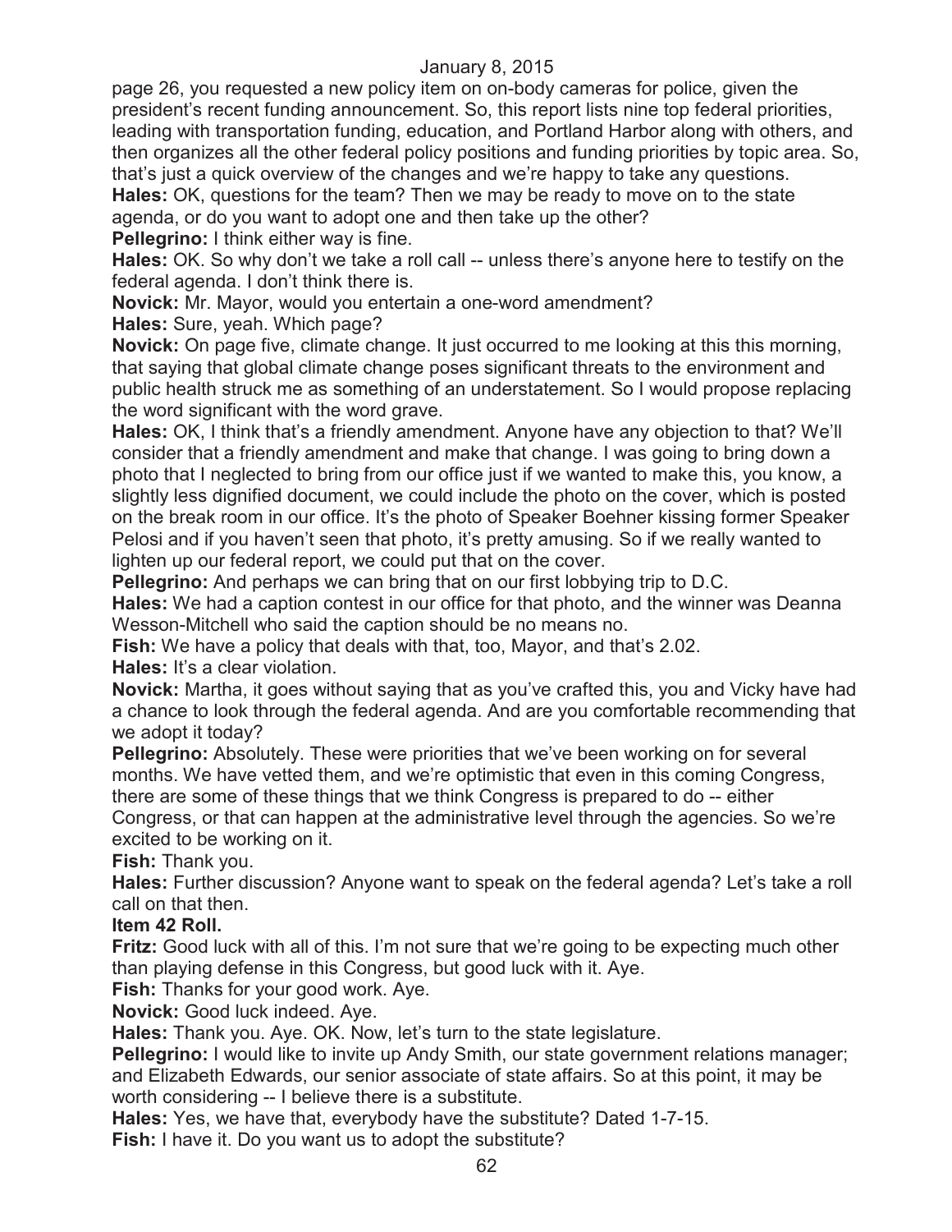page 26, you requested a new policy item on on-body cameras for police, given the president's recent funding announcement. So, this report lists nine top federal priorities, leading with transportation funding, education, and Portland Harbor along with others, and then organizes all the other federal policy positions and funding priorities by topic area. So, that's just a quick overview of the changes and we're happy to take any questions.

**Hales:** OK, questions for the team? Then we may be ready to move on to the state agenda, or do you want to adopt one and then take up the other?

**Pellegrino:** I think either way is fine.

**Hales:** OK. So why don't we take a roll call -- unless there's anyone here to testify on the federal agenda. I don't think there is.

**Novick:** Mr. Mayor, would you entertain a one-word amendment?

**Hales:** Sure, yeah. Which page?

**Novick:** On page five, climate change. It just occurred to me looking at this this morning, that saying that global climate change poses significant threats to the environment and public health struck me as something of an understatement. So I would propose replacing the word significant with the word grave.

**Hales:** OK, I think that's a friendly amendment. Anyone have any objection to that? We'll consider that a friendly amendment and make that change. I was going to bring down a photo that I neglected to bring from our office just if we wanted to make this, you know, a slightly less dignified document, we could include the photo on the cover, which is posted on the break room in our office. It's the photo of Speaker Boehner kissing former Speaker Pelosi and if you haven't seen that photo, it's pretty amusing. So if we really wanted to lighten up our federal report, we could put that on the cover.

**Pellegrino:** And perhaps we can bring that on our first lobbying trip to D.C.

**Hales:** We had a caption contest in our office for that photo, and the winner was Deanna Wesson-Mitchell who said the caption should be no means no.

**Fish:** We have a policy that deals with that, too, Mayor, and that's 2.02.

**Hales:** It's a clear violation.

**Novick:** Martha, it goes without saying that as you've crafted this, you and Vicky have had a chance to look through the federal agenda. And are you comfortable recommending that we adopt it today?

**Pellegrino:** Absolutely. These were priorities that we've been working on for several months. We have vetted them, and we're optimistic that even in this coming Congress, there are some of these things that we think Congress is prepared to do -- either Congress, or that can happen at the administrative level through the agencies. So we're excited to be working on it.

**Fish:** Thank you.

**Hales:** Further discussion? Anyone want to speak on the federal agenda? Let's take a roll call on that then.

**Item 42 Roll.**

**Fritz:** Good luck with all of this. I'm not sure that we're going to be expecting much other than playing defense in this Congress, but good luck with it. Aye.

**Fish:** Thanks for your good work. Aye.

**Novick:** Good luck indeed. Aye.

**Hales:** Thank you. Aye. OK. Now, let's turn to the state legislature.

**Pellegrino:** I would like to invite up Andy Smith, our state government relations manager; and Elizabeth Edwards, our senior associate of state affairs. So at this point, it may be worth considering -- I believe there is a substitute.

**Hales:** Yes, we have that, everybody have the substitute? Dated 1-7-15.

**Fish:** I have it. Do you want us to adopt the substitute?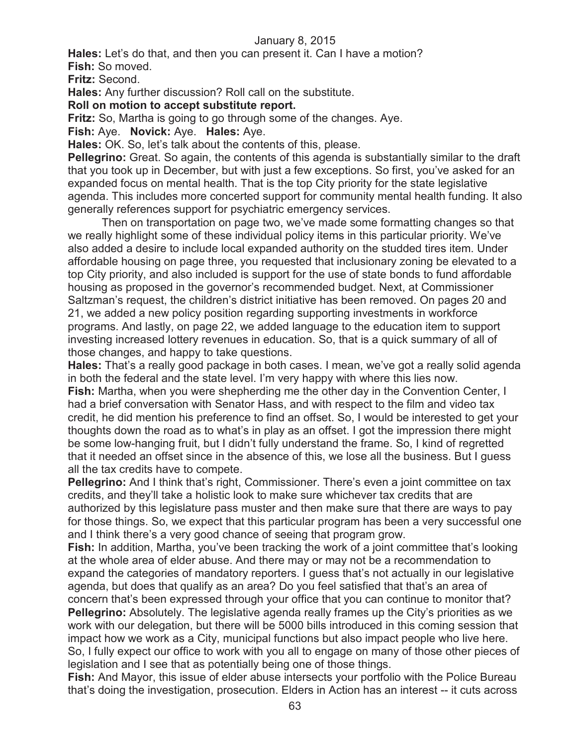**Hales:** Let's do that, and then you can present it. Can I have a motion?

**Fish:** So moved.

**Fritz:** Second.

**Hales:** Any further discussion? Roll call on the substitute.

**Roll on motion to accept substitute report.**

**Fritz:** So, Martha is going to go through some of the changes. Aye.

**Fish:** Aye. **Novick:** Aye. **Hales:** Aye.

**Hales:** OK. So, let's talk about the contents of this, please.

**Pellegrino:** Great. So again, the contents of this agenda is substantially similar to the draft that you took up in December, but with just a few exceptions. So first, you've asked for an expanded focus on mental health. That is the top City priority for the state legislative agenda. This includes more concerted support for community mental health funding. It also generally references support for psychiatric emergency services.

Then on transportation on page two, we've made some formatting changes so that we really highlight some of these individual policy items in this particular priority. We've also added a desire to include local expanded authority on the studded tires item. Under affordable housing on page three, you requested that inclusionary zoning be elevated to a top City priority, and also included is support for the use of state bonds to fund affordable housing as proposed in the governor's recommended budget. Next, at Commissioner Saltzman's request, the children's district initiative has been removed. On pages 20 and 21, we added a new policy position regarding supporting investments in workforce programs. And lastly, on page 22, we added language to the education item to support investing increased lottery revenues in education. So, that is a quick summary of all of those changes, and happy to take questions.

**Hales:** That's a really good package in both cases. I mean, we've got a really solid agenda in both the federal and the state level. I'm very happy with where this lies now.

**Fish:** Martha, when you were shepherding me the other day in the Convention Center, I had a brief conversation with Senator Hass, and with respect to the film and video tax credit, he did mention his preference to find an offset. So, I would be interested to get your thoughts down the road as to what's in play as an offset. I got the impression there might be some low-hanging fruit, but I didn't fully understand the frame. So, I kind of regretted that it needed an offset since in the absence of this, we lose all the business. But I guess all the tax credits have to compete.

**Pellegrino:** And I think that's right, Commissioner. There's even a joint committee on tax credits, and they'll take a holistic look to make sure whichever tax credits that are authorized by this legislature pass muster and then make sure that there are ways to pay for those things. So, we expect that this particular program has been a very successful one and I think there's a very good chance of seeing that program grow.

**Fish:** In addition, Martha, you've been tracking the work of a joint committee that's looking at the whole area of elder abuse. And there may or may not be a recommendation to expand the categories of mandatory reporters. I guess that's not actually in our legislative agenda, but does that qualify as an area? Do you feel satisfied that that's an area of concern that's been expressed through your office that you can continue to monitor that?

**Pellegrino:** Absolutely. The legislative agenda really frames up the City's priorities as we work with our delegation, but there will be 5000 bills introduced in this coming session that impact how we work as a City, municipal functions but also impact people who live here. So, I fully expect our office to work with you all to engage on many of those other pieces of legislation and I see that as potentially being one of those things.

**Fish:** And Mayor, this issue of elder abuse intersects your portfolio with the Police Bureau that's doing the investigation, prosecution. Elders in Action has an interest -- it cuts across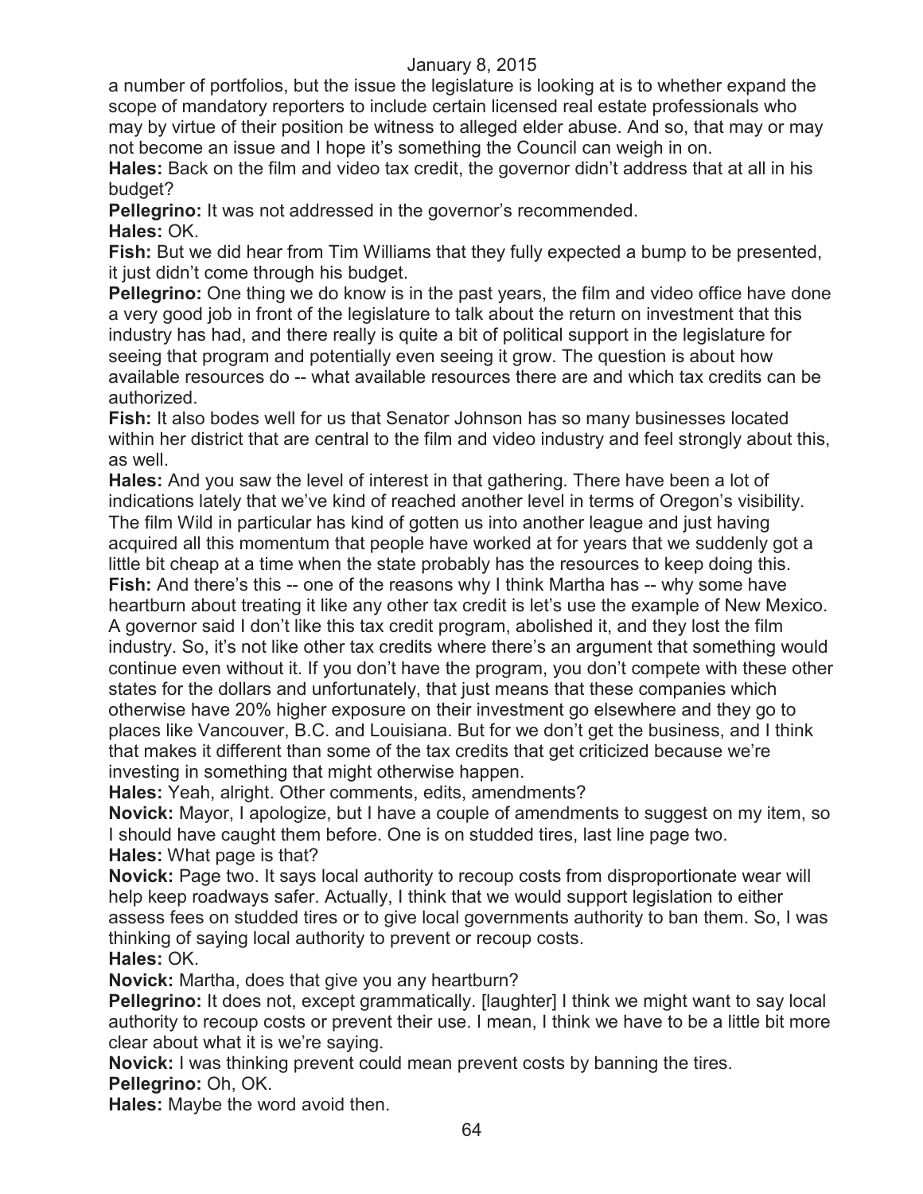a number of portfolios, but the issue the legislature is looking at is to whether expand the scope of mandatory reporters to include certain licensed real estate professionals who may by virtue of their position be witness to alleged elder abuse. And so, that may or may not become an issue and I hope it's something the Council can weigh in on.

**Hales:** Back on the film and video tax credit, the governor didn't address that at all in his budget?

**Pellegrino:** It was not addressed in the governor's recommended.

**Hales:** OK.

**Fish:** But we did hear from Tim Williams that they fully expected a bump to be presented, it just didn't come through his budget.

**Pellegrino:** One thing we do know is in the past years, the film and video office have done a very good job in front of the legislature to talk about the return on investment that this industry has had, and there really is quite a bit of political support in the legislature for seeing that program and potentially even seeing it grow. The question is about how available resources do -- what available resources there are and which tax credits can be authorized.

**Fish:** It also bodes well for us that Senator Johnson has so many businesses located within her district that are central to the film and video industry and feel strongly about this, as well.

**Hales:** And you saw the level of interest in that gathering. There have been a lot of indications lately that we've kind of reached another level in terms of Oregon's visibility. The film Wild in particular has kind of gotten us into another league and just having acquired all this momentum that people have worked at for years that we suddenly got a little bit cheap at a time when the state probably has the resources to keep doing this.

**Fish:** And there's this -- one of the reasons why I think Martha has -- why some have heartburn about treating it like any other tax credit is let's use the example of New Mexico. A governor said I don't like this tax credit program, abolished it, and they lost the film industry. So, it's not like other tax credits where there's an argument that something would continue even without it. If you don't have the program, you don't compete with these other states for the dollars and unfortunately, that just means that these companies which otherwise have 20% higher exposure on their investment go elsewhere and they go to places like Vancouver, B.C. and Louisiana. But for we don't get the business, and I think that makes it different than some of the tax credits that get criticized because we're investing in something that might otherwise happen.

**Hales:** Yeah, alright. Other comments, edits, amendments?

**Novick:** Mayor, I apologize, but I have a couple of amendments to suggest on my item, so I should have caught them before. One is on studded tires, last line page two.

**Hales:** What page is that?

**Novick:** Page two. It says local authority to recoup costs from disproportionate wear will help keep roadways safer. Actually, I think that we would support legislation to either assess fees on studded tires or to give local governments authority to ban them. So, I was thinking of saying local authority to prevent or recoup costs.

**Hales:** OK.

**Novick:** Martha, does that give you any heartburn?

**Pellegrino:** It does not, except grammatically. [laughter] I think we might want to say local authority to recoup costs or prevent their use. I mean, I think we have to be a little bit more clear about what it is we're saying.

**Novick:** I was thinking prevent could mean prevent costs by banning the tires.

**Pellegrino:** Oh, OK.

**Hales:** Maybe the word avoid then.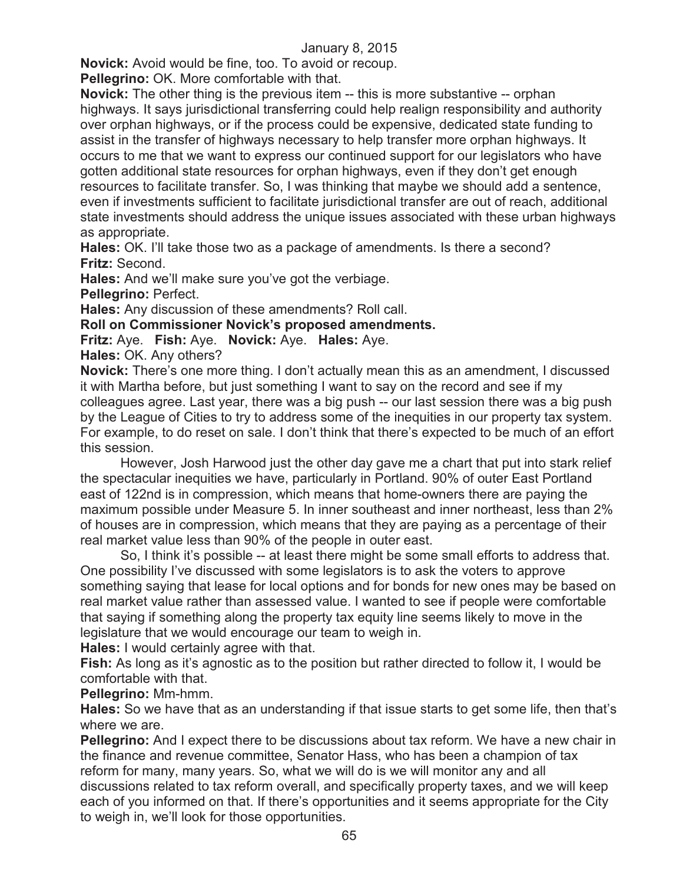**Novick:** Avoid would be fine, too. To avoid or recoup.

**Pellegrino:** OK. More comfortable with that.

**Novick:** The other thing is the previous item -- this is more substantive -- orphan highways. It says jurisdictional transferring could help realign responsibility and authority over orphan highways, or if the process could be expensive, dedicated state funding to assist in the transfer of highways necessary to help transfer more orphan highways. It occurs to me that we want to express our continued support for our legislators who have gotten additional state resources for orphan highways, even if they don't get enough resources to facilitate transfer. So, I was thinking that maybe we should add a sentence, even if investments sufficient to facilitate jurisdictional transfer are out of reach, additional state investments should address the unique issues associated with these urban highways as appropriate.

**Hales:** OK. I'll take those two as a package of amendments. Is there a second?

**Fritz:** Second.

**Hales:** And we'll make sure you've got the verbiage.

**Pellegrino:** Perfect.

**Hales:** Any discussion of these amendments? Roll call.

**Roll on Commissioner Novick's proposed amendments.**

**Fritz:** Aye. **Fish:** Aye. **Novick:** Aye. **Hales:** Aye.

**Hales:** OK. Any others?

**Novick:** There's one more thing. I don't actually mean this as an amendment, I discussed it with Martha before, but just something I want to say on the record and see if my colleagues agree. Last year, there was a big push -- our last session there was a big push by the League of Cities to try to address some of the inequities in our property tax system. For example, to do reset on sale. I don't think that there's expected to be much of an effort this session.

However, Josh Harwood just the other day gave me a chart that put into stark relief the spectacular inequities we have, particularly in Portland. 90% of outer East Portland east of 122nd is in compression, which means that home-owners there are paying the maximum possible under Measure 5. In inner southeast and inner northeast, less than 2% of houses are in compression, which means that they are paying as a percentage of their real market value less than 90% of the people in outer east.

So, I think it's possible -- at least there might be some small efforts to address that. One possibility I've discussed with some legislators is to ask the voters to approve something saying that lease for local options and for bonds for new ones may be based on real market value rather than assessed value. I wanted to see if people were comfortable that saying if something along the property tax equity line seems likely to move in the legislature that we would encourage our team to weigh in.

**Hales:** I would certainly agree with that.

**Fish:** As long as it's agnostic as to the position but rather directed to follow it, I would be comfortable with that.

**Pellegrino:** Mm-hmm.

**Hales:** So we have that as an understanding if that issue starts to get some life, then that's where we are.

**Pellegrino:** And I expect there to be discussions about tax reform. We have a new chair in the finance and revenue committee, Senator Hass, who has been a champion of tax reform for many, many years. So, what we will do is we will monitor any and all discussions related to tax reform overall, and specifically property taxes, and we will keep each of you informed on that. If there's opportunities and it seems appropriate for the City to weigh in, we'll look for those opportunities.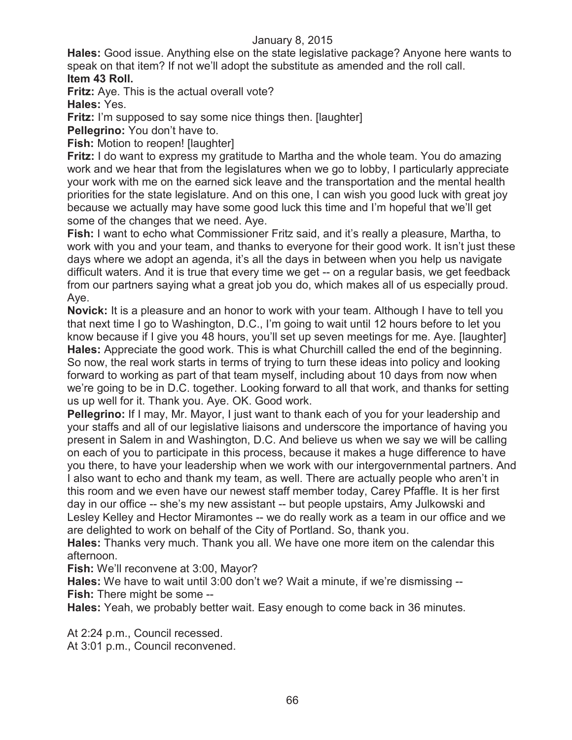**Hales:** Good issue. Anything else on the state legislative package? Anyone here wants to speak on that item? If not we'll adopt the substitute as amended and the roll call.

**Item 43 Roll.**

**Fritz:** Aye. This is the actual overall vote?

**Hales:** Yes.

**Fritz:** I'm supposed to say some nice things then. [laughter]

**Pellegrino:** You don't have to.

**Fish:** Motion to reopen! [laughter]

**Fritz:** I do want to express my gratitude to Martha and the whole team. You do amazing work and we hear that from the legislatures when we go to lobby, I particularly appreciate your work with me on the earned sick leave and the transportation and the mental health priorities for the state legislature. And on this one, I can wish you good luck with great joy because we actually may have some good luck this time and I'm hopeful that we'll get some of the changes that we need. Aye.

**Fish:** I want to echo what Commissioner Fritz said, and it's really a pleasure, Martha, to work with you and your team, and thanks to everyone for their good work. It isn't just these days where we adopt an agenda, it's all the days in between when you help us navigate difficult waters. And it is true that every time we get -- on a regular basis, we get feedback from our partners saying what a great job you do, which makes all of us especially proud. Aye.

**Novick:** It is a pleasure and an honor to work with your team. Although I have to tell you that next time I go to Washington, D.C., I'm going to wait until 12 hours before to let you know because if I give you 48 hours, you'll set up seven meetings for me. Aye. [laughter]

**Hales:** Appreciate the good work. This is what Churchill called the end of the beginning. So now, the real work starts in terms of trying to turn these ideas into policy and looking forward to working as part of that team myself, including about 10 days from now when we're going to be in D.C. together. Looking forward to all that work, and thanks for setting us up well for it. Thank you. Aye. OK. Good work.

**Pellegrino:** If I may, Mr. Mayor, I just want to thank each of you for your leadership and your staffs and all of our legislative liaisons and underscore the importance of having you present in Salem in and Washington, D.C. And believe us when we say we will be calling on each of you to participate in this process, because it makes a huge difference to have you there, to have your leadership when we work with our intergovernmental partners. And I also want to echo and thank my team, as well. There are actually people who aren't in this room and we even have our newest staff member today, Carey Pfaffle. It is her first day in our office -- she's my new assistant -- but people upstairs, Amy Julkowski and Lesley Kelley and Hector Miramontes -- we do really work as a team in our office and we are delighted to work on behalf of the City of Portland. So, thank you.

**Hales:** Thanks very much. Thank you all. We have one more item on the calendar this afternoon.

**Fish:** We'll reconvene at 3:00, Mayor?

**Hales:** We have to wait until 3:00 don't we? Wait a minute, if we're dismissing --

**Fish:** There might be some --

**Hales:** Yeah, we probably better wait. Easy enough to come back in 36 minutes.

At 2:24 p.m., Council recessed.

At 3:01 p.m., Council reconvened.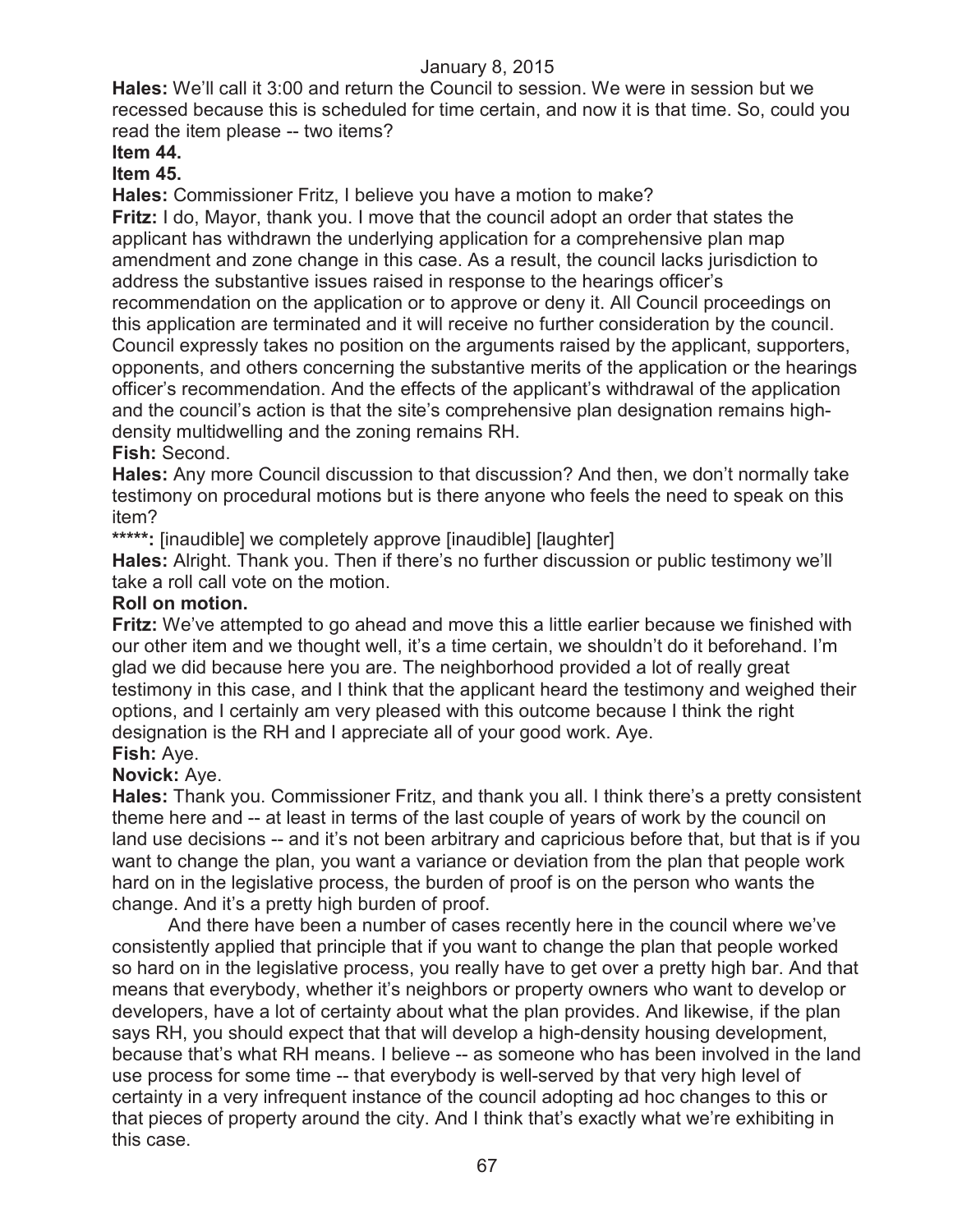**Hales:** We'll call it 3:00 and return the Council to session. We were in session but we recessed because this is scheduled for time certain, and now it is that time. So, could you read the item please -- two items?

**Item 44.**

**Item 45.**

**Hales:** Commissioner Fritz, I believe you have a motion to make?

**Fritz:** I do, Mayor, thank you. I move that the council adopt an order that states the applicant has withdrawn the underlying application for a comprehensive plan map amendment and zone change in this case. As a result, the council lacks jurisdiction to address the substantive issues raised in response to the hearings officer's recommendation on the application or to approve or deny it. All Council proceedings on this application are terminated and it will receive no further consideration by the council. Council expressly takes no position on the arguments raised by the applicant, supporters, opponents, and others concerning the substantive merits of the application or the hearings officer's recommendation. And the effects of the applicant's withdrawal of the application and the council's action is that the site's comprehensive plan designation remains high-density multidwelling and the zoning remains RH.

**Fish:** Second.

**Hales:** Any more Council discussion to that discussion? And then, we don't normally take testimony on procedural motions but is there anyone who feels the need to speak on this item?

**\*\*\*\*\*:** [inaudible] we completely approve [inaudible] [laughter]

**Hales:** Alright. Thank you. Then if there's no further discussion or public testimony we'll take a roll call vote on the motion.

**Roll on motion.**

**Fritz:** We've attempted to go ahead and move this a little earlier because we finished with our other item and we thought well, it's a time certain, we shouldn't do it beforehand. I'm glad we did because here you are. The neighborhood provided a lot of really great testimony in this case, and I think that the applicant heard the testimony and weighed their options, and I certainly am very pleased with this outcome because I think the right designation is the RH and I appreciate all of your good work. Aye.

**Fish:** Aye.

**Novick:** Aye.

**Hales:** Thank you. Commissioner Fritz, and thank you all. I think there's a pretty consistent theme here and -- at least in terms of the last couple of years of work by the council on land use decisions -- and it's not been arbitrary and capricious before that, but that is if you want to change the plan, you want a variance or deviation from the plan that people work hard on in the legislative process, the burden of proof is on the person who wants the change. And it's a pretty high burden of proof.

And there have been a number of cases recently here in the council where we've consistently applied that principle that if you want to change the plan that people worked so hard on in the legislative process, you really have to get over a pretty high bar. And that means that everybody, whether it's neighbors or property owners who want to develop or developers, have a lot of certainty about what the plan provides. And likewise, if the plan says RH, you should expect that that will develop a high-density housing development, because that's what RH means. I believe -- as someone who has been involved in the land use process for some time -- that everybody is well-served by that very high level of certainty in a very infrequent instance of the council adopting ad hoc changes to this or that pieces of property around the city. And I think that's exactly what we're exhibiting in this case.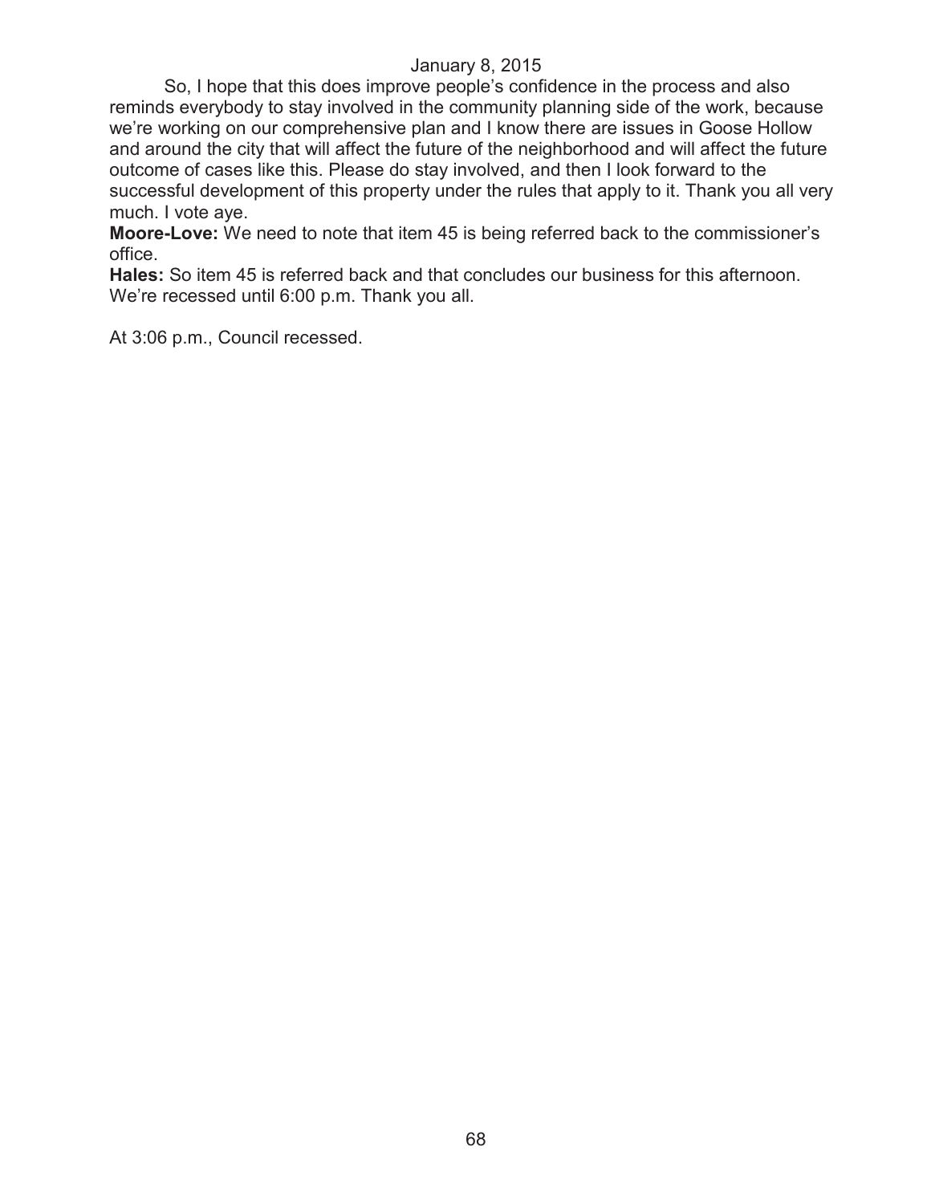So, I hope that this does improve people's confidence in the process and also reminds everybody to stay involved in the community planning side of the work, because we're working on our comprehensive plan and I know there are issues in Goose Hollow and around the city that will affect the future of the neighborhood and will affect the future outcome of cases like this. Please do stay involved, and then I look forward to the successful development of this property under the rules that apply to it. Thank you all very much. I vote aye.

**Moore-Love:** We need to note that item 45 is being referred back to the commissioner's office.

**Hales:** So item 45 is referred back and that concludes our business for this afternoon. We're recessed until 6:00 p.m. Thank you all.

At 3:06 p.m., Council recessed.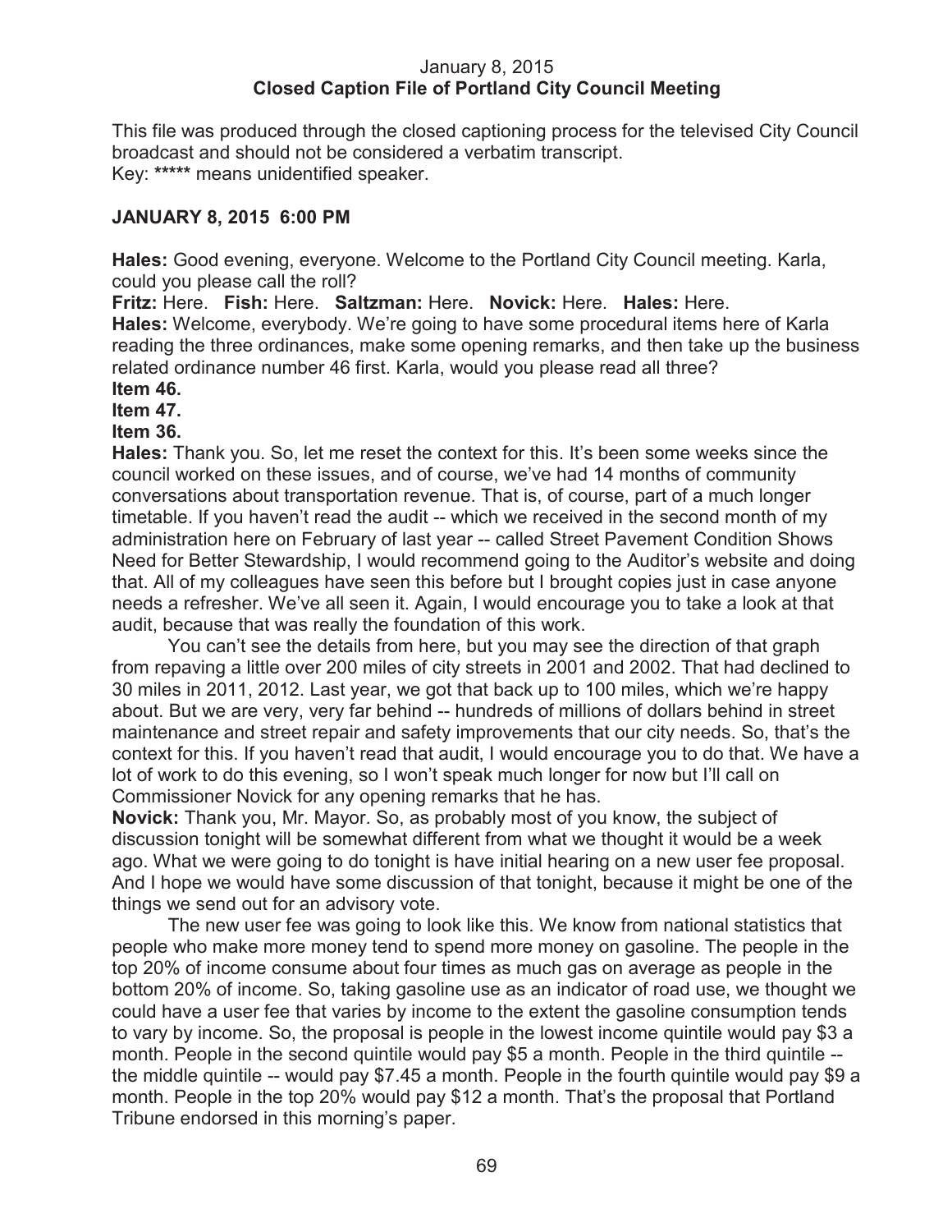January 8, 2015
**Closed Caption File of Portland City Council Meeting**

This file was produced through the closed captioning process for the televised City Council broadcast and should not be considered a verbatim transcript.
Key: ***** means unidentified speaker.

**JANUARY 8, 2015 6:00 PM**

**Hales:** Good evening, everyone. Welcome to the Portland City Council meeting. Karla, could you please call the roll?
**Fritz:** Here. **Fish:** Here. **Saltzman:** Here. **Novick:** Here. **Hales:** Here.
**Hales:** Welcome, everybody. We're going to have some procedural items here of Karla reading the three ordinances, make some opening remarks, and then take up the business related ordinance number 46 first. Karla, would you please read all three?
**Item 46.**
**Item 47.**
**Item 36.**
**Hales:** Thank you. So, let me reset the context for this. It's been some weeks since the council worked on these issues, and of course, we've had 14 months of community conversations about transportation revenue. That is, of course, part of a much longer timetable. If you haven't read the audit -- which we received in the second month of my administration here on February of last year -- called Street Pavement Condition Shows Need for Better Stewardship, I would recommend going to the Auditor's website and doing that. All of my colleagues have seen this before but I brought copies just in case anyone needs a refresher. We've all seen it. Again, I would encourage you to take a look at that audit, because that was really the foundation of this work.

You can't see the details from here, but you may see the direction of that graph from repaving a little over 200 miles of city streets in 2001 and 2002. That had declined to 30 miles in 2011, 2012. Last year, we got that back up to 100 miles, which we're happy about. But we are very, very far behind -- hundreds of millions of dollars behind in street maintenance and street repair and safety improvements that our city needs. So, that's the context for this. If you haven't read that audit, I would encourage you to do that. We have a lot of work to do this evening, so I won't speak much longer for now but I'll call on Commissioner Novick for any opening remarks that he has.
**Novick:** Thank you, Mr. Mayor. So, as probably most of you know, the subject of discussion tonight will be somewhat different from what we thought it would be a week ago. What we were going to do tonight is have initial hearing on a new user fee proposal. And I hope we would have some discussion of that tonight, because it might be one of the things we send out for an advisory vote.

The new user fee was going to look like this. We know from national statistics that people who make more money tend to spend more money on gasoline. The people in the top 20% of income consume about four times as much gas on average as people in the bottom 20% of income. So, taking gasoline use as an indicator of road use, we thought we could have a user fee that varies by income to the extent the gasoline consumption tends to vary by income. So, the proposal is people in the lowest income quintile would pay $3 a month. People in the second quintile would pay $5 a month. People in the third quintile -- the middle quintile -- would pay $7.45 a month. People in the fourth quintile would pay $9 a month. People in the top 20% would pay $12 a month. That's the proposal that Portland Tribune endorsed in this morning's paper.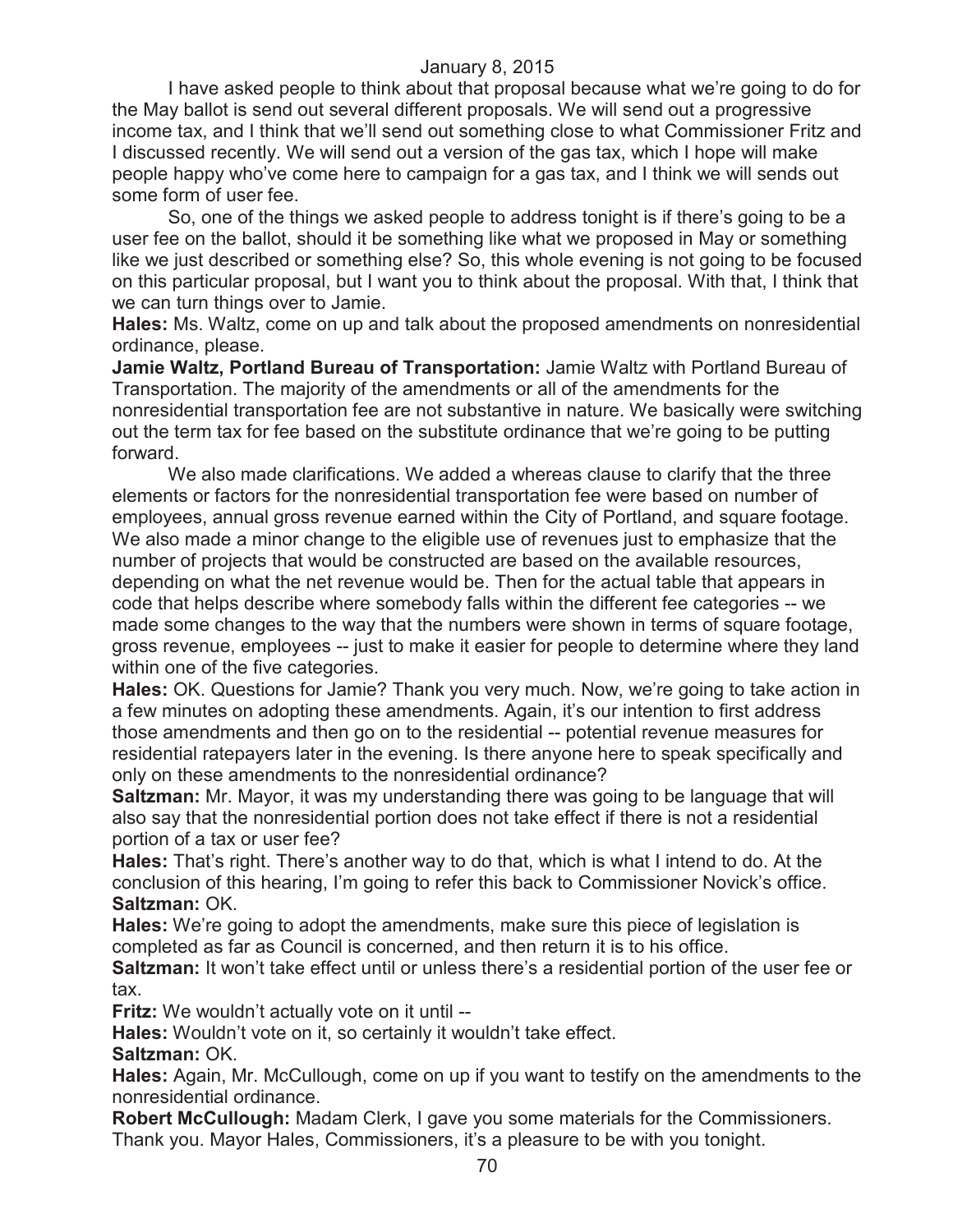I have asked people to think about that proposal because what we're going to do for the May ballot is send out several different proposals. We will send out a progressive income tax, and I think that we'll send out something close to what Commissioner Fritz and I discussed recently. We will send out a version of the gas tax, which I hope will make people happy who've come here to campaign for a gas tax, and I think we will sends out some form of user fee.

So, one of the things we asked people to address tonight is if there's going to be a user fee on the ballot, should it be something like what we proposed in May or something like we just described or something else? So, this whole evening is not going to be focused on this particular proposal, but I want you to think about the proposal. With that, I think that we can turn things over to Jamie.

**Hales:** Ms. Waltz, come on up and talk about the proposed amendments on nonresidential ordinance, please.

**Jamie Waltz, Portland Bureau of Transportation:** Jamie Waltz with Portland Bureau of Transportation. The majority of the amendments or all of the amendments for the nonresidential transportation fee are not substantive in nature. We basically were switching out the term tax for fee based on the substitute ordinance that we're going to be putting forward.

We also made clarifications. We added a whereas clause to clarify that the three elements or factors for the nonresidential transportation fee were based on number of employees, annual gross revenue earned within the City of Portland, and square footage. We also made a minor change to the eligible use of revenues just to emphasize that the number of projects that would be constructed are based on the available resources, depending on what the net revenue would be. Then for the actual table that appears in code that helps describe where somebody falls within the different fee categories -- we made some changes to the way that the numbers were shown in terms of square footage, gross revenue, employees -- just to make it easier for people to determine where they land within one of the five categories.

**Hales:** OK. Questions for Jamie? Thank you very much. Now, we're going to take action in a few minutes on adopting these amendments. Again, it's our intention to first address those amendments and then go on to the residential -- potential revenue measures for residential ratepayers later in the evening. Is there anyone here to speak specifically and only on these amendments to the nonresidential ordinance?

**Saltzman:** Mr. Mayor, it was my understanding there was going to be language that will also say that the nonresidential portion does not take effect if there is not a residential portion of a tax or user fee?

**Hales:** That's right. There's another way to do that, which is what I intend to do. At the conclusion of this hearing, I'm going to refer this back to Commissioner Novick's office.

**Saltzman:** OK.

**Hales:** We're going to adopt the amendments, make sure this piece of legislation is completed as far as Council is concerned, and then return it is to his office.

**Saltzman:** It won't take effect until or unless there's a residential portion of the user fee or tax.

**Fritz:** We wouldn't actually vote on it until --

**Hales:** Wouldn't vote on it, so certainly it wouldn't take effect.

**Saltzman:** OK.

**Hales:** Again, Mr. McCullough, come on up if you want to testify on the amendments to the nonresidential ordinance.

**Robert McCullough:** Madam Clerk, I gave you some materials for the Commissioners. Thank you. Mayor Hales, Commissioners, it's a pleasure to be with you tonight.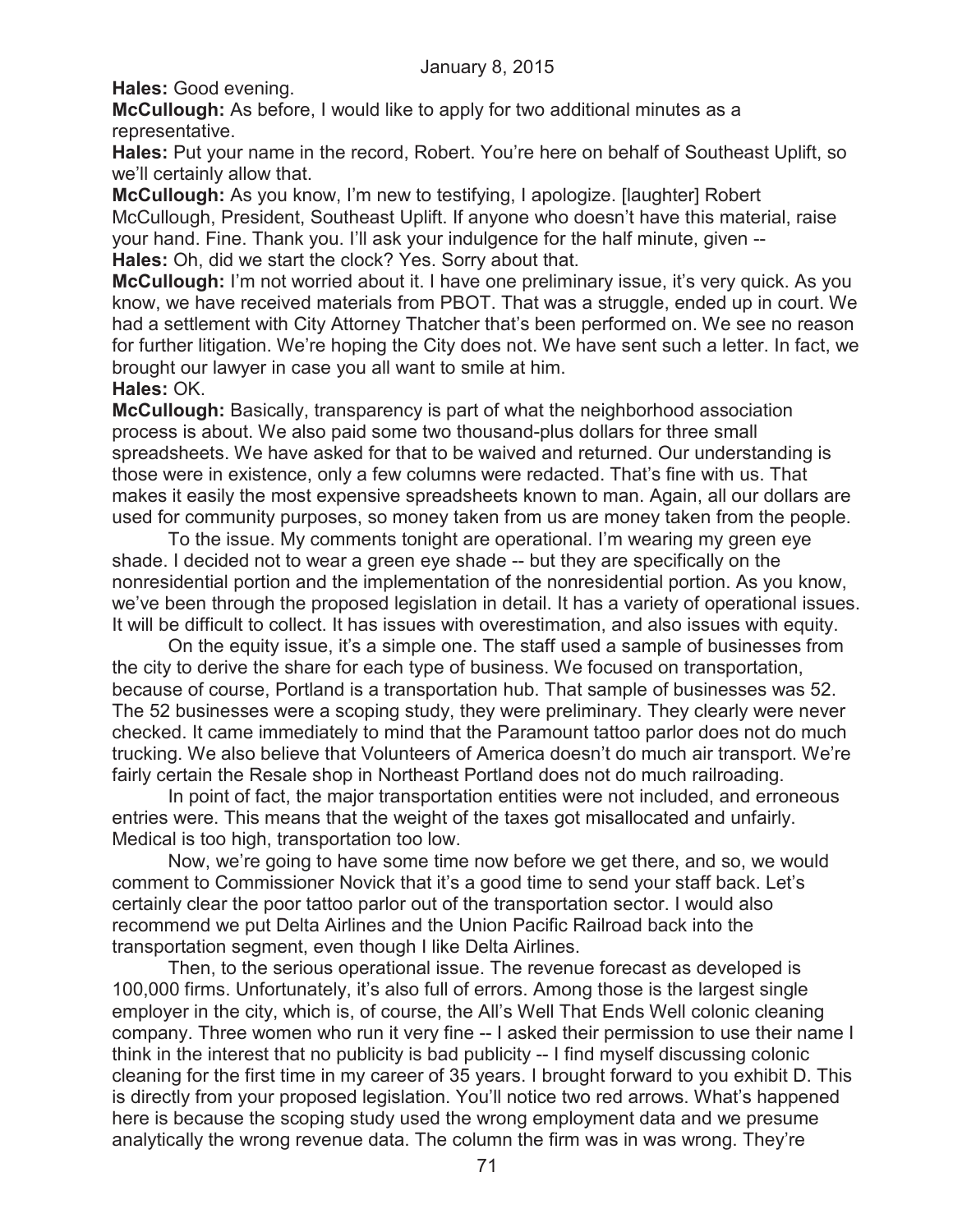**Hales:** Good evening.

**McCullough:** As before, I would like to apply for two additional minutes as a representative.

**Hales:** Put your name in the record, Robert. You're here on behalf of Southeast Uplift, so we'll certainly allow that.

**McCullough:** As you know, I'm new to testifying, I apologize. [laughter] Robert McCullough, President, Southeast Uplift. If anyone who doesn't have this material, raise your hand. Fine. Thank you. I'll ask your indulgence for the half minute, given --

**Hales:** Oh, did we start the clock? Yes. Sorry about that.

**McCullough:** I'm not worried about it. I have one preliminary issue, it's very quick. As you know, we have received materials from PBOT. That was a struggle, ended up in court. We had a settlement with City Attorney Thatcher that's been performed on. We see no reason for further litigation. We're hoping the City does not. We have sent such a letter. In fact, we brought our lawyer in case you all want to smile at him.

**Hales:** OK.

**McCullough:** Basically, transparency is part of what the neighborhood association process is about. We also paid some two thousand-plus dollars for three small spreadsheets. We have asked for that to be waived and returned. Our understanding is those were in existence, only a few columns were redacted. That's fine with us. That makes it easily the most expensive spreadsheets known to man. Again, all our dollars are used for community purposes, so money taken from us are money taken from the people.

To the issue. My comments tonight are operational. I'm wearing my green eye shade. I decided not to wear a green eye shade -- but they are specifically on the nonresidential portion and the implementation of the nonresidential portion. As you know, we've been through the proposed legislation in detail. It has a variety of operational issues. It will be difficult to collect. It has issues with overestimation, and also issues with equity.

On the equity issue, it's a simple one. The staff used a sample of businesses from the city to derive the share for each type of business. We focused on transportation, because of course, Portland is a transportation hub. That sample of businesses was 52. The 52 businesses were a scoping study, they were preliminary. They clearly were never checked. It came immediately to mind that the Paramount tattoo parlor does not do much trucking. We also believe that Volunteers of America doesn't do much air transport. We're fairly certain the Resale shop in Northeast Portland does not do much railroading.

In point of fact, the major transportation entities were not included, and erroneous entries were. This means that the weight of the taxes got misallocated and unfairly. Medical is too high, transportation too low.

Now, we're going to have some time now before we get there, and so, we would comment to Commissioner Novick that it's a good time to send your staff back. Let's certainly clear the poor tattoo parlor out of the transportation sector. I would also recommend we put Delta Airlines and the Union Pacific Railroad back into the transportation segment, even though I like Delta Airlines.

Then, to the serious operational issue. The revenue forecast as developed is 100,000 firms. Unfortunately, it's also full of errors. Among those is the largest single employer in the city, which is, of course, the All's Well That Ends Well colonic cleaning company. Three women who run it very fine -- I asked their permission to use their name I think in the interest that no publicity is bad publicity -- I find myself discussing colonic cleaning for the first time in my career of 35 years. I brought forward to you exhibit D. This is directly from your proposed legislation. You'll notice two red arrows. What's happened here is because the scoping study used the wrong employment data and we presume analytically the wrong revenue data. The column the firm was in was wrong. They're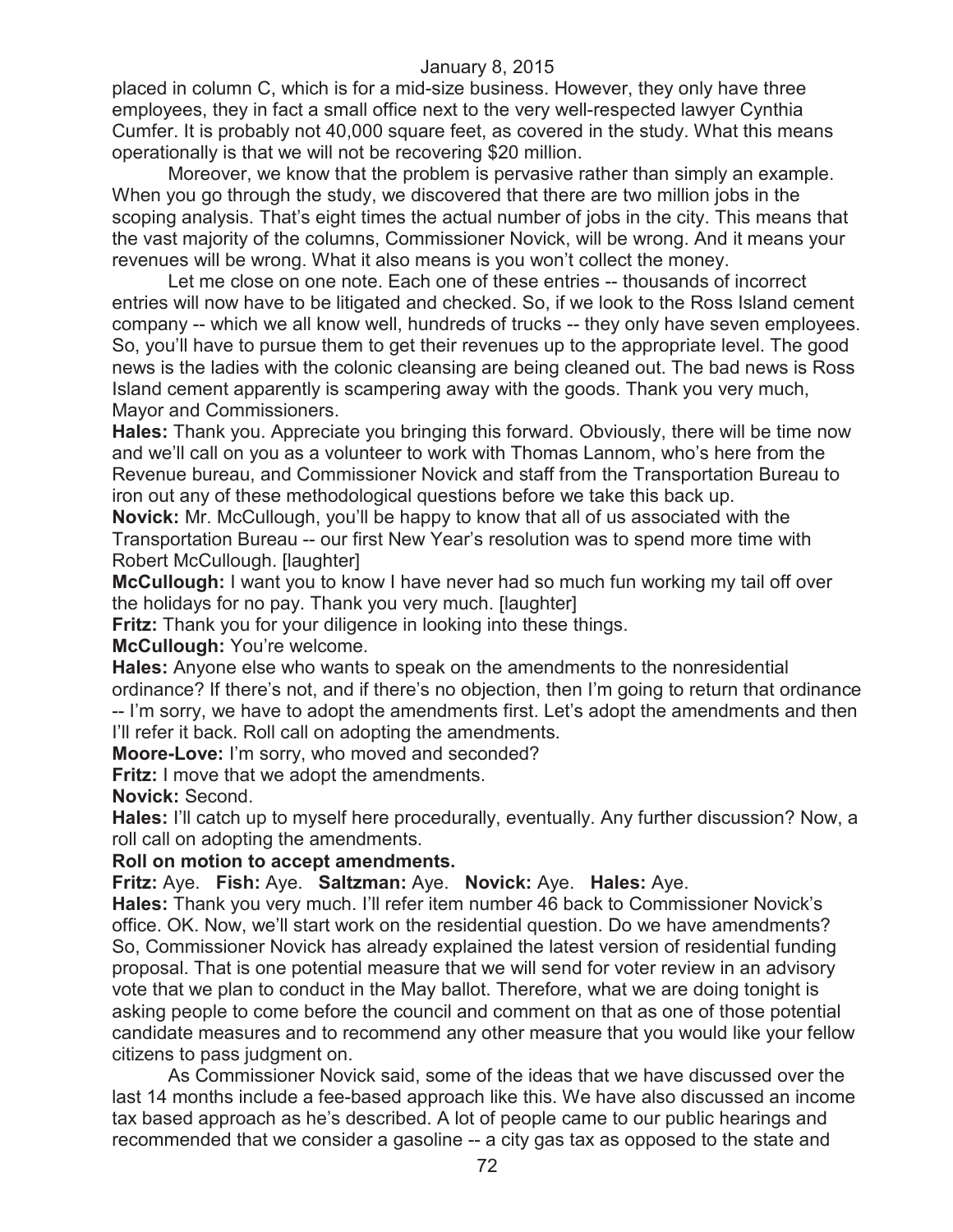placed in column C, which is for a mid-size business. However, they only have three employees, they in fact a small office next to the very well-respected lawyer Cynthia Cumfer. It is probably not 40,000 square feet, as covered in the study. What this means operationally is that we will not be recovering $20 million.

Moreover, we know that the problem is pervasive rather than simply an example. When you go through the study, we discovered that there are two million jobs in the scoping analysis. That's eight times the actual number of jobs in the city. This means that the vast majority of the columns, Commissioner Novick, will be wrong. And it means your revenues will be wrong. What it also means is you won't collect the money.

Let me close on one note. Each one of these entries -- thousands of incorrect entries will now have to be litigated and checked. So, if we look to the Ross Island cement company -- which we all know well, hundreds of trucks -- they only have seven employees. So, you'll have to pursue them to get their revenues up to the appropriate level. The good news is the ladies with the colonic cleansing are being cleaned out. The bad news is Ross Island cement apparently is scampering away with the goods. Thank you very much, Mayor and Commissioners.

**Hales:** Thank you. Appreciate you bringing this forward. Obviously, there will be time now and we'll call on you as a volunteer to work with Thomas Lannom, who's here from the Revenue bureau, and Commissioner Novick and staff from the Transportation Bureau to iron out any of these methodological questions before we take this back up.

**Novick:** Mr. McCullough, you'll be happy to know that all of us associated with the Transportation Bureau -- our first New Year's resolution was to spend more time with Robert McCullough. [laughter]

**McCullough:** I want you to know I have never had so much fun working my tail off over the holidays for no pay. Thank you very much. [laughter]

**Fritz:** Thank you for your diligence in looking into these things.

**McCullough:** You're welcome.

**Hales:** Anyone else who wants to speak on the amendments to the nonresidential ordinance? If there's not, and if there's no objection, then I'm going to return that ordinance -- I'm sorry, we have to adopt the amendments first. Let's adopt the amendments and then I'll refer it back. Roll call on adopting the amendments.

**Moore-Love:** I'm sorry, who moved and seconded?

**Fritz:** I move that we adopt the amendments.

**Novick:** Second.

**Hales:** I'll catch up to myself here procedurally, eventually. Any further discussion? Now, a roll call on adopting the amendments.

**Roll on motion to accept amendments.**

**Fritz:** Aye. **Fish:** Aye. **Saltzman:** Aye. **Novick:** Aye. **Hales:** Aye.

**Hales:** Thank you very much. I'll refer item number 46 back to Commissioner Novick's office. OK. Now, we'll start work on the residential question. Do we have amendments? So, Commissioner Novick has already explained the latest version of residential funding proposal. That is one potential measure that we will send for voter review in an advisory vote that we plan to conduct in the May ballot. Therefore, what we are doing tonight is asking people to come before the council and comment on that as one of those potential candidate measures and to recommend any other measure that you would like your fellow citizens to pass judgment on.

As Commissioner Novick said, some of the ideas that we have discussed over the last 14 months include a fee-based approach like this. We have also discussed an income tax based approach as he's described. A lot of people came to our public hearings and recommended that we consider a gasoline -- a city gas tax as opposed to the state and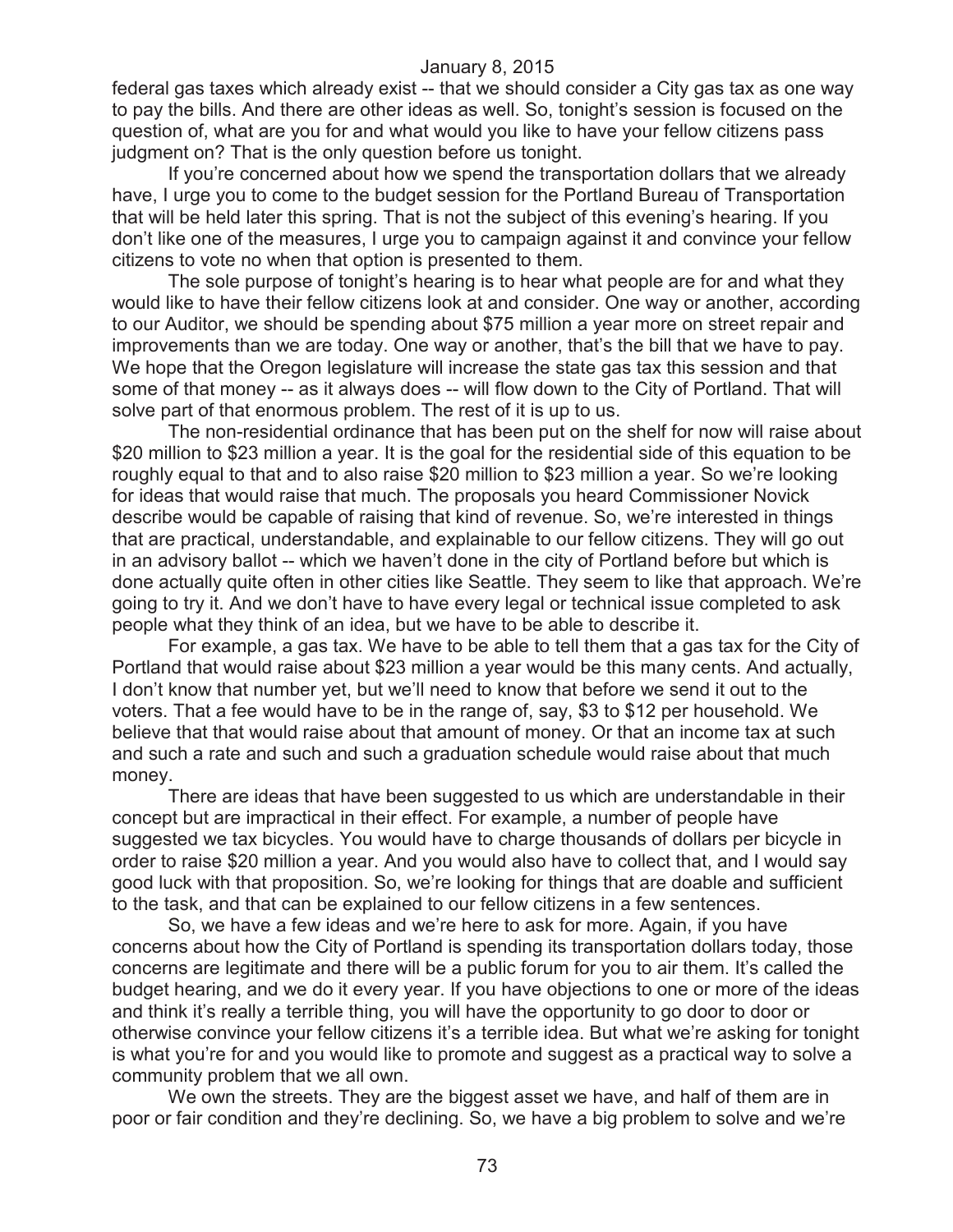federal gas taxes which already exist -- that we should consider a City gas tax as one way to pay the bills. And there are other ideas as well. So, tonight's session is focused on the question of, what are you for and what would you like to have your fellow citizens pass judgment on? That is the only question before us tonight.

If you're concerned about how we spend the transportation dollars that we already have, I urge you to come to the budget session for the Portland Bureau of Transportation that will be held later this spring. That is not the subject of this evening's hearing. If you don't like one of the measures, I urge you to campaign against it and convince your fellow citizens to vote no when that option is presented to them.

The sole purpose of tonight's hearing is to hear what people are for and what they would like to have their fellow citizens look at and consider. One way or another, according to our Auditor, we should be spending about $75 million a year more on street repair and improvements than we are today. One way or another, that's the bill that we have to pay. We hope that the Oregon legislature will increase the state gas tax this session and that some of that money -- as it always does -- will flow down to the City of Portland. That will solve part of that enormous problem. The rest of it is up to us.

The non-residential ordinance that has been put on the shelf for now will raise about $20 million to $23 million a year. It is the goal for the residential side of this equation to be roughly equal to that and to also raise $20 million to $23 million a year. So we're looking for ideas that would raise that much. The proposals you heard Commissioner Novick describe would be capable of raising that kind of revenue. So, we're interested in things that are practical, understandable, and explainable to our fellow citizens. They will go out in an advisory ballot -- which we haven't done in the city of Portland before but which is done actually quite often in other cities like Seattle. They seem to like that approach. We're going to try it. And we don't have to have every legal or technical issue completed to ask people what they think of an idea, but we have to be able to describe it.

For example, a gas tax. We have to be able to tell them that a gas tax for the City of Portland that would raise about $23 million a year would be this many cents. And actually, I don't know that number yet, but we'll need to know that before we send it out to the voters. That a fee would have to be in the range of, say, $3 to $12 per household. We believe that that would raise about that amount of money. Or that an income tax at such and such a rate and such and such a graduation schedule would raise about that much money.

There are ideas that have been suggested to us which are understandable in their concept but are impractical in their effect. For example, a number of people have suggested we tax bicycles. You would have to charge thousands of dollars per bicycle in order to raise $20 million a year. And you would also have to collect that, and I would say good luck with that proposition. So, we're looking for things that are doable and sufficient to the task, and that can be explained to our fellow citizens in a few sentences.

So, we have a few ideas and we're here to ask for more. Again, if you have concerns about how the City of Portland is spending its transportation dollars today, those concerns are legitimate and there will be a public forum for you to air them. It's called the budget hearing, and we do it every year. If you have objections to one or more of the ideas and think it's really a terrible thing, you will have the opportunity to go door to door or otherwise convince your fellow citizens it's a terrible idea. But what we're asking for tonight is what you're for and you would like to promote and suggest as a practical way to solve a community problem that we all own.

We own the streets. They are the biggest asset we have, and half of them are in poor or fair condition and they're declining. So, we have a big problem to solve and we're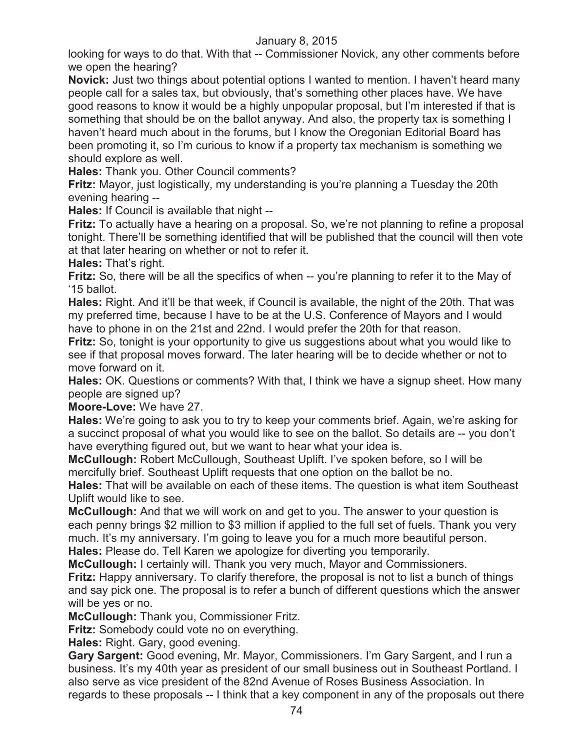looking for ways to do that. With that -- Commissioner Novick, any other comments before we open the hearing?

**Novick:** Just two things about potential options I wanted to mention. I haven't heard many people call for a sales tax, but obviously, that's something other places have. We have good reasons to know it would be a highly unpopular proposal, but I'm interested if that is something that should be on the ballot anyway. And also, the property tax is something I haven't heard much about in the forums, but I know the Oregonian Editorial Board has been promoting it, so I'm curious to know if a property tax mechanism is something we should explore as well.

**Hales:** Thank you. Other Council comments?

**Fritz:** Mayor, just logistically, my understanding is you're planning a Tuesday the 20th evening hearing --

**Hales:** If Council is available that night --

**Fritz:** To actually have a hearing on a proposal. So, we're not planning to refine a proposal tonight. There'll be something identified that will be published that the council will then vote at that later hearing on whether or not to refer it.

**Hales:** That's right.

**Fritz:** So, there will be all the specifics of when -- you're planning to refer it to the May of '15 ballot.

**Hales:** Right. And it'll be that week, if Council is available, the night of the 20th. That was my preferred time, because I have to be at the U.S. Conference of Mayors and I would have to phone in on the 21st and 22nd. I would prefer the 20th for that reason.

**Fritz:** So, tonight is your opportunity to give us suggestions about what you would like to see if that proposal moves forward. The later hearing will be to decide whether or not to move forward on it.

**Hales:** OK. Questions or comments? With that, I think we have a signup sheet. How many people are signed up?

**Moore-Love:** We have 27.

**Hales:** We're going to ask you to try to keep your comments brief. Again, we're asking for a succinct proposal of what you would like to see on the ballot. So details are -- you don't have everything figured out, but we want to hear what your idea is.

**McCullough:** Robert McCullough, Southeast Uplift. I've spoken before, so I will be mercifully brief. Southeast Uplift requests that one option on the ballot be no.

**Hales:** That will be available on each of these items. The question is what item Southeast Uplift would like to see.

**McCullough:** And that we will work on and get to you. The answer to your question is each penny brings $2 million to $3 million if applied to the full set of fuels. Thank you very much. It's my anniversary. I'm going to leave you for a much more beautiful person.

**Hales:** Please do. Tell Karen we apologize for diverting you temporarily.

**McCullough:** I certainly will. Thank you very much, Mayor and Commissioners.

**Fritz:** Happy anniversary. To clarify therefore, the proposal is not to list a bunch of things and say pick one. The proposal is to refer a bunch of different questions which the answer will be yes or no.

**McCullough:** Thank you, Commissioner Fritz.

**Fritz:** Somebody could vote no on everything.

**Hales:** Right. Gary, good evening.

**Gary Sargent:** Good evening, Mr. Mayor, Commissioners. I'm Gary Sargent, and I run a business. It's my 40th year as president of our small business out in Southeast Portland. I also serve as vice president of the 82nd Avenue of Roses Business Association. In regards to these proposals -- I think that a key component in any of the proposals out there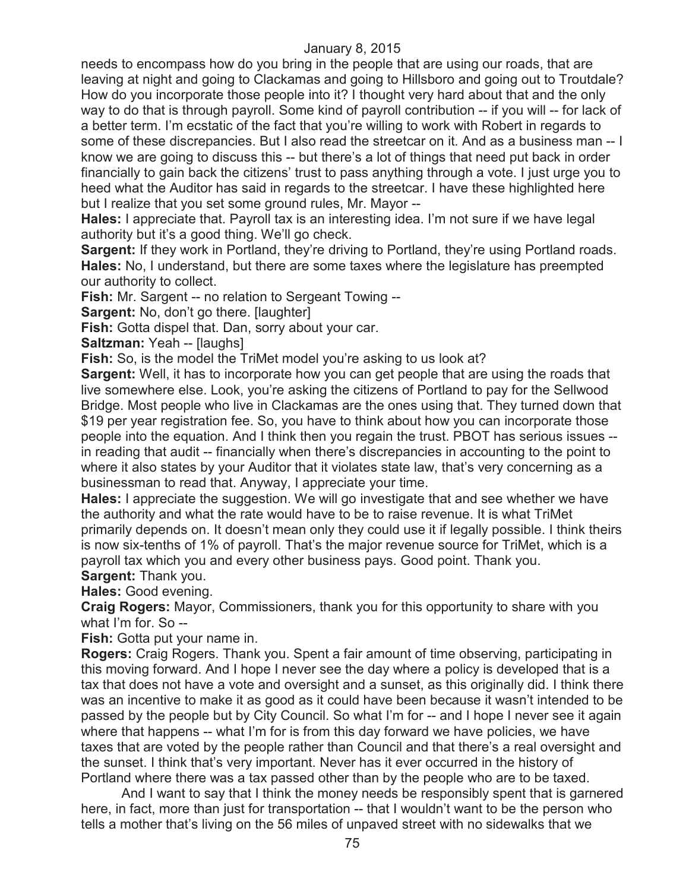needs to encompass how do you bring in the people that are using our roads, that are leaving at night and going to Clackamas and going to Hillsboro and going out to Troutdale? How do you incorporate those people into it? I thought very hard about that and the only way to do that is through payroll. Some kind of payroll contribution -- if you will -- for lack of a better term. I'm ecstatic of the fact that you're willing to work with Robert in regards to some of these discrepancies. But I also read the streetcar on it. And as a business man -- I know we are going to discuss this -- but there's a lot of things that need put back in order financially to gain back the citizens' trust to pass anything through a vote. I just urge you to heed what the Auditor has said in regards to the streetcar. I have these highlighted here but I realize that you set some ground rules, Mr. Mayor --

**Hales:** I appreciate that. Payroll tax is an interesting idea. I'm not sure if we have legal authority but it's a good thing. We'll go check.

**Sargent:** If they work in Portland, they're driving to Portland, they're using Portland roads.

**Hales:** No, I understand, but there are some taxes where the legislature has preempted our authority to collect.

**Fish:** Mr. Sargent -- no relation to Sergeant Towing --

**Sargent:** No, don't go there. [laughter]

**Fish:** Gotta dispel that. Dan, sorry about your car.

**Saltzman:** Yeah -- [laughs]

**Fish:** So, is the model the TriMet model you're asking to us look at?

**Sargent:** Well, it has to incorporate how you can get people that are using the roads that live somewhere else. Look, you're asking the citizens of Portland to pay for the Sellwood Bridge. Most people who live in Clackamas are the ones using that. They turned down that $19 per year registration fee. So, you have to think about how you can incorporate those people into the equation. And I think then you regain the trust. PBOT has serious issues -- in reading that audit -- financially when there's discrepancies in accounting to the point to where it also states by your Auditor that it violates state law, that's very concerning as a businessman to read that. Anyway, I appreciate your time.

**Hales:** I appreciate the suggestion. We will go investigate that and see whether we have the authority and what the rate would have to be to raise revenue. It is what TriMet primarily depends on. It doesn't mean only they could use it if legally possible. I think theirs is now six-tenths of 1% of payroll. That's the major revenue source for TriMet, which is a payroll tax which you and every other business pays. Good point. Thank you.

**Sargent:** Thank you.

**Hales:** Good evening.

**Craig Rogers:** Mayor, Commissioners, thank you for this opportunity to share with you what I'm for. So --

**Fish:** Gotta put your name in.

**Rogers:** Craig Rogers. Thank you. Spent a fair amount of time observing, participating in this moving forward. And I hope I never see the day where a policy is developed that is a tax that does not have a vote and oversight and a sunset, as this originally did. I think there was an incentive to make it as good as it could have been because it wasn't intended to be passed by the people but by City Council. So what I'm for -- and I hope I never see it again where that happens -- what I'm for is from this day forward we have policies, we have taxes that are voted by the people rather than Council and that there's a real oversight and the sunset. I think that's very important. Never has it ever occurred in the history of Portland where there was a tax passed other than by the people who are to be taxed.

And I want to say that I think the money needs be responsibly spent that is garnered here, in fact, more than just for transportation -- that I wouldn't want to be the person who tells a mother that's living on the 56 miles of unpaved street with no sidewalks that we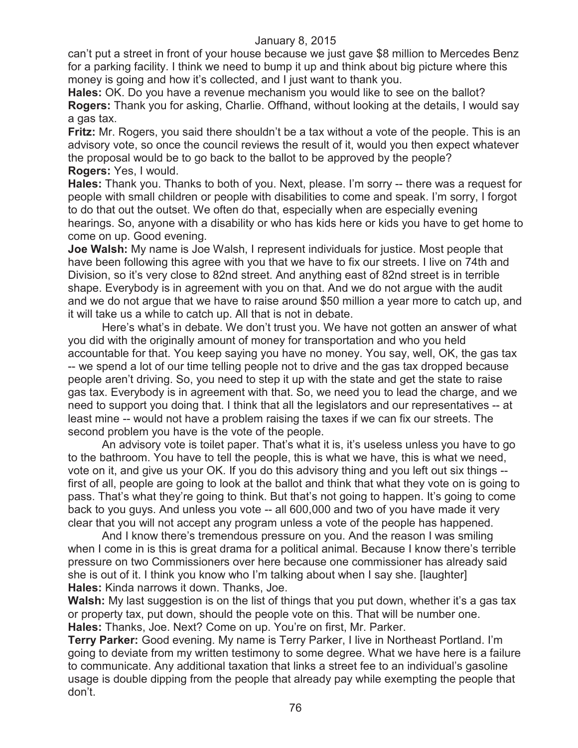can't put a street in front of your house because we just gave $8 million to Mercedes Benz for a parking facility. I think we need to bump it up and think about big picture where this money is going and how it's collected, and I just want to thank you.

**Hales:** OK. Do you have a revenue mechanism you would like to see on the ballot?

**Rogers:** Thank you for asking, Charlie. Offhand, without looking at the details, I would say a gas tax.

**Fritz:** Mr. Rogers, you said there shouldn't be a tax without a vote of the people. This is an advisory vote, so once the council reviews the result of it, would you then expect whatever the proposal would be to go back to the ballot to be approved by the people?

**Rogers:** Yes, I would.

**Hales:** Thank you. Thanks to both of you. Next, please. I'm sorry -- there was a request for people with small children or people with disabilities to come and speak. I'm sorry, I forgot to do that out the outset. We often do that, especially when are especially evening hearings. So, anyone with a disability or who has kids here or kids you have to get home to come on up. Good evening.

**Joe Walsh:** My name is Joe Walsh, I represent individuals for justice. Most people that have been following this agree with you that we have to fix our streets. I live on 74th and Division, so it's very close to 82nd street. And anything east of 82nd street is in terrible shape. Everybody is in agreement with you on that. And we do not argue with the audit and we do not argue that we have to raise around $50 million a year more to catch up, and it will take us a while to catch up. All that is not in debate.

Here's what's in debate. We don't trust you. We have not gotten an answer of what you did with the originally amount of money for transportation and who you held accountable for that. You keep saying you have no money. You say, well, OK, the gas tax -- we spend a lot of our time telling people not to drive and the gas tax dropped because people aren't driving. So, you need to step it up with the state and get the state to raise gas tax. Everybody is in agreement with that. So, we need you to lead the charge, and we need to support you doing that. I think that all the legislators and our representatives -- at least mine -- would not have a problem raising the taxes if we can fix our streets. The second problem you have is the vote of the people.

An advisory vote is toilet paper. That's what it is, it's useless unless you have to go to the bathroom. You have to tell the people, this is what we have, this is what we need, vote on it, and give us your OK. If you do this advisory thing and you left out six things -- first of all, people are going to look at the ballot and think that what they vote on is going to pass. That's what they're going to think. But that's not going to happen. It's going to come back to you guys. And unless you vote -- all 600,000 and two of you have made it very clear that you will not accept any program unless a vote of the people has happened.

And I know there's tremendous pressure on you. And the reason I was smiling when I come in is this is great drama for a political animal. Because I know there's terrible pressure on two Commissioners over here because one commissioner has already said she is out of it. I think you know who I'm talking about when I say she. [laughter]

**Hales:** Kinda narrows it down. Thanks, Joe.

**Walsh:** My last suggestion is on the list of things that you put down, whether it's a gas tax or property tax, put down, should the people vote on this. That will be number one.

**Hales:** Thanks, Joe. Next? Come on up. You're on first, Mr. Parker.

**Terry Parker:** Good evening. My name is Terry Parker, I live in Northeast Portland. I'm going to deviate from my written testimony to some degree. What we have here is a failure to communicate. Any additional taxation that links a street fee to an individual's gasoline usage is double dipping from the people that already pay while exempting the people that don't.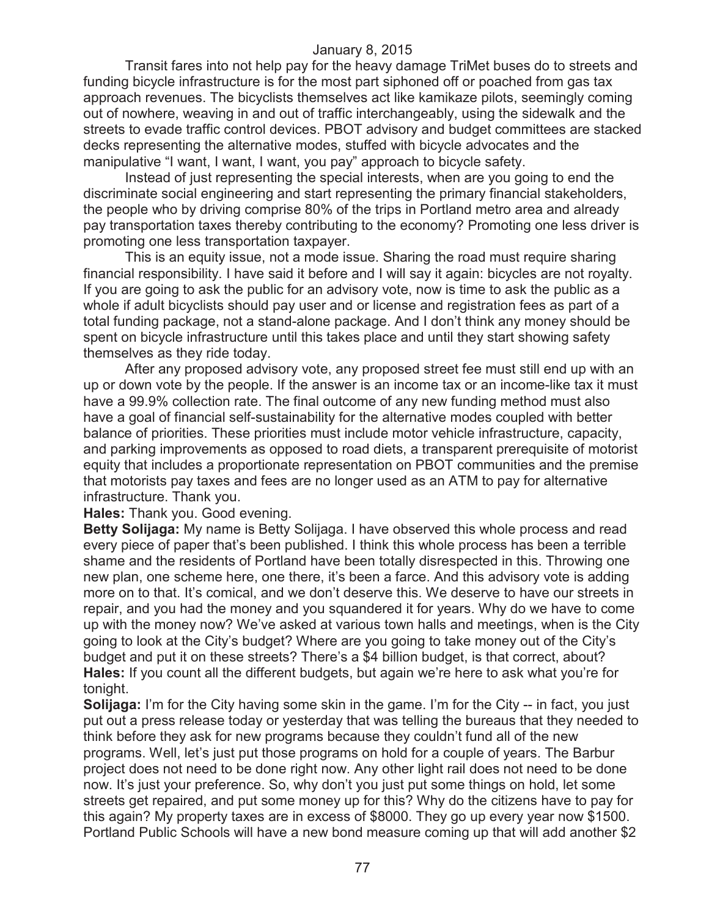Transit fares into not help pay for the heavy damage TriMet buses do to streets and funding bicycle infrastructure is for the most part siphoned off or poached from gas tax approach revenues. The bicyclists themselves act like kamikaze pilots, seemingly coming out of nowhere, weaving in and out of traffic interchangeably, using the sidewalk and the streets to evade traffic control devices. PBOT advisory and budget committees are stacked decks representing the alternative modes, stuffed with bicycle advocates and the manipulative "I want, I want, I want, you pay" approach to bicycle safety.

Instead of just representing the special interests, when are you going to end the discriminate social engineering and start representing the primary financial stakeholders, the people who by driving comprise 80% of the trips in Portland metro area and already pay transportation taxes thereby contributing to the economy? Promoting one less driver is promoting one less transportation taxpayer.

This is an equity issue, not a mode issue. Sharing the road must require sharing financial responsibility. I have said it before and I will say it again: bicycles are not royalty. If you are going to ask the public for an advisory vote, now is time to ask the public as a whole if adult bicyclists should pay user and or license and registration fees as part of a total funding package, not a stand-alone package. And I don't think any money should be spent on bicycle infrastructure until this takes place and until they start showing safety themselves as they ride today.

After any proposed advisory vote, any proposed street fee must still end up with an up or down vote by the people. If the answer is an income tax or an income-like tax it must have a 99.9% collection rate. The final outcome of any new funding method must also have a goal of financial self-sustainability for the alternative modes coupled with better balance of priorities. These priorities must include motor vehicle infrastructure, capacity, and parking improvements as opposed to road diets, a transparent prerequisite of motorist equity that includes a proportionate representation on PBOT communities and the premise that motorists pay taxes and fees are no longer used as an ATM to pay for alternative infrastructure. Thank you.

**Hales:** Thank you. Good evening.

**Betty Solijaga:** My name is Betty Solijaga. I have observed this whole process and read every piece of paper that's been published. I think this whole process has been a terrible shame and the residents of Portland have been totally disrespected in this. Throwing one new plan, one scheme here, one there, it's been a farce. And this advisory vote is adding more on to that. It's comical, and we don't deserve this. We deserve to have our streets in repair, and you had the money and you squandered it for years. Why do we have to come up with the money now? We've asked at various town halls and meetings, when is the City going to look at the City's budget? Where are you going to take money out of the City's budget and put it on these streets? There's a $4 billion budget, is that correct, about?

**Hales:** If you count all the different budgets, but again we're here to ask what you're for tonight.

**Solijaga:** I'm for the City having some skin in the game. I'm for the City -- in fact, you just put out a press release today or yesterday that was telling the bureaus that they needed to think before they ask for new programs because they couldn't fund all of the new programs. Well, let's just put those programs on hold for a couple of years. The Barbur project does not need to be done right now. Any other light rail does not need to be done now. It's just your preference. So, why don't you just put some things on hold, let some streets get repaired, and put some money up for this? Why do the citizens have to pay for this again? My property taxes are in excess of $8000. They go up every year now $1500. Portland Public Schools will have a new bond measure coming up that will add another $2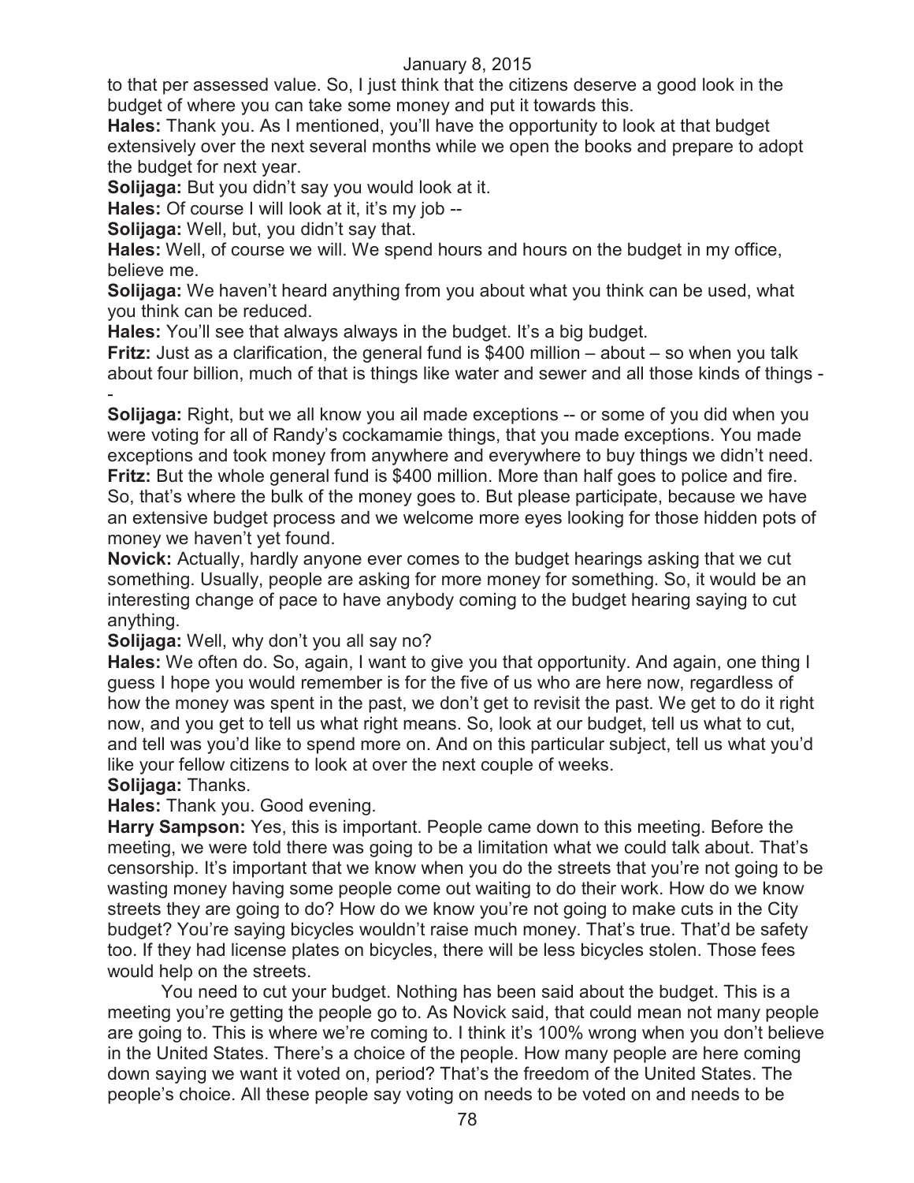to that per assessed value. So, I just think that the citizens deserve a good look in the budget of where you can take some money and put it towards this.

**Hales:** Thank you. As I mentioned, you'll have the opportunity to look at that budget extensively over the next several months while we open the books and prepare to adopt the budget for next year.

**Solijaga:** But you didn't say you would look at it.

**Hales:** Of course I will look at it, it's my job --

**Solijaga:** Well, but, you didn't say that.

**Hales:** Well, of course we will. We spend hours and hours on the budget in my office, believe me.

**Solijaga:** We haven't heard anything from you about what you think can be used, what you think can be reduced.

**Hales:** You'll see that always always in the budget. It's a big budget.

**Fritz:** Just as a clarification, the general fund is $400 million – about – so when you talk about four billion, much of that is things like water and sewer and all those kinds of things --

**Solijaga:** Right, but we all know you ail made exceptions -- or some of you did when you were voting for all of Randy's cockamamie things, that you made exceptions. You made exceptions and took money from anywhere and everywhere to buy things we didn't need.

**Fritz:** But the whole general fund is $400 million. More than half goes to police and fire. So, that's where the bulk of the money goes to. But please participate, because we have an extensive budget process and we welcome more eyes looking for those hidden pots of money we haven't yet found.

**Novick:** Actually, hardly anyone ever comes to the budget hearings asking that we cut something. Usually, people are asking for more money for something. So, it would be an interesting change of pace to have anybody coming to the budget hearing saying to cut anything.

**Solijaga:** Well, why don't you all say no?

**Hales:** We often do. So, again, I want to give you that opportunity. And again, one thing I guess I hope you would remember is for the five of us who are here now, regardless of how the money was spent in the past, we don't get to revisit the past. We get to do it right now, and you get to tell us what right means. So, look at our budget, tell us what to cut, and tell was you'd like to spend more on. And on this particular subject, tell us what you'd like your fellow citizens to look at over the next couple of weeks.

**Solijaga:** Thanks.

**Hales:** Thank you. Good evening.

**Harry Sampson:** Yes, this is important. People came down to this meeting. Before the meeting, we were told there was going to be a limitation what we could talk about. That's censorship. It's important that we know when you do the streets that you're not going to be wasting money having some people come out waiting to do their work. How do we know streets they are going to do? How do we know you're not going to make cuts in the City budget? You're saying bicycles wouldn't raise much money. That's true. That'd be safety too. If they had license plates on bicycles, there will be less bicycles stolen. Those fees would help on the streets.

You need to cut your budget. Nothing has been said about the budget. This is a meeting you're getting the people go to. As Novick said, that could mean not many people are going to. This is where we're coming to. I think it's 100% wrong when you don't believe in the United States. There's a choice of the people. How many people are here coming down saying we want it voted on, period? That's the freedom of the United States. The people's choice. All these people say voting on needs to be voted on and needs to be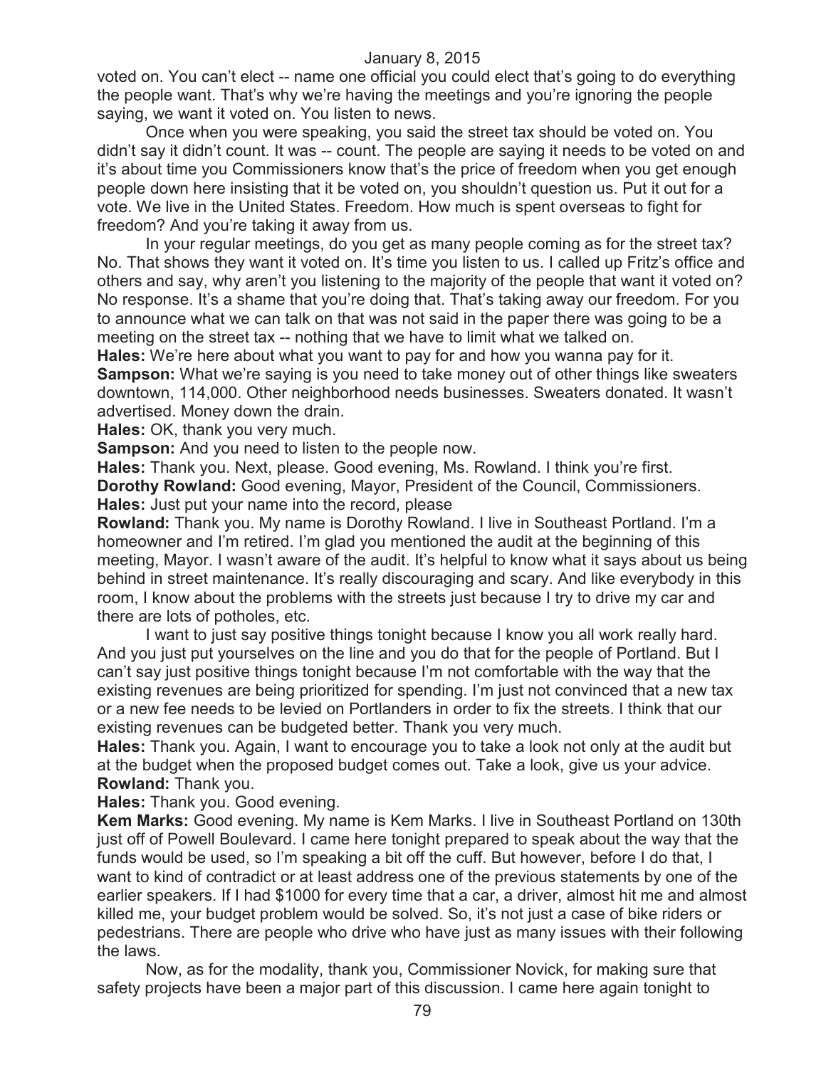voted on. You can't elect -- name one official you could elect that's going to do everything the people want. That's why we're having the meetings and you're ignoring the people saying, we want it voted on. You listen to news.

Once when you were speaking, you said the street tax should be voted on. You didn't say it didn't count. It was -- count. The people are saying it needs to be voted on and it's about time you Commissioners know that's the price of freedom when you get enough people down here insisting that it be voted on, you shouldn't question us. Put it out for a vote. We live in the United States. Freedom. How much is spent overseas to fight for freedom? And you're taking it away from us.

In your regular meetings, do you get as many people coming as for the street tax? No. That shows they want it voted on. It's time you listen to us. I called up Fritz's office and others and say, why aren't you listening to the majority of the people that want it voted on? No response. It's a shame that you're doing that. That's taking away our freedom. For you to announce what we can talk on that was not said in the paper there was going to be a meeting on the street tax -- nothing that we have to limit what we talked on.

**Hales:** We're here about what you want to pay for and how you wanna pay for it.

**Sampson:** What we're saying is you need to take money out of other things like sweaters downtown, 114,000. Other neighborhood needs businesses. Sweaters donated. It wasn't advertised. Money down the drain.

**Hales:** OK, thank you very much.

**Sampson:** And you need to listen to the people now.

**Hales:** Thank you. Next, please. Good evening, Ms. Rowland. I think you're first.

**Dorothy Rowland:** Good evening, Mayor, President of the Council, Commissioners.

**Hales:** Just put your name into the record, please

**Rowland:** Thank you. My name is Dorothy Rowland. I live in Southeast Portland. I'm a homeowner and I'm retired. I'm glad you mentioned the audit at the beginning of this meeting, Mayor. I wasn't aware of the audit. It's helpful to know what it says about us being behind in street maintenance. It's really discouraging and scary. And like everybody in this room, I know about the problems with the streets just because I try to drive my car and there are lots of potholes, etc.

I want to just say positive things tonight because I know you all work really hard. And you just put yourselves on the line and you do that for the people of Portland. But I can't say just positive things tonight because I'm not comfortable with the way that the existing revenues are being prioritized for spending. I'm just not convinced that a new tax or a new fee needs to be levied on Portlanders in order to fix the streets. I think that our existing revenues can be budgeted better. Thank you very much.

**Hales:** Thank you. Again, I want to encourage you to take a look not only at the audit but at the budget when the proposed budget comes out. Take a look, give us your advice.

**Rowland:** Thank you.

**Hales:** Thank you. Good evening.

**Kem Marks:** Good evening. My name is Kem Marks. I live in Southeast Portland on 130th just off of Powell Boulevard. I came here tonight prepared to speak about the way that the funds would be used, so I'm speaking a bit off the cuff. But however, before I do that, I want to kind of contradict or at least address one of the previous statements by one of the earlier speakers. If I had $1000 for every time that a car, a driver, almost hit me and almost killed me, your budget problem would be solved. So, it's not just a case of bike riders or pedestrians. There are people who drive who have just as many issues with their following the laws.

Now, as for the modality, thank you, Commissioner Novick, for making sure that safety projects have been a major part of this discussion. I came here again tonight to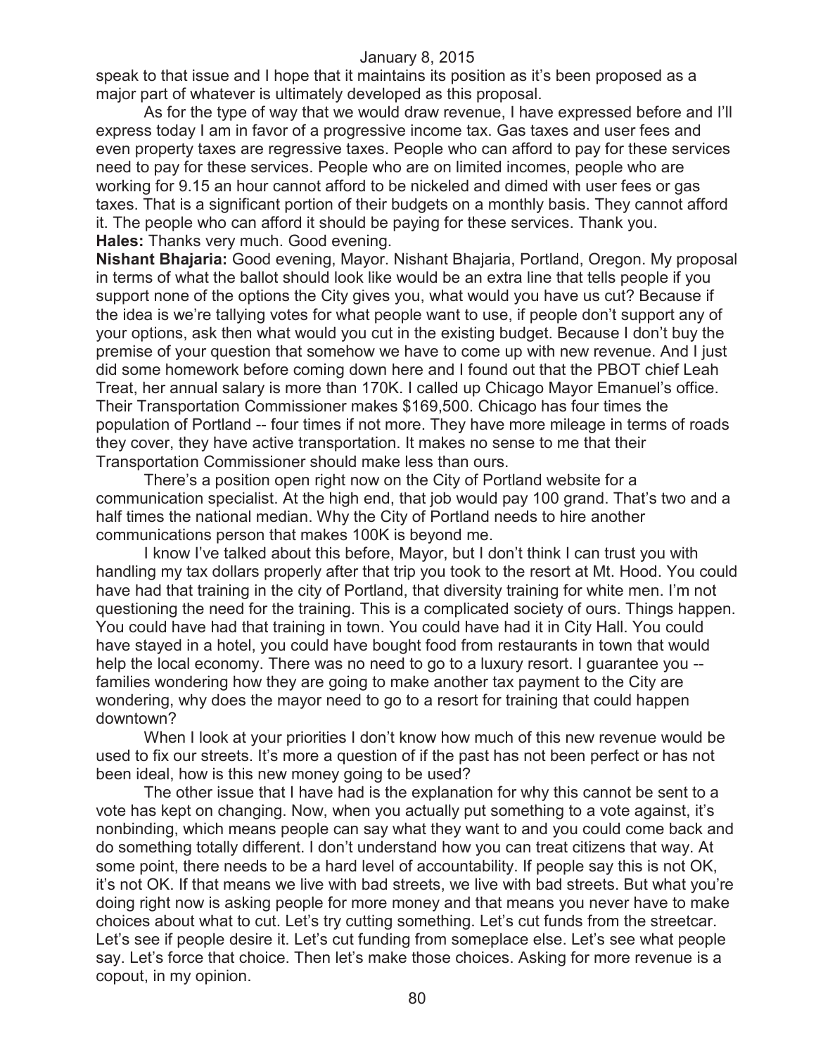speak to that issue and I hope that it maintains its position as it's been proposed as a major part of whatever is ultimately developed as this proposal.

As for the type of way that we would draw revenue, I have expressed before and I'll express today I am in favor of a progressive income tax. Gas taxes and user fees and even property taxes are regressive taxes. People who can afford to pay for these services need to pay for these services. People who are on limited incomes, people who are working for 9.15 an hour cannot afford to be nickeled and dimed with user fees or gas taxes. That is a significant portion of their budgets on a monthly basis. They cannot afford it. The people who can afford it should be paying for these services. Thank you.

**Hales:** Thanks very much. Good evening.

**Nishant Bhajaria:** Good evening, Mayor. Nishant Bhajaria, Portland, Oregon. My proposal in terms of what the ballot should look like would be an extra line that tells people if you support none of the options the City gives you, what would you have us cut? Because if the idea is we're tallying votes for what people want to use, if people don't support any of your options, ask then what would you cut in the existing budget. Because I don't buy the premise of your question that somehow we have to come up with new revenue. And I just did some homework before coming down here and I found out that the PBOT chief Leah Treat, her annual salary is more than 170K. I called up Chicago Mayor Emanuel's office. Their Transportation Commissioner makes $169,500. Chicago has four times the population of Portland -- four times if not more. They have more mileage in terms of roads they cover, they have active transportation. It makes no sense to me that their Transportation Commissioner should make less than ours.

There's a position open right now on the City of Portland website for a communication specialist. At the high end, that job would pay 100 grand. That's two and a half times the national median. Why the City of Portland needs to hire another communications person that makes 100K is beyond me.

I know I've talked about this before, Mayor, but I don't think I can trust you with handling my tax dollars properly after that trip you took to the resort at Mt. Hood. You could have had that training in the city of Portland, that diversity training for white men. I'm not questioning the need for the training. This is a complicated society of ours. Things happen. You could have had that training in town. You could have had it in City Hall. You could have stayed in a hotel, you could have bought food from restaurants in town that would help the local economy. There was no need to go to a luxury resort. I guarantee you -- families wondering how they are going to make another tax payment to the City are wondering, why does the mayor need to go to a resort for training that could happen downtown?

When I look at your priorities I don't know how much of this new revenue would be used to fix our streets. It's more a question of if the past has not been perfect or has not been ideal, how is this new money going to be used?

The other issue that I have had is the explanation for why this cannot be sent to a vote has kept on changing. Now, when you actually put something to a vote against, it's nonbinding, which means people can say what they want to and you could come back and do something totally different. I don't understand how you can treat citizens that way. At some point, there needs to be a hard level of accountability. If people say this is not OK, it's not OK. If that means we live with bad streets, we live with bad streets. But what you're doing right now is asking people for more money and that means you never have to make choices about what to cut. Let's try cutting something. Let's cut funds from the streetcar. Let's see if people desire it. Let's cut funding from someplace else. Let's see what people say. Let's force that choice. Then let's make those choices. Asking for more revenue is a copout, in my opinion.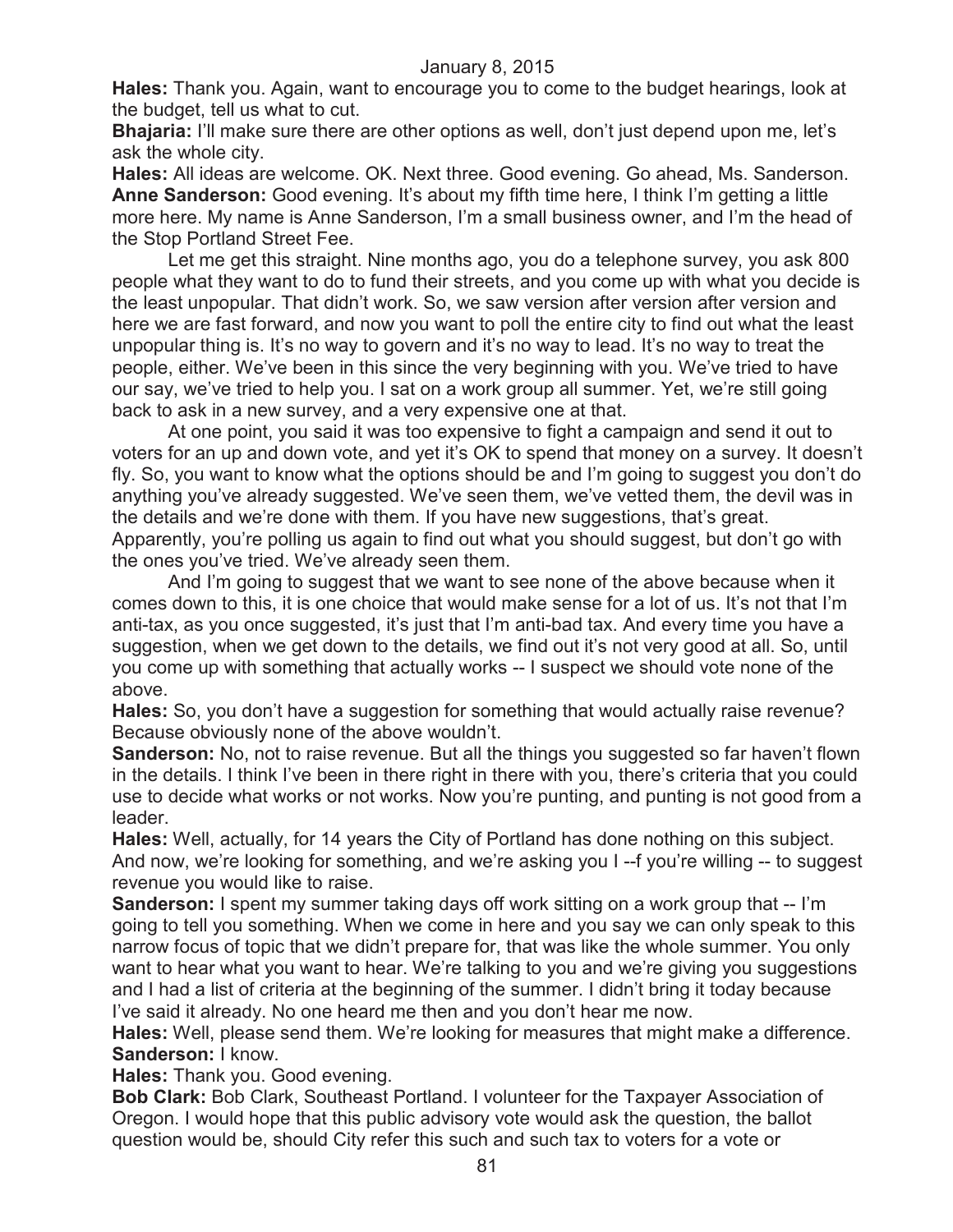**Hales:** Thank you. Again, want to encourage you to come to the budget hearings, look at the budget, tell us what to cut.

**Bhajaria:** I'll make sure there are other options as well, don't just depend upon me, let's ask the whole city.

**Hales:** All ideas are welcome. OK. Next three. Good evening. Go ahead, Ms. Sanderson.

**Anne Sanderson:** Good evening. It's about my fifth time here, I think I'm getting a little more here. My name is Anne Sanderson, I'm a small business owner, and I'm the head of the Stop Portland Street Fee.

Let me get this straight. Nine months ago, you do a telephone survey, you ask 800 people what they want to do to fund their streets, and you come up with what you decide is the least unpopular. That didn't work. So, we saw version after version after version and here we are fast forward, and now you want to poll the entire city to find out what the least unpopular thing is. It's no way to govern and it's no way to lead. It's no way to treat the people, either. We've been in this since the very beginning with you. We've tried to have our say, we've tried to help you. I sat on a work group all summer. Yet, we're still going back to ask in a new survey, and a very expensive one at that.

At one point, you said it was too expensive to fight a campaign and send it out to voters for an up and down vote, and yet it's OK to spend that money on a survey. It doesn't fly. So, you want to know what the options should be and I'm going to suggest you don't do anything you've already suggested. We've seen them, we've vetted them, the devil was in the details and we're done with them. If you have new suggestions, that's great. Apparently, you're polling us again to find out what you should suggest, but don't go with the ones you've tried. We've already seen them.

And I'm going to suggest that we want to see none of the above because when it comes down to this, it is one choice that would make sense for a lot of us. It's not that I'm anti-tax, as you once suggested, it's just that I'm anti-bad tax. And every time you have a suggestion, when we get down to the details, we find out it's not very good at all. So, until you come up with something that actually works -- I suspect we should vote none of the above.

**Hales:** So, you don't have a suggestion for something that would actually raise revenue? Because obviously none of the above wouldn't.

**Sanderson:** No, not to raise revenue. But all the things you suggested so far haven't flown in the details. I think I've been in there right in there with you, there's criteria that you could use to decide what works or not works. Now you're punting, and punting is not good from a leader.

**Hales:** Well, actually, for 14 years the City of Portland has done nothing on this subject. And now, we're looking for something, and we're asking you I --f you're willing -- to suggest revenue you would like to raise.

**Sanderson:** I spent my summer taking days off work sitting on a work group that -- I'm going to tell you something. When we come in here and you say we can only speak to this narrow focus of topic that we didn't prepare for, that was like the whole summer. You only want to hear what you want to hear. We're talking to you and we're giving you suggestions and I had a list of criteria at the beginning of the summer. I didn't bring it today because I've said it already. No one heard me then and you don't hear me now.

**Hales:** Well, please send them. We're looking for measures that might make a difference.

**Sanderson:** I know.

**Hales:** Thank you. Good evening.

**Bob Clark:** Bob Clark, Southeast Portland. I volunteer for the Taxpayer Association of Oregon. I would hope that this public advisory vote would ask the question, the ballot question would be, should City refer this such and such tax to voters for a vote or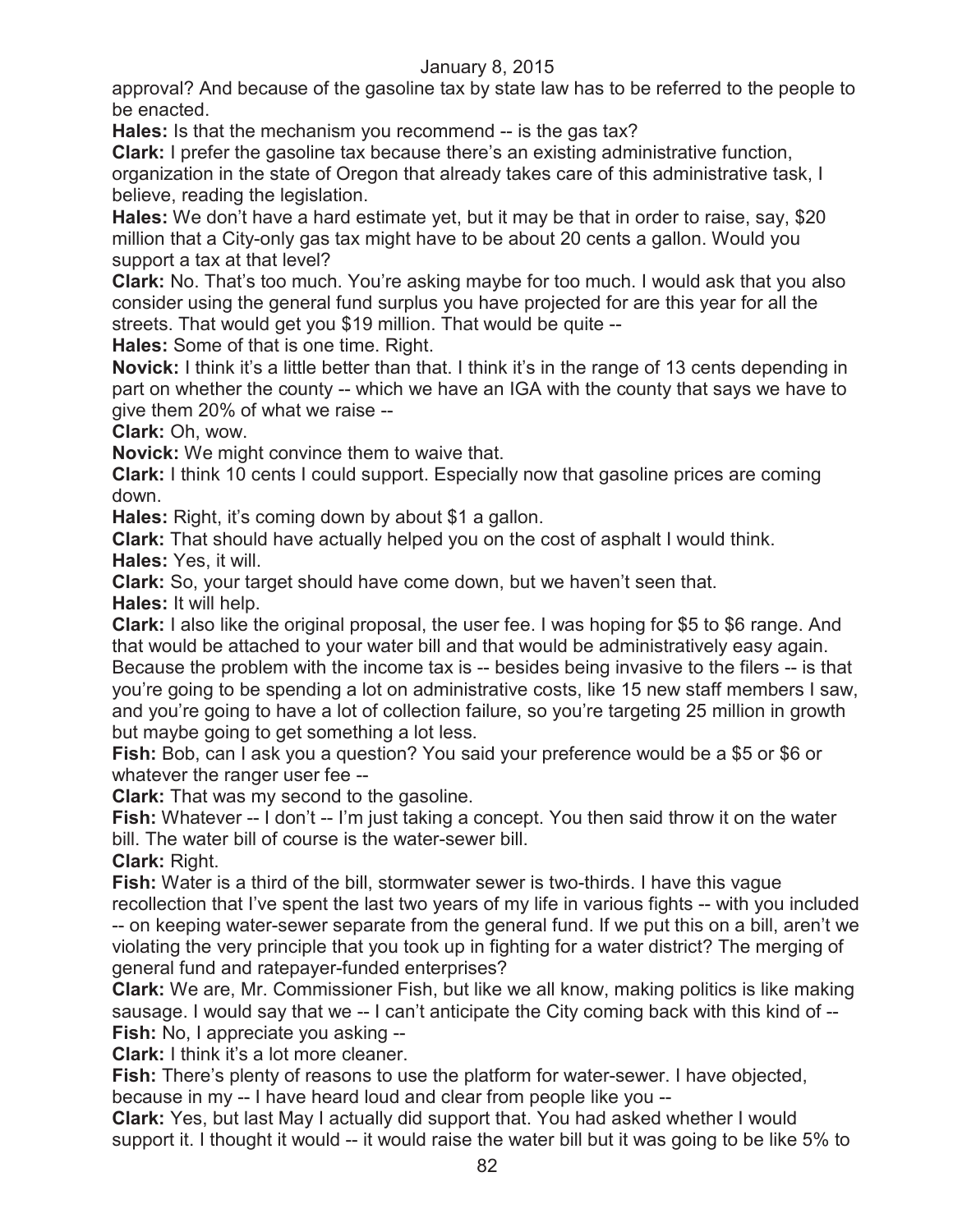approval? And because of the gasoline tax by state law has to be referred to the people to be enacted.

**Hales:** Is that the mechanism you recommend -- is the gas tax?

**Clark:** I prefer the gasoline tax because there's an existing administrative function, organization in the state of Oregon that already takes care of this administrative task, I believe, reading the legislation.

**Hales:** We don't have a hard estimate yet, but it may be that in order to raise, say, $20 million that a City-only gas tax might have to be about 20 cents a gallon. Would you support a tax at that level?

**Clark:** No. That's too much. You're asking maybe for too much. I would ask that you also consider using the general fund surplus you have projected for are this year for all the streets. That would get you $19 million. That would be quite --

**Hales:** Some of that is one time. Right.

**Novick:** I think it's a little better than that. I think it's in the range of 13 cents depending in part on whether the county -- which we have an IGA with the county that says we have to give them 20% of what we raise --

**Clark:** Oh, wow.

**Novick:** We might convince them to waive that.

**Clark:** I think 10 cents I could support. Especially now that gasoline prices are coming down.

**Hales:** Right, it's coming down by about $1 a gallon.

**Clark:** That should have actually helped you on the cost of asphalt I would think.

**Hales:** Yes, it will.

**Clark:** So, your target should have come down, but we haven't seen that.

**Hales:** It will help.

**Clark:** I also like the original proposal, the user fee. I was hoping for $5 to $6 range. And that would be attached to your water bill and that would be administratively easy again. Because the problem with the income tax is -- besides being invasive to the filers -- is that you're going to be spending a lot on administrative costs, like 15 new staff members I saw, and you're going to have a lot of collection failure, so you're targeting 25 million in growth but maybe going to get something a lot less.

**Fish:** Bob, can I ask you a question? You said your preference would be a $5 or $6 or whatever the ranger user fee --

**Clark:** That was my second to the gasoline.

**Fish:** Whatever -- I don't -- I'm just taking a concept. You then said throw it on the water bill. The water bill of course is the water-sewer bill.

**Clark:** Right.

**Fish:** Water is a third of the bill, stormwater sewer is two-thirds. I have this vague recollection that I've spent the last two years of my life in various fights -- with you included -- on keeping water-sewer separate from the general fund. If we put this on a bill, aren't we violating the very principle that you took up in fighting for a water district? The merging of general fund and ratepayer-funded enterprises?

**Clark:** We are, Mr. Commissioner Fish, but like we all know, making politics is like making sausage. I would say that we -- I can't anticipate the City coming back with this kind of --

**Fish:** No, I appreciate you asking --

**Clark:** I think it's a lot more cleaner.

**Fish:** There's plenty of reasons to use the platform for water-sewer. I have objected, because in my -- I have heard loud and clear from people like you --

**Clark:** Yes, but last May I actually did support that. You had asked whether I would support it. I thought it would -- it would raise the water bill but it was going to be like 5% to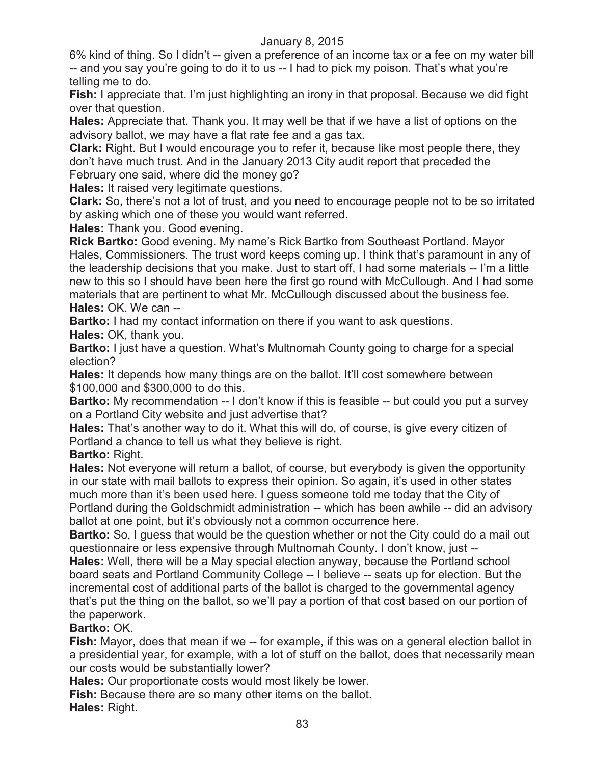6% kind of thing. So I didn't -- given a preference of an income tax or a fee on my water bill -- and you say you're going to do it to us -- I had to pick my poison. That's what you're telling me to do.

**Fish:** I appreciate that. I'm just highlighting an irony in that proposal. Because we did fight over that question.

**Hales:** Appreciate that. Thank you. It may well be that if we have a list of options on the advisory ballot, we may have a flat rate fee and a gas tax.

**Clark:** Right. But I would encourage you to refer it, because like most people there, they don't have much trust. And in the January 2013 City audit report that preceded the February one said, where did the money go?

**Hales:** It raised very legitimate questions.

**Clark:** So, there's not a lot of trust, and you need to encourage people not to be so irritated by asking which one of these you would want referred.

**Hales:** Thank you. Good evening.

**Rick Bartko:** Good evening. My name's Rick Bartko from Southeast Portland. Mayor Hales, Commissioners. The trust word keeps coming up. I think that's paramount in any of the leadership decisions that you make. Just to start off, I had some materials -- I'm a little new to this so I should have been here the first go round with McCullough. And I had some materials that are pertinent to what Mr. McCullough discussed about the business fee.

**Hales:** OK. We can --

**Bartko:** I had my contact information on there if you want to ask questions.

**Hales:** OK, thank you.

**Bartko:** I just have a question. What's Multnomah County going to charge for a special election?

**Hales:** It depends how many things are on the ballot. It'll cost somewhere between \$100,000 and \$300,000 to do this.

**Bartko:** My recommendation -- I don't know if this is feasible -- but could you put a survey on a Portland City website and just advertise that?

**Hales:** That's another way to do it. What this will do, of course, is give every citizen of Portland a chance to tell us what they believe is right.

**Bartko:** Right.

**Hales:** Not everyone will return a ballot, of course, but everybody is given the opportunity in our state with mail ballots to express their opinion. So again, it's used in other states much more than it's been used here. I guess someone told me today that the City of Portland during the Goldschmidt administration -- which has been awhile -- did an advisory ballot at one point, but it's obviously not a common occurrence here.

**Bartko:** So, I guess that would be the question whether or not the City could do a mail out questionnaire or less expensive through Multnomah County. I don't know, just --

**Hales:** Well, there will be a May special election anyway, because the Portland school board seats and Portland Community College -- I believe -- seats up for election. But the incremental cost of additional parts of the ballot is charged to the governmental agency that's put the thing on the ballot, so we'll pay a portion of that cost based on our portion of the paperwork.

**Bartko:** OK.

**Fish:** Mayor, does that mean if we -- for example, if this was on a general election ballot in a presidential year, for example, with a lot of stuff on the ballot, does that necessarily mean our costs would be substantially lower?

**Hales:** Our proportionate costs would most likely be lower.

**Fish:** Because there are so many other items on the ballot.

**Hales:** Right.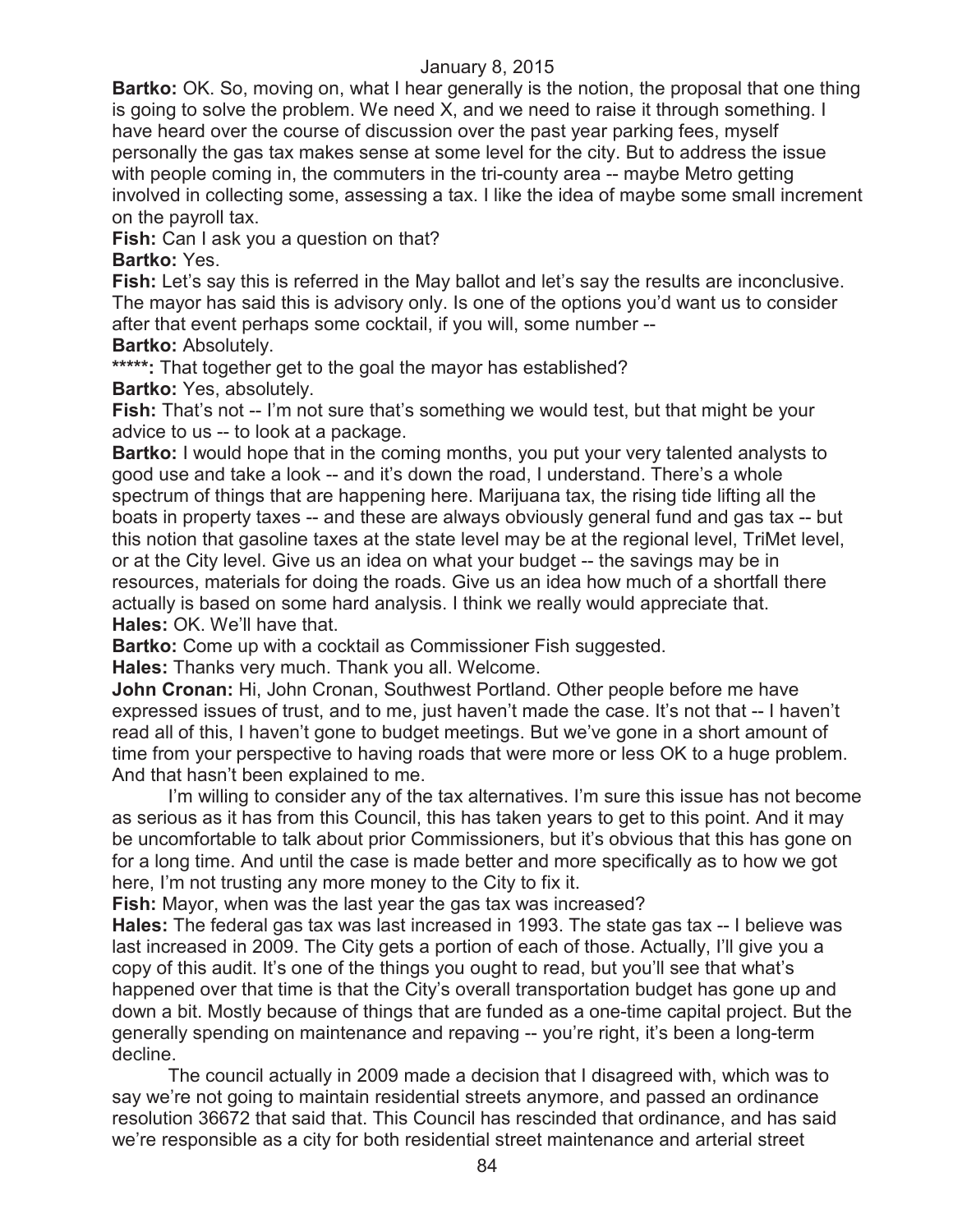**Bartko:** OK. So, moving on, what I hear generally is the notion, the proposal that one thing is going to solve the problem. We need X, and we need to raise it through something. I have heard over the course of discussion over the past year parking fees, myself personally the gas tax makes sense at some level for the city. But to address the issue with people coming in, the commuters in the tri-county area -- maybe Metro getting involved in collecting some, assessing a tax. I like the idea of maybe some small increment on the payroll tax.

**Fish:** Can I ask you a question on that?

**Bartko:** Yes.

**Fish:** Let's say this is referred in the May ballot and let's say the results are inconclusive. The mayor has said this is advisory only. Is one of the options you'd want us to consider after that event perhaps some cocktail, if you will, some number --

**Bartko:** Absolutely.

*****: That together get to the goal the mayor has established?

**Bartko:** Yes, absolutely.

**Fish:** That's not -- I'm not sure that's something we would test, but that might be your advice to us -- to look at a package.

**Bartko:** I would hope that in the coming months, you put your very talented analysts to good use and take a look -- and it's down the road, I understand. There's a whole spectrum of things that are happening here. Marijuana tax, the rising tide lifting all the boats in property taxes -- and these are always obviously general fund and gas tax -- but this notion that gasoline taxes at the state level may be at the regional level, TriMet level, or at the City level. Give us an idea on what your budget -- the savings may be in resources, materials for doing the roads. Give us an idea how much of a shortfall there actually is based on some hard analysis. I think we really would appreciate that.

**Hales:** OK. We'll have that.

**Bartko:** Come up with a cocktail as Commissioner Fish suggested.

**Hales:** Thanks very much. Thank you all. Welcome.

**John Cronan:** Hi, John Cronan, Southwest Portland. Other people before me have expressed issues of trust, and to me, just haven't made the case. It's not that -- I haven't read all of this, I haven't gone to budget meetings. But we've gone in a short amount of time from your perspective to having roads that were more or less OK to a huge problem. And that hasn't been explained to me.

I'm willing to consider any of the tax alternatives. I'm sure this issue has not become as serious as it has from this Council, this has taken years to get to this point. And it may be uncomfortable to talk about prior Commissioners, but it's obvious that this has gone on for a long time. And until the case is made better and more specifically as to how we got here, I'm not trusting any more money to the City to fix it.

**Fish:** Mayor, when was the last year the gas tax was increased?

**Hales:** The federal gas tax was last increased in 1993. The state gas tax -- I believe was last increased in 2009. The City gets a portion of each of those. Actually, I'll give you a copy of this audit. It's one of the things you ought to read, but you'll see that what's happened over that time is that the City's overall transportation budget has gone up and down a bit. Mostly because of things that are funded as a one-time capital project. But the generally spending on maintenance and repaving -- you're right, it's been a long-term decline.

The council actually in 2009 made a decision that I disagreed with, which was to say we're not going to maintain residential streets anymore, and passed an ordinance resolution 36672 that said that. This Council has rescinded that ordinance, and has said we're responsible as a city for both residential street maintenance and arterial street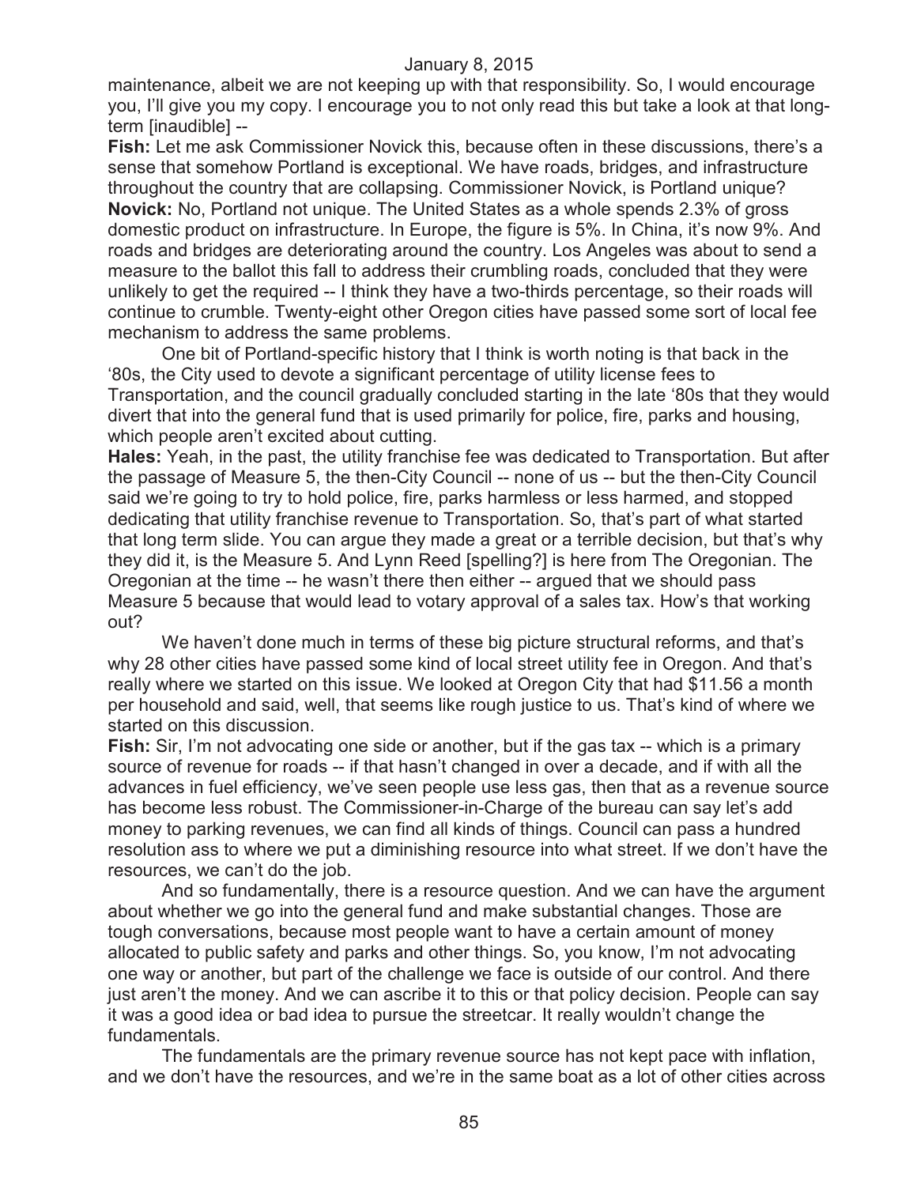maintenance, albeit we are not keeping up with that responsibility. So, I would encourage you, I'll give you my copy. I encourage you to not only read this but take a look at that long-term [inaudible] --

**Fish:** Let me ask Commissioner Novick this, because often in these discussions, there's a sense that somehow Portland is exceptional. We have roads, bridges, and infrastructure throughout the country that are collapsing. Commissioner Novick, is Portland unique?

**Novick:** No, Portland not unique. The United States as a whole spends 2.3% of gross domestic product on infrastructure. In Europe, the figure is 5%. In China, it's now 9%. And roads and bridges are deteriorating around the country. Los Angeles was about to send a measure to the ballot this fall to address their crumbling roads, concluded that they were unlikely to get the required -- I think they have a two-thirds percentage, so their roads will continue to crumble. Twenty-eight other Oregon cities have passed some sort of local fee mechanism to address the same problems.

One bit of Portland-specific history that I think is worth noting is that back in the '80s, the City used to devote a significant percentage of utility license fees to Transportation, and the council gradually concluded starting in the late '80s that they would divert that into the general fund that is used primarily for police, fire, parks and housing, which people aren't excited about cutting.

**Hales:** Yeah, in the past, the utility franchise fee was dedicated to Transportation. But after the passage of Measure 5, the then-City Council -- none of us -- but the then-City Council said we're going to try to hold police, fire, parks harmless or less harmed, and stopped dedicating that utility franchise revenue to Transportation. So, that's part of what started that long term slide. You can argue they made a great or a terrible decision, but that's why they did it, is the Measure 5. And Lynn Reed [spelling?] is here from The Oregonian. The Oregonian at the time -- he wasn't there then either -- argued that we should pass Measure 5 because that would lead to votary approval of a sales tax. How's that working out?

We haven't done much in terms of these big picture structural reforms, and that's why 28 other cities have passed some kind of local street utility fee in Oregon. And that's really where we started on this issue. We looked at Oregon City that had $11.56 a month per household and said, well, that seems like rough justice to us. That's kind of where we started on this discussion.

**Fish:** Sir, I'm not advocating one side or another, but if the gas tax -- which is a primary source of revenue for roads -- if that hasn't changed in over a decade, and if with all the advances in fuel efficiency, we've seen people use less gas, then that as a revenue source has become less robust. The Commissioner-in-Charge of the bureau can say let's add money to parking revenues, we can find all kinds of things. Council can pass a hundred resolution ass to where we put a diminishing resource into what street. If we don't have the resources, we can't do the job.

And so fundamentally, there is a resource question. And we can have the argument about whether we go into the general fund and make substantial changes. Those are tough conversations, because most people want to have a certain amount of money allocated to public safety and parks and other things. So, you know, I'm not advocating one way or another, but part of the challenge we face is outside of our control. And there just aren't the money. And we can ascribe it to this or that policy decision. People can say it was a good idea or bad idea to pursue the streetcar. It really wouldn't change the fundamentals.

The fundamentals are the primary revenue source has not kept pace with inflation, and we don't have the resources, and we're in the same boat as a lot of other cities across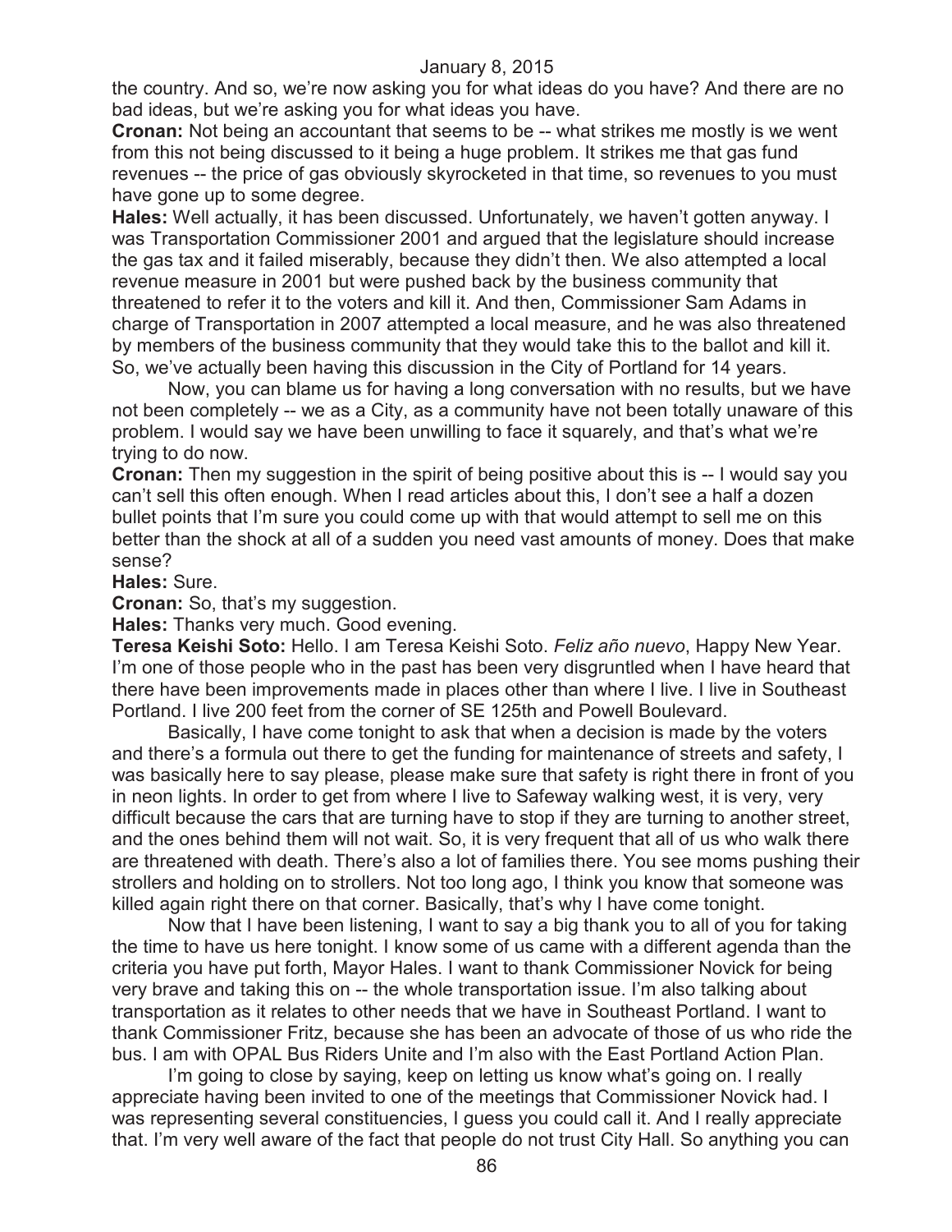the country. And so, we're now asking you for what ideas do you have? And there are no bad ideas, but we're asking you for what ideas you have.

**Cronan:** Not being an accountant that seems to be -- what strikes me mostly is we went from this not being discussed to it being a huge problem. It strikes me that gas fund revenues -- the price of gas obviously skyrocketed in that time, so revenues to you must have gone up to some degree.

**Hales:** Well actually, it has been discussed. Unfortunately, we haven't gotten anyway. I was Transportation Commissioner 2001 and argued that the legislature should increase the gas tax and it failed miserably, because they didn't then. We also attempted a local revenue measure in 2001 but were pushed back by the business community that threatened to refer it to the voters and kill it. And then, Commissioner Sam Adams in charge of Transportation in 2007 attempted a local measure, and he was also threatened by members of the business community that they would take this to the ballot and kill it. So, we've actually been having this discussion in the City of Portland for 14 years.

Now, you can blame us for having a long conversation with no results, but we have not been completely -- we as a City, as a community have not been totally unaware of this problem. I would say we have been unwilling to face it squarely, and that's what we're trying to do now.

**Cronan:** Then my suggestion in the spirit of being positive about this is -- I would say you can't sell this often enough. When I read articles about this, I don't see a half a dozen bullet points that I'm sure you could come up with that would attempt to sell me on this better than the shock at all of a sudden you need vast amounts of money. Does that make sense?

**Hales:** Sure.

**Cronan:** So, that's my suggestion.

**Hales:** Thanks very much. Good evening.

**Teresa Keishi Soto:** Hello. I am Teresa Keishi Soto. *Feliz año nuevo*, Happy New Year. I'm one of those people who in the past has been very disgruntled when I have heard that there have been improvements made in places other than where I live. I live in Southeast Portland. I live 200 feet from the corner of SE 125th and Powell Boulevard.

Basically, I have come tonight to ask that when a decision is made by the voters and there's a formula out there to get the funding for maintenance of streets and safety, I was basically here to say please, please make sure that safety is right there in front of you in neon lights. In order to get from where I live to Safeway walking west, it is very, very difficult because the cars that are turning have to stop if they are turning to another street, and the ones behind them will not wait. So, it is very frequent that all of us who walk there are threatened with death. There's also a lot of families there. You see moms pushing their strollers and holding on to strollers. Not too long ago, I think you know that someone was killed again right there on that corner. Basically, that's why I have come tonight.

Now that I have been listening, I want to say a big thank you to all of you for taking the time to have us here tonight. I know some of us came with a different agenda than the criteria you have put forth, Mayor Hales. I want to thank Commissioner Novick for being very brave and taking this on -- the whole transportation issue. I'm also talking about transportation as it relates to other needs that we have in Southeast Portland. I want to thank Commissioner Fritz, because she has been an advocate of those of us who ride the bus. I am with OPAL Bus Riders Unite and I'm also with the East Portland Action Plan.

I'm going to close by saying, keep on letting us know what's going on. I really appreciate having been invited to one of the meetings that Commissioner Novick had. I was representing several constituencies, I guess you could call it. And I really appreciate that. I'm very well aware of the fact that people do not trust City Hall. So anything you can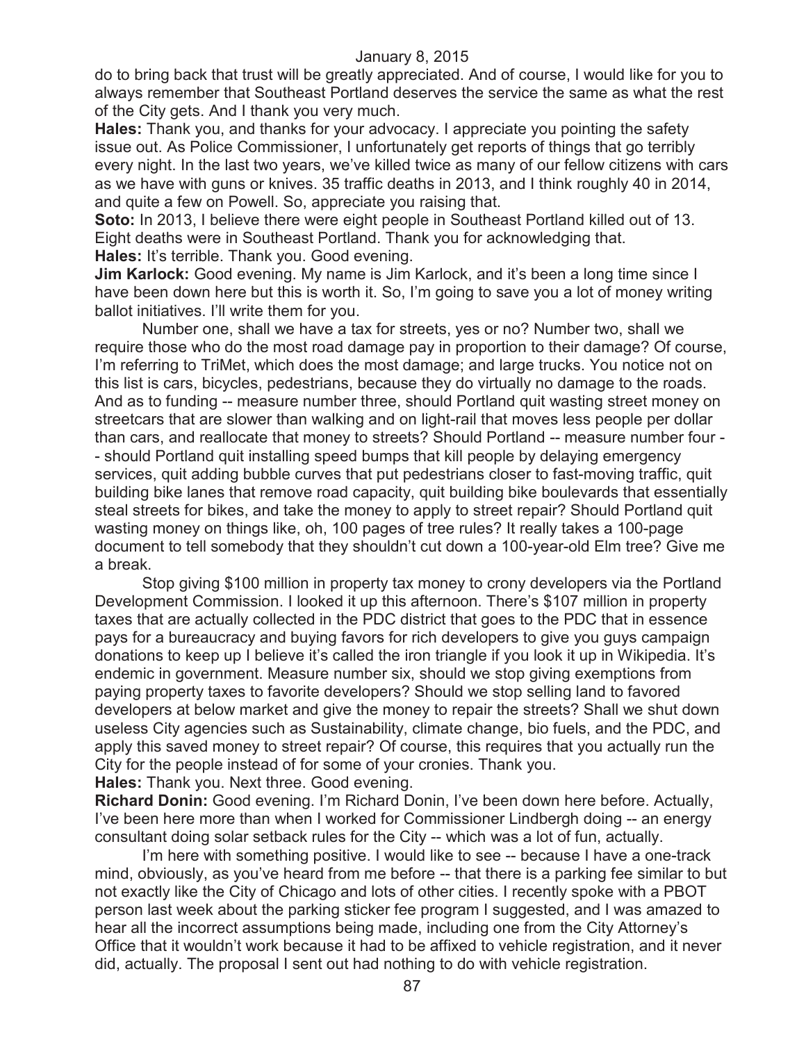do to bring back that trust will be greatly appreciated. And of course, I would like for you to always remember that Southeast Portland deserves the service the same as what the rest of the City gets. And I thank you very much.

**Hales:** Thank you, and thanks for your advocacy. I appreciate you pointing the safety issue out. As Police Commissioner, I unfortunately get reports of things that go terribly every night. In the last two years, we've killed twice as many of our fellow citizens with cars as we have with guns or knives. 35 traffic deaths in 2013, and I think roughly 40 in 2014, and quite a few on Powell. So, appreciate you raising that.

**Soto:** In 2013, I believe there were eight people in Southeast Portland killed out of 13. Eight deaths were in Southeast Portland. Thank you for acknowledging that.

**Hales:** It's terrible. Thank you. Good evening.

**Jim Karlock:** Good evening. My name is Jim Karlock, and it's been a long time since I have been down here but this is worth it. So, I'm going to save you a lot of money writing ballot initiatives. I'll write them for you.

Number one, shall we have a tax for streets, yes or no? Number two, shall we require those who do the most road damage pay in proportion to their damage? Of course, I'm referring to TriMet, which does the most damage; and large trucks. You notice not on this list is cars, bicycles, pedestrians, because they do virtually no damage to the roads. And as to funding -- measure number three, should Portland quit wasting street money on streetcars that are slower than walking and on light-rail that moves less people per dollar than cars, and reallocate that money to streets? Should Portland -- measure number four -- should Portland quit installing speed bumps that kill people by delaying emergency services, quit adding bubble curves that put pedestrians closer to fast-moving traffic, quit building bike lanes that remove road capacity, quit building bike boulevards that essentially steal streets for bikes, and take the money to apply to street repair? Should Portland quit wasting money on things like, oh, 100 pages of tree rules? It really takes a 100-page document to tell somebody that they shouldn't cut down a 100-year-old Elm tree? Give me a break.

Stop giving $100 million in property tax money to crony developers via the Portland Development Commission. I looked it up this afternoon. There's $107 million in property taxes that are actually collected in the PDC district that goes to the PDC that in essence pays for a bureaucracy and buying favors for rich developers to give you guys campaign donations to keep up I believe it's called the iron triangle if you look it up in Wikipedia. It's endemic in government. Measure number six, should we stop giving exemptions from paying property taxes to favorite developers? Should we stop selling land to favored developers at below market and give the money to repair the streets? Shall we shut down useless City agencies such as Sustainability, climate change, bio fuels, and the PDC, and apply this saved money to street repair? Of course, this requires that you actually run the City for the people instead of for some of your cronies. Thank you.

**Hales:** Thank you. Next three. Good evening.

**Richard Donin:** Good evening. I'm Richard Donin, I've been down here before. Actually, I've been here more than when I worked for Commissioner Lindbergh doing -- an energy consultant doing solar setback rules for the City -- which was a lot of fun, actually.

I'm here with something positive. I would like to see -- because I have a one-track mind, obviously, as you've heard from me before -- that there is a parking fee similar to but not exactly like the City of Chicago and lots of other cities. I recently spoke with a PBOT person last week about the parking sticker fee program I suggested, and I was amazed to hear all the incorrect assumptions being made, including one from the City Attorney's Office that it wouldn't work because it had to be affixed to vehicle registration, and it never did, actually. The proposal I sent out had nothing to do with vehicle registration.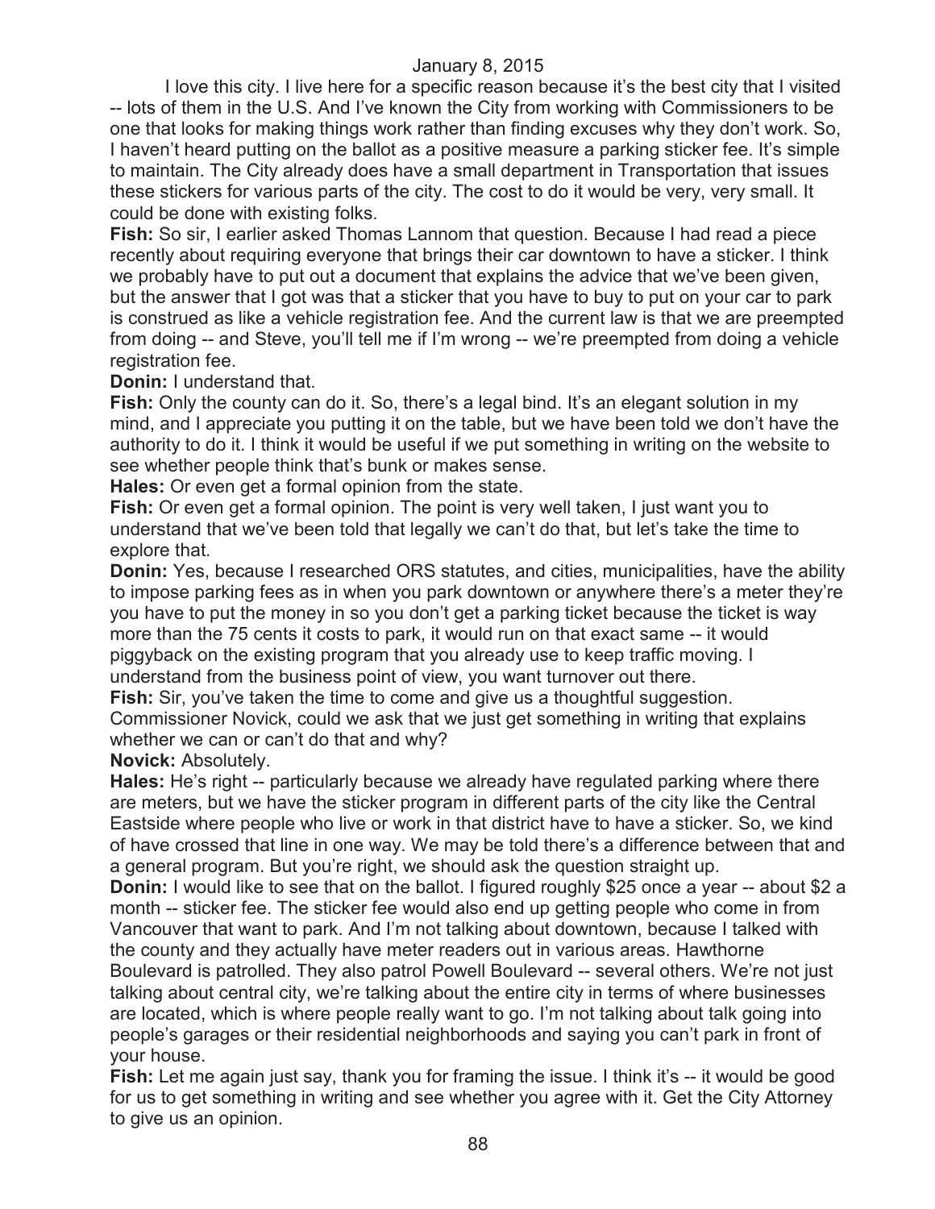I love this city. I live here for a specific reason because it's the best city that I visited -- lots of them in the U.S. And I've known the City from working with Commissioners to be one that looks for making things work rather than finding excuses why they don't work. So, I haven't heard putting on the ballot as a positive measure a parking sticker fee. It's simple to maintain. The City already does have a small department in Transportation that issues these stickers for various parts of the city. The cost to do it would be very, very small. It could be done with existing folks.

**Fish:** So sir, I earlier asked Thomas Lannom that question. Because I had read a piece recently about requiring everyone that brings their car downtown to have a sticker. I think we probably have to put out a document that explains the advice that we've been given, but the answer that I got was that a sticker that you have to buy to put on your car to park is construed as like a vehicle registration fee. And the current law is that we are preempted from doing -- and Steve, you'll tell me if I'm wrong -- we're preempted from doing a vehicle registration fee.

**Donin:** I understand that.

**Fish:** Only the county can do it. So, there's a legal bind. It's an elegant solution in my mind, and I appreciate you putting it on the table, but we have been told we don't have the authority to do it. I think it would be useful if we put something in writing on the website to see whether people think that's bunk or makes sense.

**Hales:** Or even get a formal opinion from the state.

**Fish:** Or even get a formal opinion. The point is very well taken, I just want you to understand that we've been told that legally we can't do that, but let's take the time to explore that.

**Donin:** Yes, because I researched ORS statutes, and cities, municipalities, have the ability to impose parking fees as in when you park downtown or anywhere there's a meter they're you have to put the money in so you don't get a parking ticket because the ticket is way more than the 75 cents it costs to park, it would run on that exact same -- it would piggyback on the existing program that you already use to keep traffic moving. I understand from the business point of view, you want turnover out there.

**Fish:** Sir, you've taken the time to come and give us a thoughtful suggestion. Commissioner Novick, could we ask that we just get something in writing that explains whether we can or can't do that and why?

**Novick:** Absolutely.

**Hales:** He's right -- particularly because we already have regulated parking where there are meters, but we have the sticker program in different parts of the city like the Central Eastside where people who live or work in that district have to have a sticker. So, we kind of have crossed that line in one way. We may be told there's a difference between that and a general program. But you're right, we should ask the question straight up.

**Donin:** I would like to see that on the ballot. I figured roughly $25 once a year -- about $2 a month -- sticker fee. The sticker fee would also end up getting people who come in from Vancouver that want to park. And I'm not talking about downtown, because I talked with the county and they actually have meter readers out in various areas. Hawthorne Boulevard is patrolled. They also patrol Powell Boulevard -- several others. We're not just talking about central city, we're talking about the entire city in terms of where businesses are located, which is where people really want to go. I'm not talking about talk going into people's garages or their residential neighborhoods and saying you can't park in front of your house.

**Fish:** Let me again just say, thank you for framing the issue. I think it's -- it would be good for us to get something in writing and see whether you agree with it. Get the City Attorney to give us an opinion.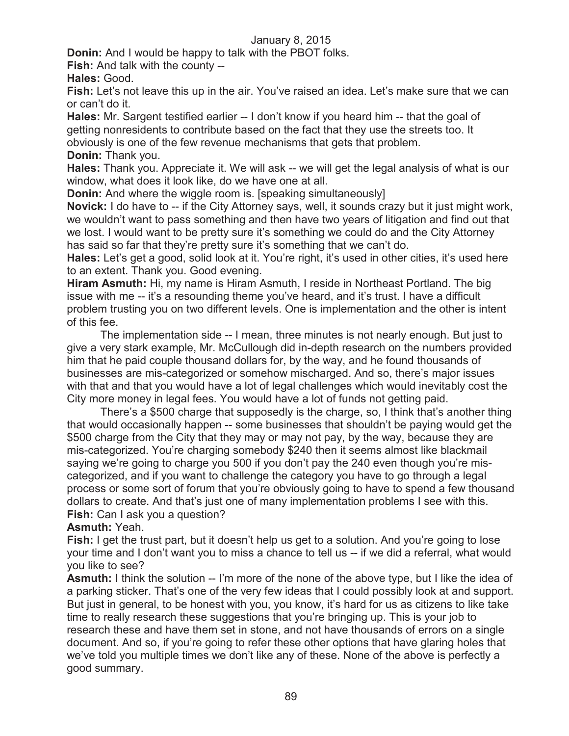**Donin:** And I would be happy to talk with the PBOT folks.

**Fish:** And talk with the county --

**Hales:** Good.

**Fish:** Let's not leave this up in the air. You've raised an idea. Let's make sure that we can or can't do it.

**Hales:** Mr. Sargent testified earlier -- I don't know if you heard him -- that the goal of getting nonresidents to contribute based on the fact that they use the streets too. It obviously is one of the few revenue mechanisms that gets that problem.

**Donin:** Thank you.

**Hales:** Thank you. Appreciate it. We will ask -- we will get the legal analysis of what is our window, what does it look like, do we have one at all.

**Donin:** And where the wiggle room is. [speaking simultaneously]

**Novick:** I do have to -- if the City Attorney says, well, it sounds crazy but it just might work, we wouldn't want to pass something and then have two years of litigation and find out that we lost. I would want to be pretty sure it's something we could do and the City Attorney has said so far that they're pretty sure it's something that we can't do.

**Hales:** Let's get a good, solid look at it. You're right, it's used in other cities, it's used here to an extent. Thank you. Good evening.

**Hiram Asmuth:** Hi, my name is Hiram Asmuth, I reside in Northeast Portland. The big issue with me -- it's a resounding theme you've heard, and it's trust. I have a difficult problem trusting you on two different levels. One is implementation and the other is intent of this fee.

The implementation side -- I mean, three minutes is not nearly enough. But just to give a very stark example, Mr. McCullough did in-depth research on the numbers provided him that he paid couple thousand dollars for, by the way, and he found thousands of businesses are mis-categorized or somehow mischarged. And so, there's major issues with that and that you would have a lot of legal challenges which would inevitably cost the City more money in legal fees. You would have a lot of funds not getting paid.

There's a $500 charge that supposedly is the charge, so, I think that's another thing that would occasionally happen -- some businesses that shouldn't be paying would get the $500 charge from the City that they may or may not pay, by the way, because they are mis-categorized. You're charging somebody $240 then it seems almost like blackmail saying we're going to charge you 500 if you don't pay the 240 even though you're mis-categorized, and if you want to challenge the category you have to go through a legal process or some sort of forum that you're obviously going to have to spend a few thousand dollars to create. And that's just one of many implementation problems I see with this.

**Fish:** Can I ask you a question?

**Asmuth:** Yeah.

**Fish:** I get the trust part, but it doesn't help us get to a solution. And you're going to lose your time and I don't want you to miss a chance to tell us -- if we did a referral, what would you like to see?

**Asmuth:** I think the solution -- I'm more of the none of the above type, but I like the idea of a parking sticker. That's one of the very few ideas that I could possibly look at and support. But just in general, to be honest with you, you know, it's hard for us as citizens to like take time to really research these suggestions that you're bringing up. This is your job to research these and have them set in stone, and not have thousands of errors on a single document. And so, if you're going to refer these other options that have glaring holes that we've told you multiple times we don't like any of these. None of the above is perfectly a good summary.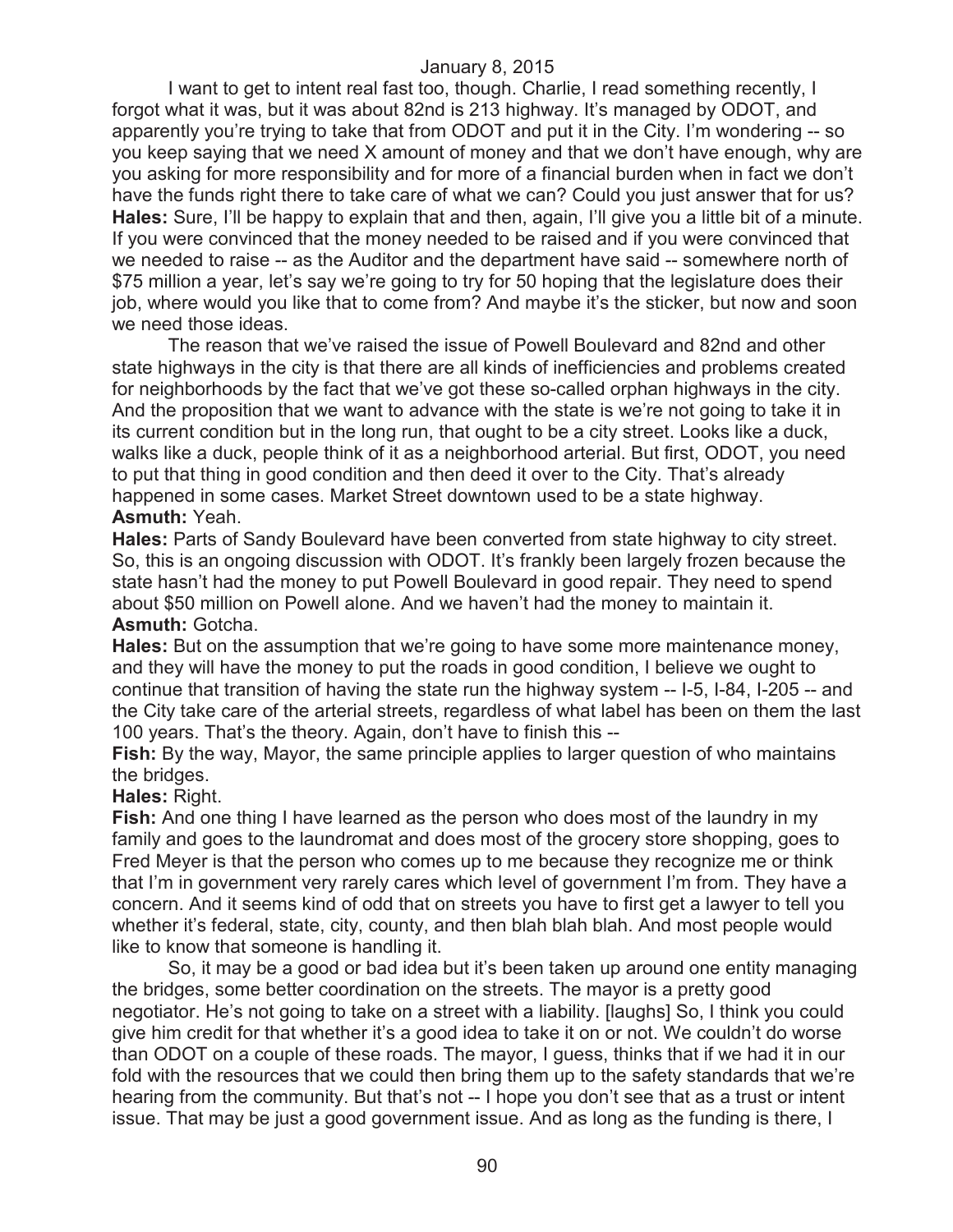I want to get to intent real fast too, though. Charlie, I read something recently, I forgot what it was, but it was about 82nd is 213 highway. It's managed by ODOT, and apparently you're trying to take that from ODOT and put it in the City. I'm wondering -- so you keep saying that we need X amount of money and that we don't have enough, why are you asking for more responsibility and for more of a financial burden when in fact we don't have the funds right there to take care of what we can? Could you just answer that for us?

**Hales:** Sure, I'll be happy to explain that and then, again, I'll give you a little bit of a minute. If you were convinced that the money needed to be raised and if you were convinced that we needed to raise -- as the Auditor and the department have said -- somewhere north of $75 million a year, let's say we're going to try for 50 hoping that the legislature does their job, where would you like that to come from? And maybe it's the sticker, but now and soon we need those ideas.

The reason that we've raised the issue of Powell Boulevard and 82nd and other state highways in the city is that there are all kinds of inefficiencies and problems created for neighborhoods by the fact that we've got these so-called orphan highways in the city. And the proposition that we want to advance with the state is we're not going to take it in its current condition but in the long run, that ought to be a city street. Looks like a duck, walks like a duck, people think of it as a neighborhood arterial. But first, ODOT, you need to put that thing in good condition and then deed it over to the City. That's already happened in some cases. Market Street downtown used to be a state highway.

**Asmuth:** Yeah.

**Hales:** Parts of Sandy Boulevard have been converted from state highway to city street. So, this is an ongoing discussion with ODOT. It's frankly been largely frozen because the state hasn't had the money to put Powell Boulevard in good repair. They need to spend about $50 million on Powell alone. And we haven't had the money to maintain it.

**Asmuth:** Gotcha.

**Hales:** But on the assumption that we're going to have some more maintenance money, and they will have the money to put the roads in good condition, I believe we ought to continue that transition of having the state run the highway system -- I-5, I-84, I-205 -- and the City take care of the arterial streets, regardless of what label has been on them the last 100 years. That's the theory. Again, don't have to finish this --

**Fish:** By the way, Mayor, the same principle applies to larger question of who maintains the bridges.

**Hales:** Right.

**Fish:** And one thing I have learned as the person who does most of the laundry in my family and goes to the laundromat and does most of the grocery store shopping, goes to Fred Meyer is that the person who comes up to me because they recognize me or think that I'm in government very rarely cares which level of government I'm from. They have a concern. And it seems kind of odd that on streets you have to first get a lawyer to tell you whether it's federal, state, city, county, and then blah blah blah. And most people would like to know that someone is handling it.

So, it may be a good or bad idea but it's been taken up around one entity managing the bridges, some better coordination on the streets. The mayor is a pretty good negotiator. He's not going to take on a street with a liability. [laughs] So, I think you could give him credit for that whether it's a good idea to take it on or not. We couldn't do worse than ODOT on a couple of these roads. The mayor, I guess, thinks that if we had it in our fold with the resources that we could then bring them up to the safety standards that we're hearing from the community. But that's not -- I hope you don't see that as a trust or intent issue. That may be just a good government issue. And as long as the funding is there, I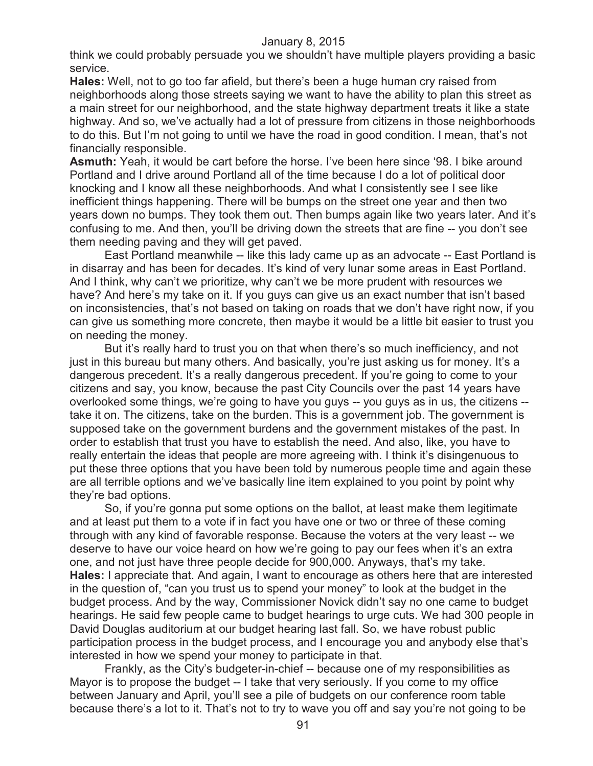think we could probably persuade you we shouldn't have multiple players providing a basic service.

**Hales:** Well, not to go too far afield, but there's been a huge human cry raised from neighborhoods along those streets saying we want to have the ability to plan this street as a main street for our neighborhood, and the state highway department treats it like a state highway. And so, we've actually had a lot of pressure from citizens in those neighborhoods to do this. But I'm not going to until we have the road in good condition. I mean, that's not financially responsible.

**Asmuth:** Yeah, it would be cart before the horse. I've been here since '98. I bike around Portland and I drive around Portland all of the time because I do a lot of political door knocking and I know all these neighborhoods. And what I consistently see I see like inefficient things happening. There will be bumps on the street one year and then two years down no bumps. They took them out. Then bumps again like two years later. And it's confusing to me. And then, you'll be driving down the streets that are fine -- you don't see them needing paving and they will get paved.

East Portland meanwhile -- like this lady came up as an advocate -- East Portland is in disarray and has been for decades. It's kind of very lunar some areas in East Portland. And I think, why can't we prioritize, why can't we be more prudent with resources we have? And here's my take on it. If you guys can give us an exact number that isn't based on inconsistencies, that's not based on taking on roads that we don't have right now, if you can give us something more concrete, then maybe it would be a little bit easier to trust you on needing the money.

But it's really hard to trust you on that when there's so much inefficiency, and not just in this bureau but many others. And basically, you're just asking us for money. It's a dangerous precedent. It's a really dangerous precedent. If you're going to come to your citizens and say, you know, because the past City Councils over the past 14 years have overlooked some things, we're going to have you guys -- you guys as in us, the citizens -- take it on. The citizens, take on the burden. This is a government job. The government is supposed take on the government burdens and the government mistakes of the past. In order to establish that trust you have to establish the need. And also, like, you have to really entertain the ideas that people are more agreeing with. I think it's disingenuous to put these three options that you have been told by numerous people time and again these are all terrible options and we've basically line item explained to you point by point why they're bad options.

So, if you're gonna put some options on the ballot, at least make them legitimate and at least put them to a vote if in fact you have one or two or three of these coming through with any kind of favorable response. Because the voters at the very least -- we deserve to have our voice heard on how we're going to pay our fees when it's an extra one, and not just have three people decide for 900,000. Anyways, that's my take.

**Hales:** I appreciate that. And again, I want to encourage as others here that are interested in the question of, "can you trust us to spend your money" to look at the budget in the budget process. And by the way, Commissioner Novick didn't say no one came to budget hearings. He said few people came to budget hearings to urge cuts. We had 300 people in David Douglas auditorium at our budget hearing last fall. So, we have robust public participation process in the budget process, and I encourage you and anybody else that's interested in how we spend your money to participate in that.

Frankly, as the City's budgeter-in-chief -- because one of my responsibilities as Mayor is to propose the budget -- I take that very seriously. If you come to my office between January and April, you'll see a pile of budgets on our conference room table because there's a lot to it. That's not to try to wave you off and say you're not going to be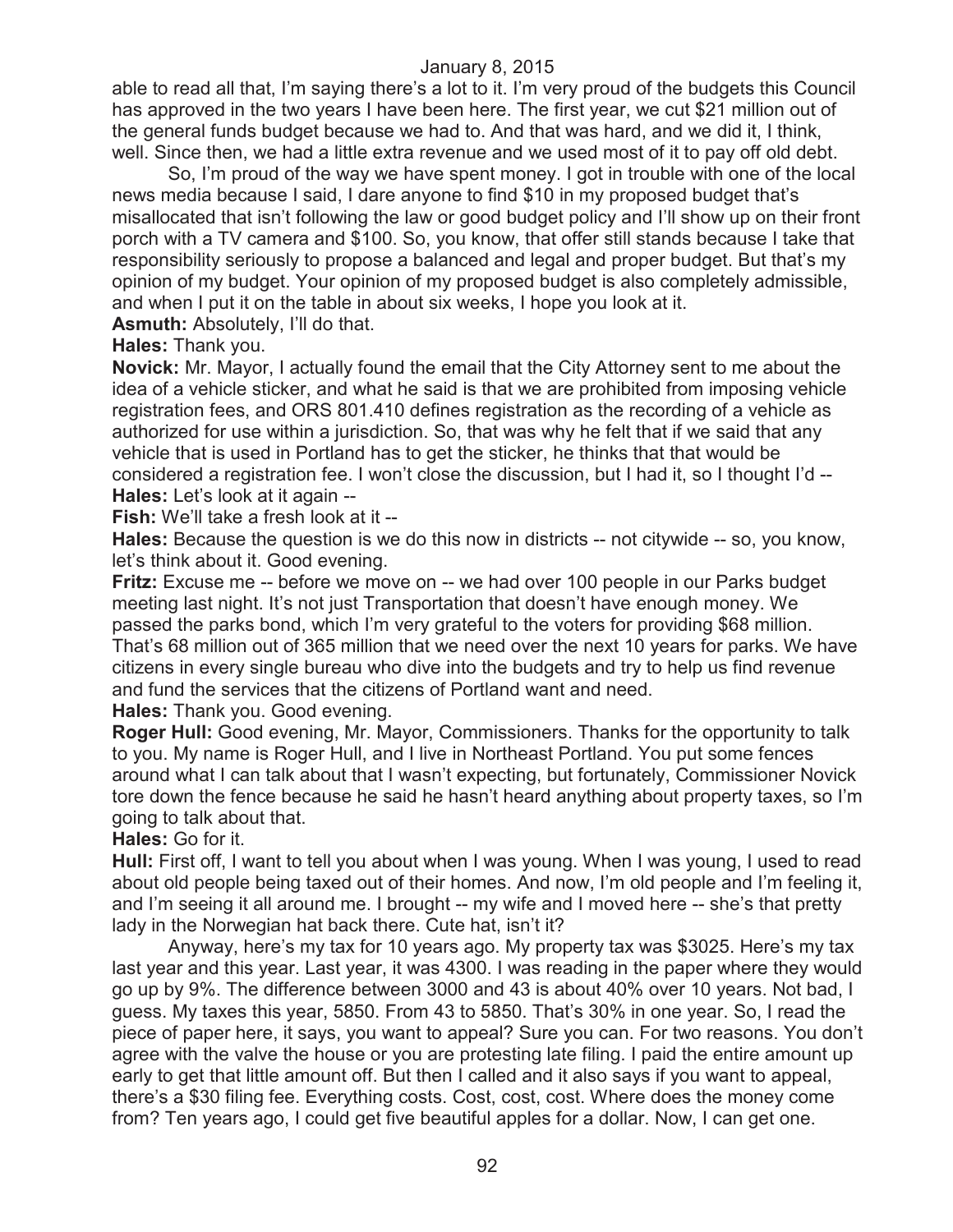able to read all that, I'm saying there's a lot to it. I'm very proud of the budgets this Council has approved in the two years I have been here. The first year, we cut $21 million out of the general funds budget because we had to. And that was hard, and we did it, I think, well. Since then, we had a little extra revenue and we used most of it to pay off old debt.

So, I'm proud of the way we have spent money. I got in trouble with one of the local news media because I said, I dare anyone to find $10 in my proposed budget that's misallocated that isn't following the law or good budget policy and I'll show up on their front porch with a TV camera and $100. So, you know, that offer still stands because I take that responsibility seriously to propose a balanced and legal and proper budget. But that's my opinion of my budget. Your opinion of my proposed budget is also completely admissible, and when I put it on the table in about six weeks, I hope you look at it.

**Asmuth:** Absolutely, I'll do that.

**Hales:** Thank you.

**Novick:** Mr. Mayor, I actually found the email that the City Attorney sent to me about the idea of a vehicle sticker, and what he said is that we are prohibited from imposing vehicle registration fees, and ORS 801.410 defines registration as the recording of a vehicle as authorized for use within a jurisdiction. So, that was why he felt that if we said that any vehicle that is used in Portland has to get the sticker, he thinks that that would be considered a registration fee. I won't close the discussion, but I had it, so I thought I'd --

**Hales:** Let's look at it again --

**Fish:** We'll take a fresh look at it --

**Hales:** Because the question is we do this now in districts -- not citywide -- so, you know, let's think about it. Good evening.

**Fritz:** Excuse me -- before we move on -- we had over 100 people in our Parks budget meeting last night. It's not just Transportation that doesn't have enough money. We passed the parks bond, which I'm very grateful to the voters for providing $68 million. That's 68 million out of 365 million that we need over the next 10 years for parks. We have citizens in every single bureau who dive into the budgets and try to help us find revenue and fund the services that the citizens of Portland want and need.

**Hales:** Thank you. Good evening.

**Roger Hull:** Good evening, Mr. Mayor, Commissioners. Thanks for the opportunity to talk to you. My name is Roger Hull, and I live in Northeast Portland. You put some fences around what I can talk about that I wasn't expecting, but fortunately, Commissioner Novick tore down the fence because he said he hasn't heard anything about property taxes, so I'm going to talk about that.

**Hales:** Go for it.

**Hull:** First off, I want to tell you about when I was young. When I was young, I used to read about old people being taxed out of their homes. And now, I'm old people and I'm feeling it, and I'm seeing it all around me. I brought -- my wife and I moved here -- she's that pretty lady in the Norwegian hat back there. Cute hat, isn't it?

Anyway, here's my tax for 10 years ago. My property tax was $3025. Here's my tax last year and this year. Last year, it was 4300. I was reading in the paper where they would go up by 9%. The difference between 3000 and 43 is about 40% over 10 years. Not bad, I guess. My taxes this year, 5850. From 43 to 5850. That's 30% in one year. So, I read the piece of paper here, it says, you want to appeal? Sure you can. For two reasons. You don't agree with the valve the house or you are protesting late filing. I paid the entire amount up early to get that little amount off. But then I called and it also says if you want to appeal, there's a $30 filing fee. Everything costs. Cost, cost, cost. Where does the money come from? Ten years ago, I could get five beautiful apples for a dollar. Now, I can get one.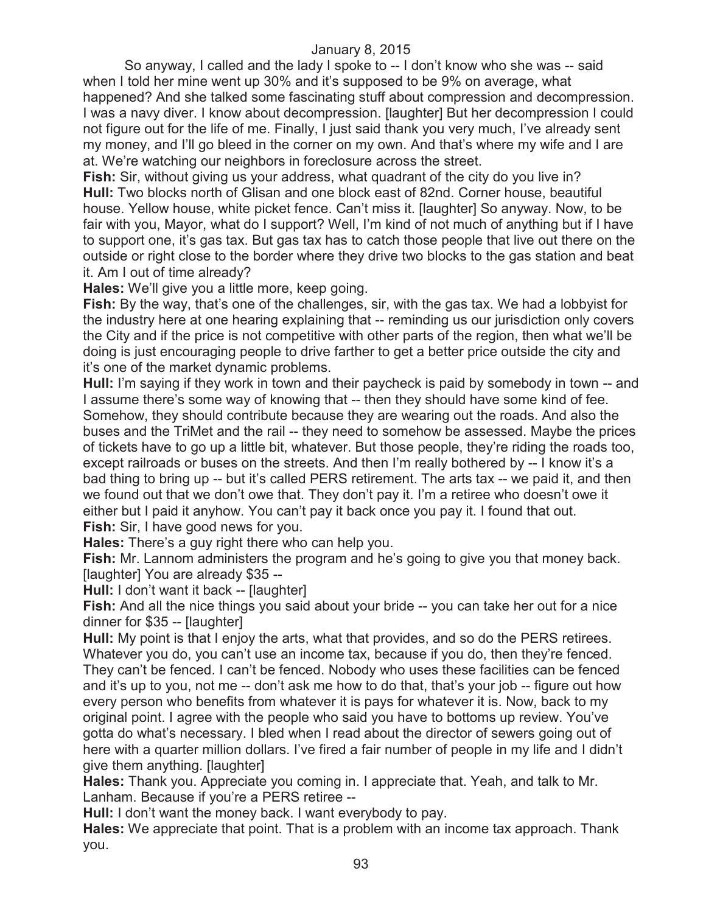So anyway, I called and the lady I spoke to -- I don't know who she was -- said when I told her mine went up 30% and it's supposed to be 9% on average, what happened? And she talked some fascinating stuff about compression and decompression. I was a navy diver. I know about decompression. [laughter] But her decompression I could not figure out for the life of me. Finally, I just said thank you very much, I've already sent my money, and I'll go bleed in the corner on my own. And that's where my wife and I are at. We're watching our neighbors in foreclosure across the street.

**Fish:** Sir, without giving us your address, what quadrant of the city do you live in?

**Hull:** Two blocks north of Glisan and one block east of 82nd. Corner house, beautiful house. Yellow house, white picket fence. Can't miss it. [laughter] So anyway. Now, to be fair with you, Mayor, what do I support? Well, I'm kind of not much of anything but if I have to support one, it's gas tax. But gas tax has to catch those people that live out there on the outside or right close to the border where they drive two blocks to the gas station and beat it. Am I out of time already?

**Hales:** We'll give you a little more, keep going.

**Fish:** By the way, that's one of the challenges, sir, with the gas tax. We had a lobbyist for the industry here at one hearing explaining that -- reminding us our jurisdiction only covers the City and if the price is not competitive with other parts of the region, then what we'll be doing is just encouraging people to drive farther to get a better price outside the city and it's one of the market dynamic problems.

**Hull:** I'm saying if they work in town and their paycheck is paid by somebody in town -- and I assume there's some way of knowing that -- then they should have some kind of fee. Somehow, they should contribute because they are wearing out the roads. And also the buses and the TriMet and the rail -- they need to somehow be assessed. Maybe the prices of tickets have to go up a little bit, whatever. But those people, they're riding the roads too, except railroads or buses on the streets. And then I'm really bothered by -- I know it's a bad thing to bring up -- but it's called PERS retirement. The arts tax -- we paid it, and then we found out that we don't owe that. They don't pay it. I'm a retiree who doesn't owe it either but I paid it anyhow. You can't pay it back once you pay it. I found that out.

**Fish:** Sir, I have good news for you.

**Hales:** There's a guy right there who can help you.

**Fish:** Mr. Lannom administers the program and he's going to give you that money back. [laughter] You are already $35 --

**Hull:** I don't want it back -- [laughter]

**Fish:** And all the nice things you said about your bride -- you can take her out for a nice dinner for $35 -- [laughter]

**Hull:** My point is that I enjoy the arts, what that provides, and so do the PERS retirees. Whatever you do, you can't use an income tax, because if you do, then they're fenced. They can't be fenced. I can't be fenced. Nobody who uses these facilities can be fenced and it's up to you, not me -- don't ask me how to do that, that's your job -- figure out how every person who benefits from whatever it is pays for whatever it is. Now, back to my original point. I agree with the people who said you have to bottoms up review. You've gotta do what's necessary. I bled when I read about the director of sewers going out of here with a quarter million dollars. I've fired a fair number of people in my life and I didn't give them anything. [laughter]

**Hales:** Thank you. Appreciate you coming in. I appreciate that. Yeah, and talk to Mr. Lanham. Because if you're a PERS retiree --

**Hull:** I don't want the money back. I want everybody to pay.

**Hales:** We appreciate that point. That is a problem with an income tax approach. Thank you.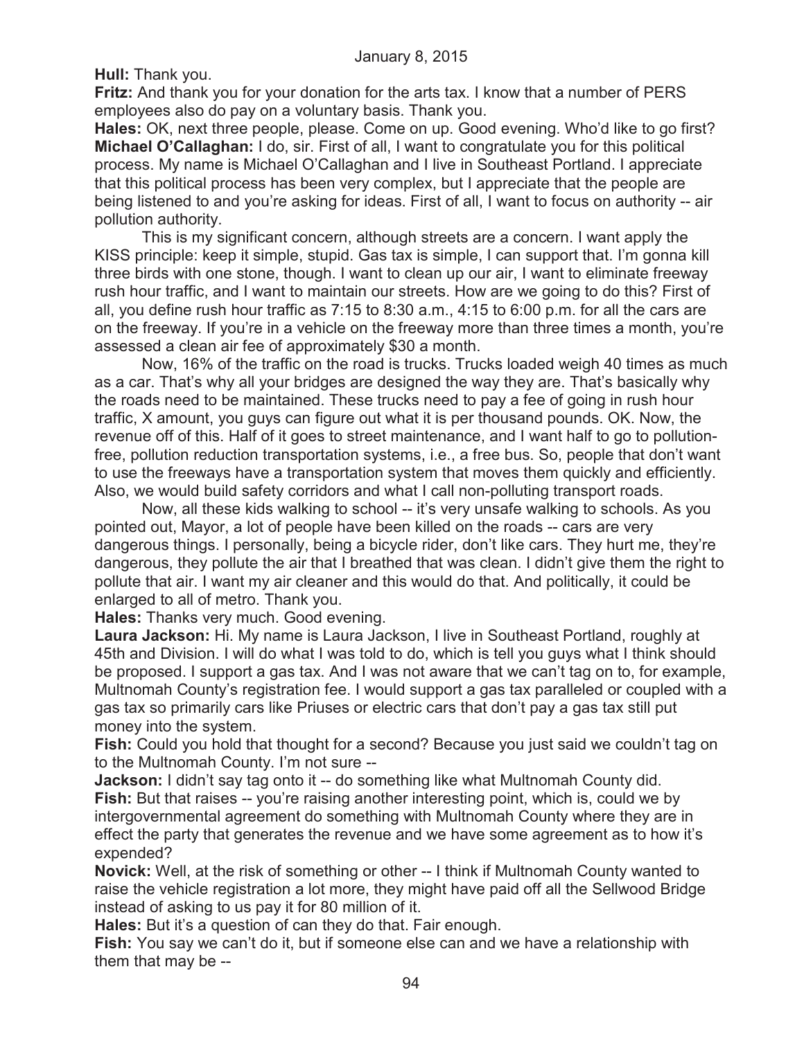**Hull:** Thank you.

**Fritz:** And thank you for your donation for the arts tax. I know that a number of PERS employees also do pay on a voluntary basis. Thank you.

**Hales:** OK, next three people, please. Come on up. Good evening. Who'd like to go first?

**Michael O'Callaghan:** I do, sir. First of all, I want to congratulate you for this political process. My name is Michael O'Callaghan and I live in Southeast Portland. I appreciate that this political process has been very complex, but I appreciate that the people are being listened to and you're asking for ideas. First of all, I want to focus on authority -- air pollution authority.

This is my significant concern, although streets are a concern. I want apply the KISS principle: keep it simple, stupid. Gas tax is simple, I can support that. I'm gonna kill three birds with one stone, though. I want to clean up our air, I want to eliminate freeway rush hour traffic, and I want to maintain our streets. How are we going to do this? First of all, you define rush hour traffic as 7:15 to 8:30 a.m., 4:15 to 6:00 p.m. for all the cars are on the freeway. If you're in a vehicle on the freeway more than three times a month, you're assessed a clean air fee of approximately $30 a month.

Now, 16% of the traffic on the road is trucks. Trucks loaded weigh 40 times as much as a car. That's why all your bridges are designed the way they are. That's basically why the roads need to be maintained. These trucks need to pay a fee of going in rush hour traffic, X amount, you guys can figure out what it is per thousand pounds. OK. Now, the revenue off of this. Half of it goes to street maintenance, and I want half to go to pollution-free, pollution reduction transportation systems, i.e., a free bus. So, people that don't want to use the freeways have a transportation system that moves them quickly and efficiently. Also, we would build safety corridors and what I call non-polluting transport roads.

Now, all these kids walking to school -- it's very unsafe walking to schools. As you pointed out, Mayor, a lot of people have been killed on the roads -- cars are very dangerous things. I personally, being a bicycle rider, don't like cars. They hurt me, they're dangerous, they pollute the air that I breathed that was clean. I didn't give them the right to pollute that air. I want my air cleaner and this would do that. And politically, it could be enlarged to all of metro. Thank you.

**Hales:** Thanks very much. Good evening.

**Laura Jackson:** Hi. My name is Laura Jackson, I live in Southeast Portland, roughly at 45th and Division. I will do what I was told to do, which is tell you guys what I think should be proposed. I support a gas tax. And I was not aware that we can't tag on to, for example, Multnomah County's registration fee. I would support a gas tax paralleled or coupled with a gas tax so primarily cars like Priuses or electric cars that don't pay a gas tax still put money into the system.

**Fish:** Could you hold that thought for a second? Because you just said we couldn't tag on to the Multnomah County. I'm not sure --

**Jackson:** I didn't say tag onto it -- do something like what Multnomah County did.

**Fish:** But that raises -- you're raising another interesting point, which is, could we by intergovernmental agreement do something with Multnomah County where they are in effect the party that generates the revenue and we have some agreement as to how it's expended?

**Novick:** Well, at the risk of something or other -- I think if Multnomah County wanted to raise the vehicle registration a lot more, they might have paid off all the Sellwood Bridge instead of asking to us pay it for 80 million of it.

**Hales:** But it's a question of can they do that. Fair enough.

**Fish:** You say we can't do it, but if someone else can and we have a relationship with them that may be --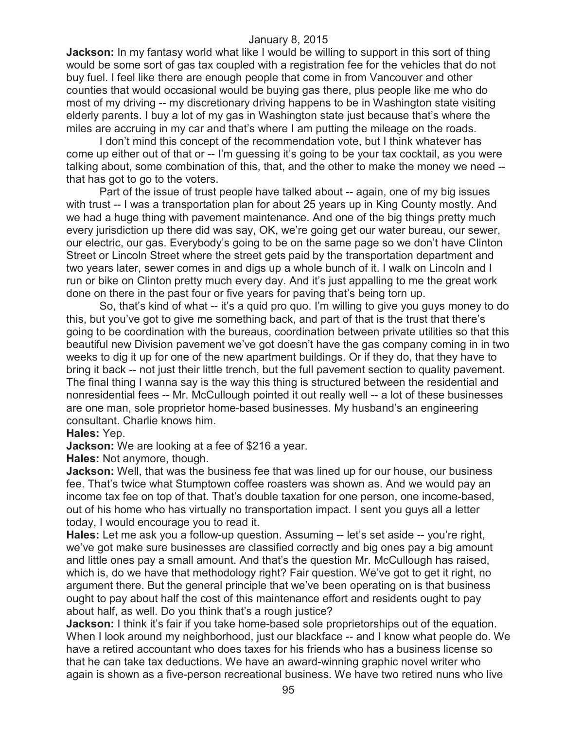**Jackson:** In my fantasy world what like I would be willing to support in this sort of thing would be some sort of gas tax coupled with a registration fee for the vehicles that do not buy fuel. I feel like there are enough people that come in from Vancouver and other counties that would occasional would be buying gas there, plus people like me who do most of my driving -- my discretionary driving happens to be in Washington state visiting elderly parents. I buy a lot of my gas in Washington state just because that's where the miles are accruing in my car and that's where I am putting the mileage on the roads.

I don't mind this concept of the recommendation vote, but I think whatever has come up either out of that or -- I'm guessing it's going to be your tax cocktail, as you were talking about, some combination of this, that, and the other to make the money we need -- that has got to go to the voters.

Part of the issue of trust people have talked about -- again, one of my big issues with trust -- I was a transportation plan for about 25 years up in King County mostly. And we had a huge thing with pavement maintenance. And one of the big things pretty much every jurisdiction up there did was say, OK, we're going get our water bureau, our sewer, our electric, our gas. Everybody's going to be on the same page so we don't have Clinton Street or Lincoln Street where the street gets paid by the transportation department and two years later, sewer comes in and digs up a whole bunch of it. I walk on Lincoln and I run or bike on Clinton pretty much every day. And it's just appalling to me the great work done on there in the past four or five years for paving that's being torn up.

So, that's kind of what -- it's a quid pro quo. I'm willing to give you guys money to do this, but you've got to give me something back, and part of that is the trust that there's going to be coordination with the bureaus, coordination between private utilities so that this beautiful new Division pavement we've got doesn't have the gas company coming in in two weeks to dig it up for one of the new apartment buildings. Or if they do, that they have to bring it back -- not just their little trench, but the full pavement section to quality pavement. The final thing I wanna say is the way this thing is structured between the residential and nonresidential fees -- Mr. McCullough pointed it out really well -- a lot of these businesses are one man, sole proprietor home-based businesses. My husband's an engineering consultant. Charlie knows him.

**Hales:** Yep.

**Jackson:** We are looking at a fee of $216 a year.

**Hales:** Not anymore, though.

**Jackson:** Well, that was the business fee that was lined up for our house, our business fee. That's twice what Stumptown coffee roasters was shown as. And we would pay an income tax fee on top of that. That's double taxation for one person, one income-based, out of his home who has virtually no transportation impact. I sent you guys all a letter today, I would encourage you to read it.

**Hales:** Let me ask you a follow-up question. Assuming -- let's set aside -- you're right, we've got make sure businesses are classified correctly and big ones pay a big amount and little ones pay a small amount. And that's the question Mr. McCullough has raised, which is, do we have that methodology right? Fair question. We've got to get it right, no argument there. But the general principle that we've been operating on is that business ought to pay about half the cost of this maintenance effort and residents ought to pay about half, as well. Do you think that's a rough justice?

**Jackson:** I think it's fair if you take home-based sole proprietorships out of the equation. When I look around my neighborhood, just our blackface -- and I know what people do. We have a retired accountant who does taxes for his friends who has a business license so that he can take tax deductions. We have an award-winning graphic novel writer who again is shown as a five-person recreational business. We have two retired nuns who live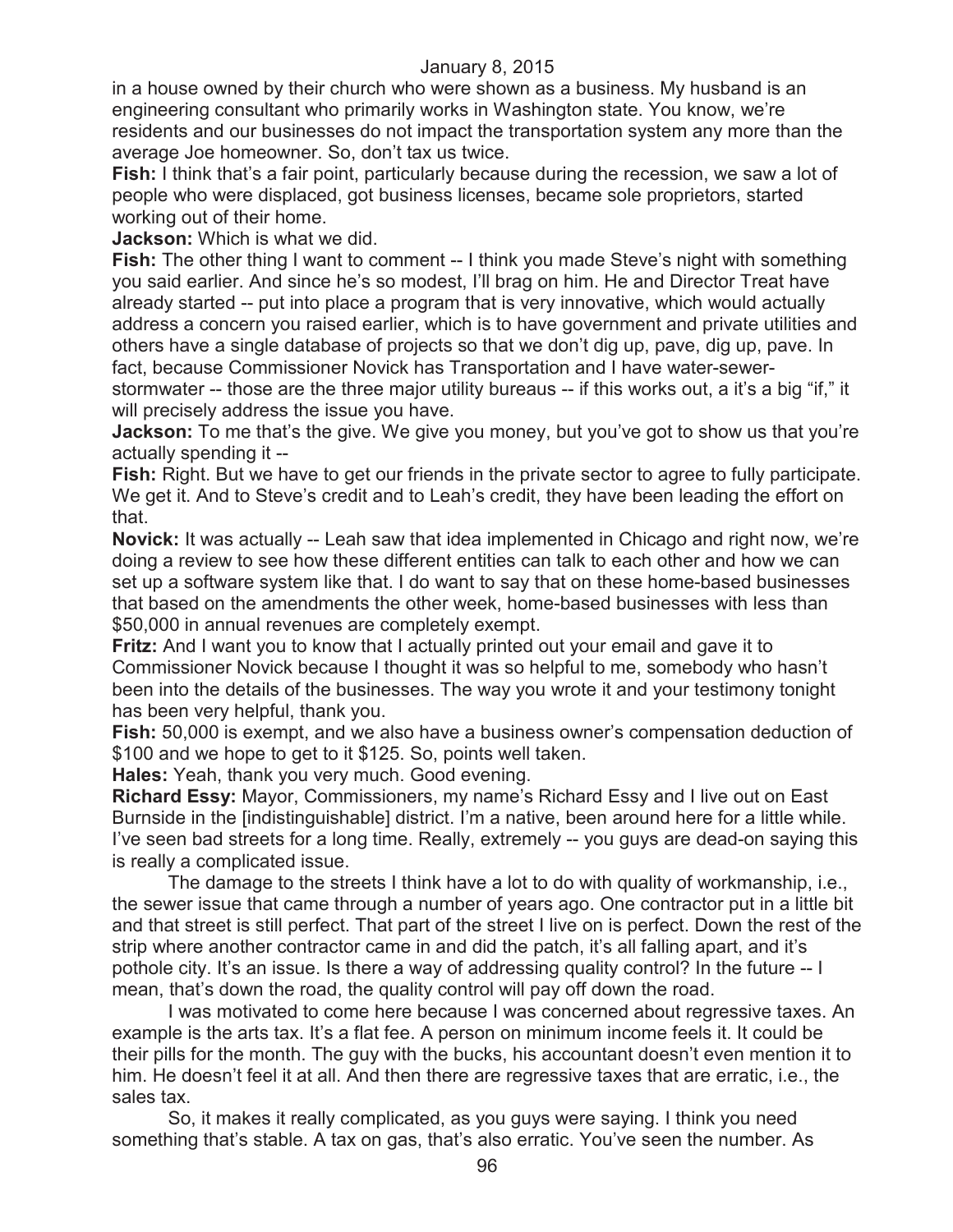in a house owned by their church who were shown as a business. My husband is an engineering consultant who primarily works in Washington state. You know, we're residents and our businesses do not impact the transportation system any more than the average Joe homeowner. So, don't tax us twice.

**Fish:** I think that's a fair point, particularly because during the recession, we saw a lot of people who were displaced, got business licenses, became sole proprietors, started working out of their home.

**Jackson:** Which is what we did.

**Fish:** The other thing I want to comment -- I think you made Steve's night with something you said earlier. And since he's so modest, I'll brag on him. He and Director Treat have already started -- put into place a program that is very innovative, which would actually address a concern you raised earlier, which is to have government and private utilities and others have a single database of projects so that we don't dig up, pave, dig up, pave. In fact, because Commissioner Novick has Transportation and I have water-sewer-stormwater -- those are the three major utility bureaus -- if this works out, a it's a big "if," it will precisely address the issue you have.

**Jackson:** To me that's the give. We give you money, but you've got to show us that you're actually spending it --

**Fish:** Right. But we have to get our friends in the private sector to agree to fully participate. We get it. And to Steve's credit and to Leah's credit, they have been leading the effort on that.

**Novick:** It was actually -- Leah saw that idea implemented in Chicago and right now, we're doing a review to see how these different entities can talk to each other and how we can set up a software system like that. I do want to say that on these home-based businesses that based on the amendments the other week, home-based businesses with less than $50,000 in annual revenues are completely exempt.

**Fritz:** And I want you to know that I actually printed out your email and gave it to Commissioner Novick because I thought it was so helpful to me, somebody who hasn't been into the details of the businesses. The way you wrote it and your testimony tonight has been very helpful, thank you.

**Fish:** 50,000 is exempt, and we also have a business owner's compensation deduction of $100 and we hope to get to it $125. So, points well taken.

**Hales:** Yeah, thank you very much. Good evening.

**Richard Essy:** Mayor, Commissioners, my name's Richard Essy and I live out on East Burnside in the [indistinguishable] district. I'm a native, been around here for a little while. I've seen bad streets for a long time. Really, extremely -- you guys are dead-on saying this is really a complicated issue.

The damage to the streets I think have a lot to do with quality of workmanship, i.e., the sewer issue that came through a number of years ago. One contractor put in a little bit and that street is still perfect. That part of the street I live on is perfect. Down the rest of the strip where another contractor came in and did the patch, it's all falling apart, and it's pothole city. It's an issue. Is there a way of addressing quality control? In the future -- I mean, that's down the road, the quality control will pay off down the road.

I was motivated to come here because I was concerned about regressive taxes. An example is the arts tax. It's a flat fee. A person on minimum income feels it. It could be their pills for the month. The guy with the bucks, his accountant doesn't even mention it to him. He doesn't feel it at all. And then there are regressive taxes that are erratic, i.e., the sales tax.

So, it makes it really complicated, as you guys were saying. I think you need something that's stable. A tax on gas, that's also erratic. You've seen the number. As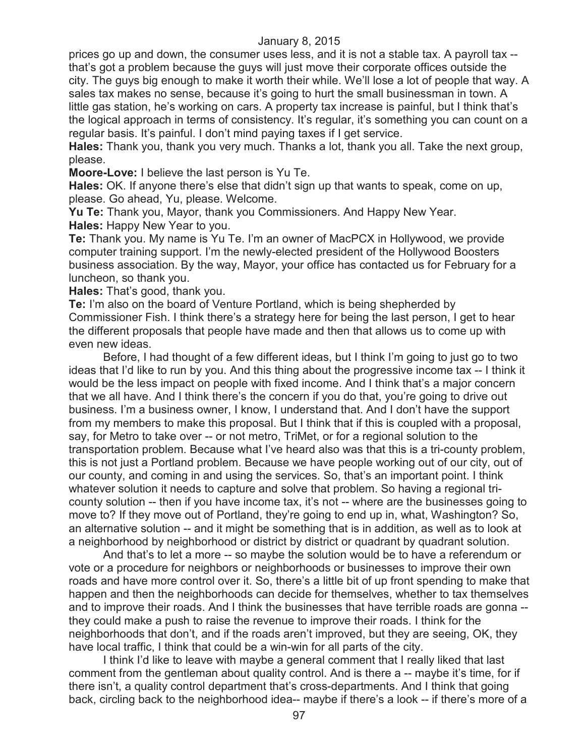prices go up and down, the consumer uses less, and it is not a stable tax. A payroll tax -- that's got a problem because the guys will just move their corporate offices outside the city. The guys big enough to make it worth their while. We'll lose a lot of people that way. A sales tax makes no sense, because it's going to hurt the small businessman in town. A little gas station, he's working on cars. A property tax increase is painful, but I think that's the logical approach in terms of consistency. It's regular, it's something you can count on a regular basis. It's painful. I don't mind paying taxes if I get service.

**Hales:** Thank you, thank you very much. Thanks a lot, thank you all. Take the next group, please.

**Moore-Love:** I believe the last person is Yu Te.

**Hales:** OK. If anyone there's else that didn't sign up that wants to speak, come on up, please. Go ahead, Yu, please. Welcome.

**Yu Te:** Thank you, Mayor, thank you Commissioners. And Happy New Year.

**Hales:** Happy New Year to you.

**Te:** Thank you. My name is Yu Te. I'm an owner of MacPCX in Hollywood, we provide computer training support. I'm the newly-elected president of the Hollywood Boosters business association. By the way, Mayor, your office has contacted us for February for a luncheon, so thank you.

**Hales:** That's good, thank you.

**Te:** I'm also on the board of Venture Portland, which is being shepherded by Commissioner Fish. I think there's a strategy here for being the last person, I get to hear the different proposals that people have made and then that allows us to come up with even new ideas.

Before, I had thought of a few different ideas, but I think I'm going to just go to two ideas that I'd like to run by you. And this thing about the progressive income tax -- I think it would be the less impact on people with fixed income. And I think that's a major concern that we all have. And I think there's the concern if you do that, you're going to drive out business. I'm a business owner, I know, I understand that. And I don't have the support from my members to make this proposal. But I think that if this is coupled with a proposal, say, for Metro to take over -- or not metro, TriMet, or for a regional solution to the transportation problem. Because what I've heard also was that this is a tri-county problem, this is not just a Portland problem. Because we have people working out of our city, out of our county, and coming in and using the services. So, that's an important point. I think whatever solution it needs to capture and solve that problem. So having a regional tri-county solution -- then if you have income tax, it's not -- where are the businesses going to move to? If they move out of Portland, they're going to end up in, what, Washington? So, an alternative solution -- and it might be something that is in addition, as well as to look at a neighborhood by neighborhood or district by district or quadrant by quadrant solution.

And that's to let a more -- so maybe the solution would be to have a referendum or vote or a procedure for neighbors or neighborhoods or businesses to improve their own roads and have more control over it. So, there's a little bit of up front spending to make that happen and then the neighborhoods can decide for themselves, whether to tax themselves and to improve their roads. And I think the businesses that have terrible roads are gonna -- they could make a push to raise the revenue to improve their roads. I think for the neighborhoods that don't, and if the roads aren't improved, but they are seeing, OK, they have local traffic, I think that could be a win-win for all parts of the city.

I think I'd like to leave with maybe a general comment that I really liked that last comment from the gentleman about quality control. And is there a -- maybe it's time, for if there isn't, a quality control department that's cross-departments. And I think that going back, circling back to the neighborhood idea-- maybe if there's a look -- if there's more of a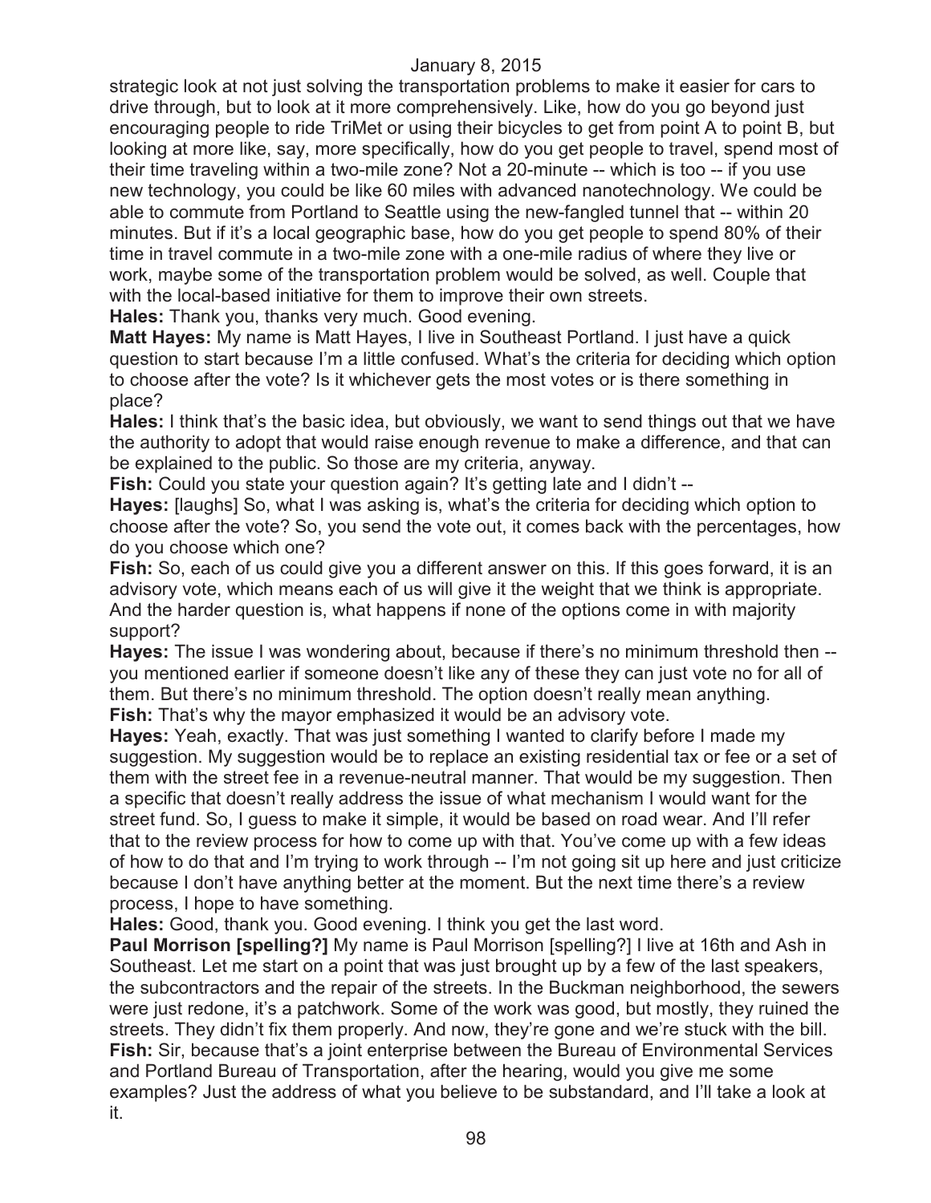strategic look at not just solving the transportation problems to make it easier for cars to drive through, but to look at it more comprehensively. Like, how do you go beyond just encouraging people to ride TriMet or using their bicycles to get from point A to point B, but looking at more like, say, more specifically, how do you get people to travel, spend most of their time traveling within a two-mile zone? Not a 20-minute -- which is too -- if you use new technology, you could be like 60 miles with advanced nanotechnology. We could be able to commute from Portland to Seattle using the new-fangled tunnel that -- within 20 minutes. But if it's a local geographic base, how do you get people to spend 80% of their time in travel commute in a two-mile zone with a one-mile radius of where they live or work, maybe some of the transportation problem would be solved, as well. Couple that with the local-based initiative for them to improve their own streets.

**Hales:** Thank you, thanks very much. Good evening.

**Matt Hayes:** My name is Matt Hayes, I live in Southeast Portland. I just have a quick question to start because I'm a little confused. What's the criteria for deciding which option to choose after the vote? Is it whichever gets the most votes or is there something in place?

**Hales:** I think that's the basic idea, but obviously, we want to send things out that we have the authority to adopt that would raise enough revenue to make a difference, and that can be explained to the public. So those are my criteria, anyway.

**Fish:** Could you state your question again? It's getting late and I didn't --

**Hayes:** [laughs] So, what I was asking is, what's the criteria for deciding which option to choose after the vote? So, you send the vote out, it comes back with the percentages, how do you choose which one?

**Fish:** So, each of us could give you a different answer on this. If this goes forward, it is an advisory vote, which means each of us will give it the weight that we think is appropriate. And the harder question is, what happens if none of the options come in with majority support?

**Hayes:** The issue I was wondering about, because if there's no minimum threshold then -- you mentioned earlier if someone doesn't like any of these they can just vote no for all of them. But there's no minimum threshold. The option doesn't really mean anything.

**Fish:** That's why the mayor emphasized it would be an advisory vote.

**Hayes:** Yeah, exactly. That was just something I wanted to clarify before I made my suggestion. My suggestion would be to replace an existing residential tax or fee or a set of them with the street fee in a revenue-neutral manner. That would be my suggestion. Then a specific that doesn't really address the issue of what mechanism I would want for the street fund. So, I guess to make it simple, it would be based on road wear. And I'll refer that to the review process for how to come up with that. You've come up with a few ideas of how to do that and I'm trying to work through -- I'm not going sit up here and just criticize because I don't have anything better at the moment. But the next time there's a review process, I hope to have something.

**Hales:** Good, thank you. Good evening. I think you get the last word.

**Paul Morrison [spelling?]** My name is Paul Morrison [spelling?] I live at 16th and Ash in Southeast. Let me start on a point that was just brought up by a few of the last speakers, the subcontractors and the repair of the streets. In the Buckman neighborhood, the sewers were just redone, it's a patchwork. Some of the work was good, but mostly, they ruined the streets. They didn't fix them properly. And now, they're gone and we're stuck with the bill.

**Fish:** Sir, because that's a joint enterprise between the Bureau of Environmental Services and Portland Bureau of Transportation, after the hearing, would you give me some examples? Just the address of what you believe to be substandard, and I'll take a look at it.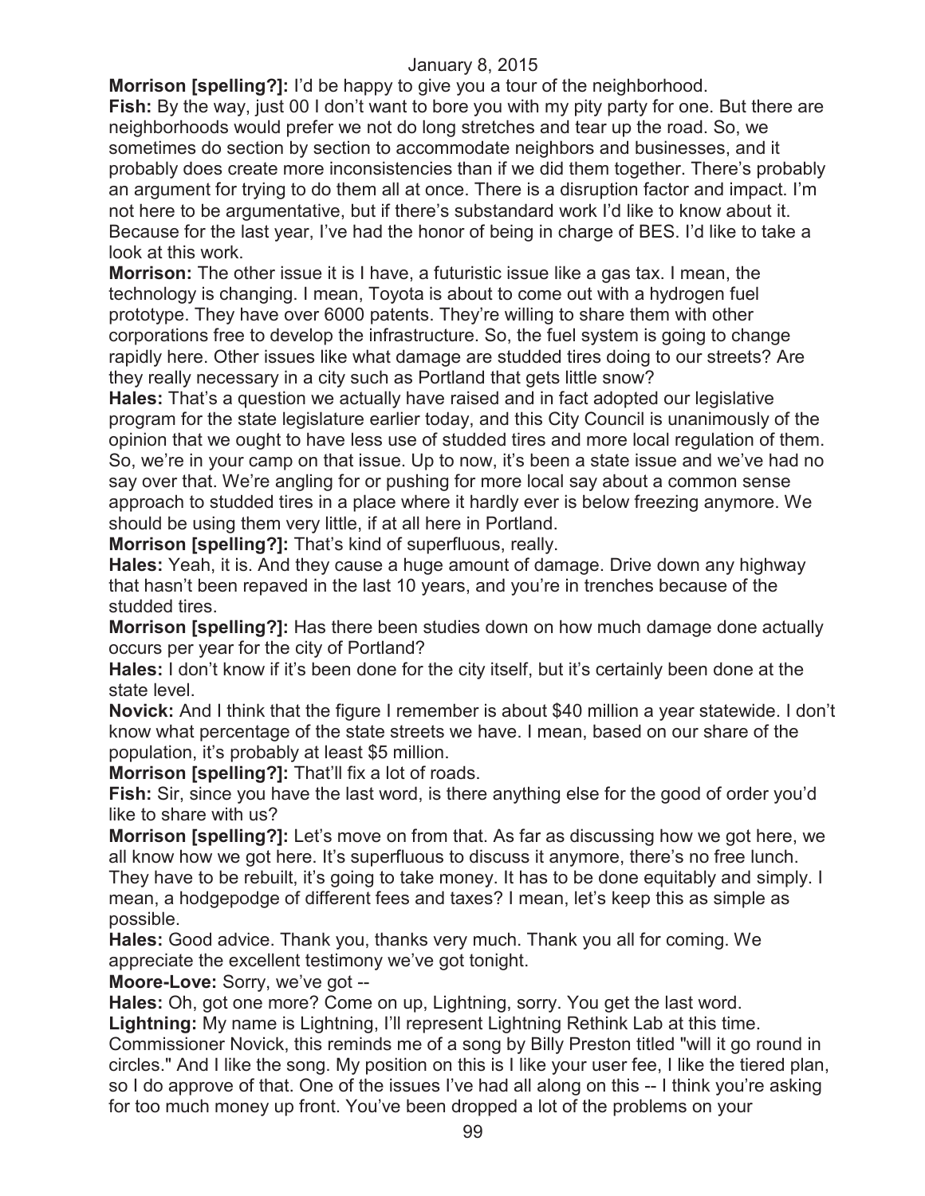**Morrison [spelling?]:** I'd be happy to give you a tour of the neighborhood.

**Fish:** By the way, just 00 I don't want to bore you with my pity party for one. But there are neighborhoods would prefer we not do long stretches and tear up the road. So, we sometimes do section by section to accommodate neighbors and businesses, and it probably does create more inconsistencies than if we did them together. There's probably an argument for trying to do them all at once. There is a disruption factor and impact. I'm not here to be argumentative, but if there's substandard work I'd like to know about it. Because for the last year, I've had the honor of being in charge of BES. I'd like to take a look at this work.

**Morrison:** The other issue it is I have, a futuristic issue like a gas tax. I mean, the technology is changing. I mean, Toyota is about to come out with a hydrogen fuel prototype. They have over 6000 patents. They're willing to share them with other corporations free to develop the infrastructure. So, the fuel system is going to change rapidly here. Other issues like what damage are studded tires doing to our streets? Are they really necessary in a city such as Portland that gets little snow?

**Hales:** That's a question we actually have raised and in fact adopted our legislative program for the state legislature earlier today, and this City Council is unanimously of the opinion that we ought to have less use of studded tires and more local regulation of them. So, we're in your camp on that issue. Up to now, it's been a state issue and we've had no say over that. We're angling for or pushing for more local say about a common sense approach to studded tires in a place where it hardly ever is below freezing anymore. We should be using them very little, if at all here in Portland.

**Morrison [spelling?]:** That's kind of superfluous, really.

**Hales:** Yeah, it is. And they cause a huge amount of damage. Drive down any highway that hasn't been repaved in the last 10 years, and you're in trenches because of the studded tires.

**Morrison [spelling?]:** Has there been studies down on how much damage done actually occurs per year for the city of Portland?

**Hales:** I don't know if it's been done for the city itself, but it's certainly been done at the state level.

**Novick:** And I think that the figure I remember is about $40 million a year statewide. I don't know what percentage of the state streets we have. I mean, based on our share of the population, it's probably at least $5 million.

**Morrison [spelling?]:** That'll fix a lot of roads.

**Fish:** Sir, since you have the last word, is there anything else for the good of order you'd like to share with us?

**Morrison [spelling?]:** Let's move on from that. As far as discussing how we got here, we all know how we got here. It's superfluous to discuss it anymore, there's no free lunch. They have to be rebuilt, it's going to take money. It has to be done equitably and simply. I mean, a hodgepodge of different fees and taxes? I mean, let's keep this as simple as possible.

**Hales:** Good advice. Thank you, thanks very much. Thank you all for coming. We appreciate the excellent testimony we've got tonight.

**Moore-Love:** Sorry, we've got --

**Hales:** Oh, got one more? Come on up, Lightning, sorry. You get the last word.

**Lightning:** My name is Lightning, I'll represent Lightning Rethink Lab at this time. Commissioner Novick, this reminds me of a song by Billy Preston titled "will it go round in circles." And I like the song. My position on this is I like your user fee, I like the tiered plan, so I do approve of that. One of the issues I've had all along on this -- I think you're asking for too much money up front. You've been dropped a lot of the problems on your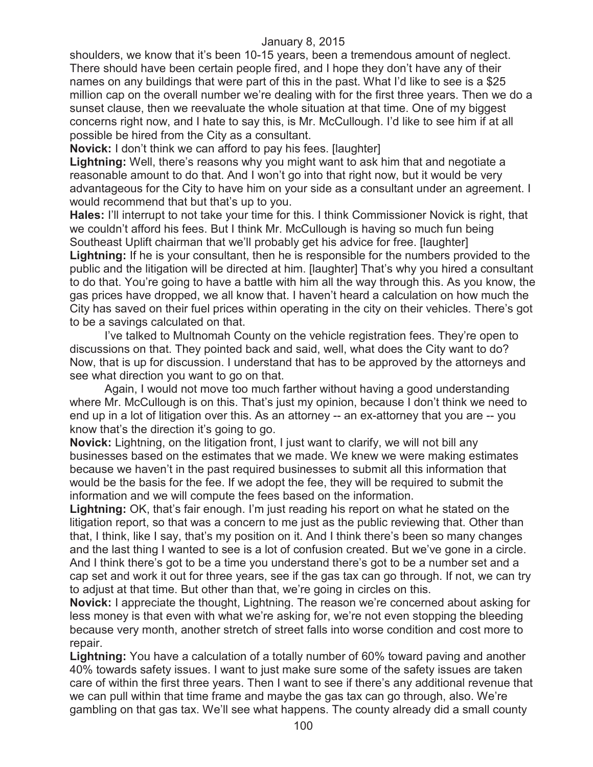shoulders, we know that it's been 10-15 years, been a tremendous amount of neglect. There should have been certain people fired, and I hope they don't have any of their names on any buildings that were part of this in the past. What I'd like to see is a $25 million cap on the overall number we're dealing with for the first three years. Then we do a sunset clause, then we reevaluate the whole situation at that time. One of my biggest concerns right now, and I hate to say this, is Mr. McCullough. I'd like to see him if at all possible be hired from the City as a consultant.

**Novick:** I don't think we can afford to pay his fees. [laughter]

**Lightning:** Well, there's reasons why you might want to ask him that and negotiate a reasonable amount to do that. And I won't go into that right now, but it would be very advantageous for the City to have him on your side as a consultant under an agreement. I would recommend that but that's up to you.

**Hales:** I'll interrupt to not take your time for this. I think Commissioner Novick is right, that we couldn't afford his fees. But I think Mr. McCullough is having so much fun being Southeast Uplift chairman that we'll probably get his advice for free. [laughter]

**Lightning:** If he is your consultant, then he is responsible for the numbers provided to the public and the litigation will be directed at him. [laughter] That's why you hired a consultant to do that. You're going to have a battle with him all the way through this. As you know, the gas prices have dropped, we all know that. I haven't heard a calculation on how much the City has saved on their fuel prices within operating in the city on their vehicles. There's got to be a savings calculated on that.

I've talked to Multnomah County on the vehicle registration fees. They're open to discussions on that. They pointed back and said, well, what does the City want to do? Now, that is up for discussion. I understand that has to be approved by the attorneys and see what direction you want to go on that.

Again, I would not move too much farther without having a good understanding where Mr. McCullough is on this. That's just my opinion, because I don't think we need to end up in a lot of litigation over this. As an attorney -- an ex-attorney that you are -- you know that's the direction it's going to go.

**Novick:** Lightning, on the litigation front, I just want to clarify, we will not bill any businesses based on the estimates that we made. We knew we were making estimates because we haven't in the past required businesses to submit all this information that would be the basis for the fee. If we adopt the fee, they will be required to submit the information and we will compute the fees based on the information.

**Lightning:** OK, that's fair enough. I'm just reading his report on what he stated on the litigation report, so that was a concern to me just as the public reviewing that. Other than that, I think, like I say, that's my position on it. And I think there's been so many changes and the last thing I wanted to see is a lot of confusion created. But we've gone in a circle. And I think there's got to be a time you understand there's got to be a number set and a cap set and work it out for three years, see if the gas tax can go through. If not, we can try to adjust at that time. But other than that, we're going in circles on this.

**Novick:** I appreciate the thought, Lightning. The reason we're concerned about asking for less money is that even with what we're asking for, we're not even stopping the bleeding because very month, another stretch of street falls into worse condition and cost more to repair.

**Lightning:** You have a calculation of a totally number of 60% toward paving and another 40% towards safety issues. I want to just make sure some of the safety issues are taken care of within the first three years. Then I want to see if there's any additional revenue that we can pull within that time frame and maybe the gas tax can go through, also. We're gambling on that gas tax. We'll see what happens. The county already did a small county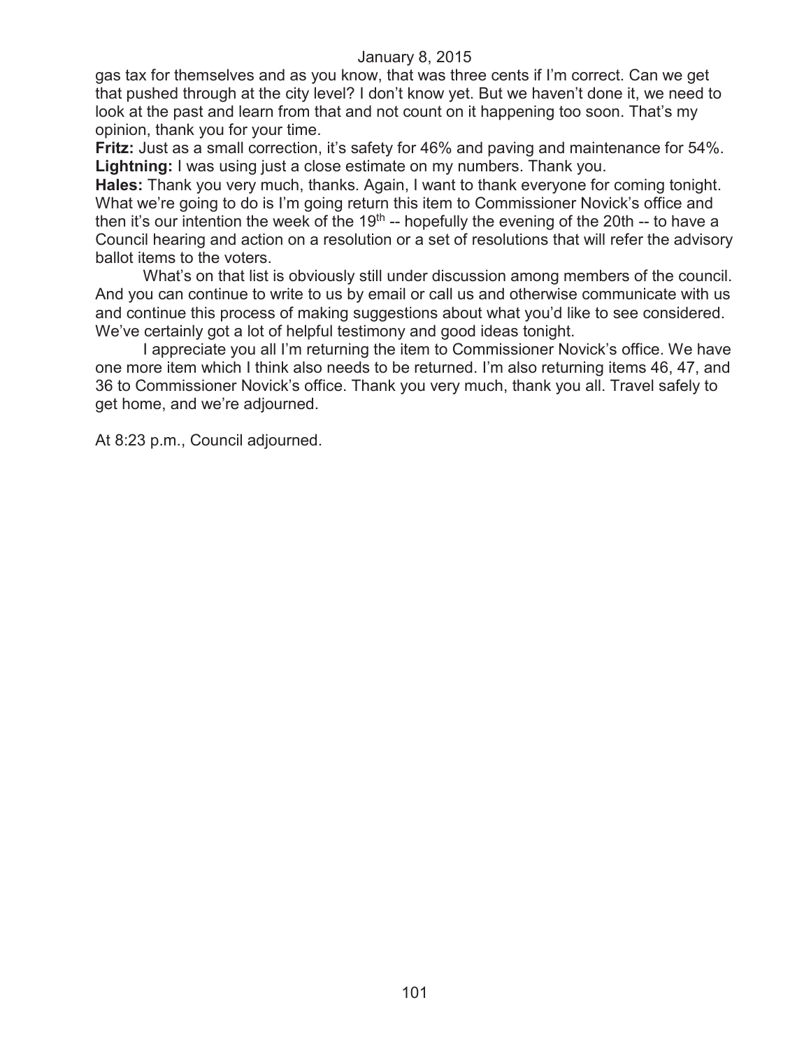gas tax for themselves and as you know, that was three cents if I'm correct. Can we get that pushed through at the city level? I don't know yet. But we haven't done it, we need to look at the past and learn from that and not count on it happening too soon. That's my opinion, thank you for your time.

**Fritz:** Just as a small correction, it's safety for 46% and paving and maintenance for 54%.

**Lightning:** I was using just a close estimate on my numbers. Thank you.

**Hales:** Thank you very much, thanks. Again, I want to thank everyone for coming tonight. What we're going to do is I'm going return this item to Commissioner Novick's office and then it's our intention the week of the 19th -- hopefully the evening of the 20th -- to have a Council hearing and action on a resolution or a set of resolutions that will refer the advisory ballot items to the voters.

What's on that list is obviously still under discussion among members of the council. And you can continue to write to us by email or call us and otherwise communicate with us and continue this process of making suggestions about what you'd like to see considered. We've certainly got a lot of helpful testimony and good ideas tonight.

I appreciate you all I'm returning the item to Commissioner Novick's office. We have one more item which I think also needs to be returned. I'm also returning items 46, 47, and 36 to Commissioner Novick's office. Thank you very much, thank you all. Travel safely to get home, and we're adjourned.

At 8:23 p.m., Council adjourned.